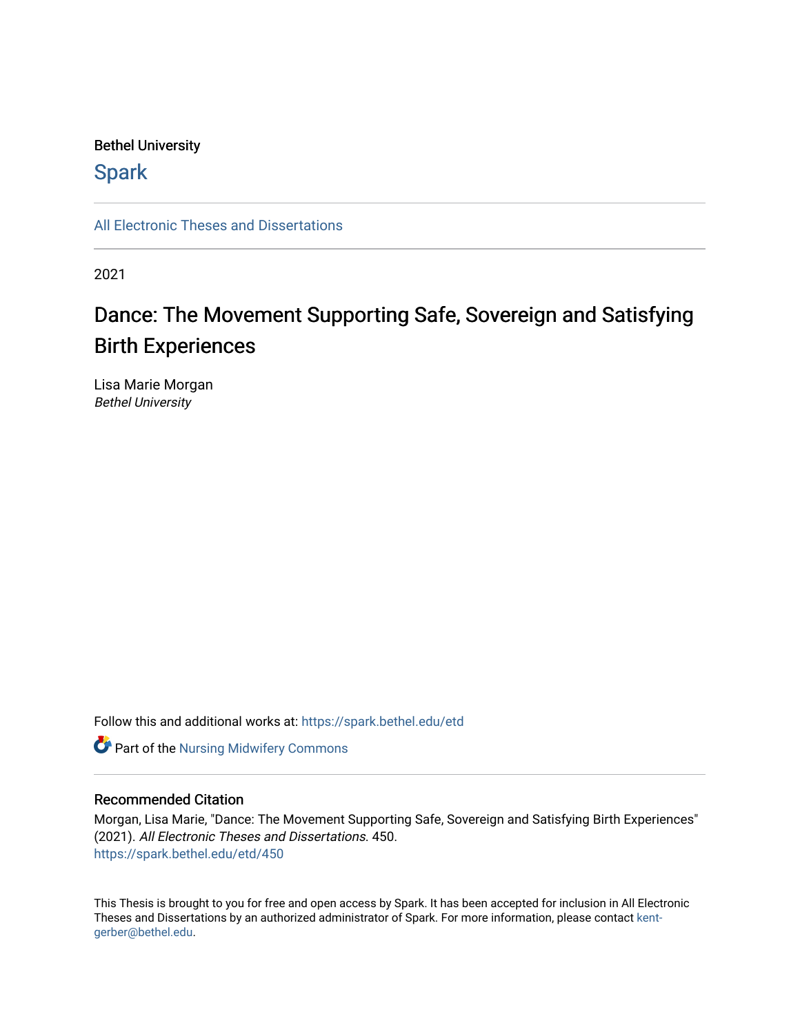Bethel University

Spark

All Electronic Theses and Dissertations

2021

# Dance: The Movement Supporting Safe, Sovereign and Satisfying Birth Experiences

Lisa Marie Morgan
*Bethel University*

Follow this and additional works at: https://spark.bethel.edu/etd

Part of the Nursing Midwifery Commons

## Recommended Citation

Morgan, Lisa Marie, "Dance: The Movement Supporting Safe, Sovereign and Satisfying Birth Experiences" (2021). *All Electronic Theses and Dissertations*. 450.
https://spark.bethel.edu/etd/450

This Thesis is brought to you for free and open access by Spark. It has been accepted for inclusion in All Electronic Theses and Dissertations by an authorized administrator of Spark. For more information, please contact kent-gerber@bethel.edu.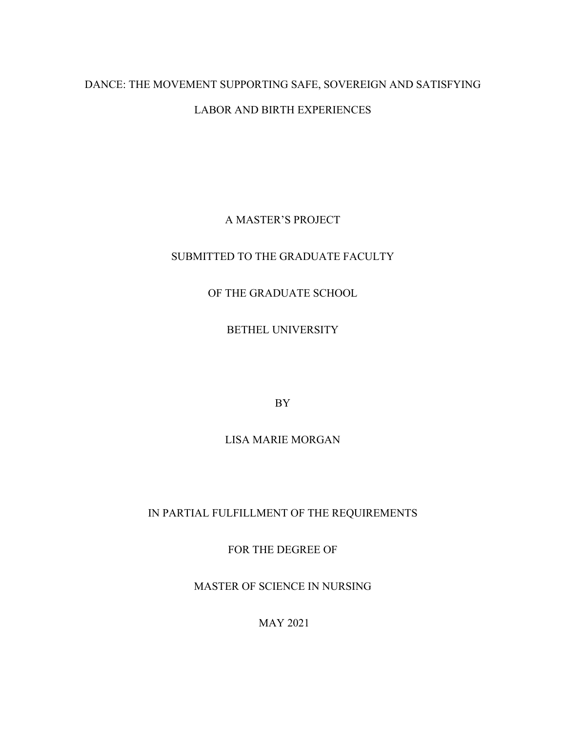# DANCE: THE MOVEMENT SUPPORTING SAFE, SOVEREIGN AND SATISFYING LABOR AND BIRTH EXPERIENCES

A MASTER'S PROJECT

SUBMITTED TO THE GRADUATE FACULTY

OF THE GRADUATE SCHOOL

BETHEL UNIVERSITY

BY

LISA MARIE MORGAN

IN PARTIAL FULFILLMENT OF THE REQUIREMENTS

FOR THE DEGREE OF

MASTER OF SCIENCE IN NURSING

MAY 2021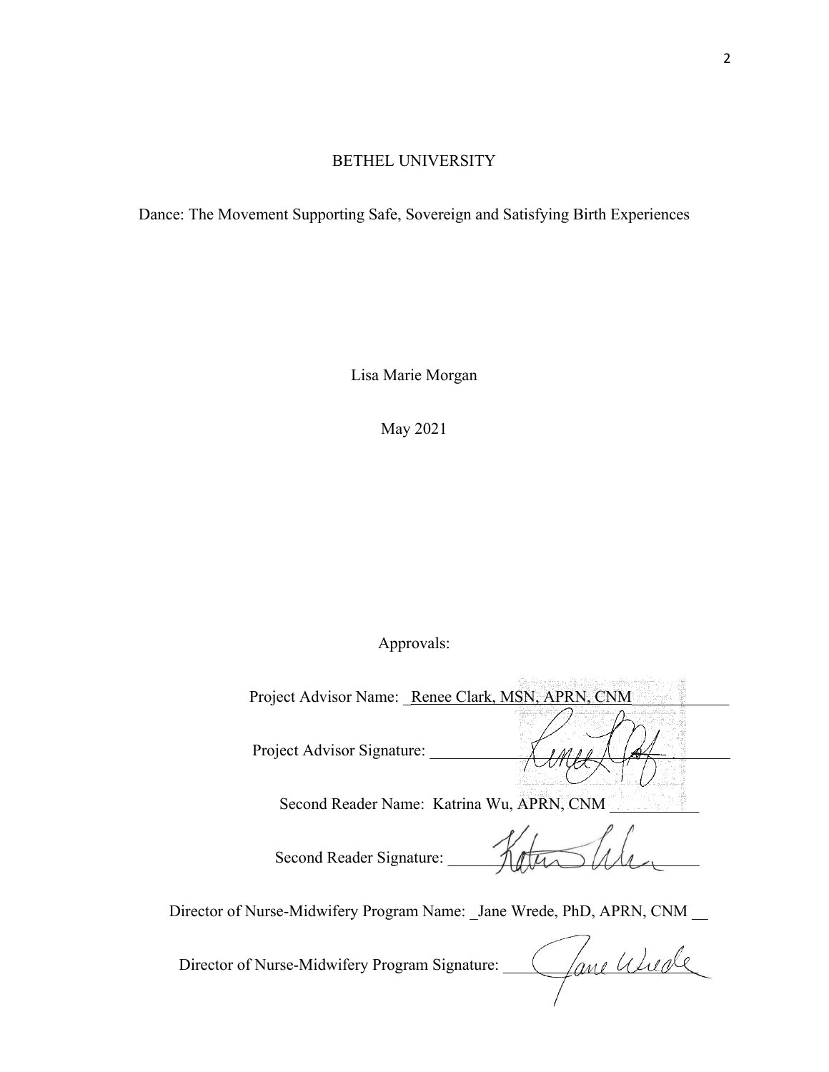BETHEL UNIVERSITY

Dance: The Movement Supporting Safe, Sovereign and Satisfying Birth Experiences

Lisa Marie Morgan

May 2021

Approvals:

Project Advisor Name: Renee Clark, MSN, APRN, CNM

Project Advisor Signature: ____________________

Second Reader Name: Katrina Wu, APRN, CNM

Second Reader Signature: ____________________

Director of Nurse-Midwifery Program Name: Jane Wrede, PhD, APRN, CNM

Director of Nurse-Midwifery Program Signature: ____________________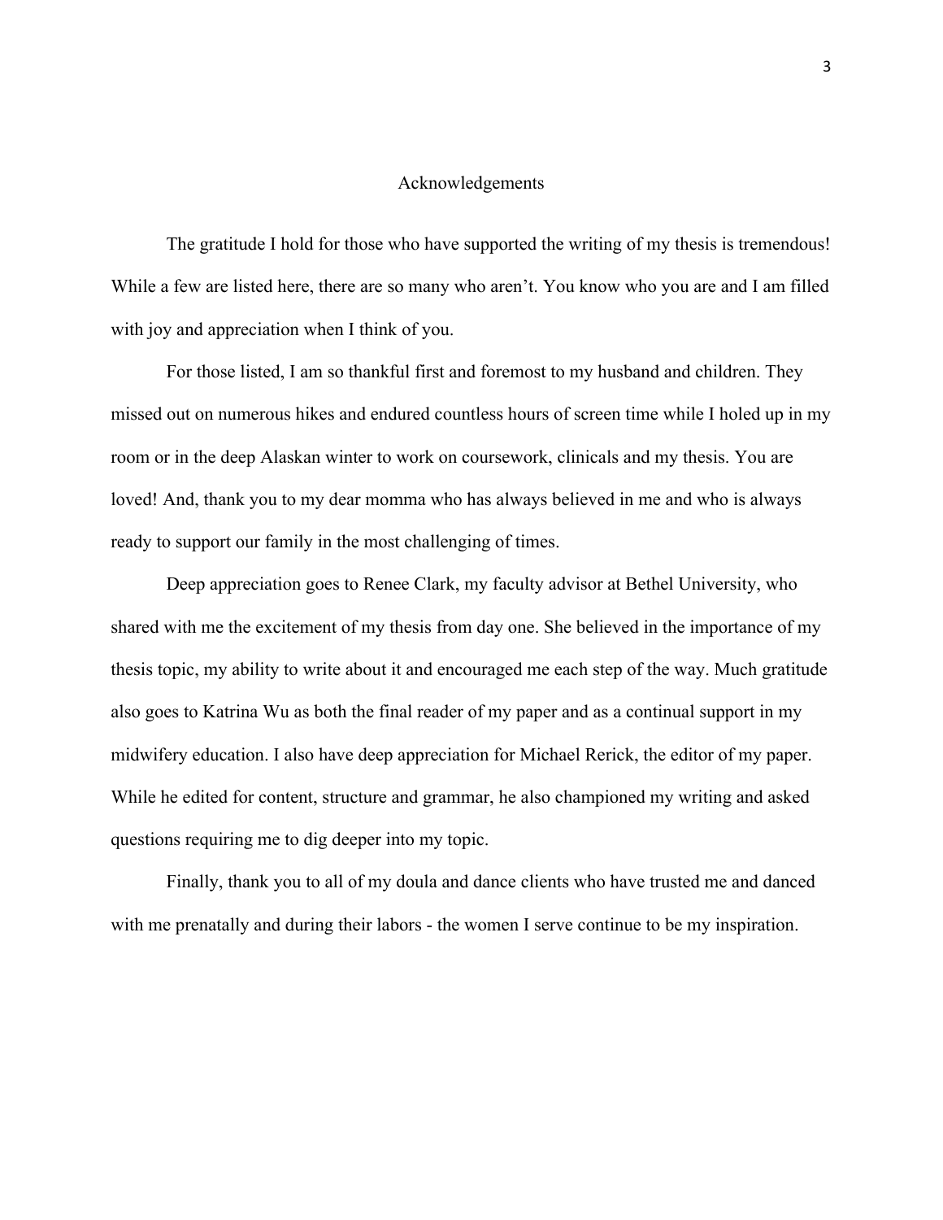# Acknowledgements

The gratitude I hold for those who have supported the writing of my thesis is tremendous! While a few are listed here, there are so many who aren't. You know who you are and I am filled with joy and appreciation when I think of you.

For those listed, I am so thankful first and foremost to my husband and children. They missed out on numerous hikes and endured countless hours of screen time while I holed up in my room or in the deep Alaskan winter to work on coursework, clinicals and my thesis. You are loved! And, thank you to my dear momma who has always believed in me and who is always ready to support our family in the most challenging of times.

Deep appreciation goes to Renee Clark, my faculty advisor at Bethel University, who shared with me the excitement of my thesis from day one. She believed in the importance of my thesis topic, my ability to write about it and encouraged me each step of the way. Much gratitude also goes to Katrina Wu as both the final reader of my paper and as a continual support in my midwifery education. I also have deep appreciation for Michael Rerick, the editor of my paper. While he edited for content, structure and grammar, he also championed my writing and asked questions requiring me to dig deeper into my topic.

Finally, thank you to all of my doula and dance clients who have trusted me and danced with me prenatally and during their labors - the women I serve continue to be my inspiration.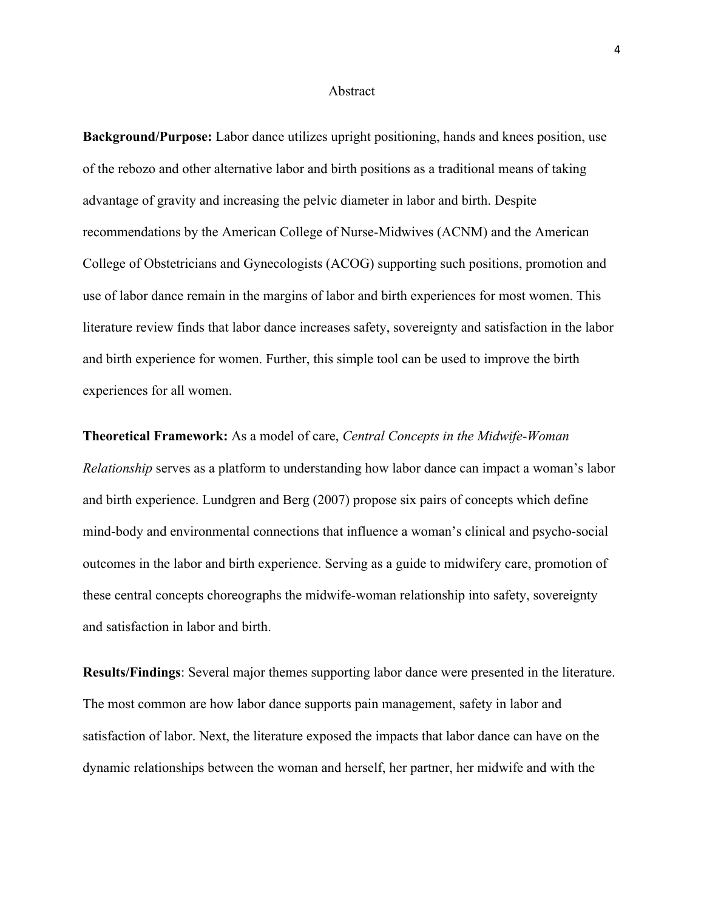# Abstract

**Background/Purpose:** Labor dance utilizes upright positioning, hands and knees position, use of the rebozo and other alternative labor and birth positions as a traditional means of taking advantage of gravity and increasing the pelvic diameter in labor and birth. Despite recommendations by the American College of Nurse-Midwives (ACNM) and the American College of Obstetricians and Gynecologists (ACOG) supporting such positions, promotion and use of labor dance remain in the margins of labor and birth experiences for most women. This literature review finds that labor dance increases safety, sovereignty and satisfaction in the labor and birth experience for women. Further, this simple tool can be used to improve the birth experiences for all women.

**Theoretical Framework:** As a model of care, *Central Concepts in the Midwife-Woman Relationship* serves as a platform to understanding how labor dance can impact a woman's labor and birth experience. Lundgren and Berg (2007) propose six pairs of concepts which define mind-body and environmental connections that influence a woman's clinical and psycho-social outcomes in the labor and birth experience. Serving as a guide to midwifery care, promotion of these central concepts choreographs the midwife-woman relationship into safety, sovereignty and satisfaction in labor and birth.

**Results/Findings**: Several major themes supporting labor dance were presented in the literature. The most common are how labor dance supports pain management, safety in labor and satisfaction of labor. Next, the literature exposed the impacts that labor dance can have on the dynamic relationships between the woman and herself, her partner, her midwife and with the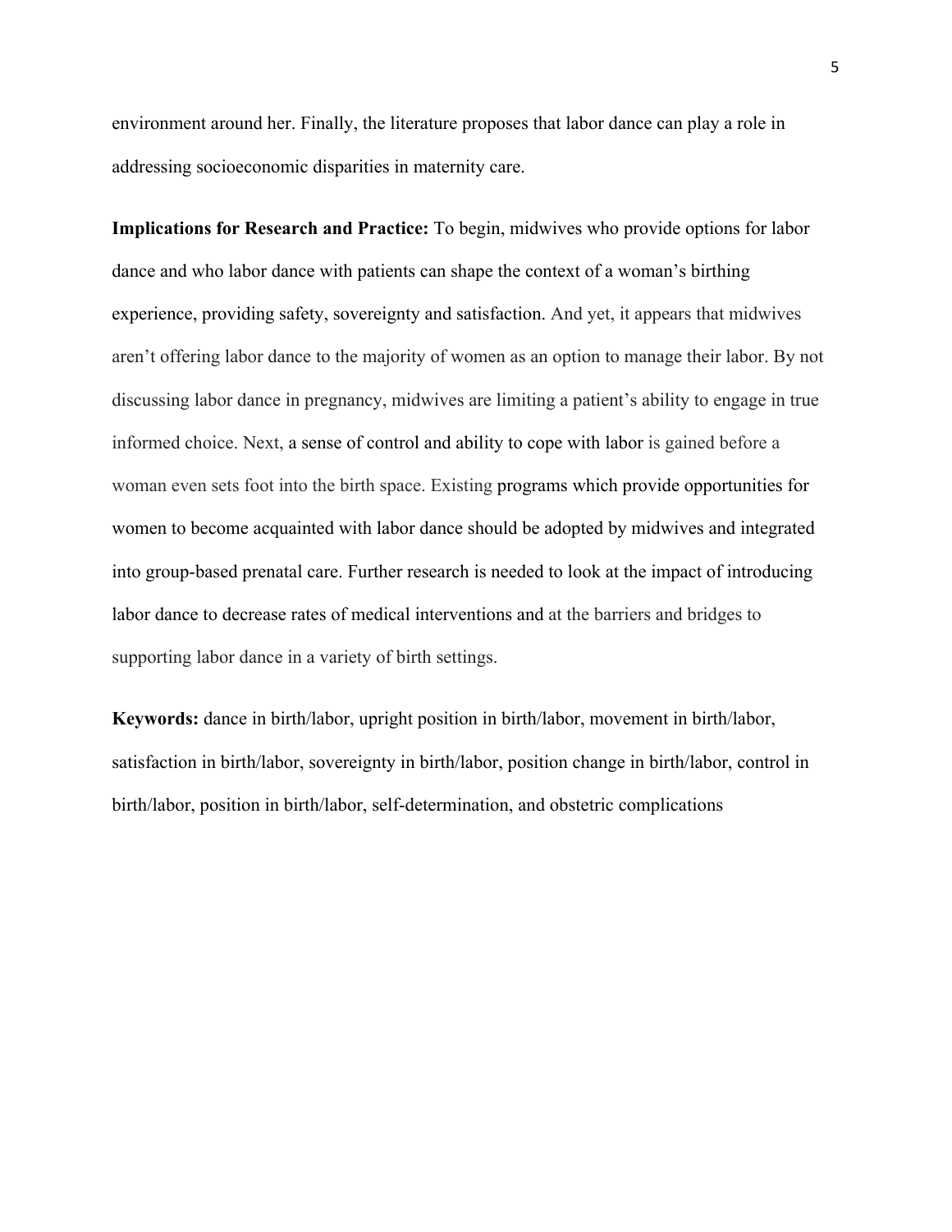environment around her. Finally, the literature proposes that labor dance can play a role in addressing socioeconomic disparities in maternity care.

**Implications for Research and Practice:** To begin, midwives who provide options for labor dance and who labor dance with patients can shape the context of a woman's birthing experience, providing safety, sovereignty and satisfaction. And yet, it appears that midwives aren't offering labor dance to the majority of women as an option to manage their labor. By not discussing labor dance in pregnancy, midwives are limiting a patient's ability to engage in true informed choice. Next, a sense of control and ability to cope with labor is gained before a woman even sets foot into the birth space. Existing programs which provide opportunities for women to become acquainted with labor dance should be adopted by midwives and integrated into group-based prenatal care. Further research is needed to look at the impact of introducing labor dance to decrease rates of medical interventions and at the barriers and bridges to supporting labor dance in a variety of birth settings.

**Keywords:** dance in birth/labor, upright position in birth/labor, movement in birth/labor, satisfaction in birth/labor, sovereignty in birth/labor, position change in birth/labor, control in birth/labor, position in birth/labor, self-determination, and obstetric complications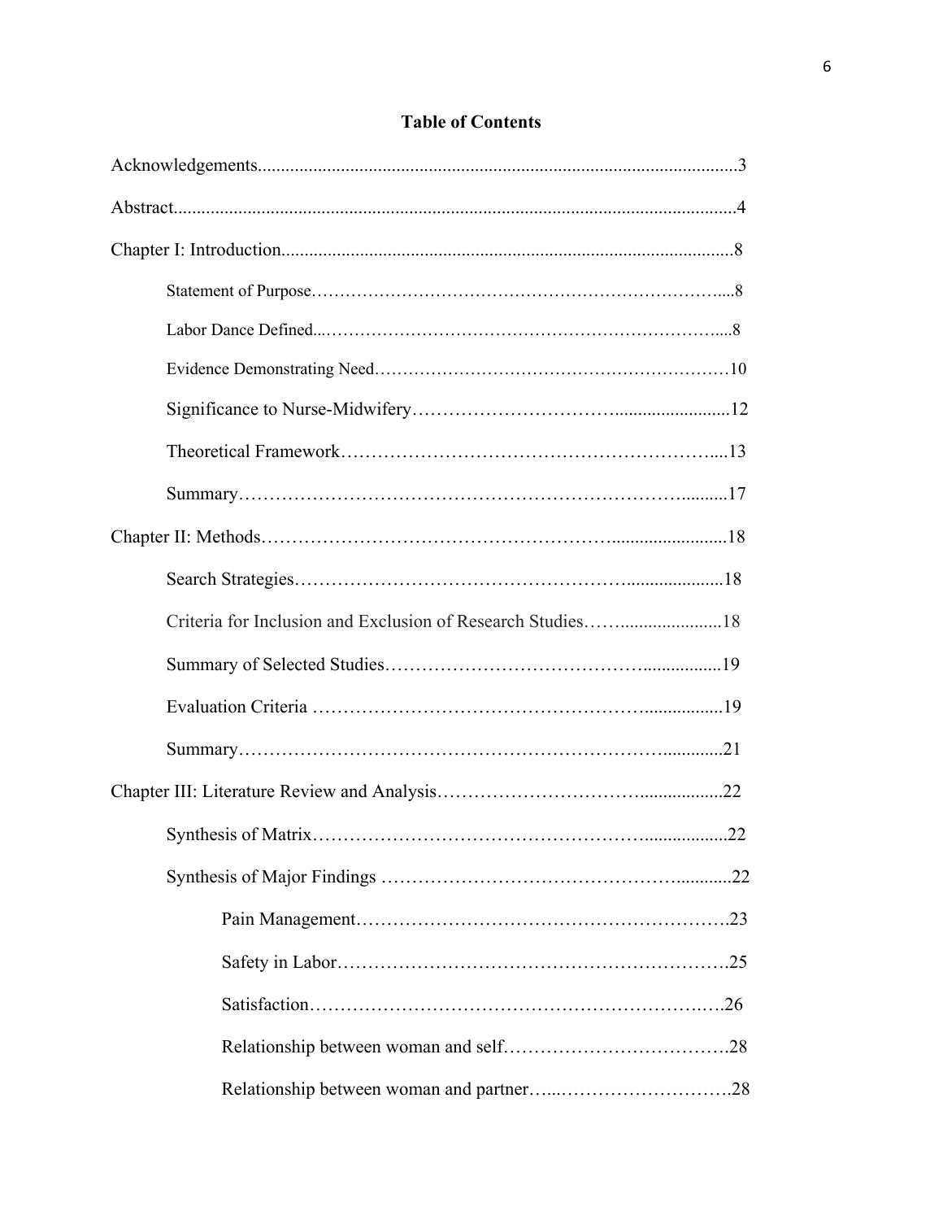# Table of Contents

Acknowledgements....................................................................................................3

Abstract....................................................................................................................4

Chapter I: Introduction.............................................................................................8

- Statement of Purpose.........................................................................8
- Labor Dance Defined.........................................................................8
- Evidence Demonstrating Need..........................................................10
- Significance to Nurse-Midwifery.....................................................12
- Theoretical Framework.....................................................................13
- Summary..........................................................................................17

Chapter II: Methods................................................................................................18

- Search Strategies..............................................................................18
- Criteria for Inclusion and Exclusion of Research Studies................18
- Summary of Selected Studies...........................................................19
- Evaluation Criteria...........................................................................19
- Summary..........................................................................................21

Chapter III: Literature Review and Analysis.........................................................22

- Synthesis of Matrix..........................................................................22
- Synthesis of Major Findings............................................................22
  - Pain Management.......................................................................23
  - Safety in Labor..........................................................................25
  - Satisfaction................................................................................26
  - Relationship between woman and self.......................................28
  - Relationship between woman and partner..................................28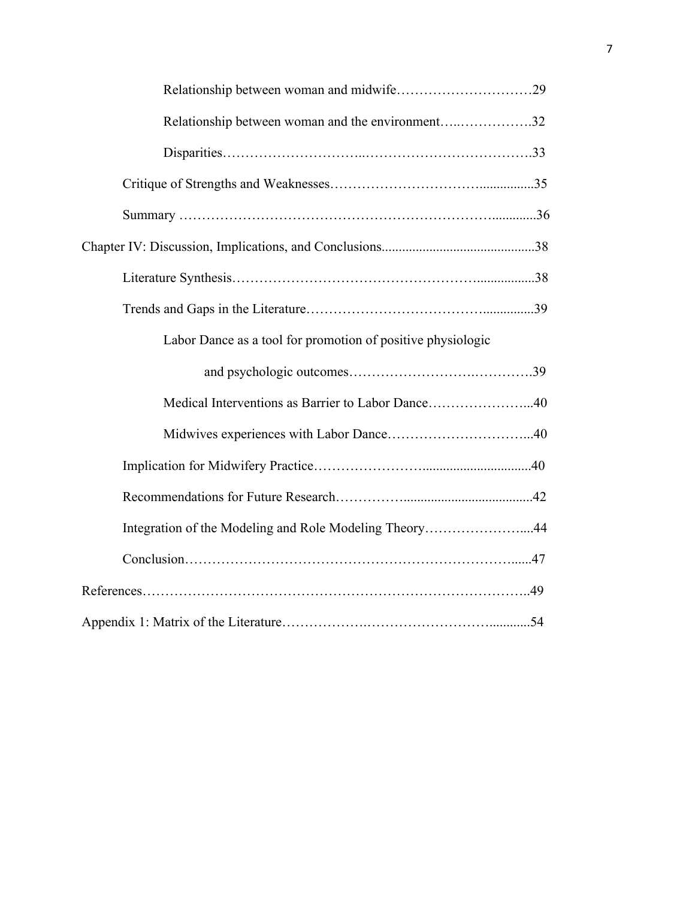Relationship between woman and midwife…………………………29

Relationship between woman and the environment…..…………….32

Disparities………………………..………………………………….33

Critique of Strengths and Weaknesses…………………………................35

Summary ………………………………………………………….............36

Chapter IV: Discussion, Implications, and Conclusions............................................38

Literature Synthesis…………………………………………….................38

Trends and Gaps in the Literature……………………………….............39

Labor Dance as a tool for promotion of positive physiologic

and psychologic outcomes…………………….…………..39

Medical Interventions as Barrier to Labor Dance…………………...40

Midwives experiences with Labor Dance…………………………...40

Implication for Midwifery Practice……………………...............................40

Recommendations for Future Research……………......................................42

Integration of the Modeling and Role Modeling Theory…………………....44

Conclusion………………………………………………………………......47

References………………………………………………………………………..49

Appendix 1: Matrix of the Literature……………….……………………............54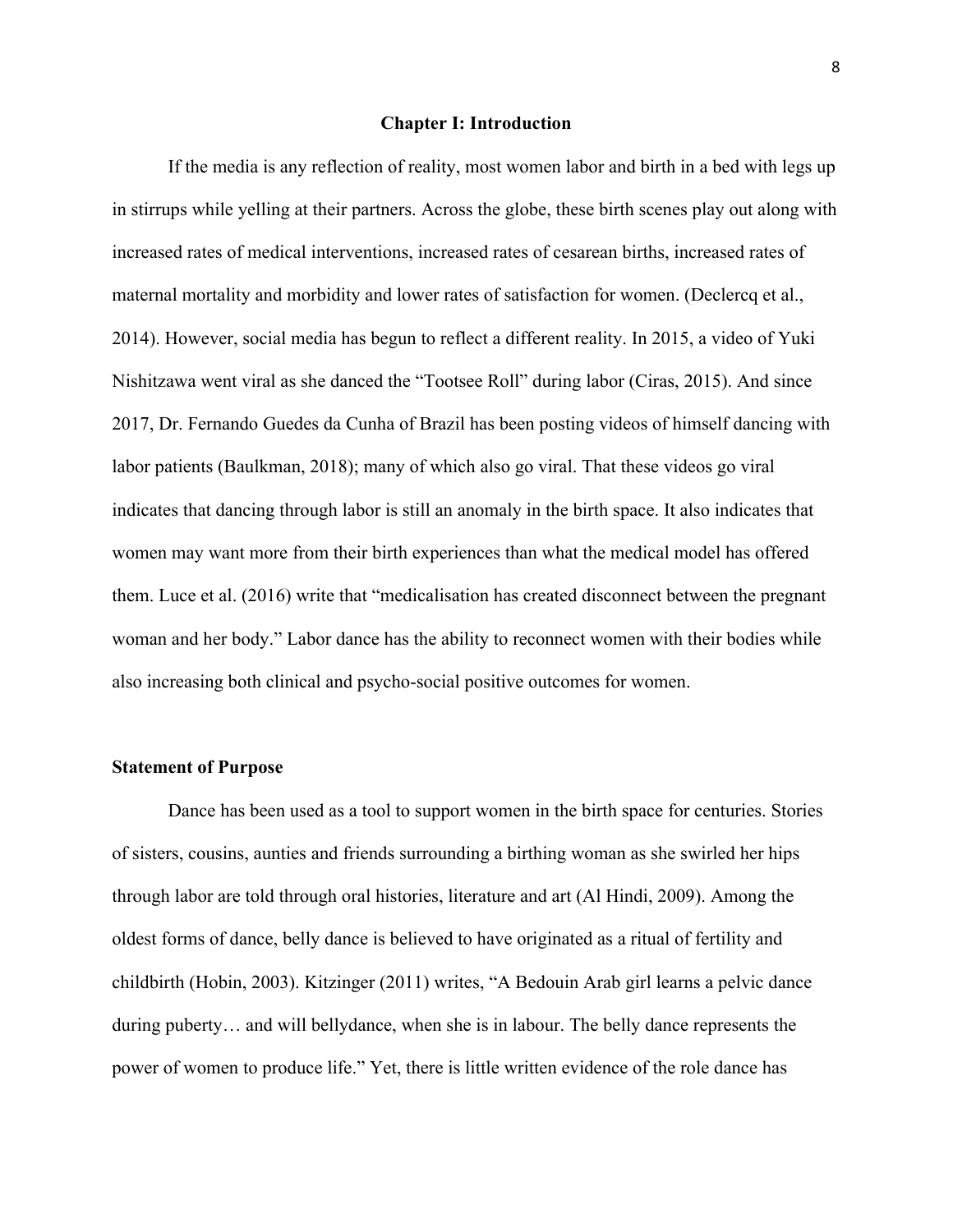# Chapter I: Introduction

If the media is any reflection of reality, most women labor and birth in a bed with legs up in stirrups while yelling at their partners. Across the globe, these birth scenes play out along with increased rates of medical interventions, increased rates of cesarean births, increased rates of maternal mortality and morbidity and lower rates of satisfaction for women. (Declercq et al., 2014). However, social media has begun to reflect a different reality. In 2015, a video of Yuki Nishitzawa went viral as she danced the "Tootsee Roll" during labor (Ciras, 2015). And since 2017, Dr. Fernando Guedes da Cunha of Brazil has been posting videos of himself dancing with labor patients (Baulkman, 2018); many of which also go viral. That these videos go viral indicates that dancing through labor is still an anomaly in the birth space. It also indicates that women may want more from their birth experiences than what the medical model has offered them. Luce et al. (2016) write that "medicalisation has created disconnect between the pregnant woman and her body." Labor dance has the ability to reconnect women with their bodies while also increasing both clinical and psycho-social positive outcomes for women.

## Statement of Purpose

Dance has been used as a tool to support women in the birth space for centuries. Stories of sisters, cousins, aunties and friends surrounding a birthing woman as she swirled her hips through labor are told through oral histories, literature and art (Al Hindi, 2009). Among the oldest forms of dance, belly dance is believed to have originated as a ritual of fertility and childbirth (Hobin, 2003). Kitzinger (2011) writes, "A Bedouin Arab girl learns a pelvic dance during puberty… and will bellydance, when she is in labour. The belly dance represents the power of women to produce life." Yet, there is little written evidence of the role dance has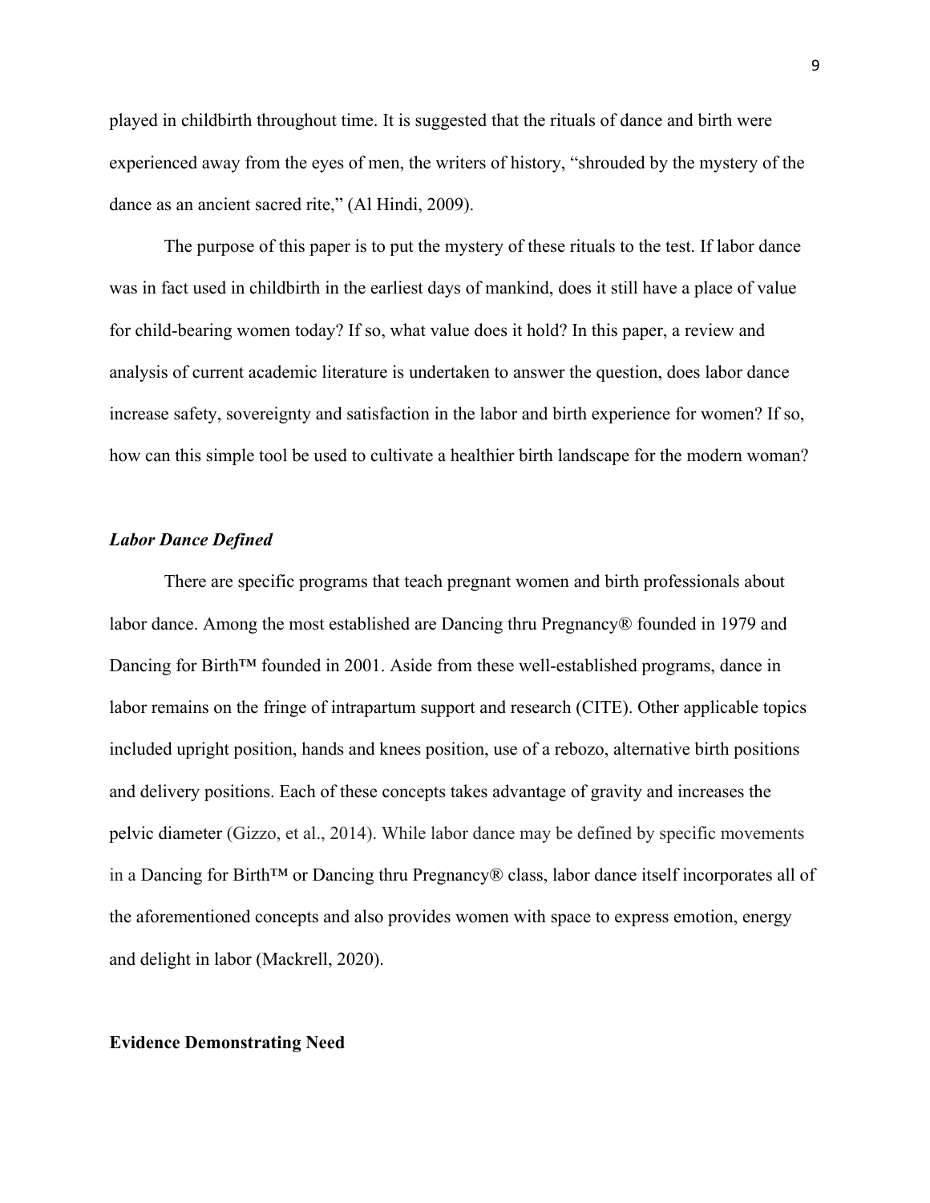played in childbirth throughout time. It is suggested that the rituals of dance and birth were experienced away from the eyes of men, the writers of history, "shrouded by the mystery of the dance as an ancient sacred rite," (Al Hindi, 2009).

The purpose of this paper is to put the mystery of these rituals to the test. If labor dance was in fact used in childbirth in the earliest days of mankind, does it still have a place of value for child-bearing women today? If so, what value does it hold? In this paper, a review and analysis of current academic literature is undertaken to answer the question, does labor dance increase safety, sovereignty and satisfaction in the labor and birth experience for women? If so, how can this simple tool be used to cultivate a healthier birth landscape for the modern woman?

### *Labor Dance Defined*

There are specific programs that teach pregnant women and birth professionals about labor dance. Among the most established are Dancing thru Pregnancy® founded in 1979 and Dancing for Birth™ founded in 2001. Aside from these well-established programs, dance in labor remains on the fringe of intrapartum support and research (CITE). Other applicable topics included upright position, hands and knees position, use of a rebozo, alternative birth positions and delivery positions. Each of these concepts takes advantage of gravity and increases the pelvic diameter (Gizzo, et al., 2014). While labor dance may be defined by specific movements in a Dancing for Birth™ or Dancing thru Pregnancy® class, labor dance itself incorporates all of the aforementioned concepts and also provides women with space to express emotion, energy and delight in labor (Mackrell, 2020).

## Evidence Demonstrating Need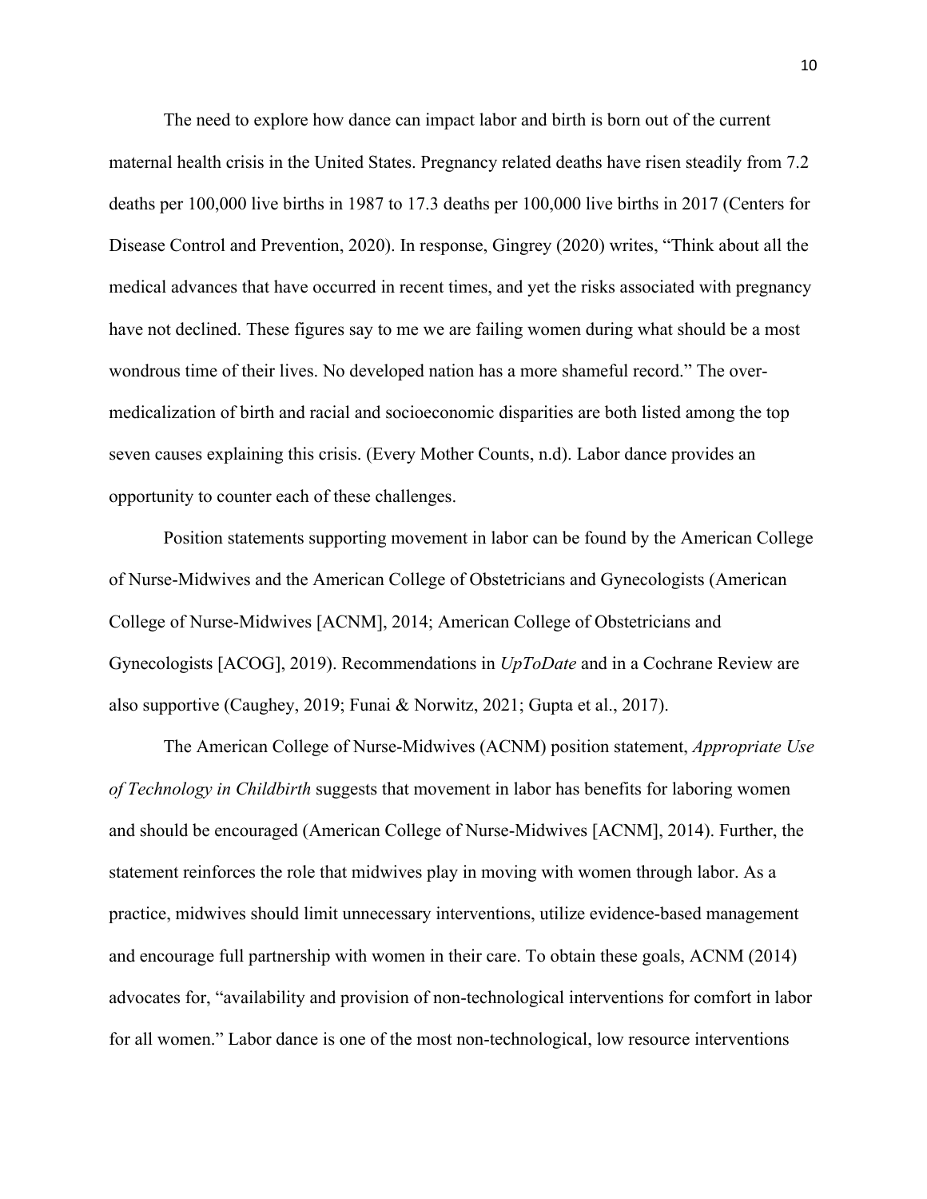The need to explore how dance can impact labor and birth is born out of the current maternal health crisis in the United States. Pregnancy related deaths have risen steadily from 7.2 deaths per 100,000 live births in 1987 to 17.3 deaths per 100,000 live births in 2017 (Centers for Disease Control and Prevention, 2020). In response, Gingrey (2020) writes, "Think about all the medical advances that have occurred in recent times, and yet the risks associated with pregnancy have not declined. These figures say to me we are failing women during what should be a most wondrous time of their lives. No developed nation has a more shameful record." The over-medicalization of birth and racial and socioeconomic disparities are both listed among the top seven causes explaining this crisis. (Every Mother Counts, n.d). Labor dance provides an opportunity to counter each of these challenges.

Position statements supporting movement in labor can be found by the American College of Nurse-Midwives and the American College of Obstetricians and Gynecologists (American College of Nurse-Midwives [ACNM], 2014; American College of Obstetricians and Gynecologists [ACOG], 2019). Recommendations in *UpToDate* and in a Cochrane Review are also supportive (Caughey, 2019; Funai & Norwitz, 2021; Gupta et al., 2017).

The American College of Nurse-Midwives (ACNM) position statement, *Appropriate Use of Technology in Childbirth* suggests that movement in labor has benefits for laboring women and should be encouraged (American College of Nurse-Midwives [ACNM], 2014). Further, the statement reinforces the role that midwives play in moving with women through labor. As a practice, midwives should limit unnecessary interventions, utilize evidence-based management and encourage full partnership with women in their care. To obtain these goals, ACNM (2014) advocates for, "availability and provision of non-technological interventions for comfort in labor for all women." Labor dance is one of the most non-technological, low resource interventions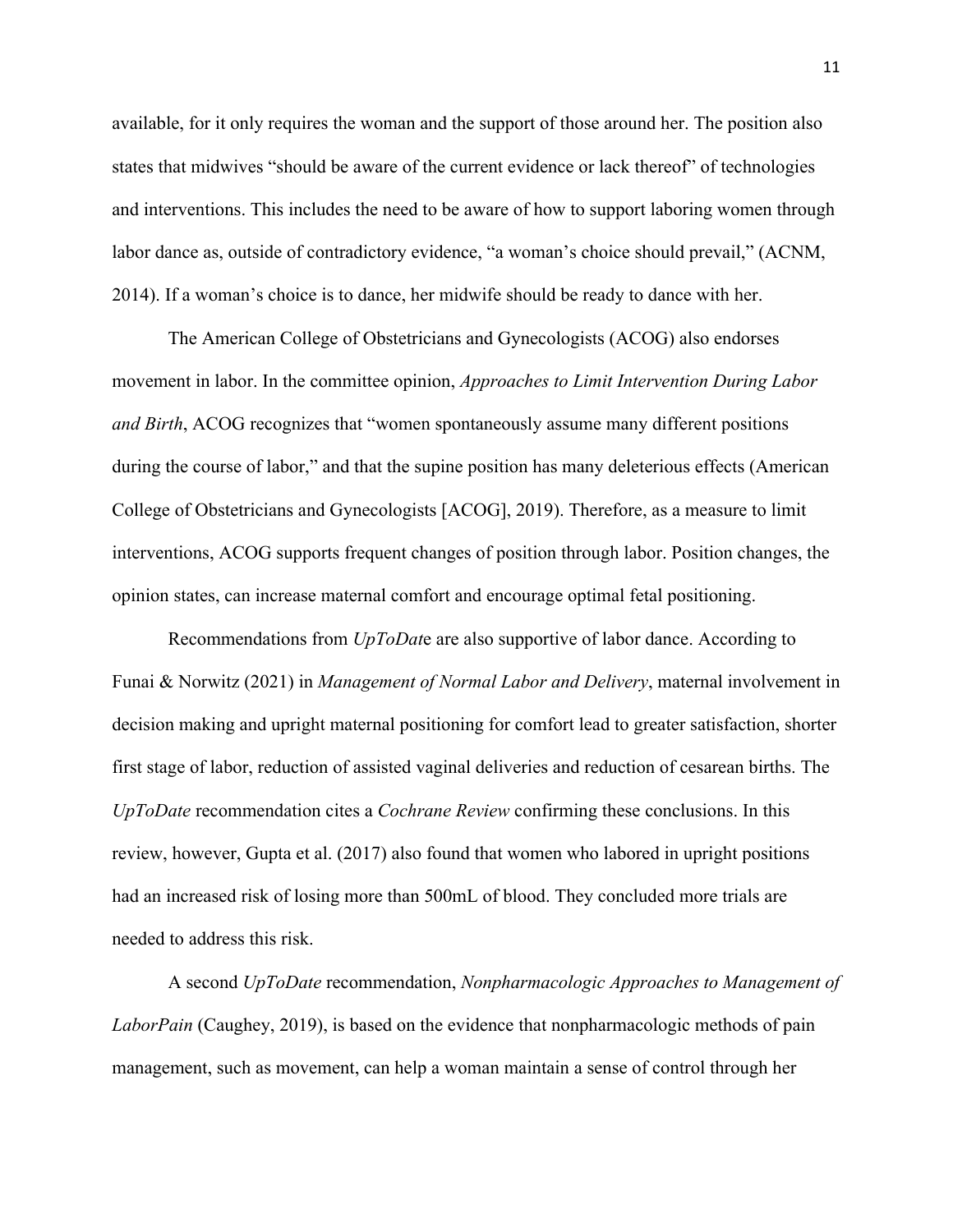available, for it only requires the woman and the support of those around her. The position also states that midwives "should be aware of the current evidence or lack thereof" of technologies and interventions. This includes the need to be aware of how to support laboring women through labor dance as, outside of contradictory evidence, "a woman's choice should prevail," (ACNM, 2014). If a woman's choice is to dance, her midwife should be ready to dance with her.

The American College of Obstetricians and Gynecologists (ACOG) also endorses movement in labor. In the committee opinion, *Approaches to Limit Intervention During Labor and Birth*, ACOG recognizes that "women spontaneously assume many different positions during the course of labor," and that the supine position has many deleterious effects (American College of Obstetricians and Gynecologists [ACOG], 2019). Therefore, as a measure to limit interventions, ACOG supports frequent changes of position through labor. Position changes, the opinion states, can increase maternal comfort and encourage optimal fetal positioning.

Recommendations from *UpToDat*e are also supportive of labor dance. According to Funai & Norwitz (2021) in *Management of Normal Labor and Delivery*, maternal involvement in decision making and upright maternal positioning for comfort lead to greater satisfaction, shorter first stage of labor, reduction of assisted vaginal deliveries and reduction of cesarean births. The *UpToDate* recommendation cites a *Cochrane Review* confirming these conclusions. In this review, however, Gupta et al. (2017) also found that women who labored in upright positions had an increased risk of losing more than 500mL of blood. They concluded more trials are needed to address this risk.

A second *UpToDate* recommendation, *Nonpharmacologic Approaches to Management of LaborPain* (Caughey, 2019), is based on the evidence that nonpharmacologic methods of pain management, such as movement, can help a woman maintain a sense of control through her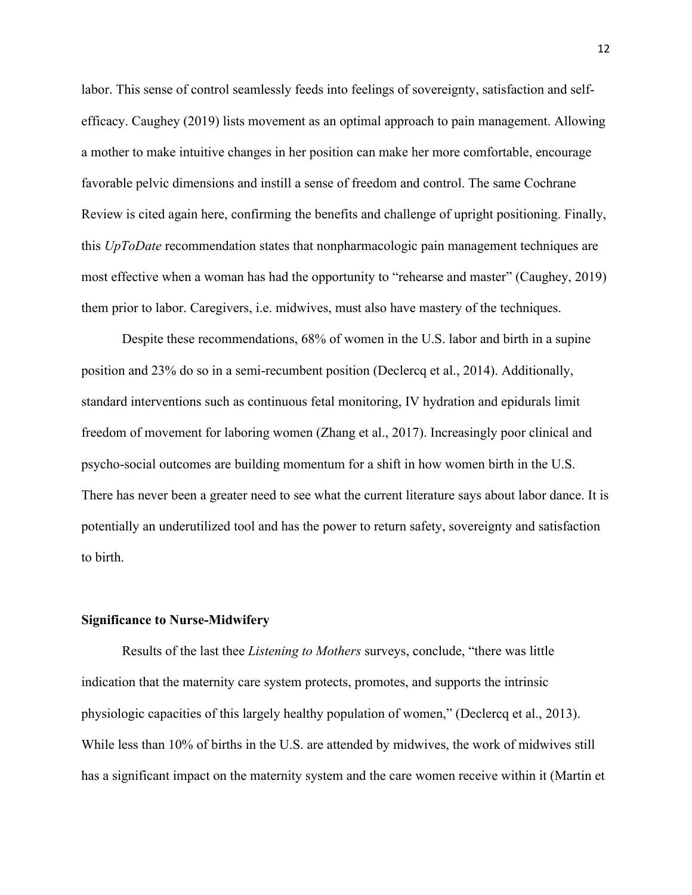labor. This sense of control seamlessly feeds into feelings of sovereignty, satisfaction and self-efficacy. Caughey (2019) lists movement as an optimal approach to pain management. Allowing a mother to make intuitive changes in her position can make her more comfortable, encourage favorable pelvic dimensions and instill a sense of freedom and control. The same Cochrane Review is cited again here, confirming the benefits and challenge of upright positioning. Finally, this *UpToDate* recommendation states that nonpharmacologic pain management techniques are most effective when a woman has had the opportunity to "rehearse and master" (Caughey, 2019) them prior to labor. Caregivers, i.e. midwives, must also have mastery of the techniques.

Despite these recommendations, 68% of women in the U.S. labor and birth in a supine position and 23% do so in a semi-recumbent position (Declercq et al., 2014). Additionally, standard interventions such as continuous fetal monitoring, IV hydration and epidurals limit freedom of movement for laboring women (Zhang et al., 2017). Increasingly poor clinical and psycho-social outcomes are building momentum for a shift in how women birth in the U.S. There has never been a greater need to see what the current literature says about labor dance. It is potentially an underutilized tool and has the power to return safety, sovereignty and satisfaction to birth.

**Significance to Nurse-Midwifery**

Results of the last thee *Listening to Mothers* surveys, conclude, "there was little indication that the maternity care system protects, promotes, and supports the intrinsic physiologic capacities of this largely healthy population of women," (Declercq et al., 2013). While less than 10% of births in the U.S. are attended by midwives, the work of midwives still has a significant impact on the maternity system and the care women receive within it (Martin et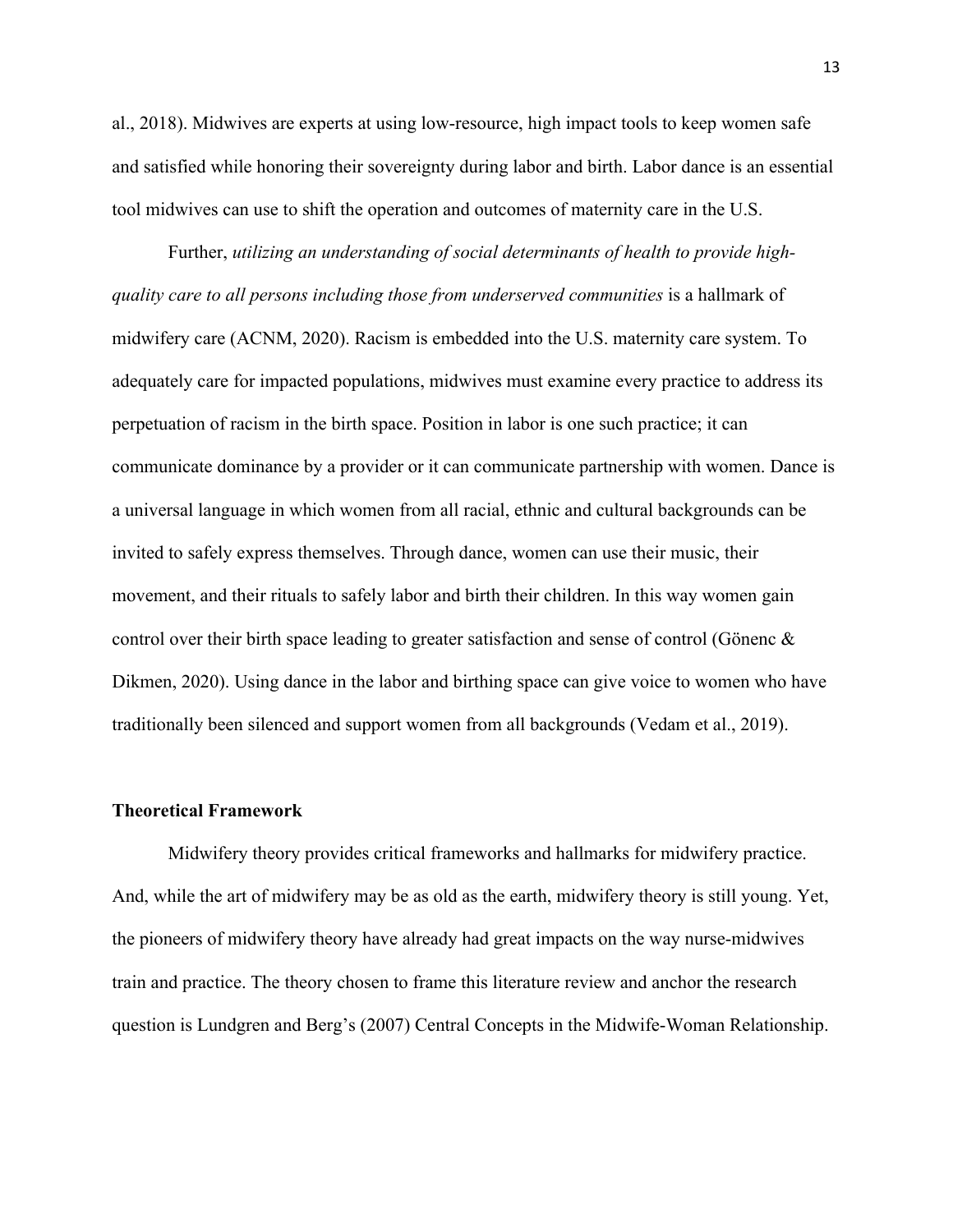al., 2018). Midwives are experts at using low-resource, high impact tools to keep women safe and satisfied while honoring their sovereignty during labor and birth. Labor dance is an essential tool midwives can use to shift the operation and outcomes of maternity care in the U.S.

Further, *utilizing an understanding of social determinants of health to provide high-quality care to all persons including those from underserved communities* is a hallmark of midwifery care (ACNM, 2020). Racism is embedded into the U.S. maternity care system. To adequately care for impacted populations, midwives must examine every practice to address its perpetuation of racism in the birth space. Position in labor is one such practice; it can communicate dominance by a provider or it can communicate partnership with women. Dance is a universal language in which women from all racial, ethnic and cultural backgrounds can be invited to safely express themselves. Through dance, women can use their music, their movement, and their rituals to safely labor and birth their children. In this way women gain control over their birth space leading to greater satisfaction and sense of control (Gönenc & Dikmen, 2020). Using dance in the labor and birthing space can give voice to women who have traditionally been silenced and support women from all backgrounds (Vedam et al., 2019).

**Theoretical Framework**

Midwifery theory provides critical frameworks and hallmarks for midwifery practice. And, while the art of midwifery may be as old as the earth, midwifery theory is still young. Yet, the pioneers of midwifery theory have already had great impacts on the way nurse-midwives train and practice. The theory chosen to frame this literature review and anchor the research question is Lundgren and Berg's (2007) Central Concepts in the Midwife-Woman Relationship.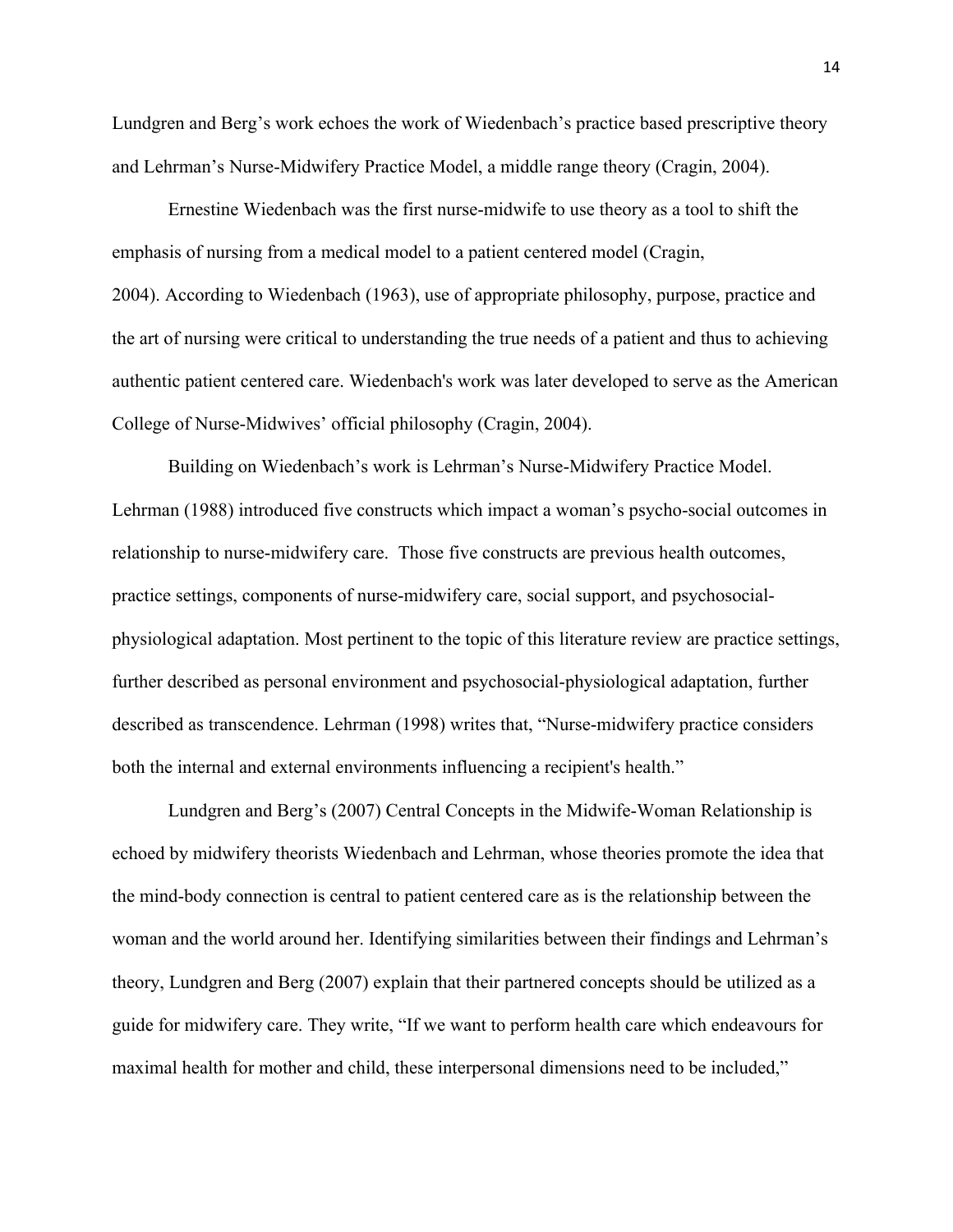Lundgren and Berg's work echoes the work of Wiedenbach's practice based prescriptive theory and Lehrman's Nurse-Midwifery Practice Model, a middle range theory (Cragin, 2004).

Ernestine Wiedenbach was the first nurse-midwife to use theory as a tool to shift the emphasis of nursing from a medical model to a patient centered model (Cragin, 2004). According to Wiedenbach (1963), use of appropriate philosophy, purpose, practice and the art of nursing were critical to understanding the true needs of a patient and thus to achieving authentic patient centered care. Wiedenbach's work was later developed to serve as the American College of Nurse-Midwives' official philosophy (Cragin, 2004).

Building on Wiedenbach's work is Lehrman's Nurse-Midwifery Practice Model. Lehrman (1988) introduced five constructs which impact a woman's psycho-social outcomes in relationship to nurse-midwifery care. Those five constructs are previous health outcomes, practice settings, components of nurse-midwifery care, social support, and psychosocial-physiological adaptation. Most pertinent to the topic of this literature review are practice settings, further described as personal environment and psychosocial-physiological adaptation, further described as transcendence. Lehrman (1998) writes that, "Nurse-midwifery practice considers both the internal and external environments influencing a recipient's health."

Lundgren and Berg's (2007) Central Concepts in the Midwife-Woman Relationship is echoed by midwifery theorists Wiedenbach and Lehrman, whose theories promote the idea that the mind-body connection is central to patient centered care as is the relationship between the woman and the world around her. Identifying similarities between their findings and Lehrman's theory, Lundgren and Berg (2007) explain that their partnered concepts should be utilized as a guide for midwifery care. They write, "If we want to perform health care which endeavours for maximal health for mother and child, these interpersonal dimensions need to be included,"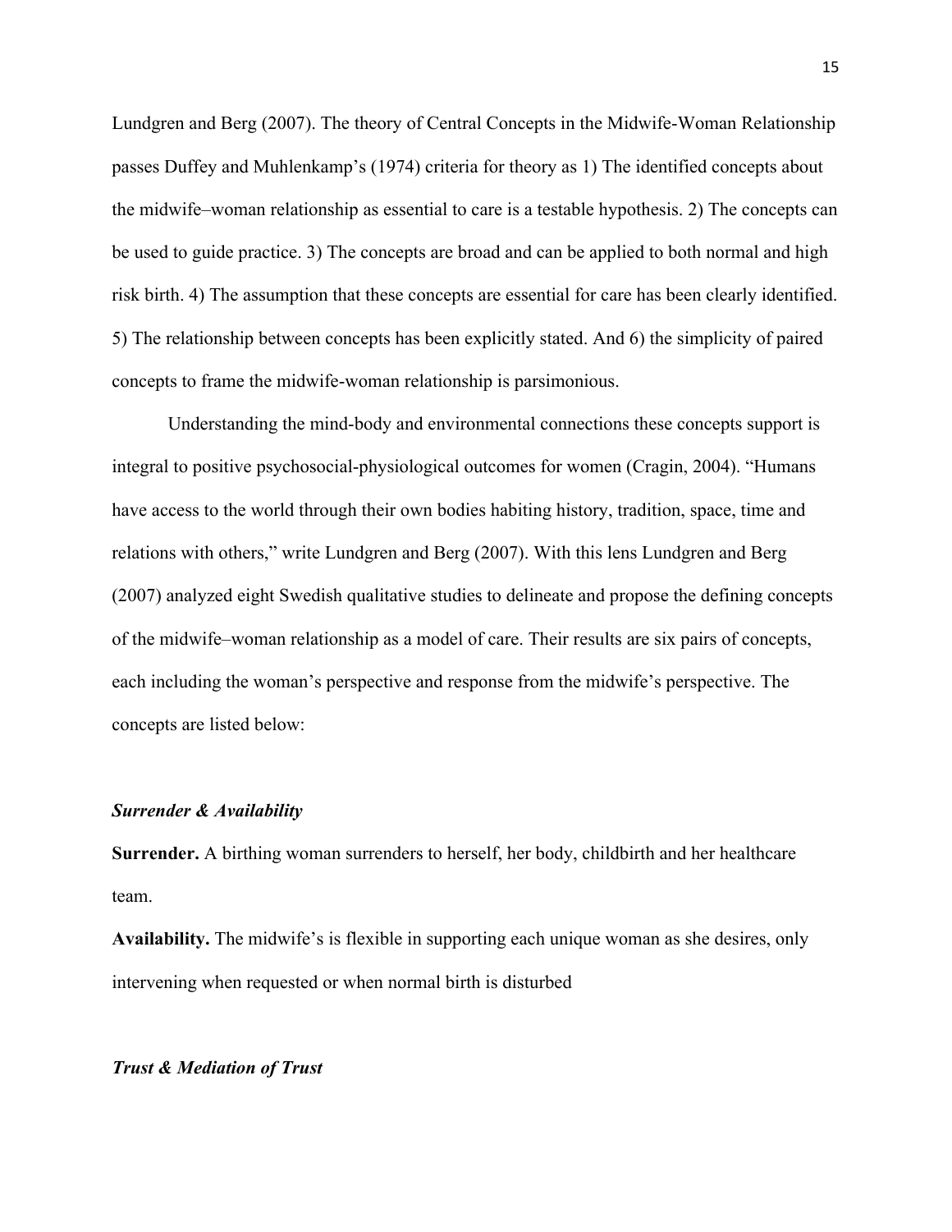Lundgren and Berg (2007). The theory of Central Concepts in the Midwife-Woman Relationship passes Duffey and Muhlenkamp's (1974) criteria for theory as 1) The identified concepts about the midwife–woman relationship as essential to care is a testable hypothesis. 2) The concepts can be used to guide practice. 3) The concepts are broad and can be applied to both normal and high risk birth. 4) The assumption that these concepts are essential for care has been clearly identified. 5) The relationship between concepts has been explicitly stated. And 6) the simplicity of paired concepts to frame the midwife-woman relationship is parsimonious.

Understanding the mind-body and environmental connections these concepts support is integral to positive psychosocial-physiological outcomes for women (Cragin, 2004). "Humans have access to the world through their own bodies habiting history, tradition, space, time and relations with others," write Lundgren and Berg (2007). With this lens Lundgren and Berg (2007) analyzed eight Swedish qualitative studies to delineate and propose the defining concepts of the midwife–woman relationship as a model of care. Their results are six pairs of concepts, each including the woman's perspective and response from the midwife's perspective. The concepts are listed below:

***Surrender & Availability***

**Surrender.** A birthing woman surrenders to herself, her body, childbirth and her healthcare team.

**Availability.** The midwife's is flexible in supporting each unique woman as she desires, only intervening when requested or when normal birth is disturbed

***Trust & Mediation of Trust***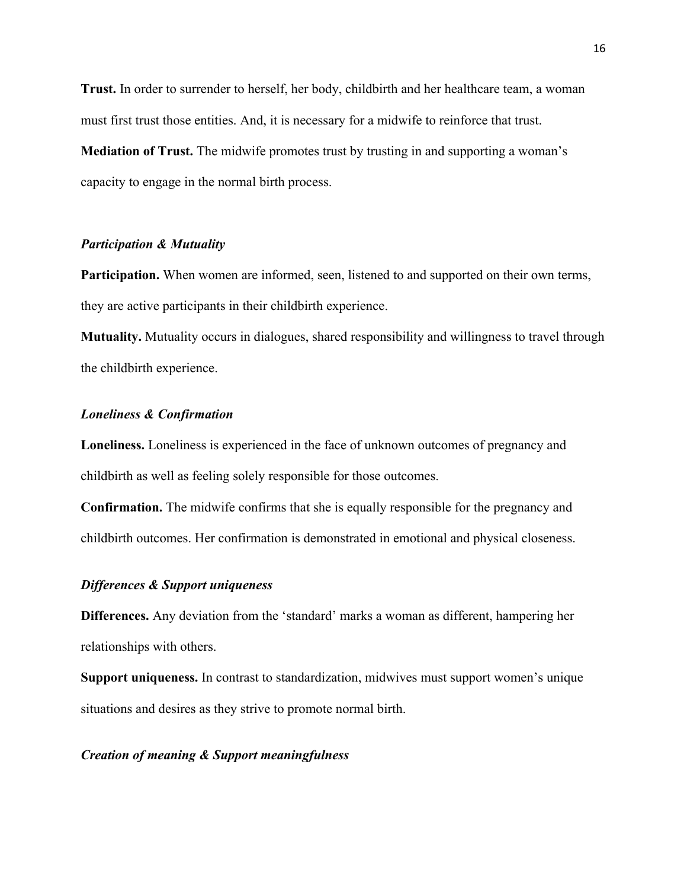**Trust.** In order to surrender to herself, her body, childbirth and her healthcare team, a woman must first trust those entities. And, it is necessary for a midwife to reinforce that trust.

**Mediation of Trust.** The midwife promotes trust by trusting in and supporting a woman's capacity to engage in the normal birth process.

### *Participation & Mutuality*

**Participation.** When women are informed, seen, listened to and supported on their own terms, they are active participants in their childbirth experience.

**Mutuality.** Mutuality occurs in dialogues, shared responsibility and willingness to travel through the childbirth experience.

### *Loneliness & Confirmation*

**Loneliness.** Loneliness is experienced in the face of unknown outcomes of pregnancy and childbirth as well as feeling solely responsible for those outcomes.

**Confirmation.** The midwife confirms that she is equally responsible for the pregnancy and childbirth outcomes. Her confirmation is demonstrated in emotional and physical closeness.

### *Differences & Support uniqueness*

**Differences.** Any deviation from the 'standard' marks a woman as different, hampering her relationships with others.

**Support uniqueness.** In contrast to standardization, midwives must support women's unique situations and desires as they strive to promote normal birth.

### *Creation of meaning & Support meaningfulness*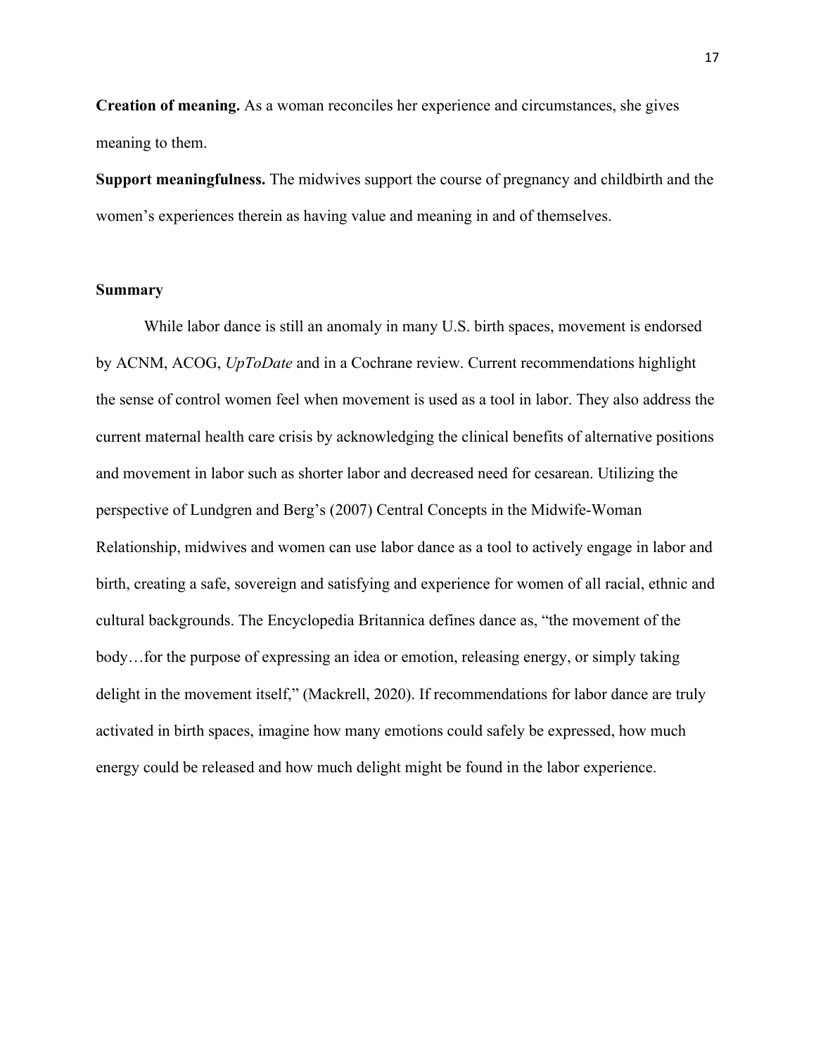**Creation of meaning.** As a woman reconciles her experience and circumstances, she gives meaning to them.

**Support meaningfulness.** The midwives support the course of pregnancy and childbirth and the women's experiences therein as having value and meaning in and of themselves.

## Summary

While labor dance is still an anomaly in many U.S. birth spaces, movement is endorsed by ACNM, ACOG, *UpToDate* and in a Cochrane review. Current recommendations highlight the sense of control women feel when movement is used as a tool in labor. They also address the current maternal health care crisis by acknowledging the clinical benefits of alternative positions and movement in labor such as shorter labor and decreased need for cesarean. Utilizing the perspective of Lundgren and Berg's (2007) Central Concepts in the Midwife-Woman Relationship, midwives and women can use labor dance as a tool to actively engage in labor and birth, creating a safe, sovereign and satisfying and experience for women of all racial, ethnic and cultural backgrounds. The Encyclopedia Britannica defines dance as, "the movement of the body…for the purpose of expressing an idea or emotion, releasing energy, or simply taking delight in the movement itself," (Mackrell, 2020). If recommendations for labor dance are truly activated in birth spaces, imagine how many emotions could safely be expressed, how much energy could be released and how much delight might be found in the labor experience.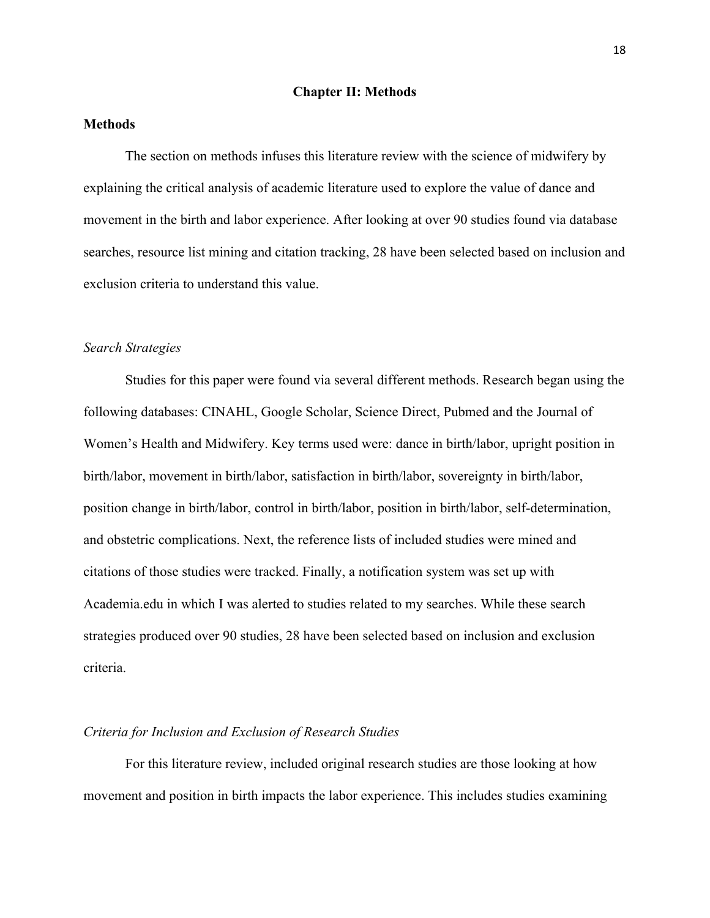# Chapter II: Methods

## Methods

The section on methods infuses this literature review with the science of midwifery by explaining the critical analysis of academic literature used to explore the value of dance and movement in the birth and labor experience. After looking at over 90 studies found via database searches, resource list mining and citation tracking, 28 have been selected based on inclusion and exclusion criteria to understand this value.

### *Search Strategies*

Studies for this paper were found via several different methods. Research began using the following databases: CINAHL, Google Scholar, Science Direct, Pubmed and the Journal of Women's Health and Midwifery. Key terms used were: dance in birth/labor, upright position in birth/labor, movement in birth/labor, satisfaction in birth/labor, sovereignty in birth/labor, position change in birth/labor, control in birth/labor, position in birth/labor, self-determination, and obstetric complications. Next, the reference lists of included studies were mined and citations of those studies were tracked. Finally, a notification system was set up with Academia.edu in which I was alerted to studies related to my searches. While these search strategies produced over 90 studies, 28 have been selected based on inclusion and exclusion criteria.

### *Criteria for Inclusion and Exclusion of Research Studies*

For this literature review, included original research studies are those looking at how movement and position in birth impacts the labor experience. This includes studies examining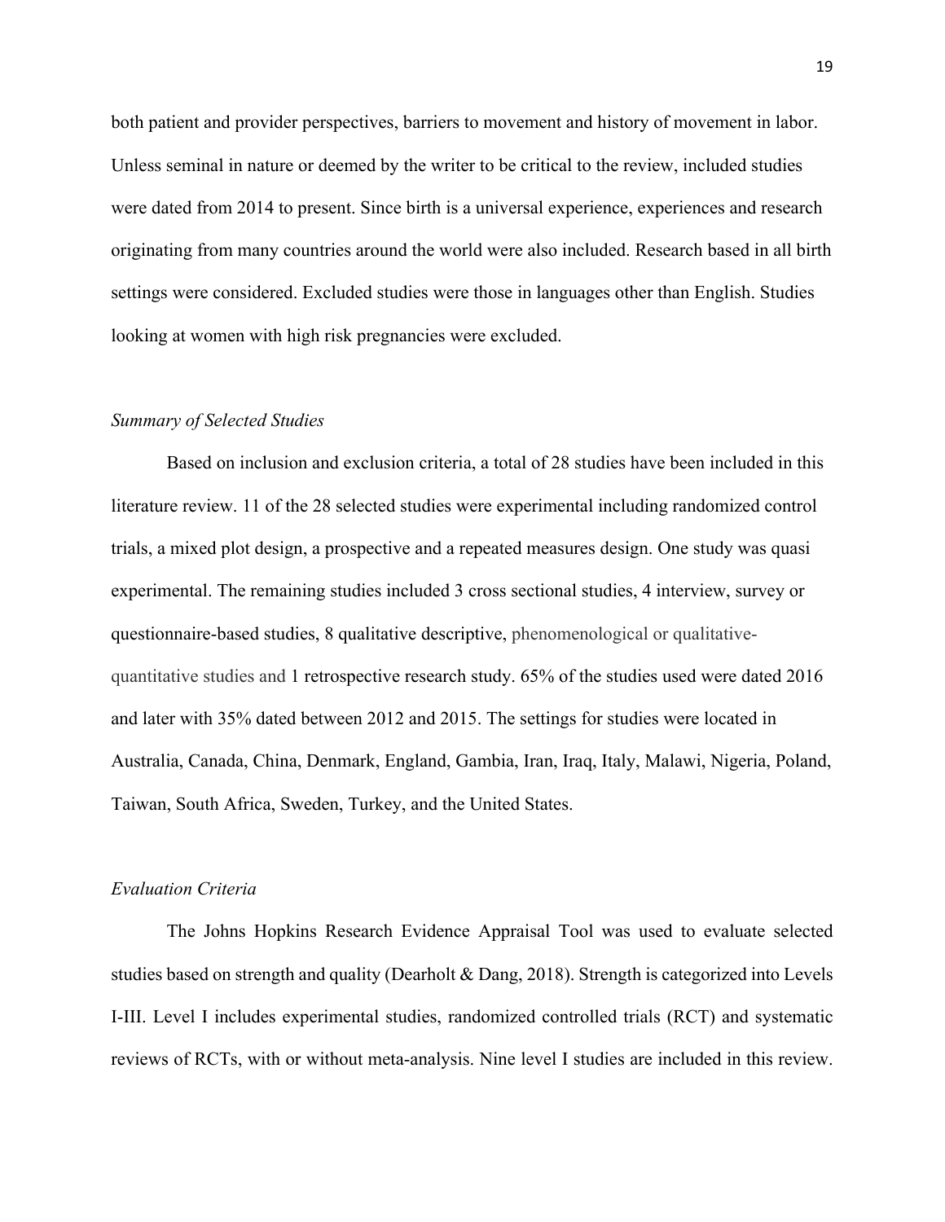both patient and provider perspectives, barriers to movement and history of movement in labor. Unless seminal in nature or deemed by the writer to be critical to the review, included studies were dated from 2014 to present. Since birth is a universal experience, experiences and research originating from many countries around the world were also included. Research based in all birth settings were considered. Excluded studies were those in languages other than English. Studies looking at women with high risk pregnancies were excluded.

*Summary of Selected Studies*

Based on inclusion and exclusion criteria, a total of 28 studies have been included in this literature review. 11 of the 28 selected studies were experimental including randomized control trials, a mixed plot design, a prospective and a repeated measures design. One study was quasi experimental. The remaining studies included 3 cross sectional studies, 4 interview, survey or questionnaire-based studies, 8 qualitative descriptive, phenomenological or qualitative-quantitative studies and 1 retrospective research study. 65% of the studies used were dated 2016 and later with 35% dated between 2012 and 2015. The settings for studies were located in Australia, Canada, China, Denmark, England, Gambia, Iran, Iraq, Italy, Malawi, Nigeria, Poland, Taiwan, South Africa, Sweden, Turkey, and the United States.

*Evaluation Criteria*

The Johns Hopkins Research Evidence Appraisal Tool was used to evaluate selected studies based on strength and quality (Dearholt & Dang, 2018). Strength is categorized into Levels I-III. Level I includes experimental studies, randomized controlled trials (RCT) and systematic reviews of RCTs, with or without meta-analysis. Nine level I studies are included in this review.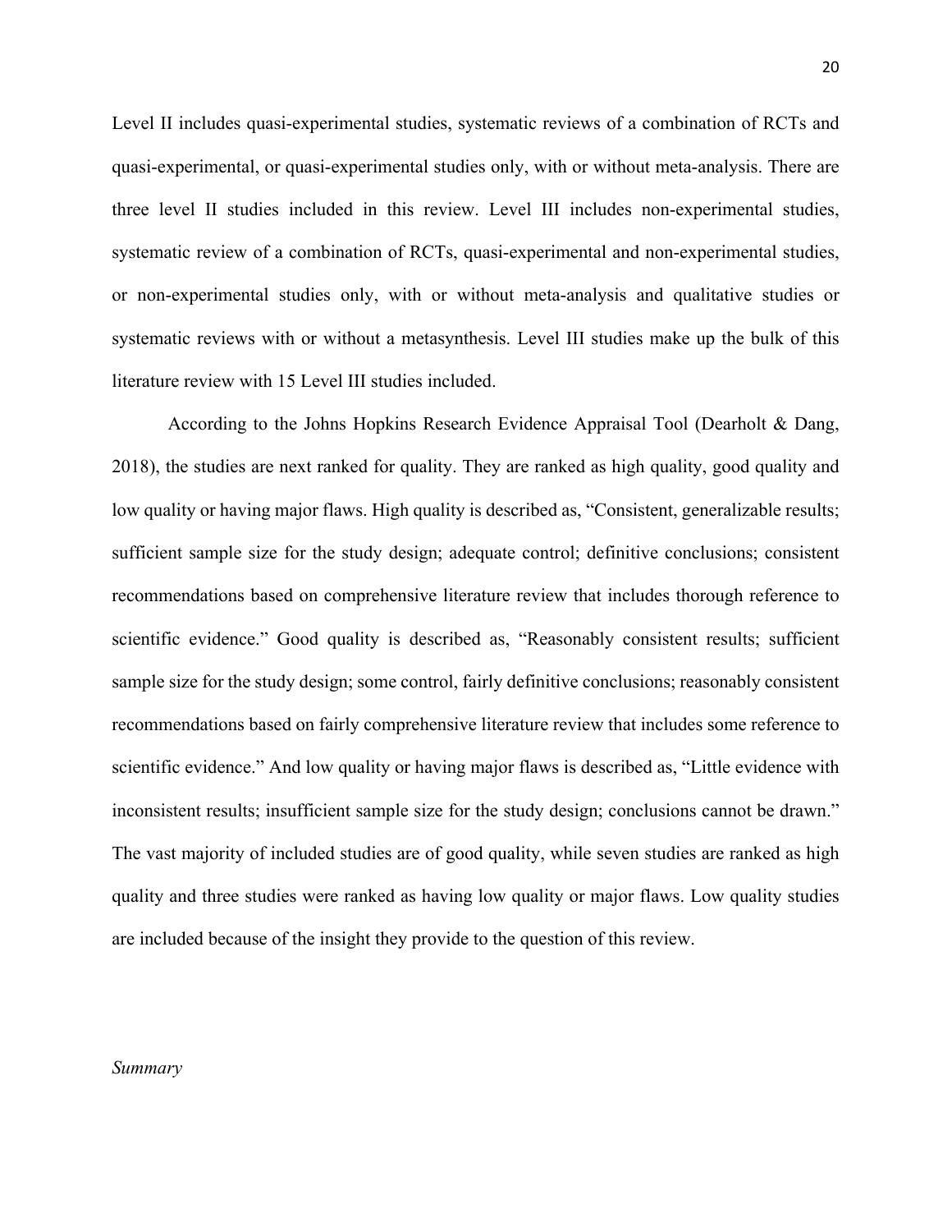Level II includes quasi-experimental studies, systematic reviews of a combination of RCTs and quasi-experimental, or quasi-experimental studies only, with or without meta-analysis. There are three level II studies included in this review. Level III includes non-experimental studies, systematic review of a combination of RCTs, quasi-experimental and non-experimental studies, or non-experimental studies only, with or without meta-analysis and qualitative studies or systematic reviews with or without a metasynthesis. Level III studies make up the bulk of this literature review with 15 Level III studies included.

According to the Johns Hopkins Research Evidence Appraisal Tool (Dearholt & Dang, 2018), the studies are next ranked for quality. They are ranked as high quality, good quality and low quality or having major flaws. High quality is described as, "Consistent, generalizable results; sufficient sample size for the study design; adequate control; definitive conclusions; consistent recommendations based on comprehensive literature review that includes thorough reference to scientific evidence." Good quality is described as, "Reasonably consistent results; sufficient sample size for the study design; some control, fairly definitive conclusions; reasonably consistent recommendations based on fairly comprehensive literature review that includes some reference to scientific evidence." And low quality or having major flaws is described as, "Little evidence with inconsistent results; insufficient sample size for the study design; conclusions cannot be drawn." The vast majority of included studies are of good quality, while seven studies are ranked as high quality and three studies were ranked as having low quality or major flaws. Low quality studies are included because of the insight they provide to the question of this review.

*Summary*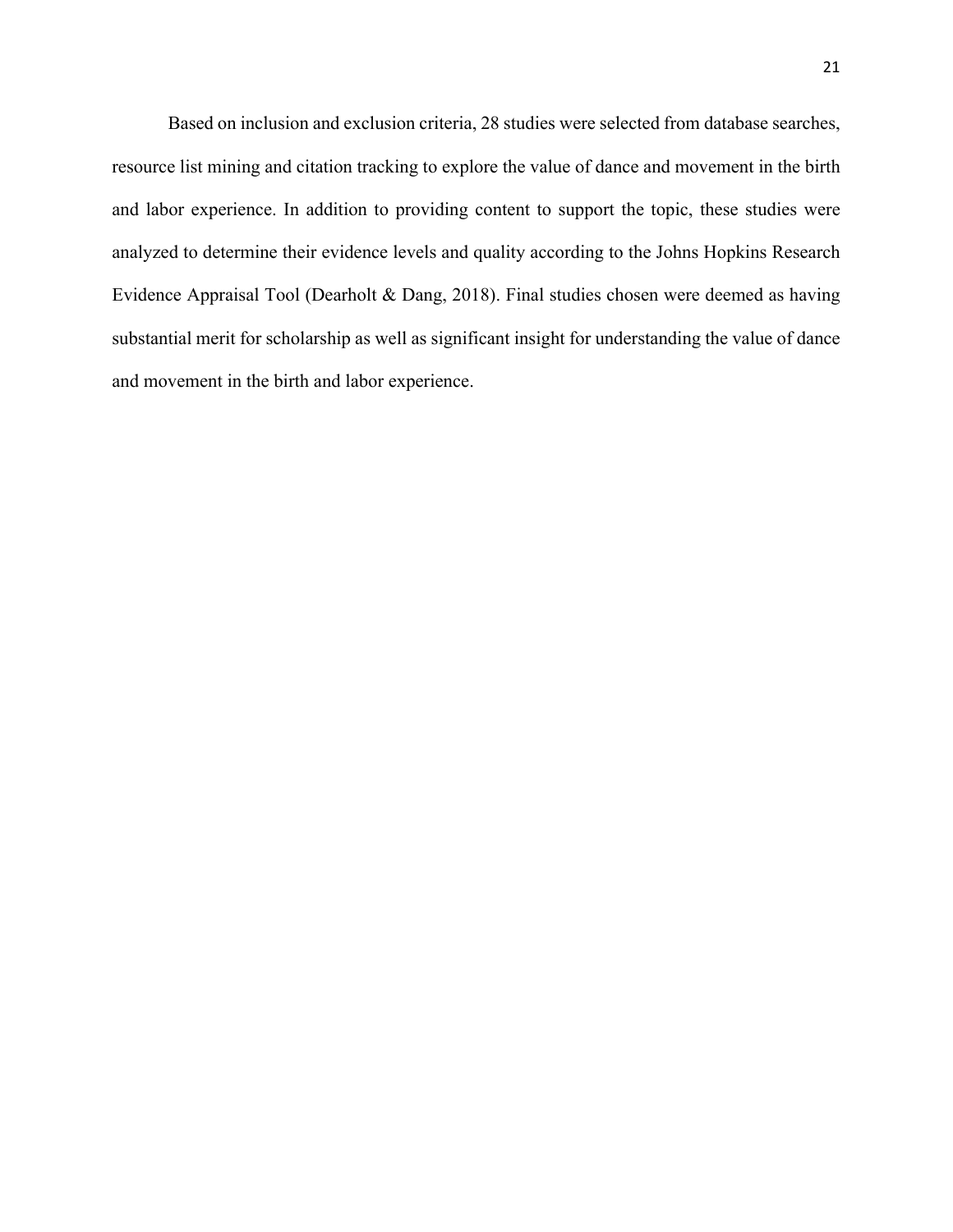Based on inclusion and exclusion criteria, 28 studies were selected from database searches, resource list mining and citation tracking to explore the value of dance and movement in the birth and labor experience. In addition to providing content to support the topic, these studies were analyzed to determine their evidence levels and quality according to the Johns Hopkins Research Evidence Appraisal Tool (Dearholt & Dang, 2018). Final studies chosen were deemed as having substantial merit for scholarship as well as significant insight for understanding the value of dance and movement in the birth and labor experience.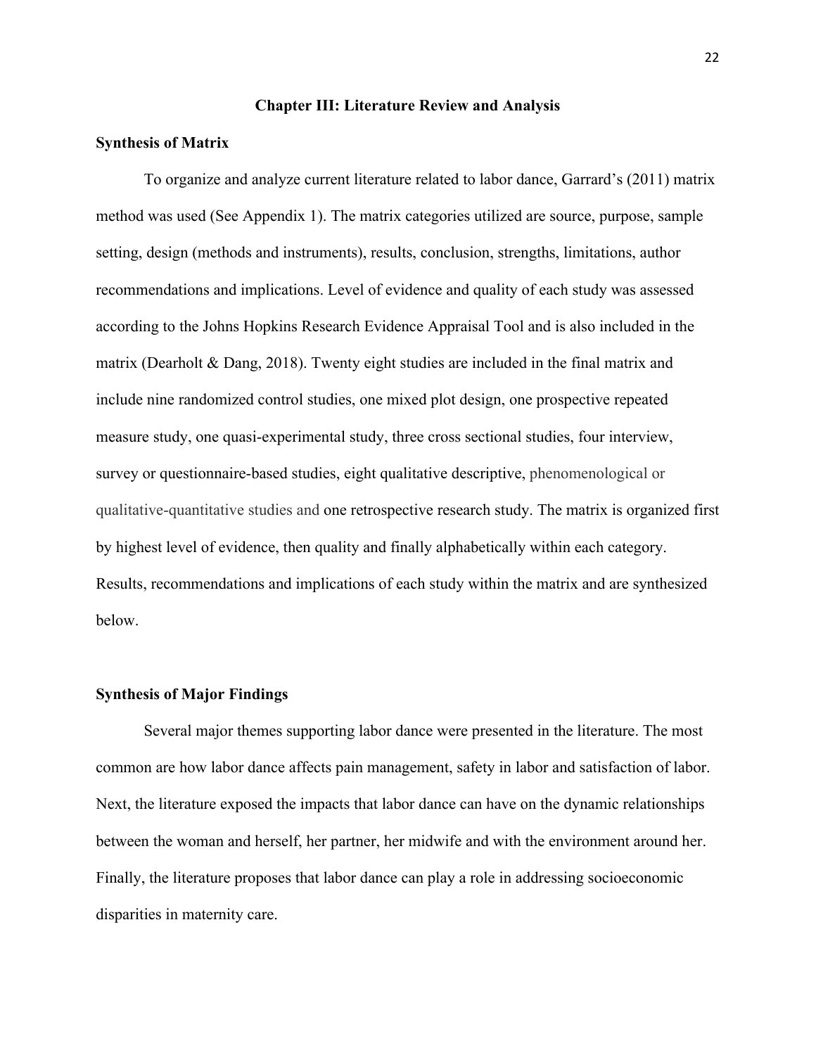## Chapter III: Literature Review and Analysis

### Synthesis of Matrix

To organize and analyze current literature related to labor dance, Garrard's (2011) matrix method was used (See Appendix 1). The matrix categories utilized are source, purpose, sample setting, design (methods and instruments), results, conclusion, strengths, limitations, author recommendations and implications. Level of evidence and quality of each study was assessed according to the Johns Hopkins Research Evidence Appraisal Tool and is also included in the matrix (Dearholt & Dang, 2018). Twenty eight studies are included in the final matrix and include nine randomized control studies, one mixed plot design, one prospective repeated measure study, one quasi-experimental study, three cross sectional studies, four interview, survey or questionnaire-based studies, eight qualitative descriptive, phenomenological or qualitative-quantitative studies and one retrospective research study. The matrix is organized first by highest level of evidence, then quality and finally alphabetically within each category. Results, recommendations and implications of each study within the matrix and are synthesized below.

### Synthesis of Major Findings

Several major themes supporting labor dance were presented in the literature. The most common are how labor dance affects pain management, safety in labor and satisfaction of labor. Next, the literature exposed the impacts that labor dance can have on the dynamic relationships between the woman and herself, her partner, her midwife and with the environment around her. Finally, the literature proposes that labor dance can play a role in addressing socioeconomic disparities in maternity care.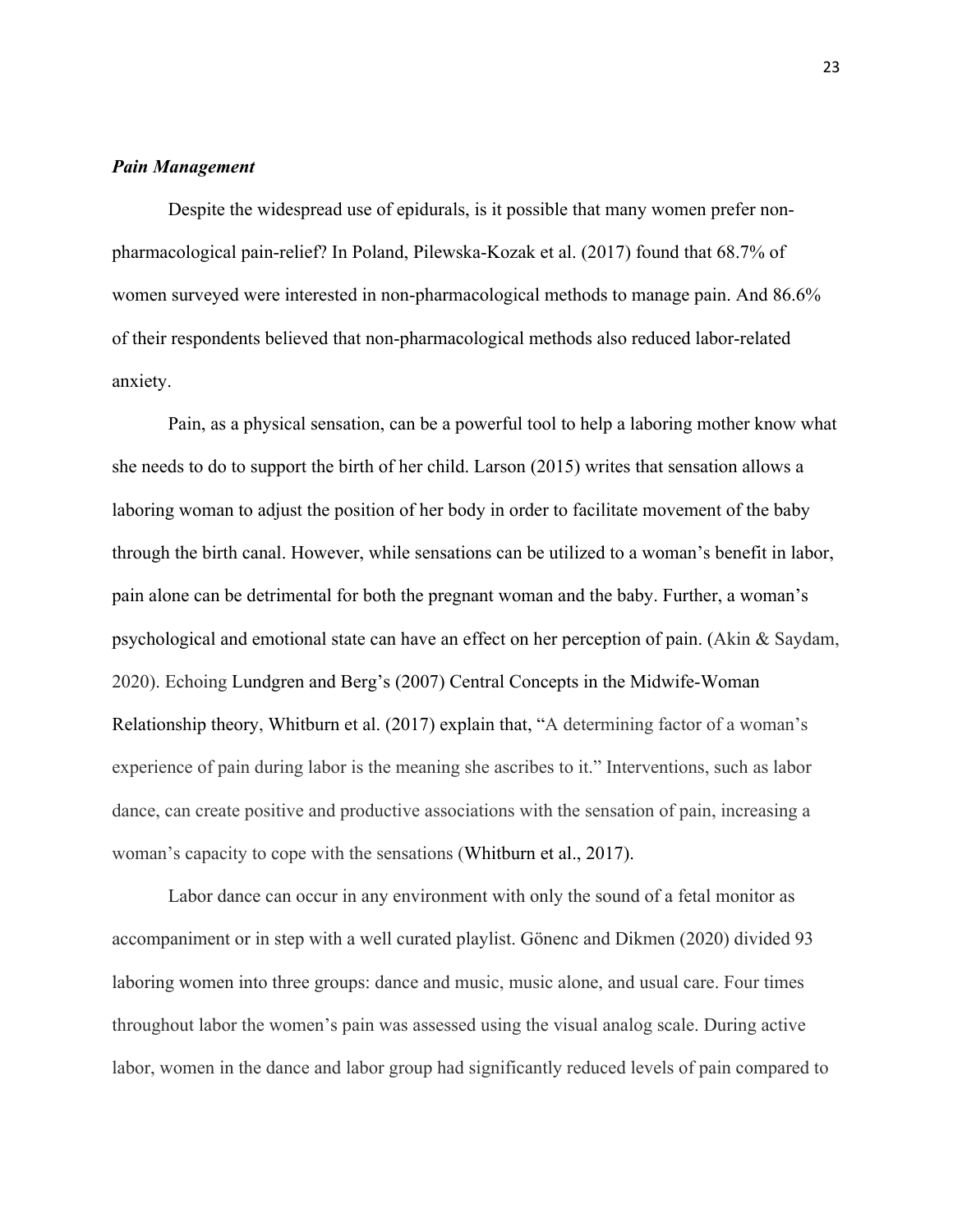***Pain Management***

Despite the widespread use of epidurals, is it possible that many women prefer non-pharmacological pain-relief? In Poland, Pilewska-Kozak et al. (2017) found that 68.7% of women surveyed were interested in non-pharmacological methods to manage pain. And 86.6% of their respondents believed that non-pharmacological methods also reduced labor-related anxiety.

Pain, as a physical sensation, can be a powerful tool to help a laboring mother know what she needs to do to support the birth of her child. Larson (2015) writes that sensation allows a laboring woman to adjust the position of her body in order to facilitate movement of the baby through the birth canal. However, while sensations can be utilized to a woman's benefit in labor, pain alone can be detrimental for both the pregnant woman and the baby. Further, a woman's psychological and emotional state can have an effect on her perception of pain. (Akin & Saydam, 2020). Echoing Lundgren and Berg's (2007) Central Concepts in the Midwife-Woman Relationship theory, Whitburn et al. (2017) explain that, "A determining factor of a woman's experience of pain during labor is the meaning she ascribes to it." Interventions, such as labor dance, can create positive and productive associations with the sensation of pain, increasing a woman's capacity to cope with the sensations (Whitburn et al., 2017).

Labor dance can occur in any environment with only the sound of a fetal monitor as accompaniment or in step with a well curated playlist. Gönenc and Dikmen (2020) divided 93 laboring women into three groups: dance and music, music alone, and usual care. Four times throughout labor the women's pain was assessed using the visual analog scale. During active labor, women in the dance and labor group had significantly reduced levels of pain compared to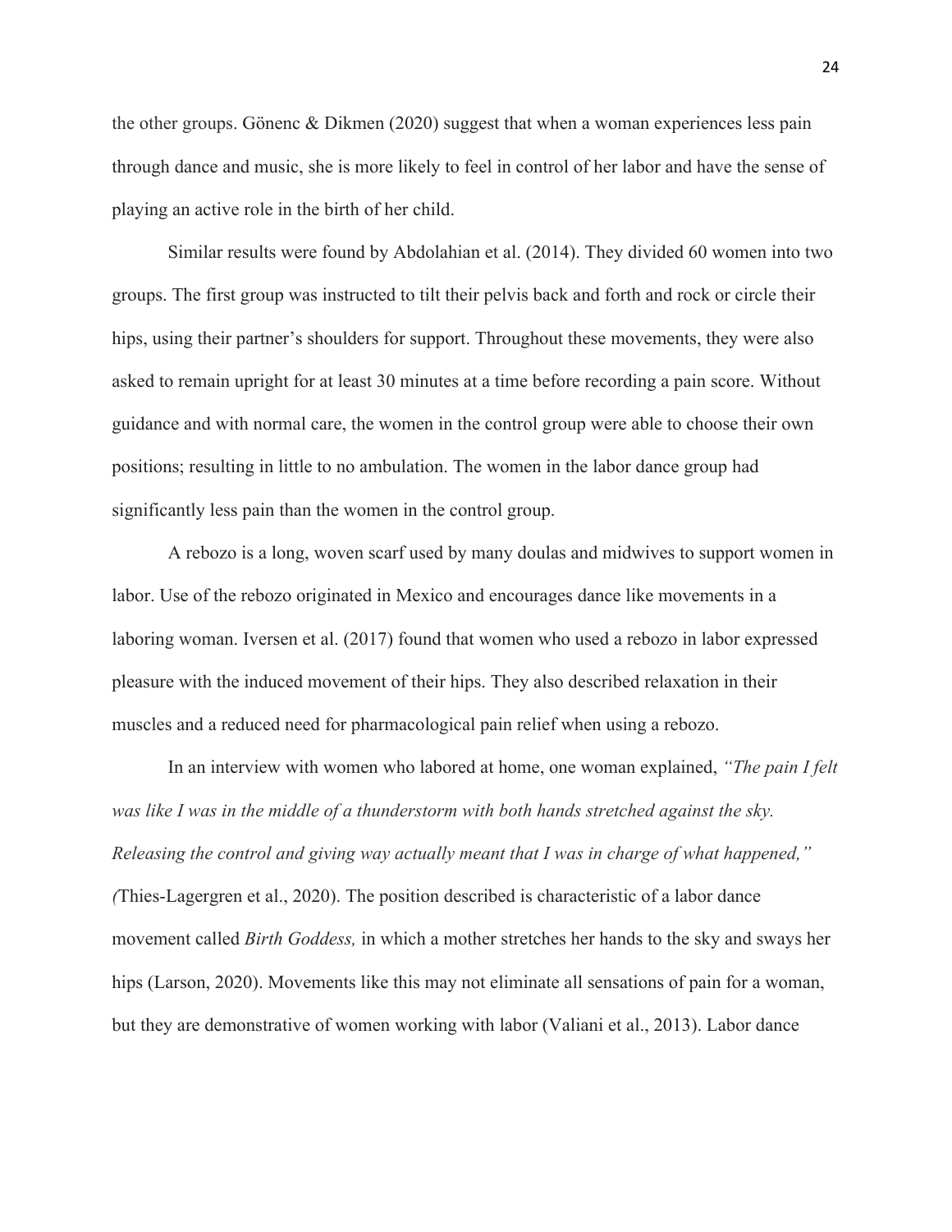the other groups. Gönenc & Dikmen (2020) suggest that when a woman experiences less pain through dance and music, she is more likely to feel in control of her labor and have the sense of playing an active role in the birth of her child.

Similar results were found by Abdolahian et al. (2014). They divided 60 women into two groups. The first group was instructed to tilt their pelvis back and forth and rock or circle their hips, using their partner's shoulders for support. Throughout these movements, they were also asked to remain upright for at least 30 minutes at a time before recording a pain score. Without guidance and with normal care, the women in the control group were able to choose their own positions; resulting in little to no ambulation. The women in the labor dance group had significantly less pain than the women in the control group.

A rebozo is a long, woven scarf used by many doulas and midwives to support women in labor. Use of the rebozo originated in Mexico and encourages dance like movements in a laboring woman. Iversen et al. (2017) found that women who used a rebozo in labor expressed pleasure with the induced movement of their hips. They also described relaxation in their muscles and a reduced need for pharmacological pain relief when using a rebozo.

In an interview with women who labored at home, one woman explained, *"The pain I felt was like I was in the middle of a thunderstorm with both hands stretched against the sky. Releasing the control and giving way actually meant that I was in charge of what happened,"* (Thies-Lagergren et al., 2020). The position described is characteristic of a labor dance movement called *Birth Goddess,* in which a mother stretches her hands to the sky and sways her hips (Larson, 2020). Movements like this may not eliminate all sensations of pain for a woman, but they are demonstrative of women working with labor (Valiani et al., 2013). Labor dance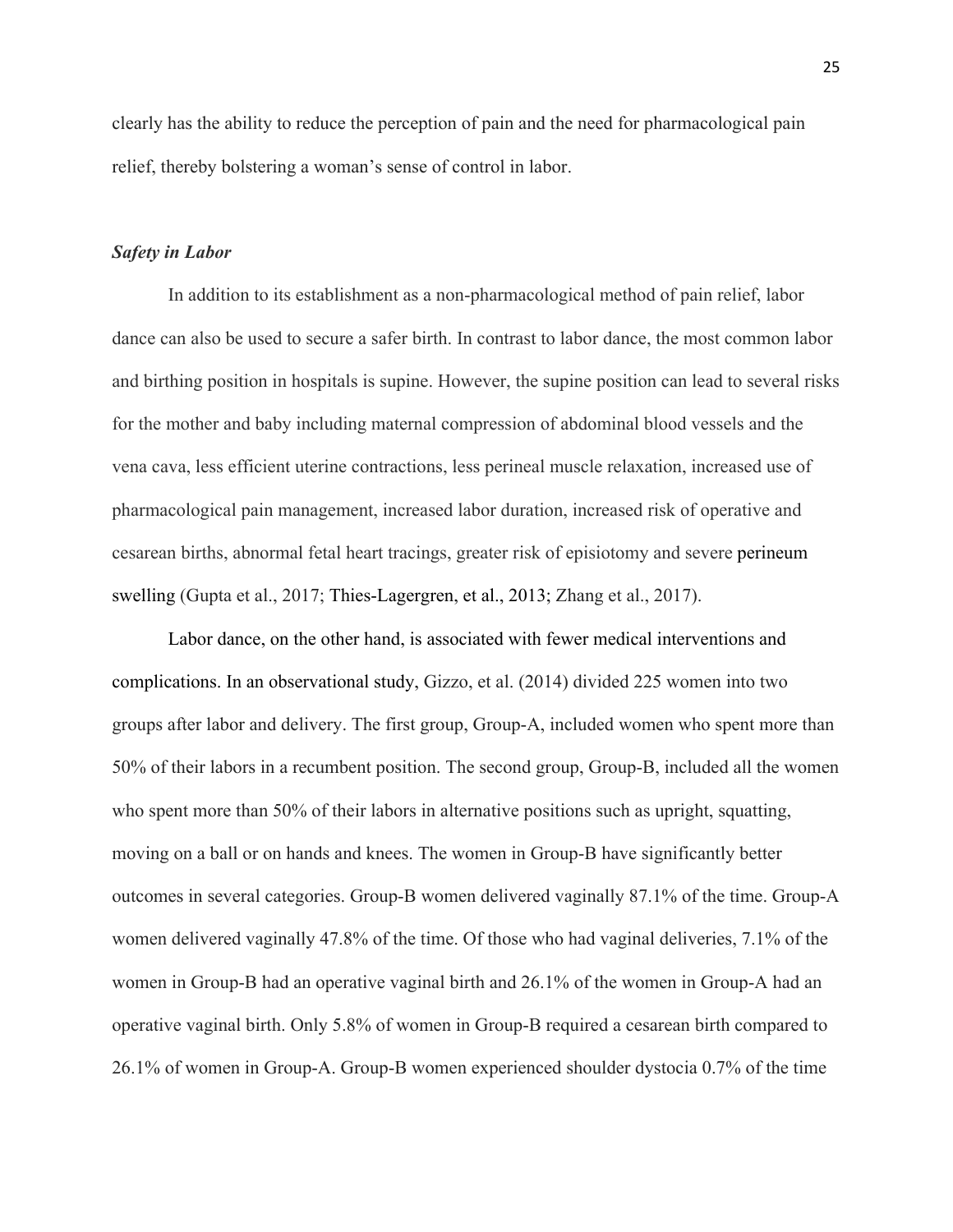clearly has the ability to reduce the perception of pain and the need for pharmacological pain relief, thereby bolstering a woman's sense of control in labor.

### *Safety in Labor*

In addition to its establishment as a non-pharmacological method of pain relief, labor dance can also be used to secure a safer birth. In contrast to labor dance, the most common labor and birthing position in hospitals is supine. However, the supine position can lead to several risks for the mother and baby including maternal compression of abdominal blood vessels and the vena cava, less efficient uterine contractions, less perineal muscle relaxation, increased use of pharmacological pain management, increased labor duration, increased risk of operative and cesarean births, abnormal fetal heart tracings, greater risk of episiotomy and severe perineum swelling (Gupta et al., 2017; Thies-Lagergren, et al., 2013; Zhang et al., 2017).

Labor dance, on the other hand, is associated with fewer medical interventions and complications. In an observational study, Gizzo, et al. (2014) divided 225 women into two groups after labor and delivery. The first group, Group-A, included women who spent more than 50% of their labors in a recumbent position. The second group, Group-B, included all the women who spent more than 50% of their labors in alternative positions such as upright, squatting, moving on a ball or on hands and knees. The women in Group-B have significantly better outcomes in several categories. Group-B women delivered vaginally 87.1% of the time. Group-A women delivered vaginally 47.8% of the time. Of those who had vaginal deliveries, 7.1% of the women in Group-B had an operative vaginal birth and 26.1% of the women in Group-A had an operative vaginal birth. Only 5.8% of women in Group-B required a cesarean birth compared to 26.1% of women in Group-A. Group-B women experienced shoulder dystocia 0.7% of the time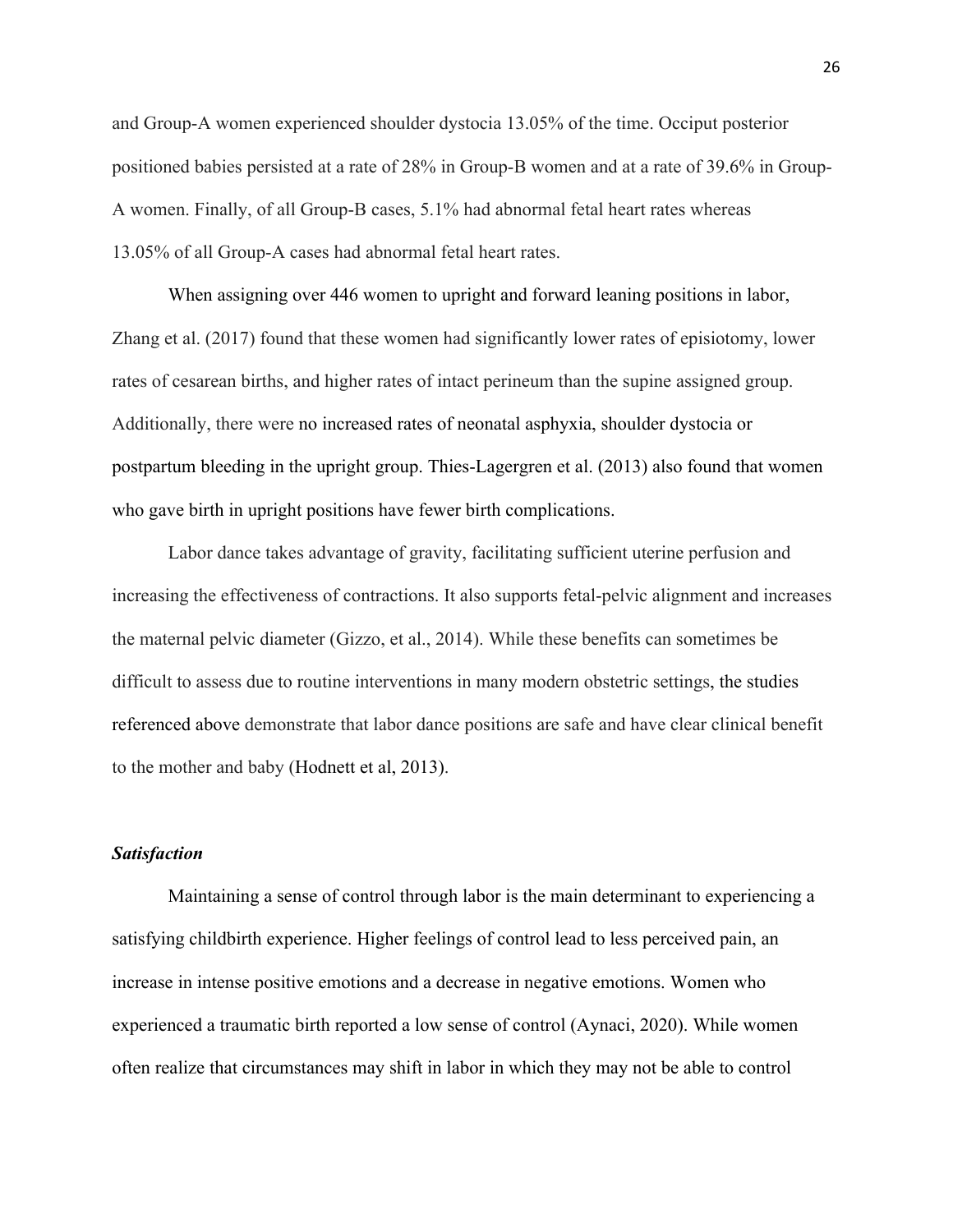and Group-A women experienced shoulder dystocia 13.05% of the time. Occiput posterior positioned babies persisted at a rate of 28% in Group-B women and at a rate of 39.6% in Group-A women. Finally, of all Group-B cases, 5.1% had abnormal fetal heart rates whereas 13.05% of all Group-A cases had abnormal fetal heart rates.

When assigning over 446 women to upright and forward leaning positions in labor, Zhang et al. (2017) found that these women had significantly lower rates of episiotomy, lower rates of cesarean births, and higher rates of intact perineum than the supine assigned group. Additionally, there were no increased rates of neonatal asphyxia, shoulder dystocia or postpartum bleeding in the upright group. Thies-Lagergren et al. (2013) also found that women who gave birth in upright positions have fewer birth complications.

Labor dance takes advantage of gravity, facilitating sufficient uterine perfusion and increasing the effectiveness of contractions. It also supports fetal-pelvic alignment and increases the maternal pelvic diameter (Gizzo, et al., 2014). While these benefits can sometimes be difficult to assess due to routine interventions in many modern obstetric settings, the studies referenced above demonstrate that labor dance positions are safe and have clear clinical benefit to the mother and baby (Hodnett et al, 2013).

### *Satisfaction*

Maintaining a sense of control through labor is the main determinant to experiencing a satisfying childbirth experience. Higher feelings of control lead to less perceived pain, an increase in intense positive emotions and a decrease in negative emotions. Women who experienced a traumatic birth reported a low sense of control (Aynaci, 2020). While women often realize that circumstances may shift in labor in which they may not be able to control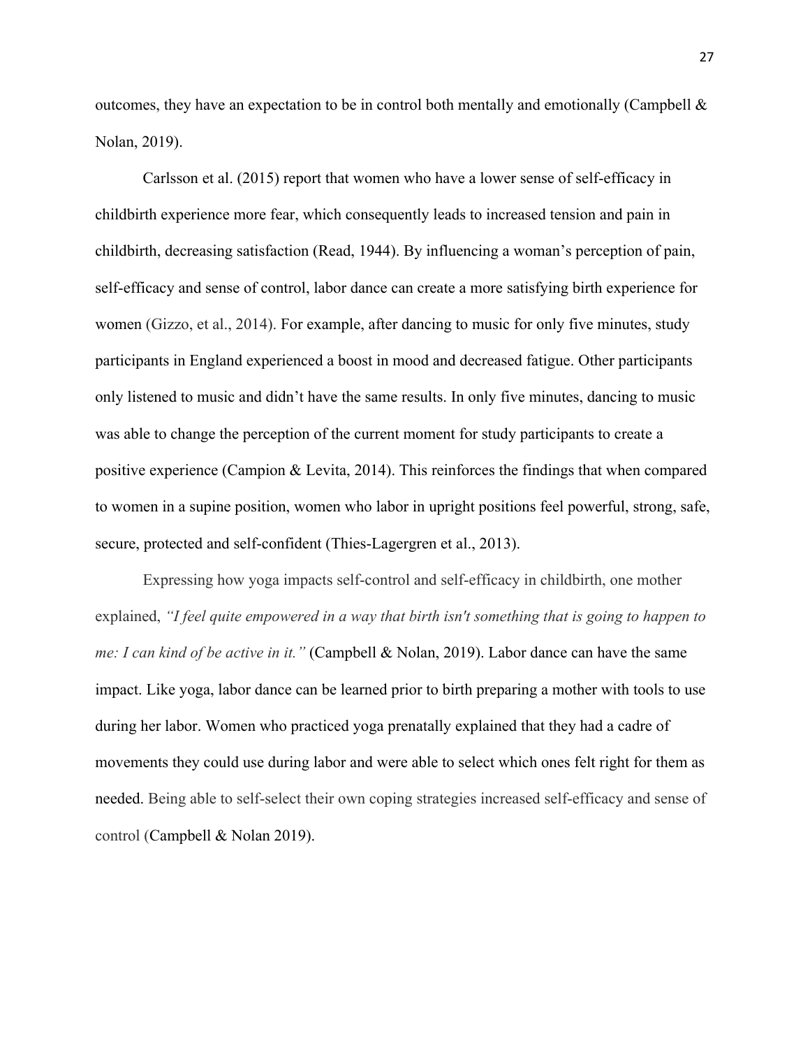outcomes, they have an expectation to be in control both mentally and emotionally (Campbell & Nolan, 2019).

Carlsson et al. (2015) report that women who have a lower sense of self-efficacy in childbirth experience more fear, which consequently leads to increased tension and pain in childbirth, decreasing satisfaction (Read, 1944). By influencing a woman's perception of pain, self-efficacy and sense of control, labor dance can create a more satisfying birth experience for women (Gizzo, et al., 2014). For example, after dancing to music for only five minutes, study participants in England experienced a boost in mood and decreased fatigue. Other participants only listened to music and didn't have the same results. In only five minutes, dancing to music was able to change the perception of the current moment for study participants to create a positive experience (Campion & Levita, 2014). This reinforces the findings that when compared to women in a supine position, women who labor in upright positions feel powerful, strong, safe, secure, protected and self-confident (Thies-Lagergren et al., 2013).

Expressing how yoga impacts self-control and self-efficacy in childbirth, one mother explained, *"I feel quite empowered in a way that birth isn't something that is going to happen to me: I can kind of be active in it."* (Campbell & Nolan, 2019). Labor dance can have the same impact. Like yoga, labor dance can be learned prior to birth preparing a mother with tools to use during her labor. Women who practiced yoga prenatally explained that they had a cadre of movements they could use during labor and were able to select which ones felt right for them as needed. Being able to self-select their own coping strategies increased self-efficacy and sense of control (Campbell & Nolan 2019).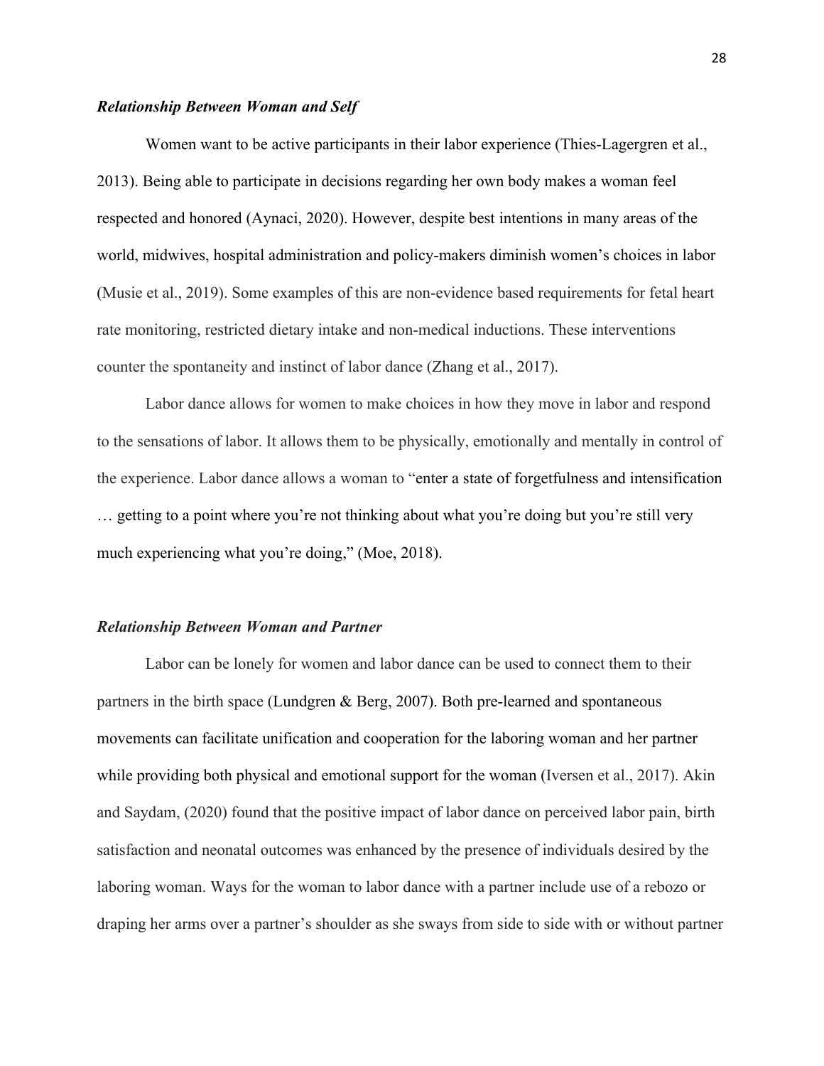### ***Relationship Between Woman and Self***

Women want to be active participants in their labor experience (Thies-Lagergren et al., 2013). Being able to participate in decisions regarding her own body makes a woman feel respected and honored (Aynaci, 2020). However, despite best intentions in many areas of the world, midwives, hospital administration and policy-makers diminish women's choices in labor (Musie et al., 2019). Some examples of this are non-evidence based requirements for fetal heart rate monitoring, restricted dietary intake and non-medical inductions. These interventions counter the spontaneity and instinct of labor dance (Zhang et al., 2017).

Labor dance allows for women to make choices in how they move in labor and respond to the sensations of labor. It allows them to be physically, emotionally and mentally in control of the experience. Labor dance allows a woman to "enter a state of forgetfulness and intensification … getting to a point where you're not thinking about what you're doing but you're still very much experiencing what you're doing," (Moe, 2018).

### ***Relationship Between Woman and Partner***

Labor can be lonely for women and labor dance can be used to connect them to their partners in the birth space (Lundgren & Berg, 2007). Both pre-learned and spontaneous movements can facilitate unification and cooperation for the laboring woman and her partner while providing both physical and emotional support for the woman (Iversen et al., 2017). Akin and Saydam, (2020) found that the positive impact of labor dance on perceived labor pain, birth satisfaction and neonatal outcomes was enhanced by the presence of individuals desired by the laboring woman. Ways for the woman to labor dance with a partner include use of a rebozo or draping her arms over a partner's shoulder as she sways from side to side with or without partner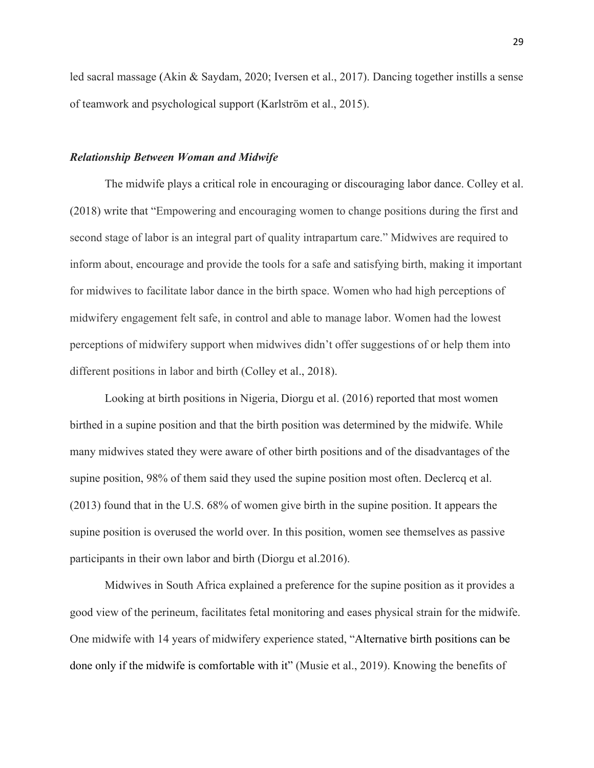led sacral massage (Akin & Saydam, 2020; Iversen et al., 2017). Dancing together instills a sense of teamwork and psychological support (Karlström et al., 2015).

### *Relationship Between Woman and Midwife*

The midwife plays a critical role in encouraging or discouraging labor dance. Colley et al. (2018) write that "Empowering and encouraging women to change positions during the first and second stage of labor is an integral part of quality intrapartum care." Midwives are required to inform about, encourage and provide the tools for a safe and satisfying birth, making it important for midwives to facilitate labor dance in the birth space. Women who had high perceptions of midwifery engagement felt safe, in control and able to manage labor. Women had the lowest perceptions of midwifery support when midwives didn't offer suggestions of or help them into different positions in labor and birth (Colley et al., 2018).

Looking at birth positions in Nigeria, Diorgu et al. (2016) reported that most women birthed in a supine position and that the birth position was determined by the midwife. While many midwives stated they were aware of other birth positions and of the disadvantages of the supine position, 98% of them said they used the supine position most often. Declercq et al. (2013) found that in the U.S. 68% of women give birth in the supine position. It appears the supine position is overused the world over. In this position, women see themselves as passive participants in their own labor and birth (Diorgu et al.2016).

Midwives in South Africa explained a preference for the supine position as it provides a good view of the perineum, facilitates fetal monitoring and eases physical strain for the midwife. One midwife with 14 years of midwifery experience stated, "Alternative birth positions can be done only if the midwife is comfortable with it" (Musie et al., 2019). Knowing the benefits of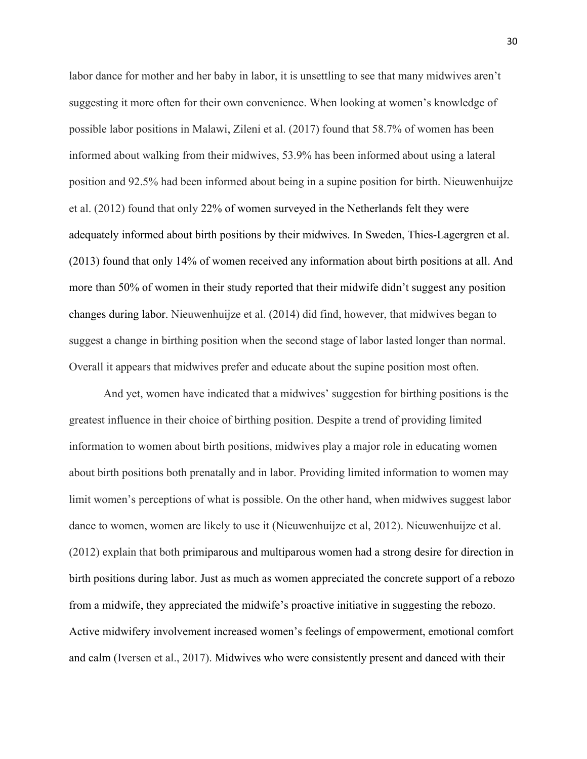labor dance for mother and her baby in labor, it is unsettling to see that many midwives aren't suggesting it more often for their own convenience. When looking at women's knowledge of possible labor positions in Malawi, Zileni et al. (2017) found that 58.7% of women has been informed about walking from their midwives, 53.9% has been informed about using a lateral position and 92.5% had been informed about being in a supine position for birth. Nieuwenhuijze et al. (2012) found that only 22% of women surveyed in the Netherlands felt they were adequately informed about birth positions by their midwives. In Sweden, Thies-Lagergren et al. (2013) found that only 14% of women received any information about birth positions at all. And more than 50% of women in their study reported that their midwife didn't suggest any position changes during labor. Nieuwenhuijze et al. (2014) did find, however, that midwives began to suggest a change in birthing position when the second stage of labor lasted longer than normal. Overall it appears that midwives prefer and educate about the supine position most often.

And yet, women have indicated that a midwives' suggestion for birthing positions is the greatest influence in their choice of birthing position. Despite a trend of providing limited information to women about birth positions, midwives play a major role in educating women about birth positions both prenatally and in labor. Providing limited information to women may limit women's perceptions of what is possible. On the other hand, when midwives suggest labor dance to women, women are likely to use it (Nieuwenhuijze et al, 2012). Nieuwenhuijze et al. (2012) explain that both primiparous and multiparous women had a strong desire for direction in birth positions during labor. Just as much as women appreciated the concrete support of a rebozo from a midwife, they appreciated the midwife's proactive initiative in suggesting the rebozo. Active midwifery involvement increased women's feelings of empowerment, emotional comfort and calm (Iversen et al., 2017). Midwives who were consistently present and danced with their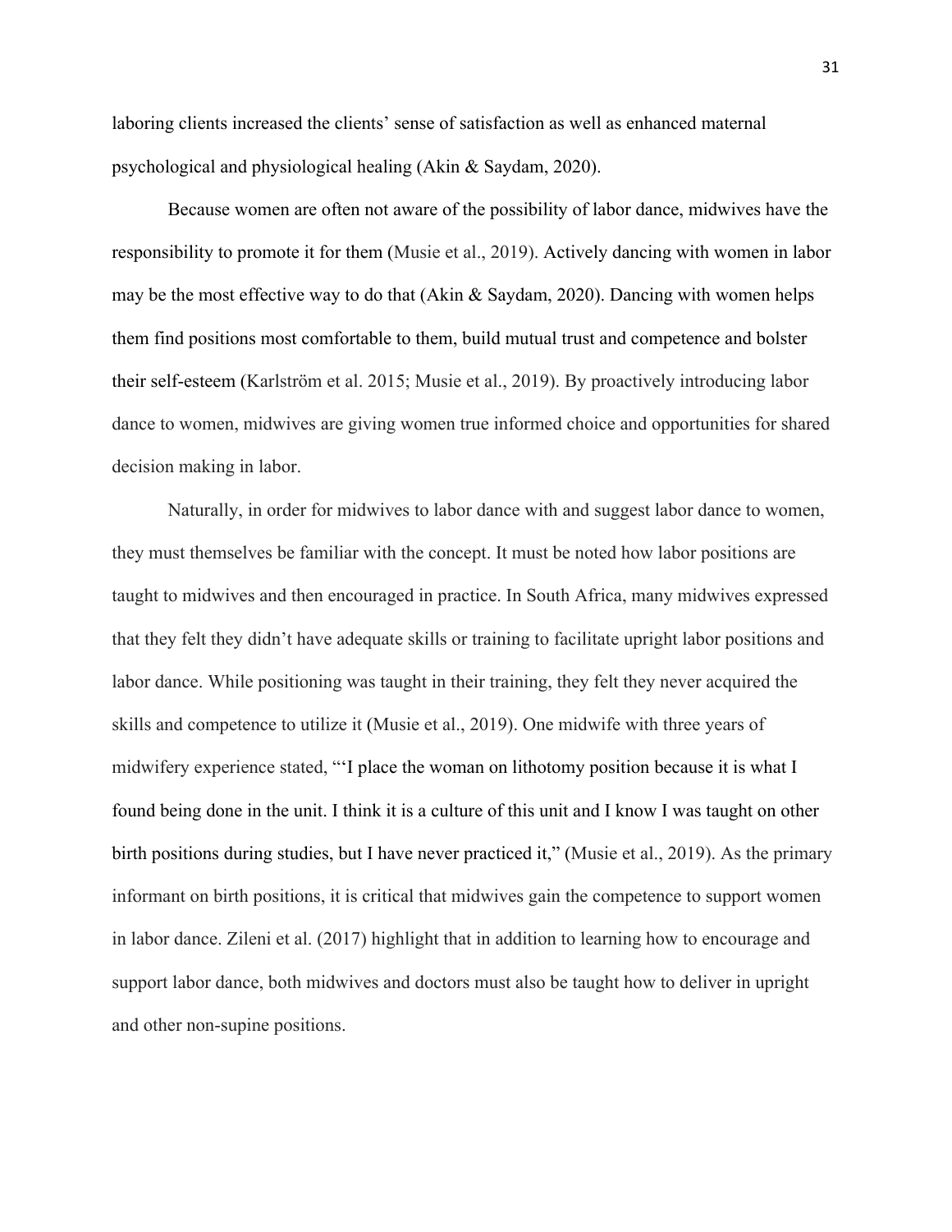laboring clients increased the clients' sense of satisfaction as well as enhanced maternal psychological and physiological healing (Akin & Saydam, 2020).

Because women are often not aware of the possibility of labor dance, midwives have the responsibility to promote it for them (Musie et al., 2019). Actively dancing with women in labor may be the most effective way to do that (Akin & Saydam, 2020). Dancing with women helps them find positions most comfortable to them, build mutual trust and competence and bolster their self-esteem (Karlström et al. 2015; Musie et al., 2019). By proactively introducing labor dance to women, midwives are giving women true informed choice and opportunities for shared decision making in labor.

Naturally, in order for midwives to labor dance with and suggest labor dance to women, they must themselves be familiar with the concept. It must be noted how labor positions are taught to midwives and then encouraged in practice. In South Africa, many midwives expressed that they felt they didn't have adequate skills or training to facilitate upright labor positions and labor dance. While positioning was taught in their training, they felt they never acquired the skills and competence to utilize it (Musie et al., 2019). One midwife with three years of midwifery experience stated, "'I place the woman on lithotomy position because it is what I found being done in the unit. I think it is a culture of this unit and I know I was taught on other birth positions during studies, but I have never practiced it," (Musie et al., 2019). As the primary informant on birth positions, it is critical that midwives gain the competence to support women in labor dance. Zileni et al. (2017) highlight that in addition to learning how to encourage and support labor dance, both midwives and doctors must also be taught how to deliver in upright and other non-supine positions.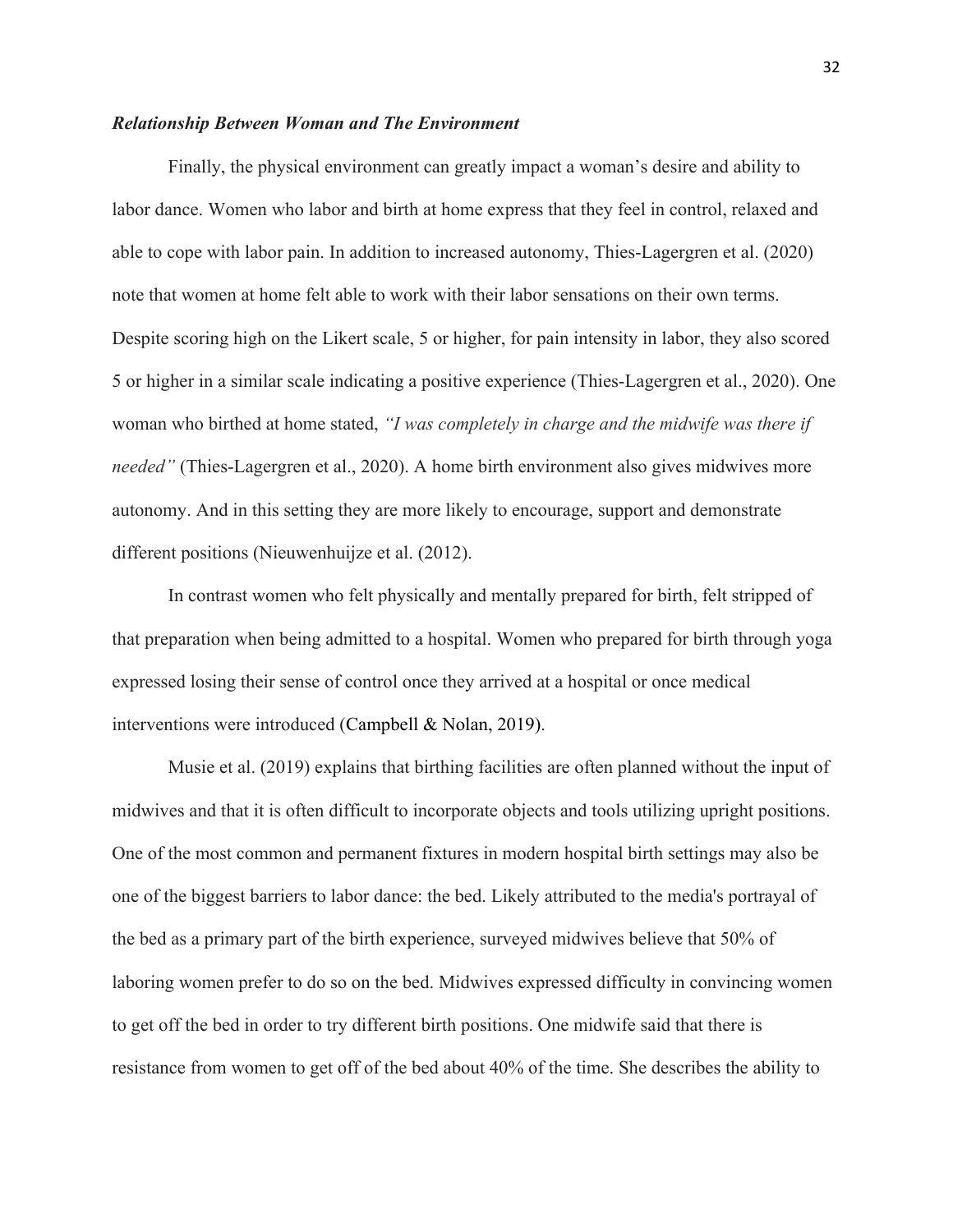### *Relationship Between Woman and The Environment*

Finally, the physical environment can greatly impact a woman's desire and ability to labor dance. Women who labor and birth at home express that they feel in control, relaxed and able to cope with labor pain. In addition to increased autonomy, Thies-Lagergren et al. (2020) note that women at home felt able to work with their labor sensations on their own terms. Despite scoring high on the Likert scale, 5 or higher, for pain intensity in labor, they also scored 5 or higher in a similar scale indicating a positive experience (Thies-Lagergren et al., 2020). One woman who birthed at home stated, *"I was completely in charge and the midwife was there if needed"* (Thies-Lagergren et al., 2020). A home birth environment also gives midwives more autonomy. And in this setting they are more likely to encourage, support and demonstrate different positions (Nieuwenhuijze et al. (2012).

In contrast women who felt physically and mentally prepared for birth, felt stripped of that preparation when being admitted to a hospital. Women who prepared for birth through yoga expressed losing their sense of control once they arrived at a hospital or once medical interventions were introduced (Campbell & Nolan, 2019).

Musie et al. (2019) explains that birthing facilities are often planned without the input of midwives and that it is often difficult to incorporate objects and tools utilizing upright positions. One of the most common and permanent fixtures in modern hospital birth settings may also be one of the biggest barriers to labor dance: the bed. Likely attributed to the media's portrayal of the bed as a primary part of the birth experience, surveyed midwives believe that 50% of laboring women prefer to do so on the bed. Midwives expressed difficulty in convincing women to get off the bed in order to try different birth positions. One midwife said that there is resistance from women to get off of the bed about 40% of the time. She describes the ability to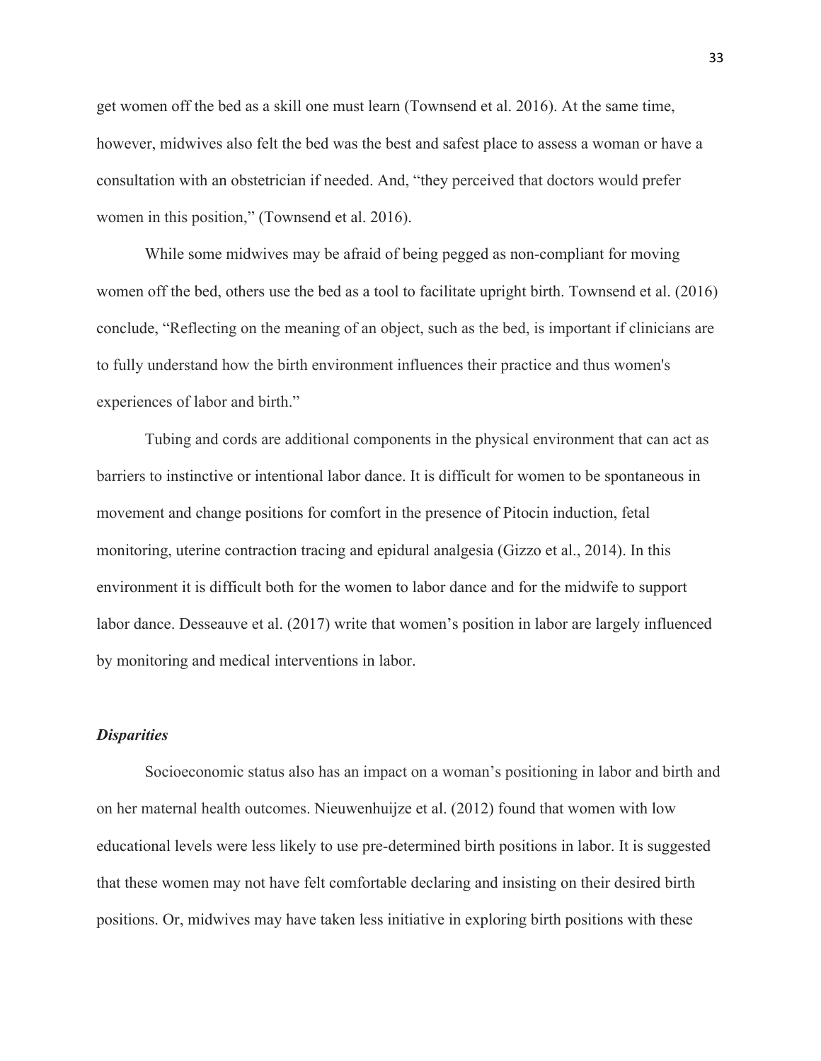get women off the bed as a skill one must learn (Townsend et al. 2016). At the same time, however, midwives also felt the bed was the best and safest place to assess a woman or have a consultation with an obstetrician if needed. And, "they perceived that doctors would prefer women in this position," (Townsend et al. 2016).

While some midwives may be afraid of being pegged as non-compliant for moving women off the bed, others use the bed as a tool to facilitate upright birth. Townsend et al. (2016) conclude, "Reflecting on the meaning of an object, such as the bed, is important if clinicians are to fully understand how the birth environment influences their practice and thus women's experiences of labor and birth."

Tubing and cords are additional components in the physical environment that can act as barriers to instinctive or intentional labor dance. It is difficult for women to be spontaneous in movement and change positions for comfort in the presence of Pitocin induction, fetal monitoring, uterine contraction tracing and epidural analgesia (Gizzo et al., 2014). In this environment it is difficult both for the women to labor dance and for the midwife to support labor dance. Desseauve et al. (2017) write that women's position in labor are largely influenced by monitoring and medical interventions in labor.

### *Disparities*

Socioeconomic status also has an impact on a woman's positioning in labor and birth and on her maternal health outcomes. Nieuwenhuijze et al. (2012) found that women with low educational levels were less likely to use pre-determined birth positions in labor. It is suggested that these women may not have felt comfortable declaring and insisting on their desired birth positions. Or, midwives may have taken less initiative in exploring birth positions with these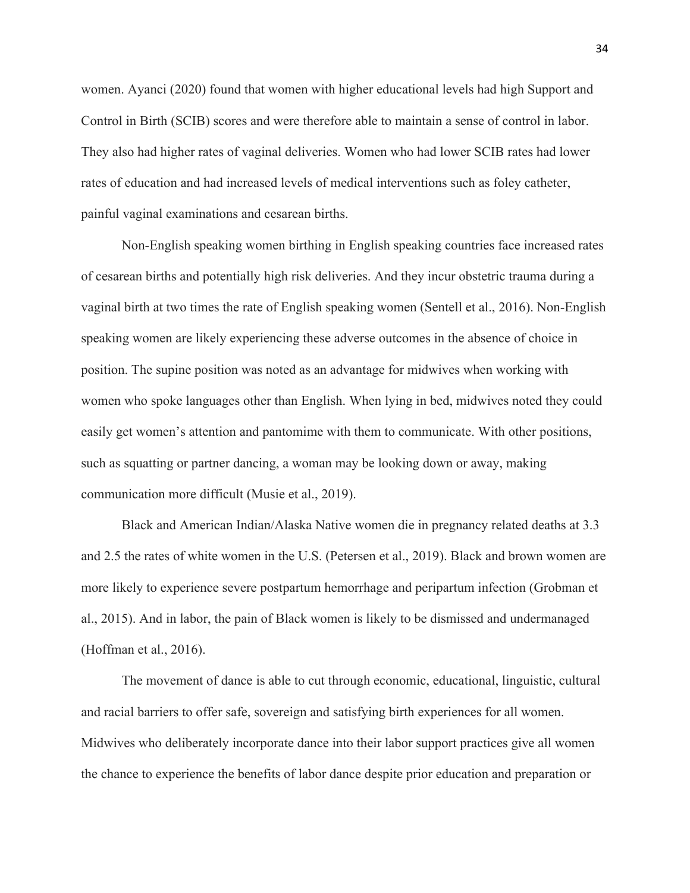women. Ayanci (2020) found that women with higher educational levels had high Support and Control in Birth (SCIB) scores and were therefore able to maintain a sense of control in labor. They also had higher rates of vaginal deliveries. Women who had lower SCIB rates had lower rates of education and had increased levels of medical interventions such as foley catheter, painful vaginal examinations and cesarean births.

Non-English speaking women birthing in English speaking countries face increased rates of cesarean births and potentially high risk deliveries. And they incur obstetric trauma during a vaginal birth at two times the rate of English speaking women (Sentell et al., 2016). Non-English speaking women are likely experiencing these adverse outcomes in the absence of choice in position. The supine position was noted as an advantage for midwives when working with women who spoke languages other than English. When lying in bed, midwives noted they could easily get women's attention and pantomime with them to communicate. With other positions, such as squatting or partner dancing, a woman may be looking down or away, making communication more difficult (Musie et al., 2019).

Black and American Indian/Alaska Native women die in pregnancy related deaths at 3.3 and 2.5 the rates of white women in the U.S. (Petersen et al., 2019). Black and brown women are more likely to experience severe postpartum hemorrhage and peripartum infection (Grobman et al., 2015). And in labor, the pain of Black women is likely to be dismissed and undermanaged (Hoffman et al., 2016).

The movement of dance is able to cut through economic, educational, linguistic, cultural and racial barriers to offer safe, sovereign and satisfying birth experiences for all women. Midwives who deliberately incorporate dance into their labor support practices give all women the chance to experience the benefits of labor dance despite prior education and preparation or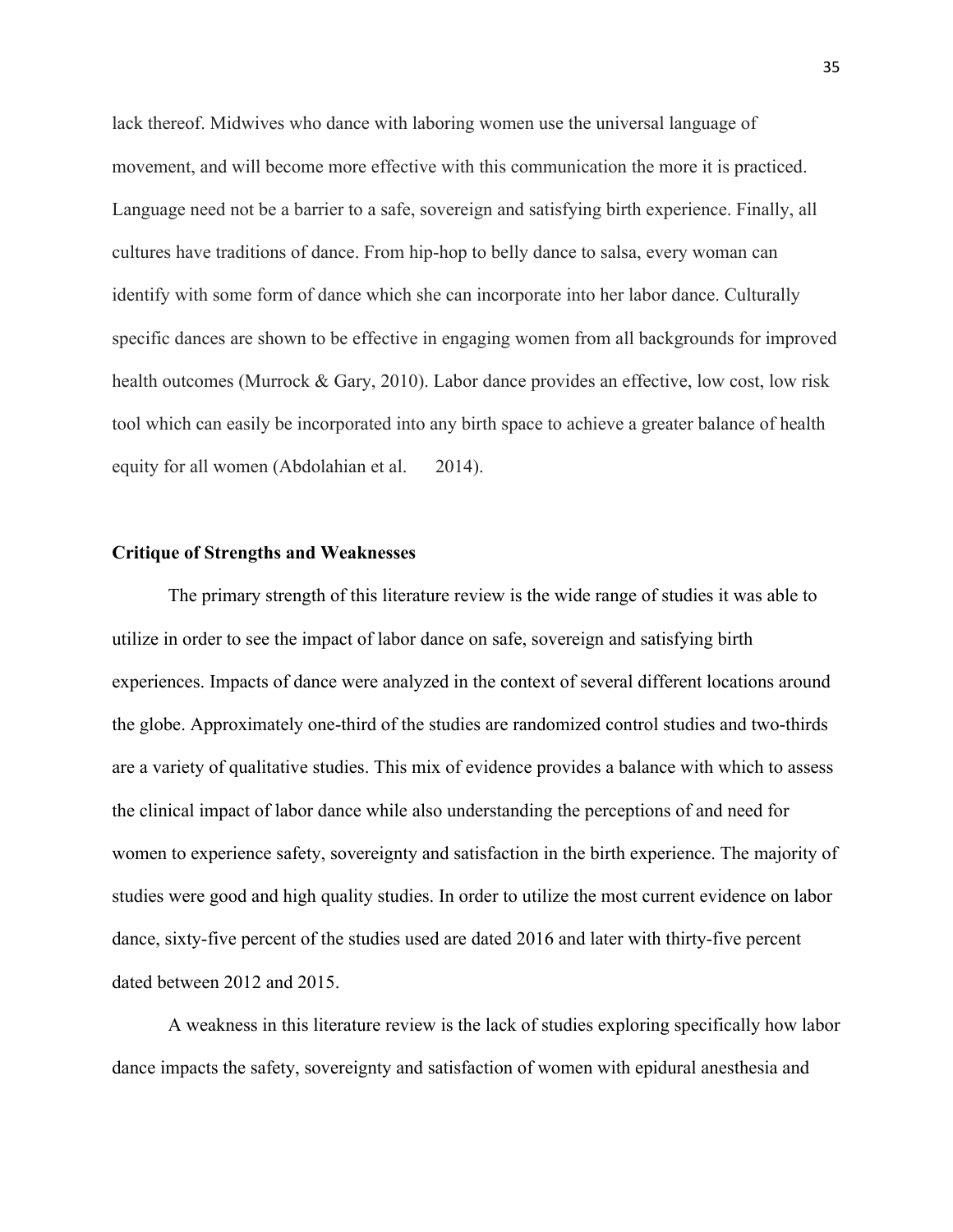lack thereof. Midwives who dance with laboring women use the universal language of movement, and will become more effective with this communication the more it is practiced. Language need not be a barrier to a safe, sovereign and satisfying birth experience. Finally, all cultures have traditions of dance. From hip-hop to belly dance to salsa, every woman can identify with some form of dance which she can incorporate into her labor dance. Culturally specific dances are shown to be effective in engaging women from all backgrounds for improved health outcomes (Murrock & Gary, 2010). Labor dance provides an effective, low cost, low risk tool which can easily be incorporated into any birth space to achieve a greater balance of health equity for all women (Abdolahian et al. 2014).

**Critique of Strengths and Weaknesses**

The primary strength of this literature review is the wide range of studies it was able to utilize in order to see the impact of labor dance on safe, sovereign and satisfying birth experiences. Impacts of dance were analyzed in the context of several different locations around the globe. Approximately one-third of the studies are randomized control studies and two-thirds are a variety of qualitative studies. This mix of evidence provides a balance with which to assess the clinical impact of labor dance while also understanding the perceptions of and need for women to experience safety, sovereignty and satisfaction in the birth experience. The majority of studies were good and high quality studies. In order to utilize the most current evidence on labor dance, sixty-five percent of the studies used are dated 2016 and later with thirty-five percent dated between 2012 and 2015.

A weakness in this literature review is the lack of studies exploring specifically how labor dance impacts the safety, sovereignty and satisfaction of women with epidural anesthesia and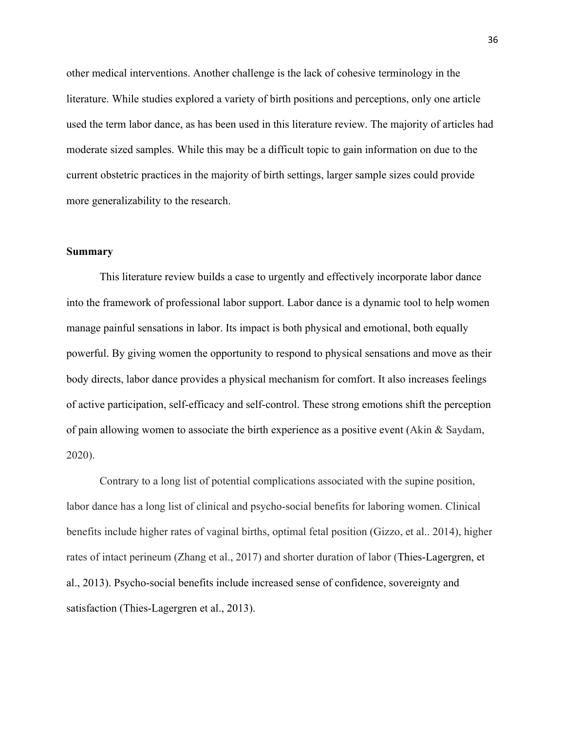other medical interventions. Another challenge is the lack of cohesive terminology in the literature. While studies explored a variety of birth positions and perceptions, only one article used the term labor dance, as has been used in this literature review. The majority of articles had moderate sized samples. While this may be a difficult topic to gain information on due to the current obstetric practices in the majority of birth settings, larger sample sizes could provide more generalizability to the research.

**Summary**

This literature review builds a case to urgently and effectively incorporate labor dance into the framework of professional labor support. Labor dance is a dynamic tool to help women manage painful sensations in labor. Its impact is both physical and emotional, both equally powerful. By giving women the opportunity to respond to physical sensations and move as their body directs, labor dance provides a physical mechanism for comfort. It also increases feelings of active participation, self-efficacy and self-control. These strong emotions shift the perception of pain allowing women to associate the birth experience as a positive event (Akin & Saydam, 2020).

Contrary to a long list of potential complications associated with the supine position, labor dance has a long list of clinical and psycho-social benefits for laboring women. Clinical benefits include higher rates of vaginal births, optimal fetal position (Gizzo, et al.. 2014), higher rates of intact perineum (Zhang et al., 2017) and shorter duration of labor (Thies-Lagergren, et al., 2013). Psycho-social benefits include increased sense of confidence, sovereignty and satisfaction (Thies-Lagergren et al., 2013).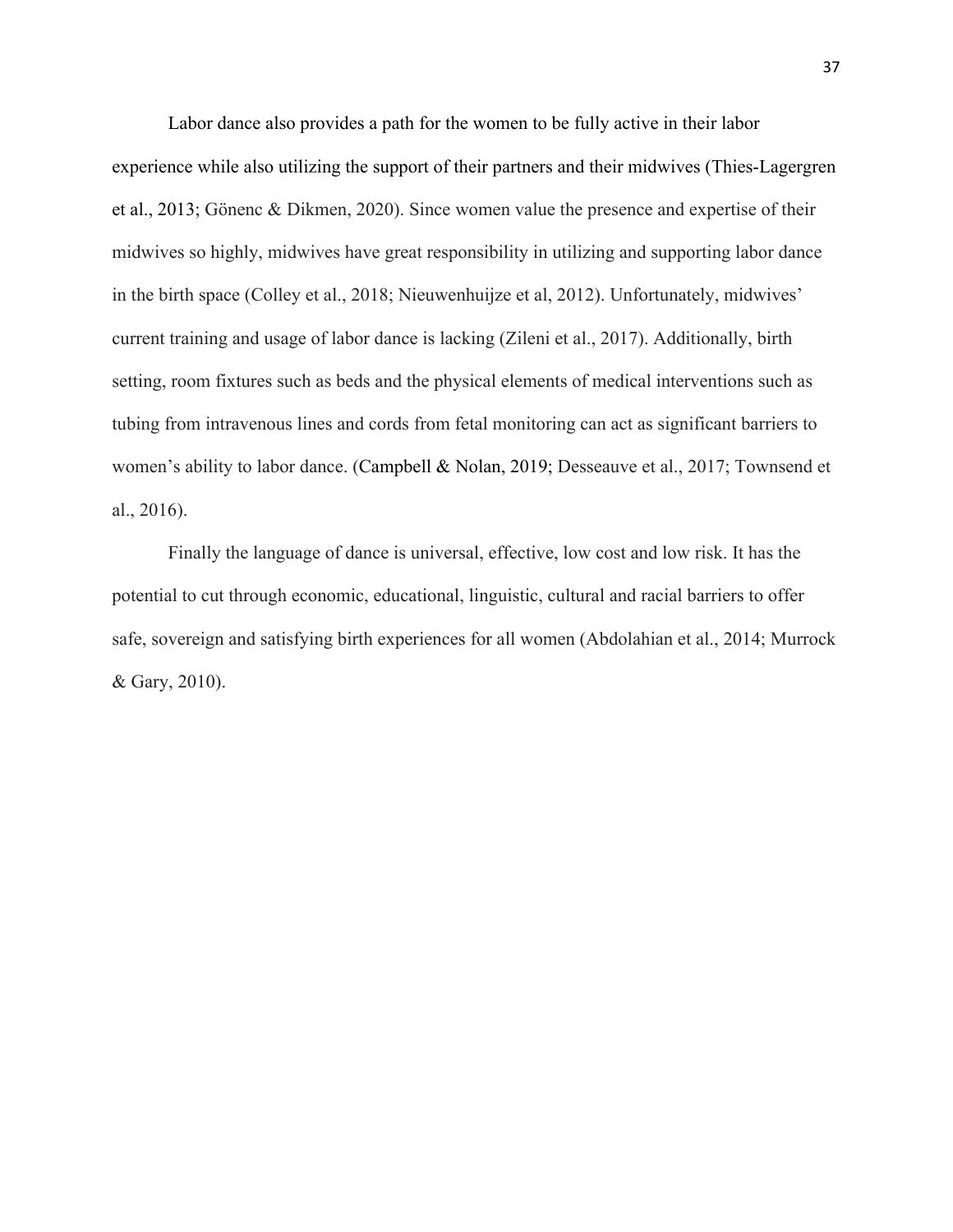Labor dance also provides a path for the women to be fully active in their labor experience while also utilizing the support of their partners and their midwives (Thies-Lagergren et al., 2013; Gönenc & Dikmen, 2020). Since women value the presence and expertise of their midwives so highly, midwives have great responsibility in utilizing and supporting labor dance in the birth space (Colley et al., 2018; Nieuwenhuijze et al, 2012). Unfortunately, midwives' current training and usage of labor dance is lacking (Zileni et al., 2017). Additionally, birth setting, room fixtures such as beds and the physical elements of medical interventions such as tubing from intravenous lines and cords from fetal monitoring can act as significant barriers to women's ability to labor dance. (Campbell & Nolan, 2019; Desseauve et al., 2017; Townsend et al., 2016).

Finally the language of dance is universal, effective, low cost and low risk. It has the potential to cut through economic, educational, linguistic, cultural and racial barriers to offer safe, sovereign and satisfying birth experiences for all women (Abdolahian et al., 2014; Murrock & Gary, 2010).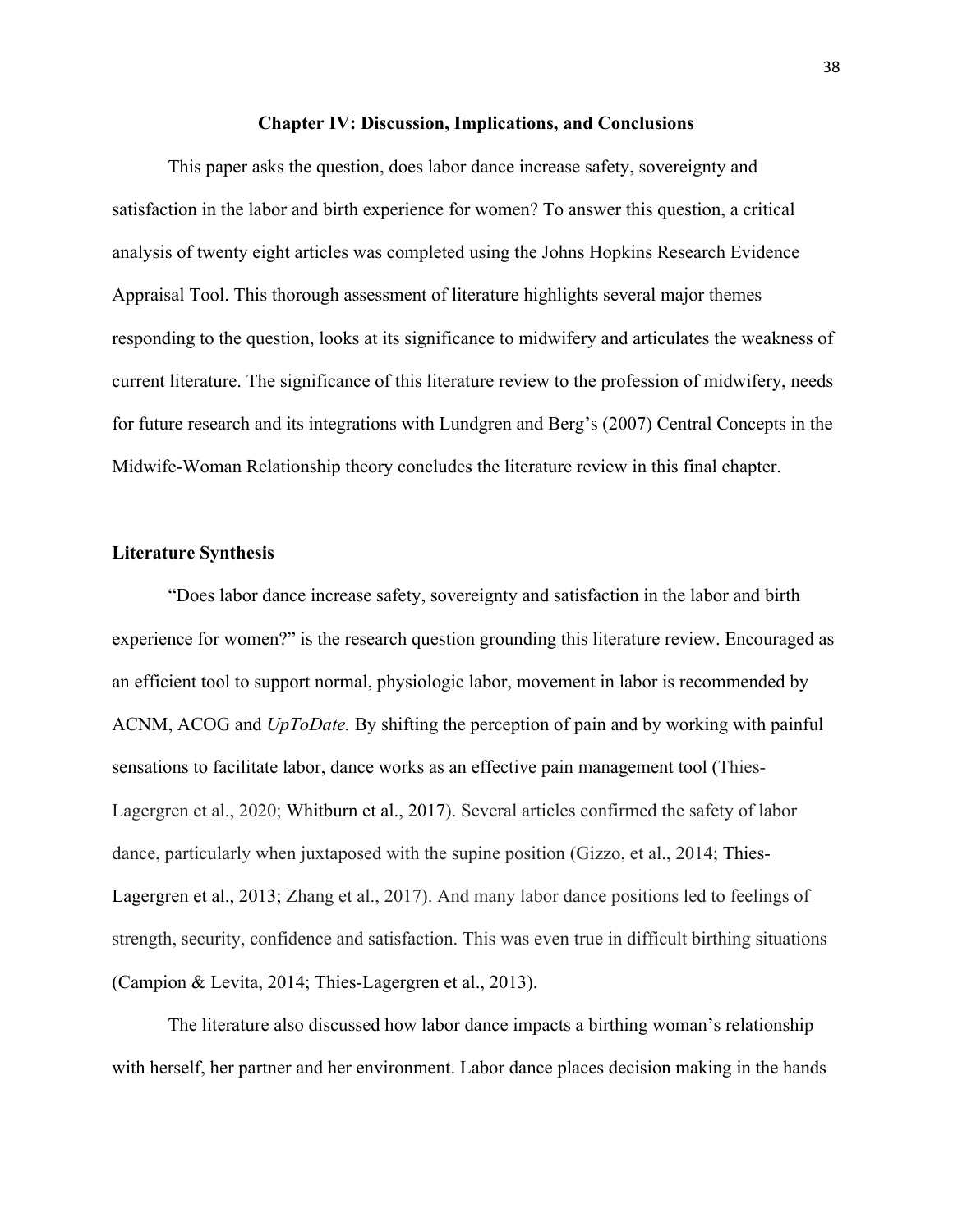## Chapter IV: Discussion, Implications, and Conclusions

This paper asks the question, does labor dance increase safety, sovereignty and satisfaction in the labor and birth experience for women? To answer this question, a critical analysis of twenty eight articles was completed using the Johns Hopkins Research Evidence Appraisal Tool. This thorough assessment of literature highlights several major themes responding to the question, looks at its significance to midwifery and articulates the weakness of current literature. The significance of this literature review to the profession of midwifery, needs for future research and its integrations with Lundgren and Berg's (2007) Central Concepts in the Midwife-Woman Relationship theory concludes the literature review in this final chapter.

### Literature Synthesis

"Does labor dance increase safety, sovereignty and satisfaction in the labor and birth experience for women?" is the research question grounding this literature review. Encouraged as an efficient tool to support normal, physiologic labor, movement in labor is recommended by ACNM, ACOG and *UpToDate.* By shifting the perception of pain and by working with painful sensations to facilitate labor, dance works as an effective pain management tool (Thies-Lagergren et al., 2020; Whitburn et al., 2017). Several articles confirmed the safety of labor dance, particularly when juxtaposed with the supine position (Gizzo, et al., 2014; Thies-Lagergren et al., 2013; Zhang et al., 2017). And many labor dance positions led to feelings of strength, security, confidence and satisfaction. This was even true in difficult birthing situations (Campion & Levita, 2014; Thies-Lagergren et al., 2013).

The literature also discussed how labor dance impacts a birthing woman's relationship with herself, her partner and her environment. Labor dance places decision making in the hands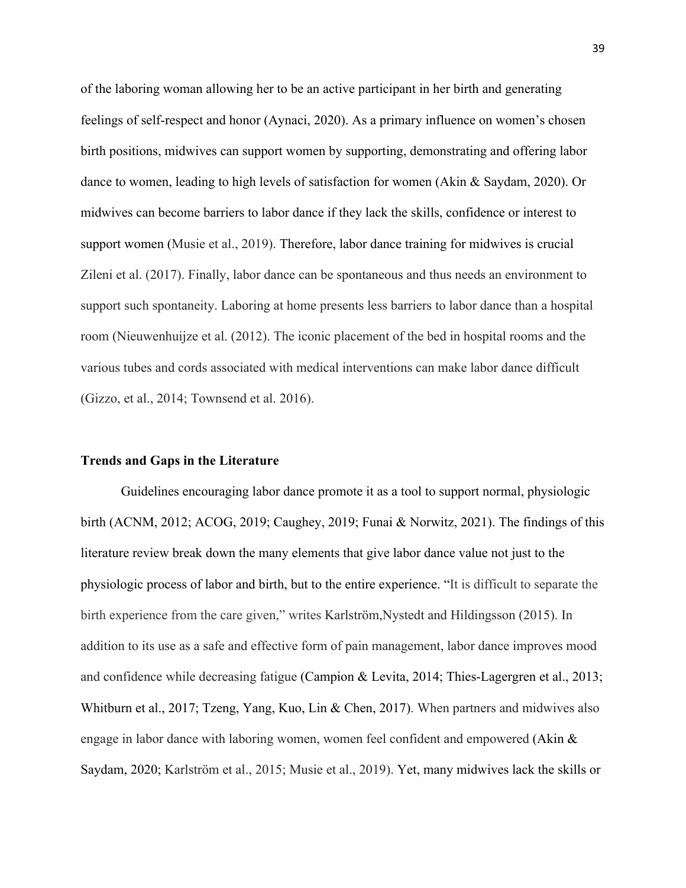of the laboring woman allowing her to be an active participant in her birth and generating feelings of self-respect and honor (Aynaci, 2020). As a primary influence on women's chosen birth positions, midwives can support women by supporting, demonstrating and offering labor dance to women, leading to high levels of satisfaction for women (Akin & Saydam, 2020). Or midwives can become barriers to labor dance if they lack the skills, confidence or interest to support women (Musie et al., 2019). Therefore, labor dance training for midwives is crucial Zileni et al. (2017). Finally, labor dance can be spontaneous and thus needs an environment to support such spontaneity. Laboring at home presents less barriers to labor dance than a hospital room (Nieuwenhuijze et al. (2012). The iconic placement of the bed in hospital rooms and the various tubes and cords associated with medical interventions can make labor dance difficult (Gizzo, et al., 2014; Townsend et al. 2016).

### Trends and Gaps in the Literature

Guidelines encouraging labor dance promote it as a tool to support normal, physiologic birth (ACNM, 2012; ACOG, 2019; Caughey, 2019; Funai & Norwitz, 2021). The findings of this literature review break down the many elements that give labor dance value not just to the physiologic process of labor and birth, but to the entire experience. "It is difficult to separate the birth experience from the care given," writes Karlström,Nystedt and Hildingsson (2015). In addition to its use as a safe and effective form of pain management, labor dance improves mood and confidence while decreasing fatigue (Campion & Levita, 2014; Thies-Lagergren et al., 2013; Whitburn et al., 2017; Tzeng, Yang, Kuo, Lin & Chen, 2017). When partners and midwives also engage in labor dance with laboring women, women feel confident and empowered (Akin & Saydam, 2020; Karlström et al., 2015; Musie et al., 2019). Yet, many midwives lack the skills or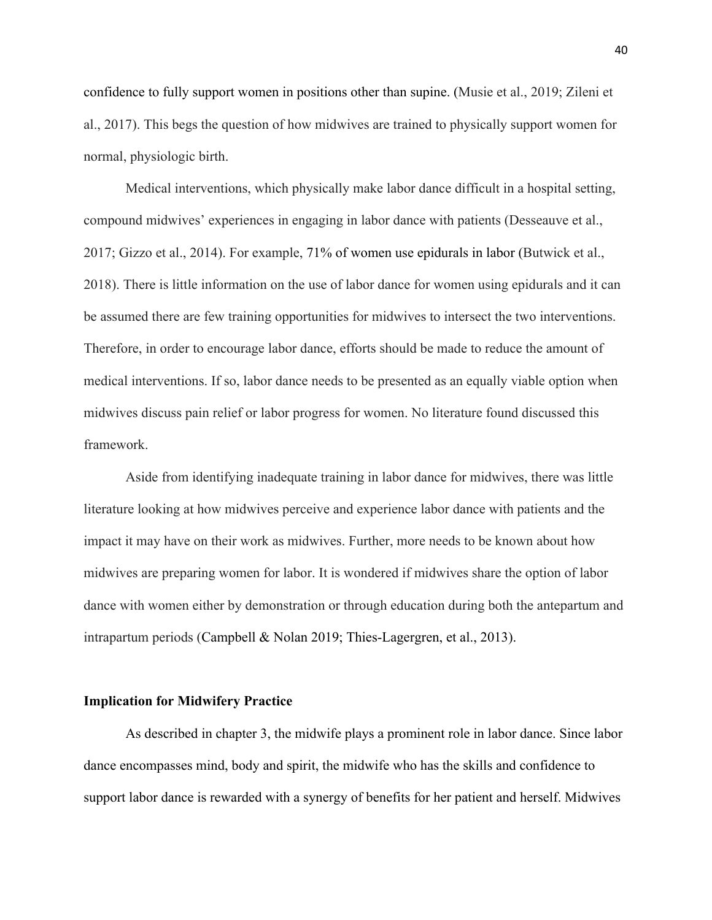confidence to fully support women in positions other than supine. (Musie et al., 2019; Zileni et al., 2017). This begs the question of how midwives are trained to physically support women for normal, physiologic birth.

Medical interventions, which physically make labor dance difficult in a hospital setting, compound midwives' experiences in engaging in labor dance with patients (Desseauve et al., 2017; Gizzo et al., 2014). For example, 71% of women use epidurals in labor (Butwick et al., 2018). There is little information on the use of labor dance for women using epidurals and it can be assumed there are few training opportunities for midwives to intersect the two interventions. Therefore, in order to encourage labor dance, efforts should be made to reduce the amount of medical interventions. If so, labor dance needs to be presented as an equally viable option when midwives discuss pain relief or labor progress for women. No literature found discussed this framework.

Aside from identifying inadequate training in labor dance for midwives, there was little literature looking at how midwives perceive and experience labor dance with patients and the impact it may have on their work as midwives. Further, more needs to be known about how midwives are preparing women for labor. It is wondered if midwives share the option of labor dance with women either by demonstration or through education during both the antepartum and intrapartum periods (Campbell & Nolan 2019; Thies-Lagergren, et al., 2013).

**Implication for Midwifery Practice**

As described in chapter 3, the midwife plays a prominent role in labor dance. Since labor dance encompasses mind, body and spirit, the midwife who has the skills and confidence to support labor dance is rewarded with a synergy of benefits for her patient and herself. Midwives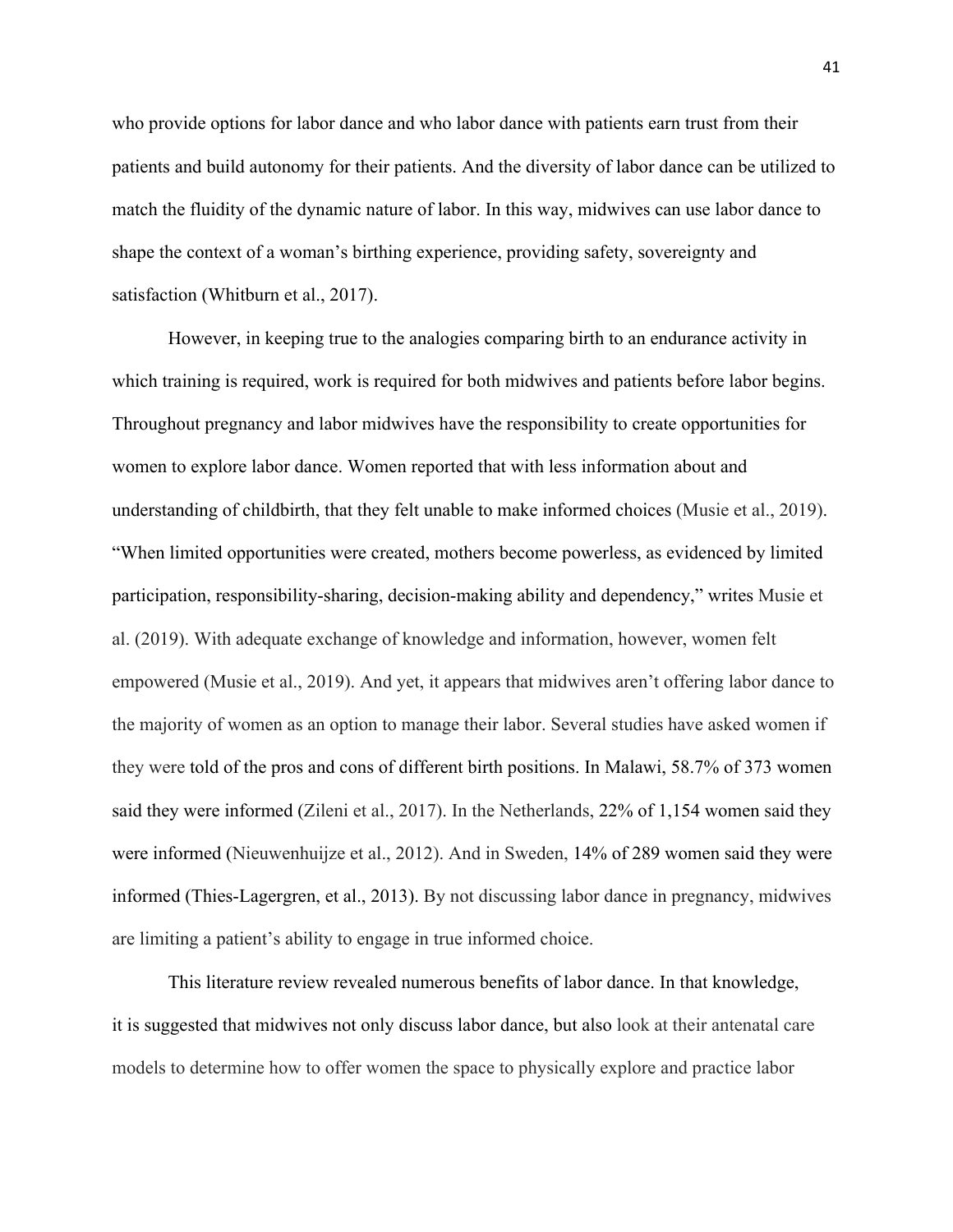who provide options for labor dance and who labor dance with patients earn trust from their patients and build autonomy for their patients. And the diversity of labor dance can be utilized to match the fluidity of the dynamic nature of labor. In this way, midwives can use labor dance to shape the context of a woman's birthing experience, providing safety, sovereignty and satisfaction (Whitburn et al., 2017).

However, in keeping true to the analogies comparing birth to an endurance activity in which training is required, work is required for both midwives and patients before labor begins. Throughout pregnancy and labor midwives have the responsibility to create opportunities for women to explore labor dance. Women reported that with less information about and understanding of childbirth, that they felt unable to make informed choices (Musie et al., 2019). "When limited opportunities were created, mothers become powerless, as evidenced by limited participation, responsibility-sharing, decision-making ability and dependency," writes Musie et al. (2019). With adequate exchange of knowledge and information, however, women felt empowered (Musie et al., 2019). And yet, it appears that midwives aren't offering labor dance to the majority of women as an option to manage their labor. Several studies have asked women if they were told of the pros and cons of different birth positions. In Malawi, 58.7% of 373 women said they were informed (Zileni et al., 2017). In the Netherlands, 22% of 1,154 women said they were informed (Nieuwenhuijze et al., 2012). And in Sweden, 14% of 289 women said they were informed (Thies-Lagergren, et al., 2013). By not discussing labor dance in pregnancy, midwives are limiting a patient's ability to engage in true informed choice.

This literature review revealed numerous benefits of labor dance. In that knowledge, it is suggested that midwives not only discuss labor dance, but also look at their antenatal care models to determine how to offer women the space to physically explore and practice labor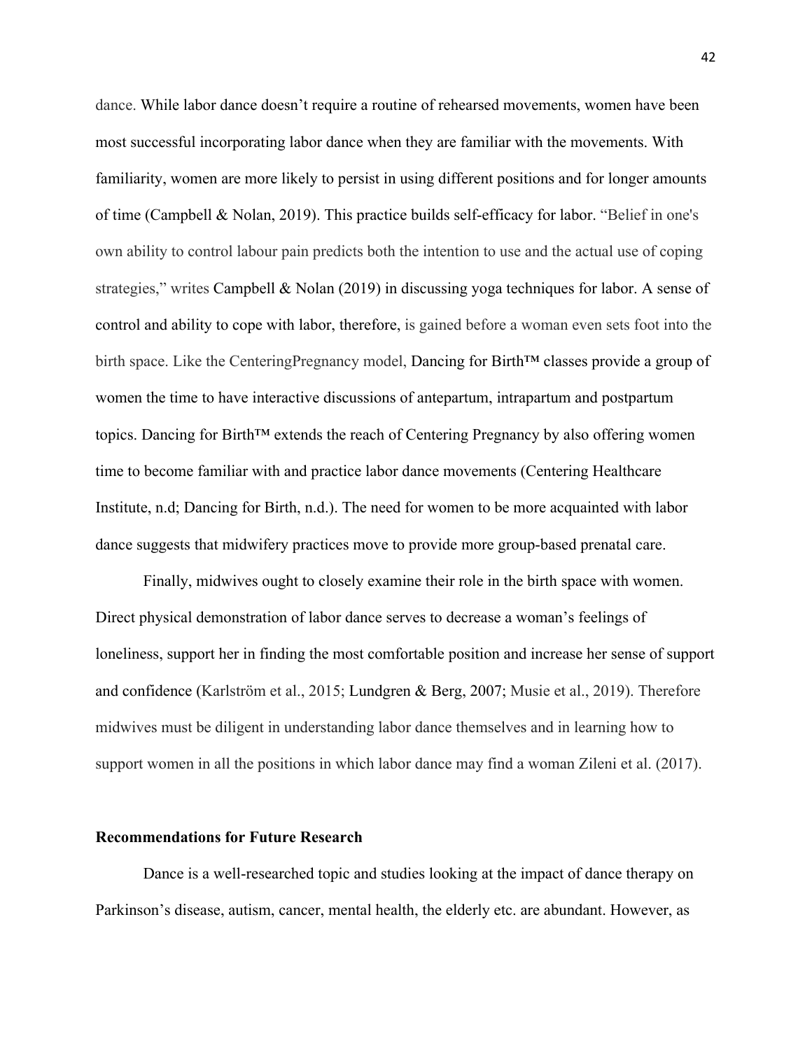dance. While labor dance doesn't require a routine of rehearsed movements, women have been most successful incorporating labor dance when they are familiar with the movements. With familiarity, women are more likely to persist in using different positions and for longer amounts of time (Campbell & Nolan, 2019). This practice builds self-efficacy for labor. "Belief in one's own ability to control labour pain predicts both the intention to use and the actual use of coping strategies," writes Campbell & Nolan (2019) in discussing yoga techniques for labor. A sense of control and ability to cope with labor, therefore, is gained before a woman even sets foot into the birth space. Like the CenteringPregnancy model, Dancing for Birth™ classes provide a group of women the time to have interactive discussions of antepartum, intrapartum and postpartum topics. Dancing for Birth™ extends the reach of Centering Pregnancy by also offering women time to become familiar with and practice labor dance movements (Centering Healthcare Institute, n.d; Dancing for Birth, n.d.). The need for women to be more acquainted with labor dance suggests that midwifery practices move to provide more group-based prenatal care.

Finally, midwives ought to closely examine their role in the birth space with women. Direct physical demonstration of labor dance serves to decrease a woman's feelings of loneliness, support her in finding the most comfortable position and increase her sense of support and confidence (Karlström et al., 2015; Lundgren & Berg, 2007; Musie et al., 2019). Therefore midwives must be diligent in understanding labor dance themselves and in learning how to support women in all the positions in which labor dance may find a woman Zileni et al. (2017).

## Recommendations for Future Research

Dance is a well-researched topic and studies looking at the impact of dance therapy on Parkinson's disease, autism, cancer, mental health, the elderly etc. are abundant. However, as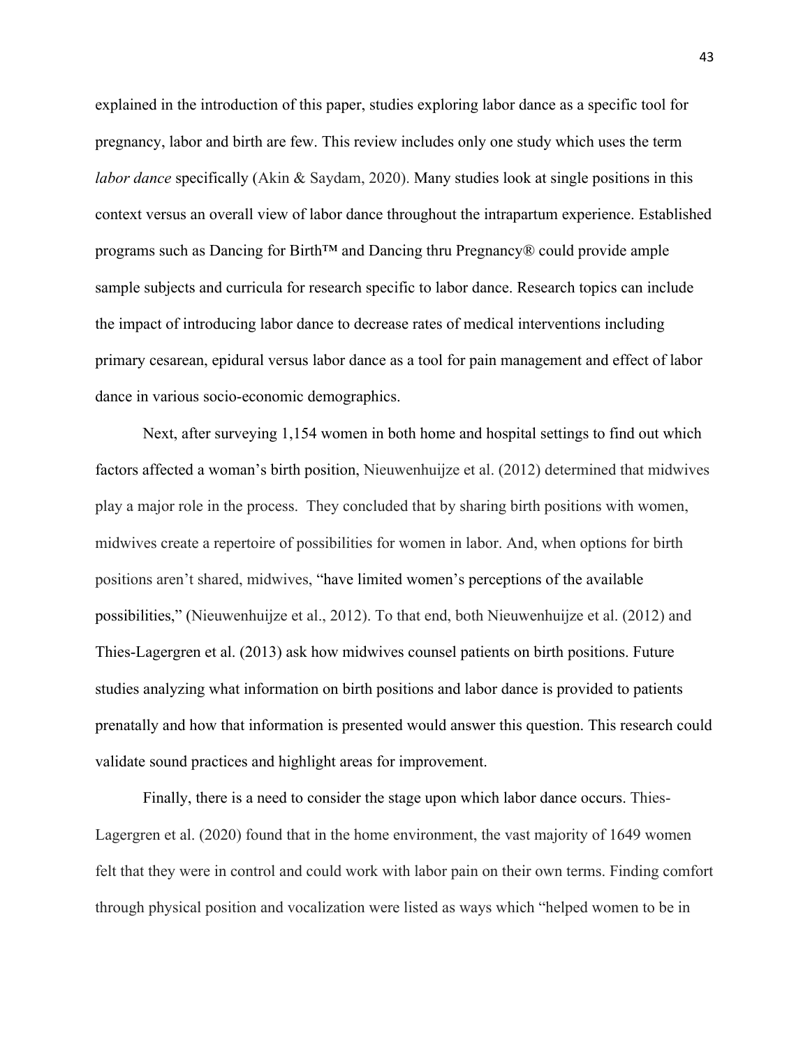explained in the introduction of this paper, studies exploring labor dance as a specific tool for pregnancy, labor and birth are few. This review includes only one study which uses the term *labor dance* specifically (Akin & Saydam, 2020). Many studies look at single positions in this context versus an overall view of labor dance throughout the intrapartum experience. Established programs such as Dancing for Birth™ and Dancing thru Pregnancy® could provide ample sample subjects and curricula for research specific to labor dance. Research topics can include the impact of introducing labor dance to decrease rates of medical interventions including primary cesarean, epidural versus labor dance as a tool for pain management and effect of labor dance in various socio-economic demographics.

Next, after surveying 1,154 women in both home and hospital settings to find out which factors affected a woman's birth position, Nieuwenhuijze et al. (2012) determined that midwives play a major role in the process. They concluded that by sharing birth positions with women, midwives create a repertoire of possibilities for women in labor. And, when options for birth positions aren't shared, midwives, "have limited women's perceptions of the available possibilities," (Nieuwenhuijze et al., 2012). To that end, both Nieuwenhuijze et al. (2012) and Thies-Lagergren et al. (2013) ask how midwives counsel patients on birth positions. Future studies analyzing what information on birth positions and labor dance is provided to patients prenatally and how that information is presented would answer this question. This research could validate sound practices and highlight areas for improvement.

Finally, there is a need to consider the stage upon which labor dance occurs. Thies-Lagergren et al. (2020) found that in the home environment, the vast majority of 1649 women felt that they were in control and could work with labor pain on their own terms. Finding comfort through physical position and vocalization were listed as ways which "helped women to be in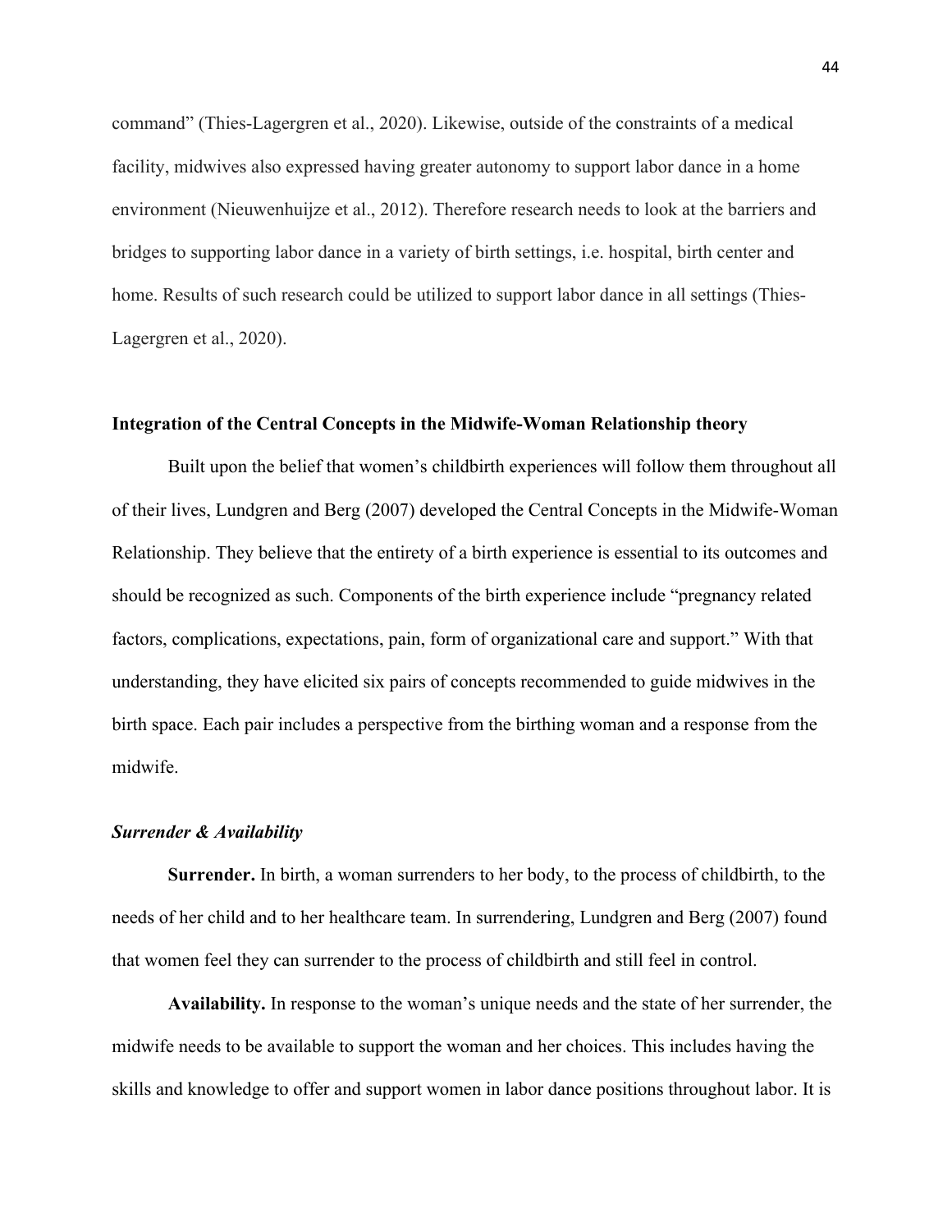command" (Thies-Lagergren et al., 2020). Likewise, outside of the constraints of a medical facility, midwives also expressed having greater autonomy to support labor dance in a home environment (Nieuwenhuijze et al., 2012). Therefore research needs to look at the barriers and bridges to supporting labor dance in a variety of birth settings, i.e. hospital, birth center and home. Results of such research could be utilized to support labor dance in all settings (Thies-Lagergren et al., 2020).

## Integration of the Central Concepts in the Midwife-Woman Relationship theory

Built upon the belief that women's childbirth experiences will follow them throughout all of their lives, Lundgren and Berg (2007) developed the Central Concepts in the Midwife-Woman Relationship. They believe that the entirety of a birth experience is essential to its outcomes and should be recognized as such. Components of the birth experience include "pregnancy related factors, complications, expectations, pain, form of organizational care and support." With that understanding, they have elicited six pairs of concepts recommended to guide midwives in the birth space. Each pair includes a perspective from the birthing woman and a response from the midwife.

### *Surrender & Availability*

**Surrender.** In birth, a woman surrenders to her body, to the process of childbirth, to the needs of her child and to her healthcare team. In surrendering, Lundgren and Berg (2007) found that women feel they can surrender to the process of childbirth and still feel in control.

**Availability.** In response to the woman's unique needs and the state of her surrender, the midwife needs to be available to support the woman and her choices. This includes having the skills and knowledge to offer and support women in labor dance positions throughout labor. It is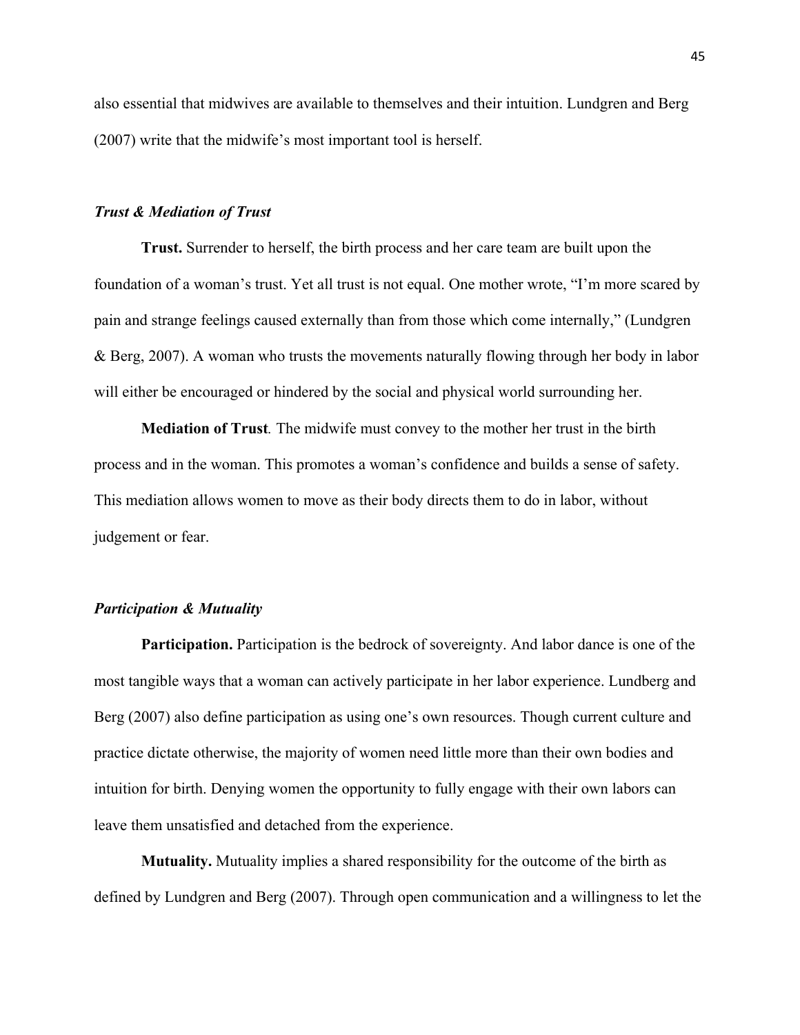also essential that midwives are available to themselves and their intuition. Lundgren and Berg (2007) write that the midwife's most important tool is herself.

### *Trust & Mediation of Trust*

**Trust.** Surrender to herself, the birth process and her care team are built upon the foundation of a woman's trust. Yet all trust is not equal. One mother wrote, "I'm more scared by pain and strange feelings caused externally than from those which come internally," (Lundgren & Berg, 2007). A woman who trusts the movements naturally flowing through her body in labor will either be encouraged or hindered by the social and physical world surrounding her.

**Mediation of Trust**. The midwife must convey to the mother her trust in the birth process and in the woman. This promotes a woman's confidence and builds a sense of safety. This mediation allows women to move as their body directs them to do in labor, without judgement or fear.

### *Participation & Mutuality*

**Participation.** Participation is the bedrock of sovereignty. And labor dance is one of the most tangible ways that a woman can actively participate in her labor experience. Lundberg and Berg (2007) also define participation as using one's own resources. Though current culture and practice dictate otherwise, the majority of women need little more than their own bodies and intuition for birth. Denying women the opportunity to fully engage with their own labors can leave them unsatisfied and detached from the experience.

**Mutuality.** Mutuality implies a shared responsibility for the outcome of the birth as defined by Lundgren and Berg (2007). Through open communication and a willingness to let the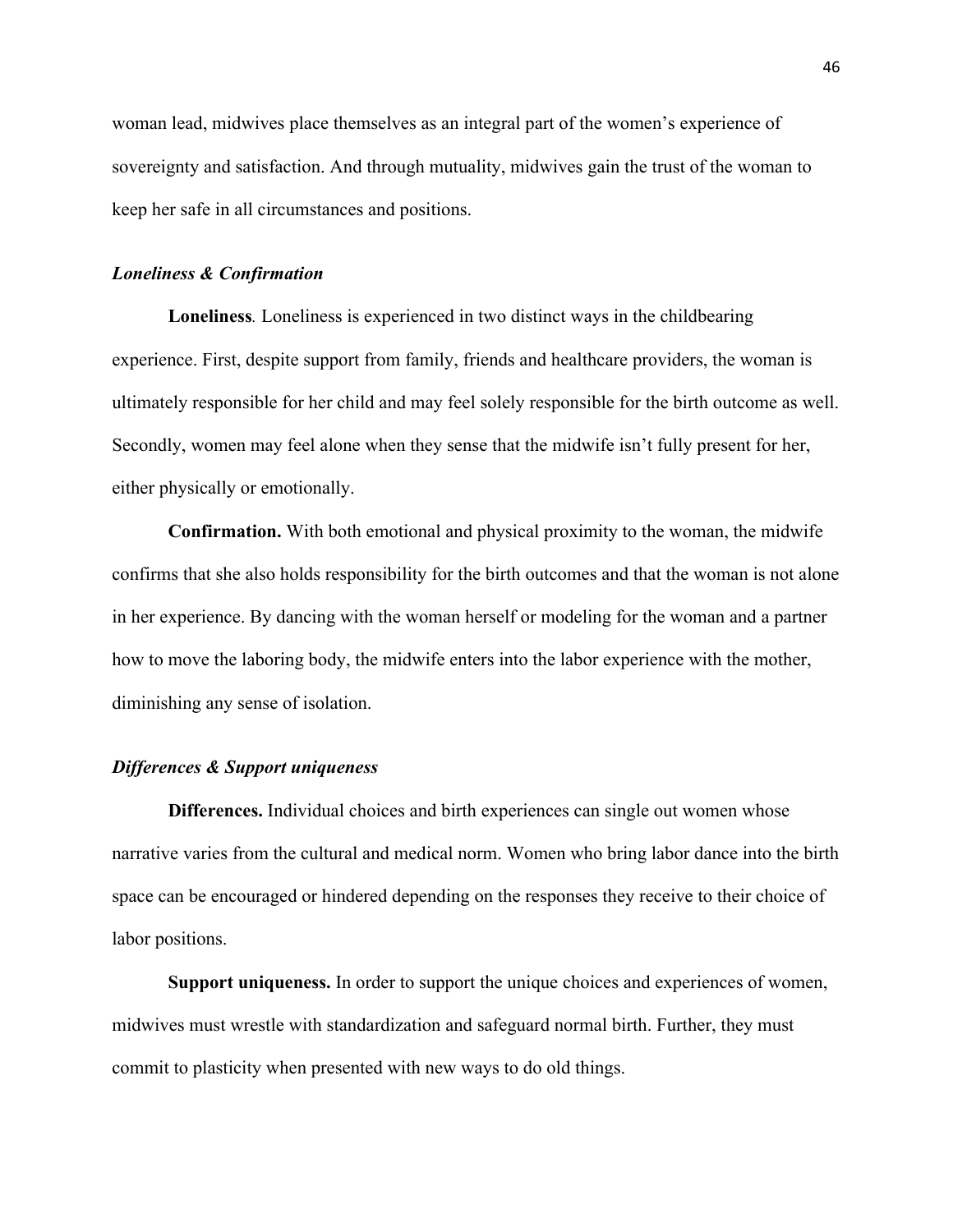woman lead, midwives place themselves as an integral part of the women's experience of sovereignty and satisfaction. And through mutuality, midwives gain the trust of the woman to keep her safe in all circumstances and positions.

### *Loneliness & Confirmation*

**Loneliness***.* Loneliness is experienced in two distinct ways in the childbearing experience. First, despite support from family, friends and healthcare providers, the woman is ultimately responsible for her child and may feel solely responsible for the birth outcome as well. Secondly, women may feel alone when they sense that the midwife isn't fully present for her, either physically or emotionally.

**Confirmation.** With both emotional and physical proximity to the woman, the midwife confirms that she also holds responsibility for the birth outcomes and that the woman is not alone in her experience. By dancing with the woman herself or modeling for the woman and a partner how to move the laboring body, the midwife enters into the labor experience with the mother, diminishing any sense of isolation.

### *Differences & Support uniqueness*

**Differences.** Individual choices and birth experiences can single out women whose narrative varies from the cultural and medical norm. Women who bring labor dance into the birth space can be encouraged or hindered depending on the responses they receive to their choice of labor positions.

**Support uniqueness.** In order to support the unique choices and experiences of women, midwives must wrestle with standardization and safeguard normal birth. Further, they must commit to plasticity when presented with new ways to do old things.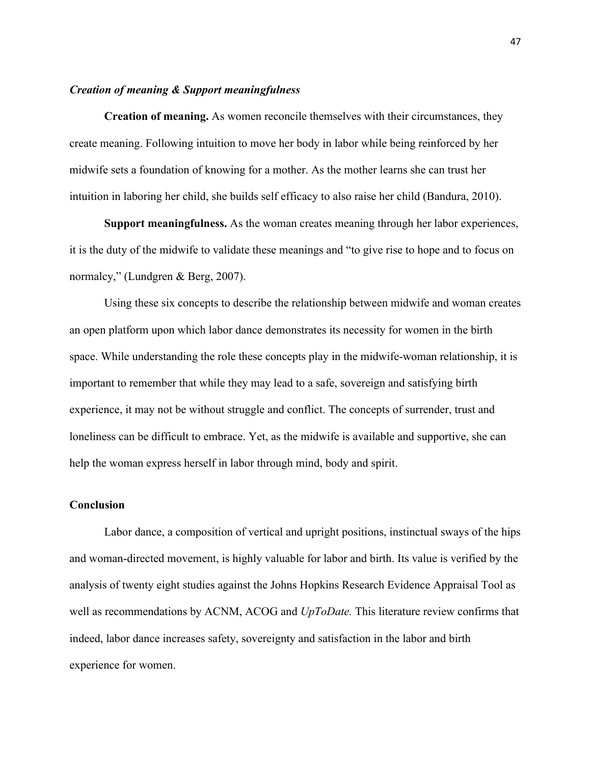***Creation of meaning & Support meaningfulness***

**Creation of meaning.** As women reconcile themselves with their circumstances, they create meaning. Following intuition to move her body in labor while being reinforced by her midwife sets a foundation of knowing for a mother. As the mother learns she can trust her intuition in laboring her child, she builds self efficacy to also raise her child (Bandura, 2010).

**Support meaningfulness.** As the woman creates meaning through her labor experiences, it is the duty of the midwife to validate these meanings and "to give rise to hope and to focus on normalcy," (Lundgren & Berg, 2007).

Using these six concepts to describe the relationship between midwife and woman creates an open platform upon which labor dance demonstrates its necessity for women in the birth space. While understanding the role these concepts play in the midwife-woman relationship, it is important to remember that while they may lead to a safe, sovereign and satisfying birth experience, it may not be without struggle and conflict. The concepts of surrender, trust and loneliness can be difficult to embrace. Yet, as the midwife is available and supportive, she can help the woman express herself in labor through mind, body and spirit.

## Conclusion

Labor dance, a composition of vertical and upright positions, instinctual sways of the hips and woman-directed movement, is highly valuable for labor and birth. Its value is verified by the analysis of twenty eight studies against the Johns Hopkins Research Evidence Appraisal Tool as well as recommendations by ACNM, ACOG and *UpToDate.* This literature review confirms that indeed, labor dance increases safety, sovereignty and satisfaction in the labor and birth experience for women.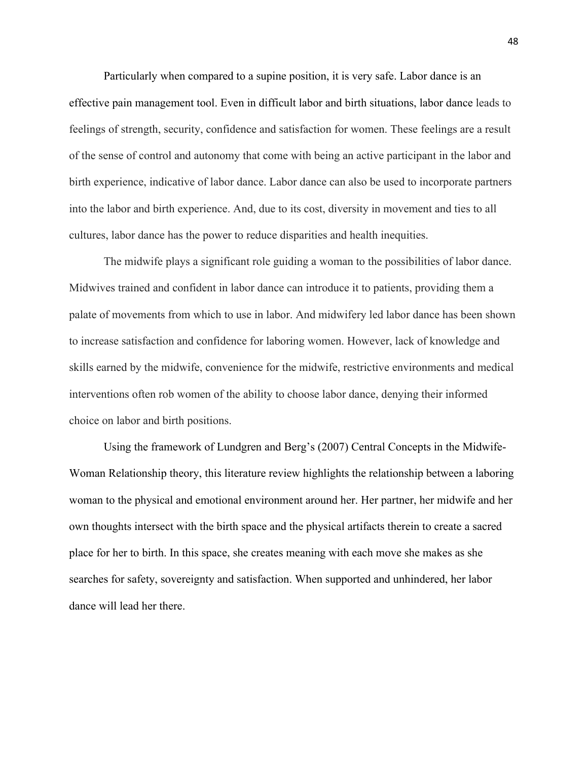Particularly when compared to a supine position, it is very safe. Labor dance is an effective pain management tool. Even in difficult labor and birth situations, labor dance leads to feelings of strength, security, confidence and satisfaction for women. These feelings are a result of the sense of control and autonomy that come with being an active participant in the labor and birth experience, indicative of labor dance. Labor dance can also be used to incorporate partners into the labor and birth experience. And, due to its cost, diversity in movement and ties to all cultures, labor dance has the power to reduce disparities and health inequities.

The midwife plays a significant role guiding a woman to the possibilities of labor dance. Midwives trained and confident in labor dance can introduce it to patients, providing them a palate of movements from which to use in labor. And midwifery led labor dance has been shown to increase satisfaction and confidence for laboring women. However, lack of knowledge and skills earned by the midwife, convenience for the midwife, restrictive environments and medical interventions often rob women of the ability to choose labor dance, denying their informed choice on labor and birth positions.

Using the framework of Lundgren and Berg's (2007) Central Concepts in the Midwife-Woman Relationship theory, this literature review highlights the relationship between a laboring woman to the physical and emotional environment around her. Her partner, her midwife and her own thoughts intersect with the birth space and the physical artifacts therein to create a sacred place for her to birth. In this space, she creates meaning with each move she makes as she searches for safety, sovereignty and satisfaction. When supported and unhindered, her labor dance will lead her there.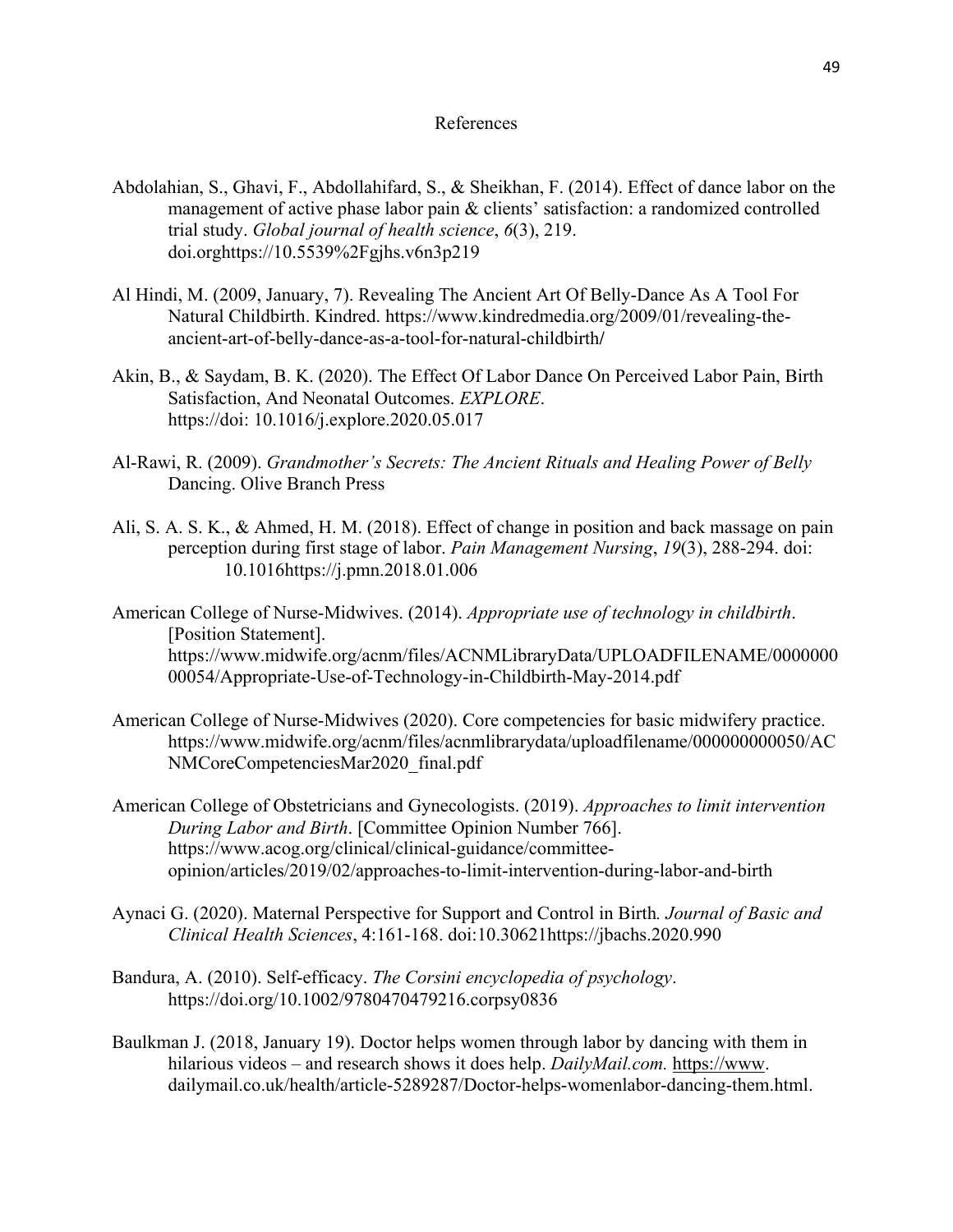# References

Abdolahian, S., Ghavi, F., Abdollahifard, S., & Sheikhan, F. (2014). Effect of dance labor on the management of active phase labor pain & clients' satisfaction: a randomized controlled trial study. *Global journal of health science*, *6*(3), 219. doi.orghttps://10.5539%2Fgjhs.v6n3p219

Al Hindi, M. (2009, January, 7). Revealing The Ancient Art Of Belly-Dance As A Tool For Natural Childbirth. Kindred. https://www.kindredmedia.org/2009/01/revealing-the-ancient-art-of-belly-dance-as-a-tool-for-natural-childbirth/

Akin, B., & Saydam, B. K. (2020). The Effect Of Labor Dance On Perceived Labor Pain, Birth Satisfaction, And Neonatal Outcomes. *EXPLORE*. https://doi: 10.1016/j.explore.2020.05.017

Al-Rawi, R. (2009). *Grandmother's Secrets: The Ancient Rituals and Healing Power of Belly* Dancing. Olive Branch Press

Ali, S. A. S. K., & Ahmed, H. M. (2018). Effect of change in position and back massage on pain perception during first stage of labor. *Pain Management Nursing*, *19*(3), 288-294. doi: 10.1016https://j.pmn.2018.01.006

American College of Nurse-Midwives. (2014). *Appropriate use of technology in childbirth*. [Position Statement]. https://www.midwife.org/acnm/files/ACNMLibraryData/UPLOADFILENAME/000000000054/Appropriate-Use-of-Technology-in-Childbirth-May-2014.pdf

American College of Nurse-Midwives (2020). Core competencies for basic midwifery practice. https://www.midwife.org/acnm/files/acnmlibrarydata/uploadfilename/000000000050/ACNMCoreCompetenciesMar2020_final.pdf

American College of Obstetricians and Gynecologists. (2019). *Approaches to limit intervention During Labor and Birth*. [Committee Opinion Number 766]. https://www.acog.org/clinical/clinical-guidance/committee-opinion/articles/2019/02/approaches-to-limit-intervention-during-labor-and-birth

Aynaci G. (2020). Maternal Perspective for Support and Control in Birth*. Journal of Basic and Clinical Health Sciences*, 4:161-168. doi:10.30621https://jbachs.2020.990

Bandura, A. (2010). Self-efficacy. *The Corsini encyclopedia of psychology*. https://doi.org/10.1002/9780470479216.corpsy0836

Baulkman J. (2018, January 19). Doctor helps women through labor by dancing with them in hilarious videos – and research shows it does help. *DailyMail.com.* https://www. dailymail.co.uk/health/article-5289287/Doctor-helps-womenlabor-dancing-them.html.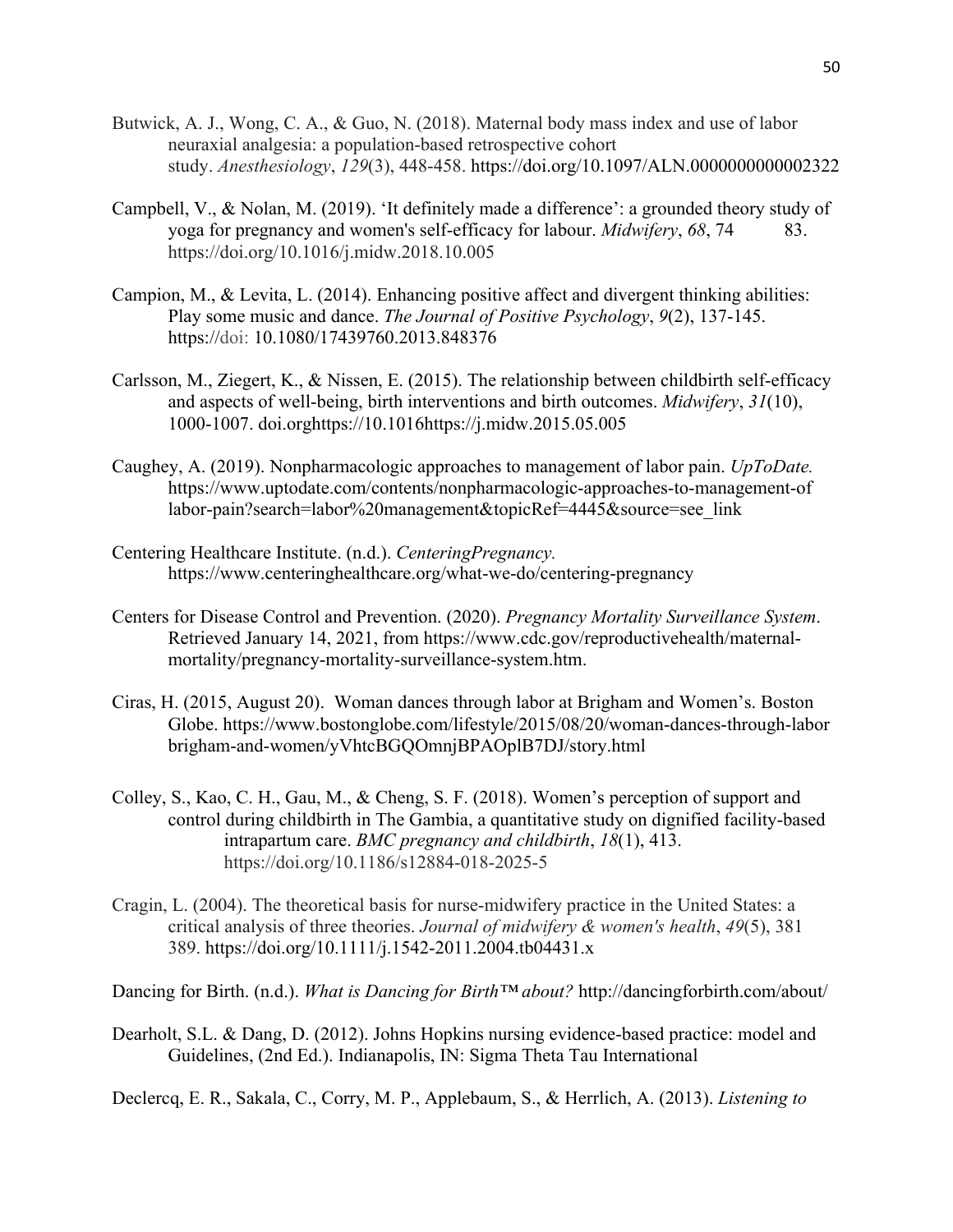Butwick, A. J., Wong, C. A., & Guo, N. (2018). Maternal body mass index and use of labor neuraxial analgesia: a population-based retrospective cohort study. *Anesthesiology*, *129*(3), 448-458. https://doi.org/10.1097/ALN.0000000000002322

Campbell, V., & Nolan, M. (2019). 'It definitely made a difference': a grounded theory study of yoga for pregnancy and women's self-efficacy for labour. *Midwifery*, *68*, 74 83. https://doi.org/10.1016/j.midw.2018.10.005

Campion, M., & Levita, L. (2014). Enhancing positive affect and divergent thinking abilities: Play some music and dance. *The Journal of Positive Psychology*, *9*(2), 137-145. https://doi: 10.1080/17439760.2013.848376

Carlsson, M., Ziegert, K., & Nissen, E. (2015). The relationship between childbirth self-efficacy and aspects of well-being, birth interventions and birth outcomes. *Midwifery*, *31*(10), 1000-1007. doi.orghttps://10.1016https://j.midw.2015.05.005

Caughey, A. (2019). Nonpharmacologic approaches to management of labor pain. *UpToDate.* https://www.uptodate.com/contents/nonpharmacologic-approaches-to-management-of labor-pain?search=labor%20management&topicRef=4445&source=see_link

Centering Healthcare Institute. (n.d.). *CenteringPregnancy.* https://www.centeringhealthcare.org/what-we-do/centering-pregnancy

Centers for Disease Control and Prevention. (2020). *Pregnancy Mortality Surveillance System*. Retrieved January 14, 2021, from https://www.cdc.gov/reproductivehealth/maternal-mortality/pregnancy-mortality-surveillance-system.htm.

Ciras, H. (2015, August 20). Woman dances through labor at Brigham and Women's. Boston Globe. https://www.bostonglobe.com/lifestyle/2015/08/20/woman-dances-through-labor brigham-and-women/yVhtcBGQOmnjBPAOplB7DJ/story.html

Colley, S., Kao, C. H., Gau, M., & Cheng, S. F. (2018). Women's perception of support and control during childbirth in The Gambia, a quantitative study on dignified facility-based intrapartum care. *BMC pregnancy and childbirth*, *18*(1), 413. https://doi.org/10.1186/s12884-018-2025-5

Cragin, L. (2004). The theoretical basis for nurse-midwifery practice in the United States: a critical analysis of three theories. *Journal of midwifery & women's health*, *49*(5), 381 389. https://doi.org/10.1111/j.1542-2011.2004.tb04431.x

Dancing for Birth. (n.d.). *What is Dancing for Birth™ about?* http://dancingforbirth.com/about/

Dearholt, S.L. & Dang, D. (2012). Johns Hopkins nursing evidence-based practice: model and Guidelines, (2nd Ed.). Indianapolis, IN: Sigma Theta Tau International

Declercq, E. R., Sakala, C., Corry, M. P., Applebaum, S., & Herrlich, A. (2013). *Listening to*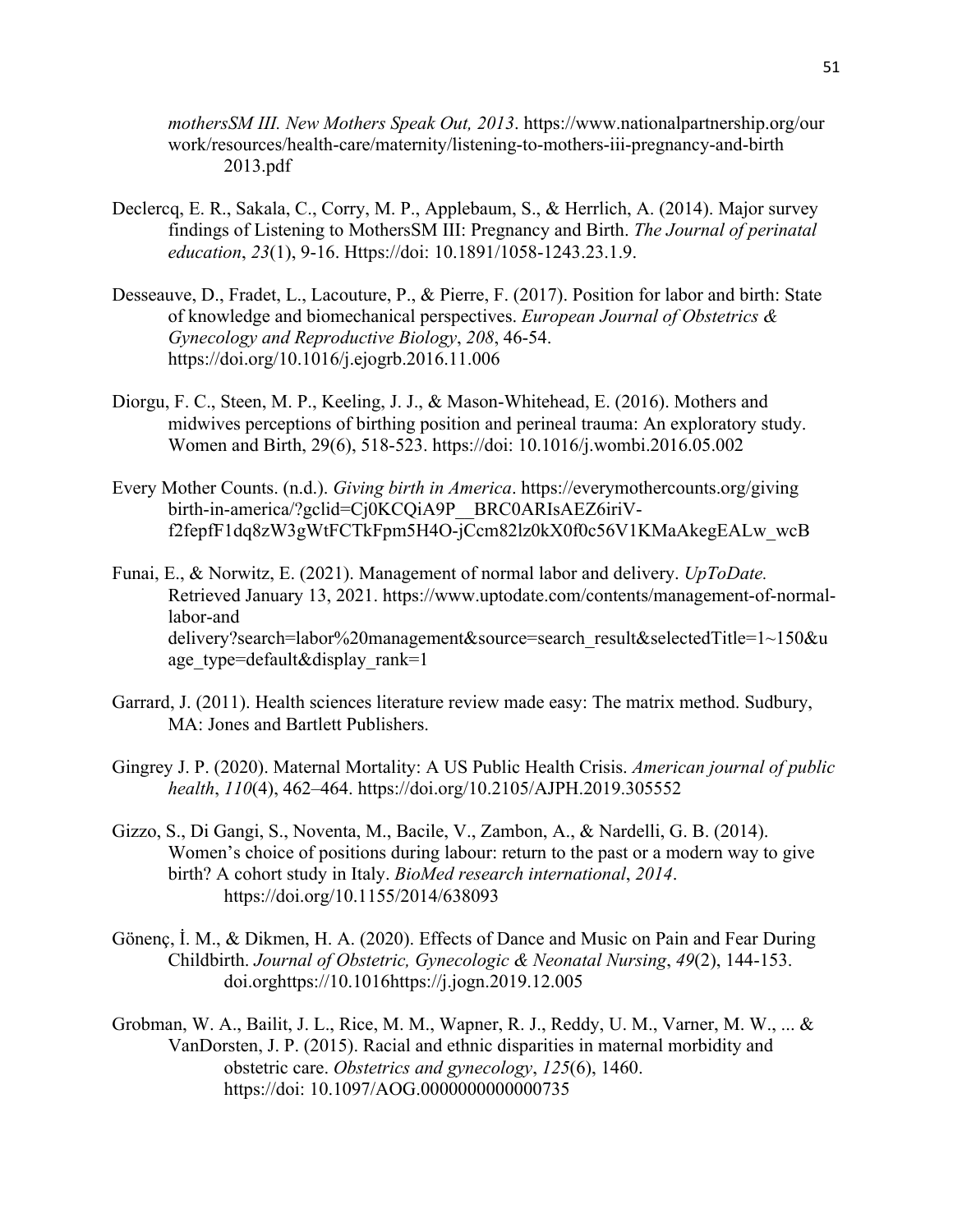*mothersSM III. New Mothers Speak Out, 2013*. https://www.nationalpartnership.org/our work/resources/health-care/maternity/listening-to-mothers-iii-pregnancy-and-birth 2013.pdf

Declercq, E. R., Sakala, C., Corry, M. P., Applebaum, S., & Herrlich, A. (2014). Major survey findings of Listening to MothersSM III: Pregnancy and Birth. *The Journal of perinatal education*, *23*(1), 9-16. Https://doi: 10.1891/1058-1243.23.1.9.

Desseauve, D., Fradet, L., Lacouture, P., & Pierre, F. (2017). Position for labor and birth: State of knowledge and biomechanical perspectives. *European Journal of Obstetrics & Gynecology and Reproductive Biology*, *208*, 46-54. https://doi.org/10.1016/j.ejogrb.2016.11.006

Diorgu, F. C., Steen, M. P., Keeling, J. J., & Mason-Whitehead, E. (2016). Mothers and midwives perceptions of birthing position and perineal trauma: An exploratory study. Women and Birth, 29(6), 518-523. https://doi: 10.1016/j.wombi.2016.05.002

Every Mother Counts. (n.d.). *Giving birth in America*. https://everymothercounts.org/giving birth-in-america/?gclid=Cj0KCQiA9P__BRC0ARIsAEZ6iriV-f2fepfF1dq8zW3gWtFCTkFpm5H4O-jCcm82lz0kX0f0c56V1KMaAkegEALw_wcB

Funai, E., & Norwitz, E. (2021). Management of normal labor and delivery. *UpToDate.* Retrieved January 13, 2021. https://www.uptodate.com/contents/management-of-normal-labor-and delivery?search=labor%20management&source=search_result&selectedTitle=1~150&u age_type=default&display_rank=1

Garrard, J. (2011). Health sciences literature review made easy: The matrix method. Sudbury, MA: Jones and Bartlett Publishers.

Gingrey J. P. (2020). Maternal Mortality: A US Public Health Crisis. *American journal of public health*, *110*(4), 462–464. https://doi.org/10.2105/AJPH.2019.305552

Gizzo, S., Di Gangi, S., Noventa, M., Bacile, V., Zambon, A., & Nardelli, G. B. (2014). Women's choice of positions during labour: return to the past or a modern way to give birth? A cohort study in Italy. *BioMed research international*, *2014*. https://doi.org/10.1155/2014/638093

Gönenç, İ. M., & Dikmen, H. A. (2020). Effects of Dance and Music on Pain and Fear During Childbirth. *Journal of Obstetric, Gynecologic & Neonatal Nursing*, *49*(2), 144-153. doi.orghttps://10.1016https://j.jogn.2019.12.005

Grobman, W. A., Bailit, J. L., Rice, M. M., Wapner, R. J., Reddy, U. M., Varner, M. W., ... & VanDorsten, J. P. (2015). Racial and ethnic disparities in maternal morbidity and obstetric care. *Obstetrics and gynecology*, *125*(6), 1460. https://doi: 10.1097/AOG.0000000000000735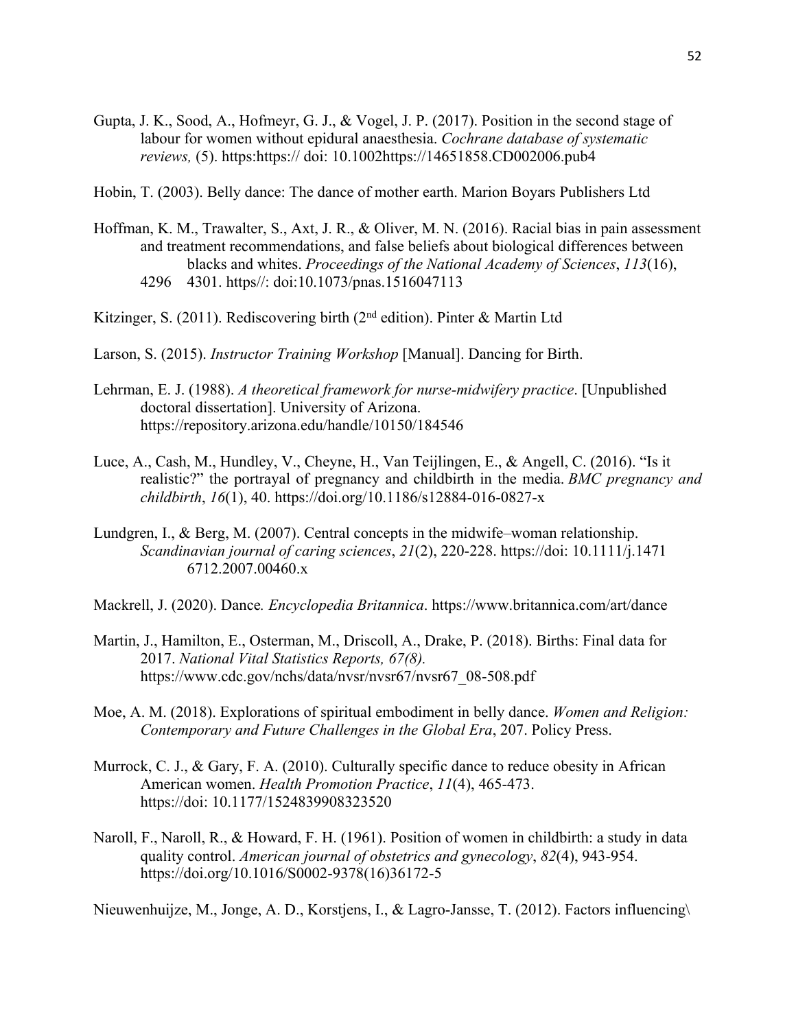Gupta, J. K., Sood, A., Hofmeyr, G. J., & Vogel, J. P. (2017). Position in the second stage of labour for women without epidural anaesthesia. *Cochrane database of systematic reviews,* (5). https:https:// doi: 10.1002https://14651858.CD002006.pub4

Hobin, T. (2003). Belly dance: The dance of mother earth. Marion Boyars Publishers Ltd

Hoffman, K. M., Trawalter, S., Axt, J. R., & Oliver, M. N. (2016). Racial bias in pain assessment and treatment recommendations, and false beliefs about biological differences between blacks and whites. *Proceedings of the National Academy of Sciences*, *113*(16), 4296 4301. https//: doi:10.1073/pnas.1516047113

Kitzinger, S. (2011). Rediscovering birth (2nd edition). Pinter & Martin Ltd

Larson, S. (2015). *Instructor Training Workshop* [Manual]. Dancing for Birth.

Lehrman, E. J. (1988). *A theoretical framework for nurse-midwifery practice*. [Unpublished doctoral dissertation]. University of Arizona. https://repository.arizona.edu/handle/10150/184546

Luce, A., Cash, M., Hundley, V., Cheyne, H., Van Teijlingen, E., & Angell, C. (2016). "Is it realistic?" the portrayal of pregnancy and childbirth in the media. *BMC pregnancy and childbirth*, *16*(1), 40. https://doi.org/10.1186/s12884-016-0827-x

Lundgren, I., & Berg, M. (2007). Central concepts in the midwife–woman relationship. *Scandinavian journal of caring sciences*, *21*(2), 220-228. https://doi: 10.1111/j.1471 6712.2007.00460.x

Mackrell, J. (2020). Dance*. Encyclopedia Britannica*. https://www.britannica.com/art/dance

Martin, J., Hamilton, E., Osterman, M., Driscoll, A., Drake, P. (2018). Births: Final data for 2017. *National Vital Statistics Reports, 67(8).* https://www.cdc.gov/nchs/data/nvsr/nvsr67/nvsr67_08-508.pdf

Moe, A. M. (2018). Explorations of spiritual embodiment in belly dance. *Women and Religion: Contemporary and Future Challenges in the Global Era*, 207. Policy Press.

Murrock, C. J., & Gary, F. A. (2010). Culturally specific dance to reduce obesity in African American women. *Health Promotion Practice*, *11*(4), 465-473. https://doi: 10.1177/1524839908323520

Naroll, F., Naroll, R., & Howard, F. H. (1961). Position of women in childbirth: a study in data quality control. *American journal of obstetrics and gynecology*, *82*(4), 943-954. https://doi.org/10.1016/S0002-9378(16)36172-5

Nieuwenhuijze, M., Jonge, A. D., Korstjens, I., & Lagro-Jansse, T. (2012). Factors influencing\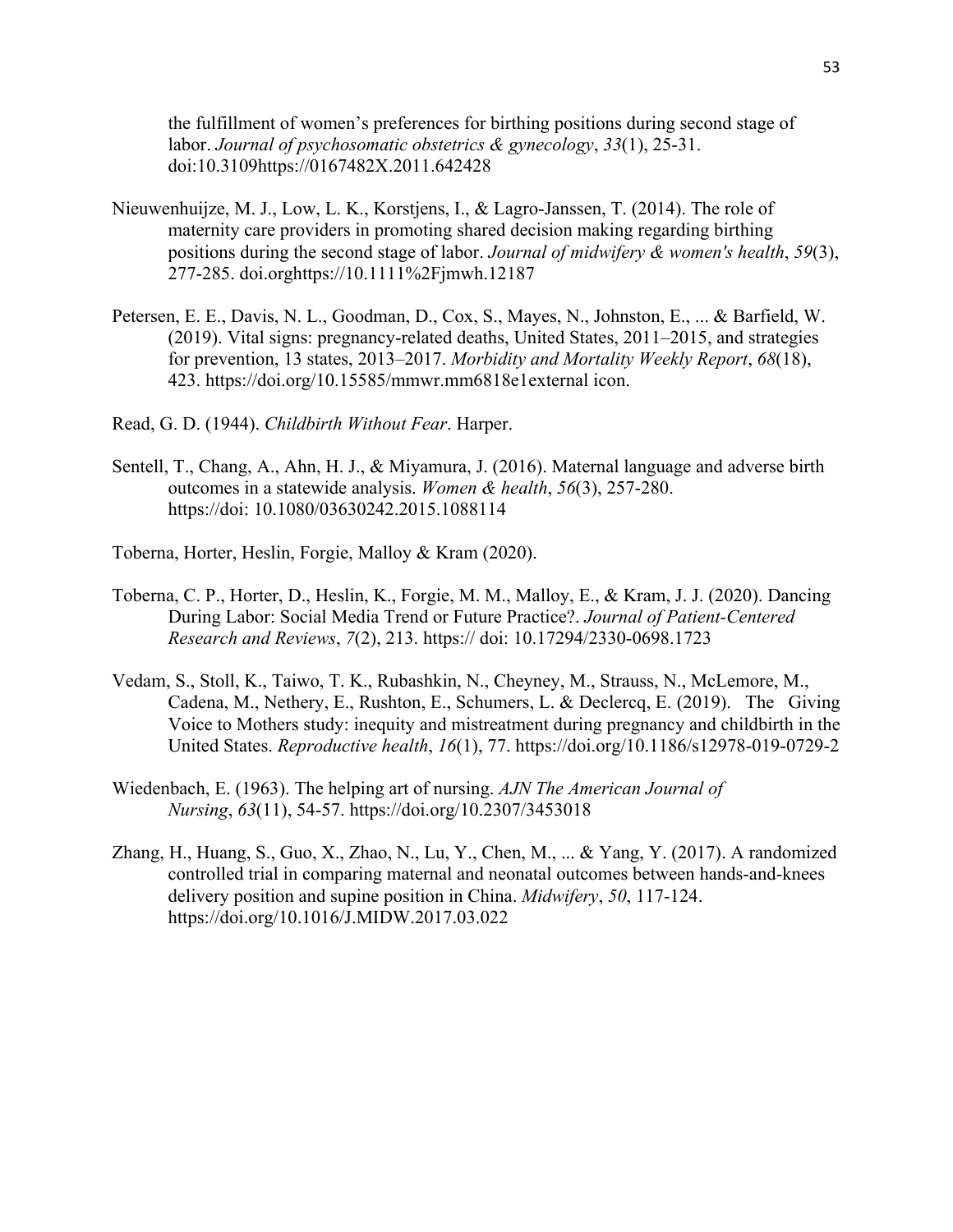the fulfillment of women's preferences for birthing positions during second stage of labor. *Journal of psychosomatic obstetrics & gynecology*, *33*(1), 25-31. doi:10.3109https://0167482X.2011.642428

Nieuwenhuijze, M. J., Low, L. K., Korstjens, I., & Lagro-Janssen, T. (2014). The role of maternity care providers in promoting shared decision making regarding birthing positions during the second stage of labor. *Journal of midwifery & women's health*, *59*(3), 277-285. doi.orghttps://10.1111%2Fjmwh.12187

Petersen, E. E., Davis, N. L., Goodman, D., Cox, S., Mayes, N., Johnston, E., ... & Barfield, W. (2019). Vital signs: pregnancy-related deaths, United States, 2011–2015, and strategies for prevention, 13 states, 2013–2017. *Morbidity and Mortality Weekly Report*, *68*(18), 423. https://doi.org/10.15585/mmwr.mm6818e1external icon.

Read, G. D. (1944). *Childbirth Without Fear*. Harper.

Sentell, T., Chang, A., Ahn, H. J., & Miyamura, J. (2016). Maternal language and adverse birth outcomes in a statewide analysis. *Women & health*, *56*(3), 257-280. https://doi: 10.1080/03630242.2015.1088114

Toberna, Horter, Heslin, Forgie, Malloy & Kram (2020).

Toberna, C. P., Horter, D., Heslin, K., Forgie, M. M., Malloy, E., & Kram, J. J. (2020). Dancing During Labor: Social Media Trend or Future Practice?. *Journal of Patient-Centered Research and Reviews*, *7*(2), 213. https:// doi: 10.17294/2330-0698.1723

Vedam, S., Stoll, K., Taiwo, T. K., Rubashkin, N., Cheyney, M., Strauss, N., McLemore, M., Cadena, M., Nethery, E., Rushton, E., Schumers, L. & Declercq, E. (2019). The Giving Voice to Mothers study: inequity and mistreatment during pregnancy and childbirth in the United States. *Reproductive health*, *16*(1), 77. https://doi.org/10.1186/s12978-019-0729-2

Wiedenbach, E. (1963). The helping art of nursing. *AJN The American Journal of Nursing*, *63*(11), 54-57. https://doi.org/10.2307/3453018

Zhang, H., Huang, S., Guo, X., Zhao, N., Lu, Y., Chen, M., ... & Yang, Y. (2017). A randomized controlled trial in comparing maternal and neonatal outcomes between hands-and-knees delivery position and supine position in China. *Midwifery*, *50*, 117-124. https://doi.org/10.1016/J.MIDW.2017.03.022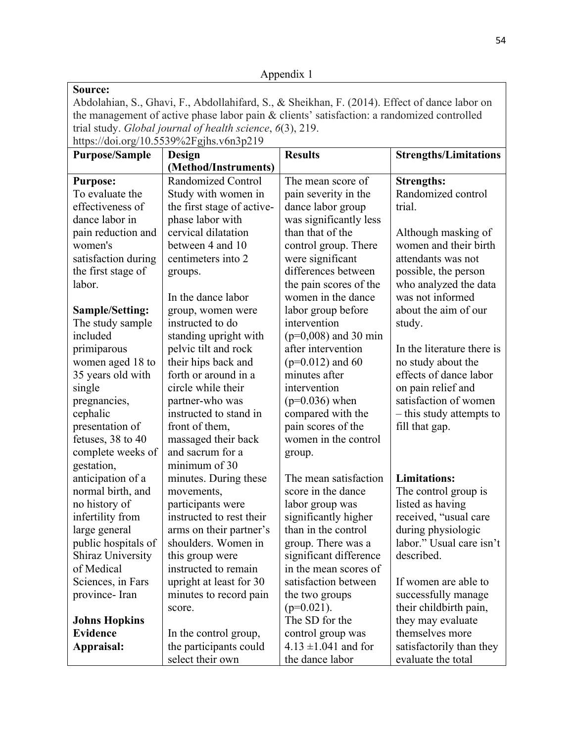Appendix 1

| **Source:** Abdolahian, S., Ghavi, F., Abdollahifard, S., & Sheikhan, F. (2014). Effect of dance labor on the management of active phase labor pain & clients' satisfaction: a randomized controlled trial study. *Global journal of health science*, *6*(3), 219. https://doi.org/10.5539%2Fgjhs.v6n3p219 | | | |
|---|---|---|---|
| **Purpose/Sample** | **Design (Method/Instruments)** | **Results** | **Strengths/Limitations** |
| **Purpose:** To evaluate the effectiveness of dance labor in pain reduction and women's satisfaction during the first stage of labor.<br><br>**Sample/Setting:** The study sample included primiparous women aged 18 to 35 years old with single pregnancies, cephalic presentation of fetuses, 38 to 40 complete weeks of gestation, anticipation of a normal birth, and no history of infertility from large general public hospitals of Shiraz University of Medical Sciences, in Fars province- Iran<br><br>**Johns Hopkins Evidence Appraisal:** | Randomized Control Study with women in the first stage of active-phase labor with cervical dilatation between 4 and 10 centimeters into 2 groups.<br><br>In the dance labor group, women were instructed to do standing upright with pelvic tilt and rock their hips back and forth or around in a circle while their partner-who was instructed to stand in front of them, massaged their back and sacrum for a minimum of 30 minutes. During these movements, participants were instructed to rest their arms on their partner's shoulders. Women in this group were instructed to remain upright at least for 30 minutes to record pain score.<br><br>In the control group, the participants could select their own | The mean score of pain severity in the dance labor group was significantly less than that of the control group. There were significant differences between the pain scores of the women in the dance labor group before intervention ($p=0,008$) and 30 min after intervention ($p=0.012$) and 60 minutes after intervention ($p=0.036$) when compared with the pain scores of the women in the control group.<br><br>The mean satisfaction score in the dance labor group was significantly higher than in the control group. There was a significant difference in the mean scores of satisfaction between the two groups ($p=0.021$).<br>The SD for the control group was $4.13 \pm 1.041$ and for the dance labor | **Strengths:** Randomized control trial.<br><br>Although masking of women and their birth attendants was not possible, the person who analyzed the data was not informed about the aim of our study.<br><br>In the literature there is no study about the effects of dance labor on pain relief and satisfaction of women – this study attempts to fill that gap.<br><br>**Limitations:** The control group is listed as having received, "usual care during physiologic labor." Usual care isn't described.<br><br>If women are able to successfully manage their childbirth pain, they may evaluate themselves more satisfactorily than they evaluate the total |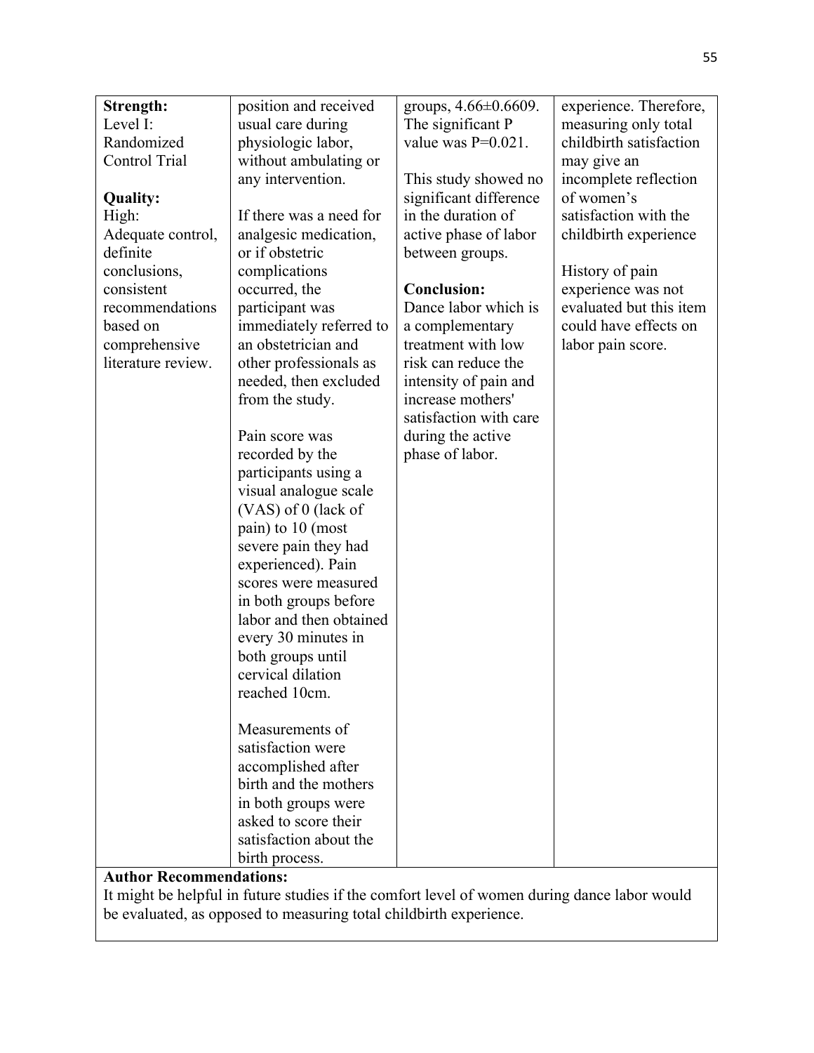| | | | |
|---|---|---|---|
| **Strength:**<br>Level I:<br>Randomized Control Trial<br><br>**Quality:**<br>High:<br>Adequate control, definite conclusions, consistent recommendations based on comprehensive literature review. | position and received usual care during physiologic labor, without ambulating or any intervention.<br><br>If there was a need for analgesic medication, or if obstetric complications occurred, the participant was immediately referred to an obstetrician and other professionals as needed, then excluded from the study.<br><br>Pain score was recorded by the participants using a visual analogue scale (VAS) of 0 (lack of pain) to 10 (most severe pain they had experienced). Pain scores were measured in both groups before labor and then obtained every 30 minutes in both groups until cervical dilation reached 10cm.<br><br>Measurements of satisfaction were accomplished after birth and the mothers in both groups were asked to score their satisfaction about the birth process. | groups, 4.66±0.6609. The significant P value was P=0.021.<br><br>This study showed no significant difference in the duration of active phase of labor between groups.<br><br>**Conclusion:**<br>Dance labor which is a complementary treatment with low risk can reduce the intensity of pain and increase mothers' satisfaction with care during the active phase of labor. | experience. Therefore, measuring only total childbirth satisfaction may give an incomplete reflection of women's satisfaction with the childbirth experience<br><br>History of pain experience was not evaluated but this item could have effects on labor pain score. |
| **Author Recommendations:**<br>It might be helpful in future studies if the comfort level of women during dance labor would be evaluated, as opposed to measuring total childbirth experience. | | | |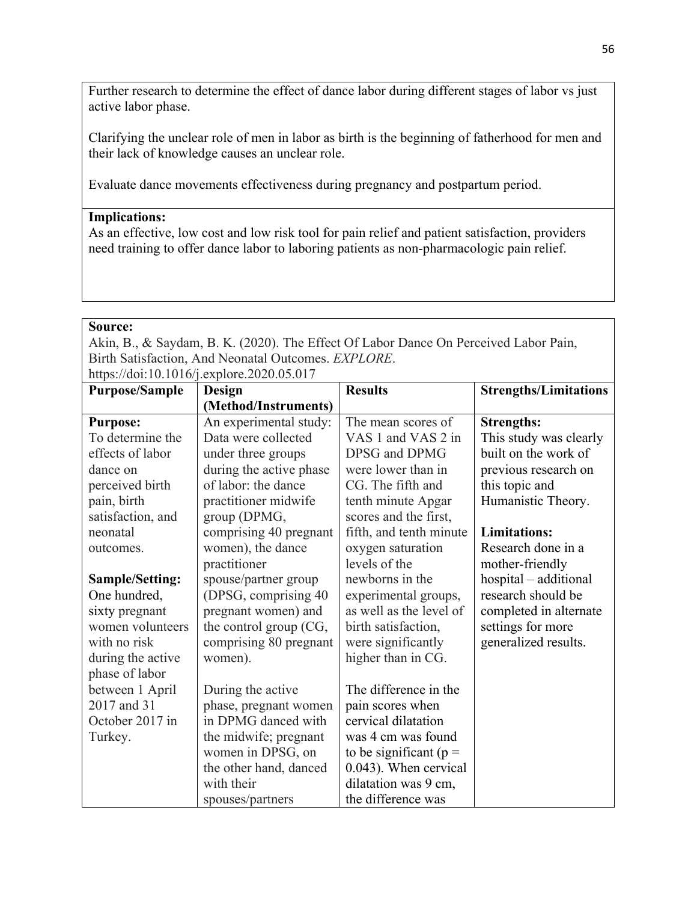Further research to determine the effect of dance labor during different stages of labor vs just active labor phase.

Clarifying the unclear role of men in labor as birth is the beginning of fatherhood for men and their lack of knowledge causes an unclear role.

Evaluate dance movements effectiveness during pregnancy and postpartum period.

**Implications:**
As an effective, low cost and low risk tool for pain relief and patient satisfaction, providers need training to offer dance labor to laboring patients as non-pharmacologic pain relief.

**Source:**
Akin, B., & Saydam, B. K. (2020). The Effect Of Labor Dance On Perceived Labor Pain, Birth Satisfaction, And Neonatal Outcomes. *EXPLORE*. https://doi:10.1016/j.explore.2020.05.017

| Purpose/Sample | Design (Method/Instruments) | Results | Strengths/Limitations |
|---|---|---|---|
| **Purpose:** To determine the effects of labor dance on perceived birth pain, birth satisfaction, and neonatal outcomes.<br><br>**Sample/Setting:** One hundred, sixty pregnant women volunteers with no risk during the active phase of labor between 1 April 2017 and 31 October 2017 in Turkey. | An experimental study: Data were collected under three groups during the active phase of labor: the dance practitioner midwife group (DPMG, comprising 40 pregnant women), the dance practitioner spouse/partner group (DPSG, comprising 40 pregnant women) and the control group (CG, comprising 80 pregnant women).<br><br>During the active phase, pregnant women in DPMG danced with the midwife; pregnant women in DPSG, on the other hand, danced with their spouses/partners | The mean scores of VAS 1 and VAS 2 in DPSG and DPMG were lower than in CG. The fifth and tenth minute Apgar scores and the first, fifth, and tenth minute oxygen saturation levels of the newborns in the experimental groups, as well as the level of birth satisfaction, were significantly higher than in CG.<br><br>The difference in the pain scores when cervical dilatation was 4 cm was found to be significant ($p = 0.043$). When cervical dilatation was 9 cm, the difference was | **Strengths:** This study was clearly built on the work of previous research on this topic and Humanistic Theory.<br><br>**Limitations:** Research done in a mother-friendly hospital – additional research should be completed in alternate settings for more generalized results. |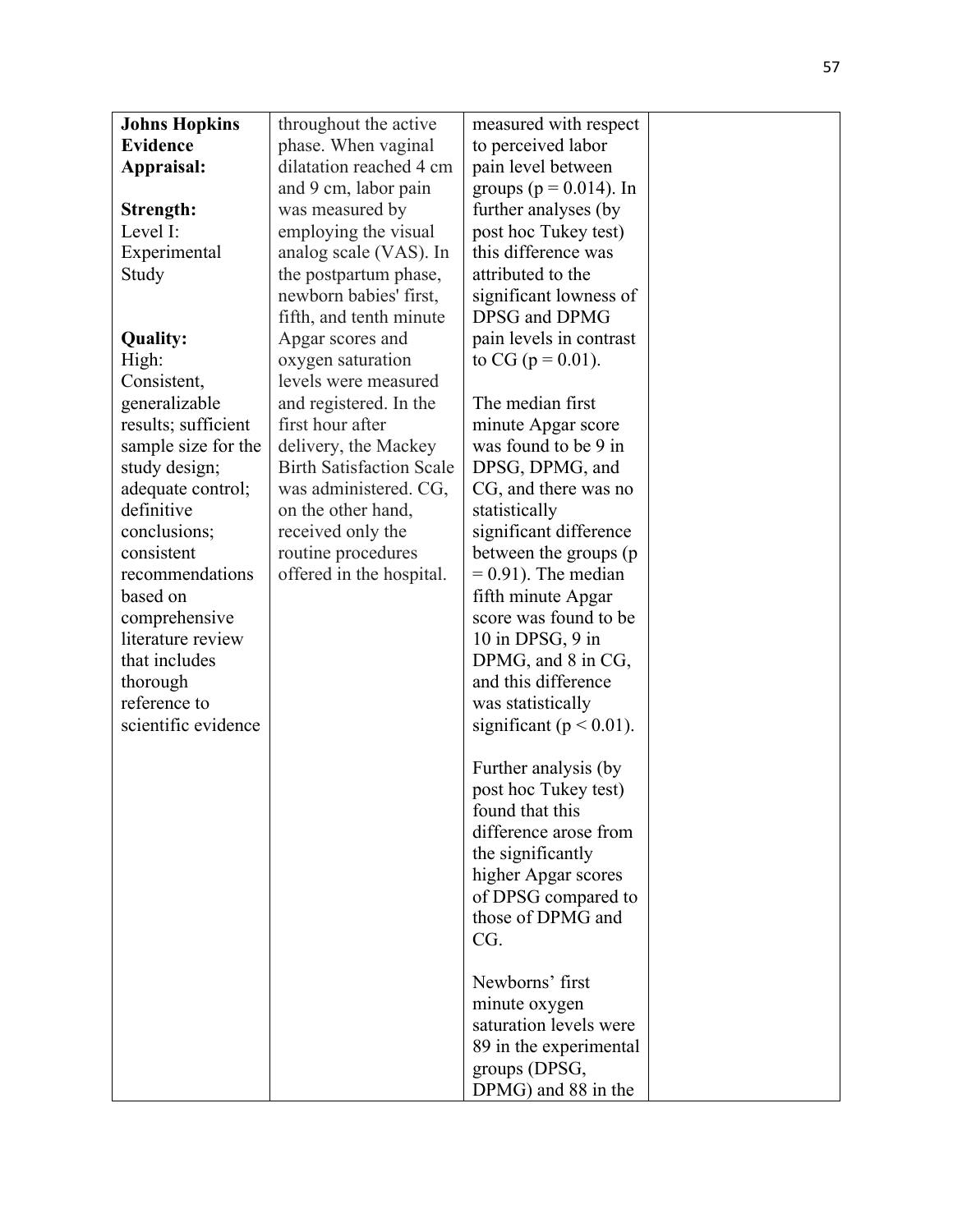| **Johns Hopkins Evidence Appraisal:**<br><br>**Strength:**<br>Level I: Experimental Study<br><br>**Quality:**<br>High: Consistent, generalizable results; sufficient sample size for the study design; adequate control; definitive conclusions; consistent recommendations based on comprehensive literature review that includes thorough reference to scientific evidence | throughout the active phase. When vaginal dilatation reached 4 cm and 9 cm, labor pain was measured by employing the visual analog scale (VAS). In the postpartum phase, newborn babies' first, fifth, and tenth minute Apgar scores and oxygen saturation levels were measured and registered. In the first hour after delivery, the Mackey Birth Satisfaction Scale was administered. CG, on the other hand, received only the routine procedures offered in the hospital. | measured with respect to perceived labor pain level between groups ($p = 0.014$). In further analyses (by post hoc Tukey test) this difference was attributed to the significant lowness of DPSG and DPMG pain levels in contrast to CG ($p = 0.01$).<br><br>The median first minute Apgar score was found to be 9 in DPSG, DPMG, and CG, and there was no statistically significant difference between the groups ($p = 0.91$). The median fifth minute Apgar score was found to be 10 in DPSG, 9 in DPMG, and 8 in CG, and this difference was statistically significant ($p < 0.01$).<br><br>Further analysis (by post hoc Tukey test) found that this difference arose from the significantly higher Apgar scores of DPSG compared to those of DPMG and CG.<br><br>Newborns' first minute oxygen saturation levels were 89 in the experimental groups (DPSG, DPMG) and 88 in the | |
|---|---|---|---|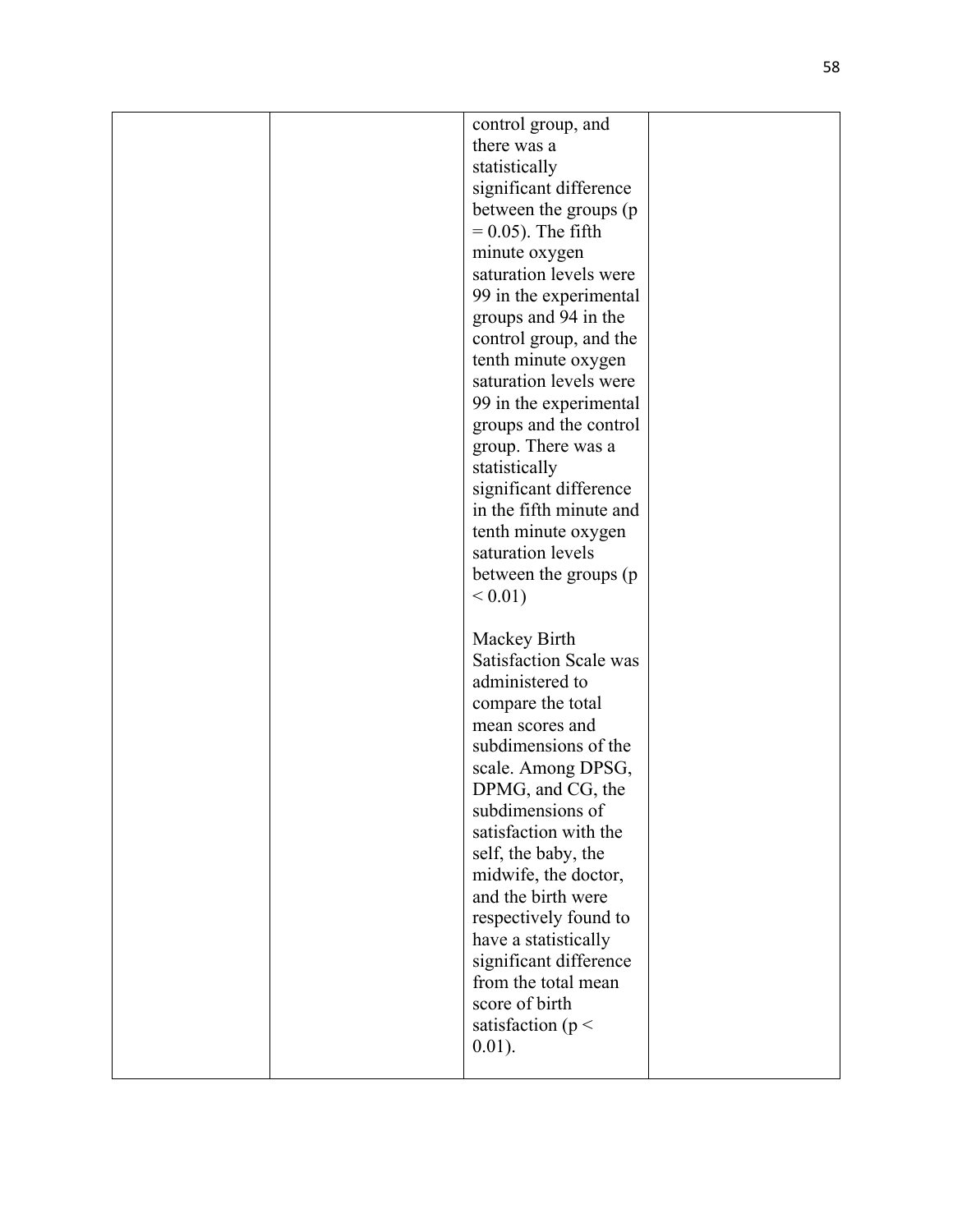|  |  |  |  |
|---|---|---|---|
|  |  | control group, and there was a statistically significant difference between the groups ($p = 0.05$). The fifth minute oxygen saturation levels were 99 in the experimental groups and 94 in the control group, and the tenth minute oxygen saturation levels were 99 in the experimental groups and the control group. There was a statistically significant difference in the fifth minute and tenth minute oxygen saturation levels between the groups ($p < 0.01$)<br><br>Mackey Birth Satisfaction Scale was administered to compare the total mean scores and subdimensions of the scale. Among DPSG, DPMG, and CG, the subdimensions of satisfaction with the self, the baby, the midwife, the doctor, and the birth were respectively found to have a statistically significant difference from the total mean score of birth satisfaction ($p < 0.01$). |  |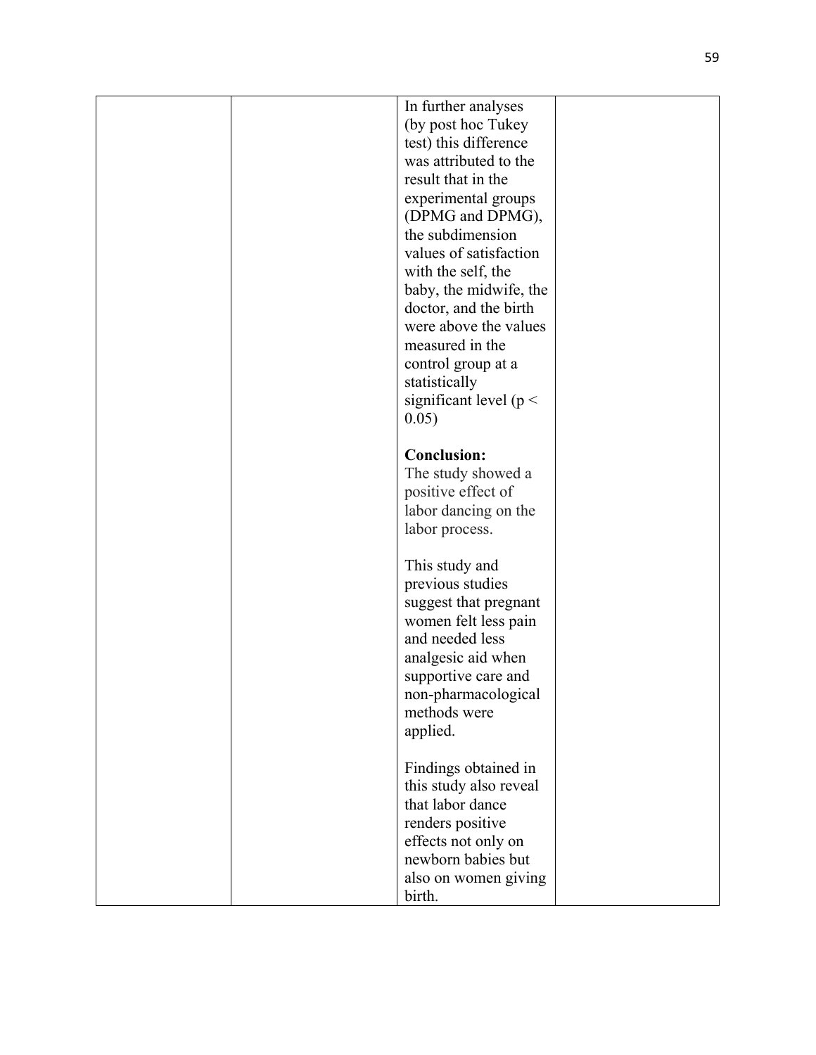|  |  | In further analyses (by post hoc Tukey test) this difference was attributed to the result that in the experimental groups (DPMG and DPMG), the subdimension values of satisfaction with the self, the baby, the midwife, the doctor, and the birth were above the values measured in the control group at a statistically significant level ($p < 0.05$)<br><br>**Conclusion:**<br>The study showed a positive effect of labor dancing on the labor process.<br><br>This study and previous studies suggest that pregnant women felt less pain and needed less analgesic aid when supportive care and non-pharmacological methods were applied.<br><br>Findings obtained in this study also reveal that labor dance renders positive effects not only on newborn babies but also on women giving birth. |  |
|---|---|---|---|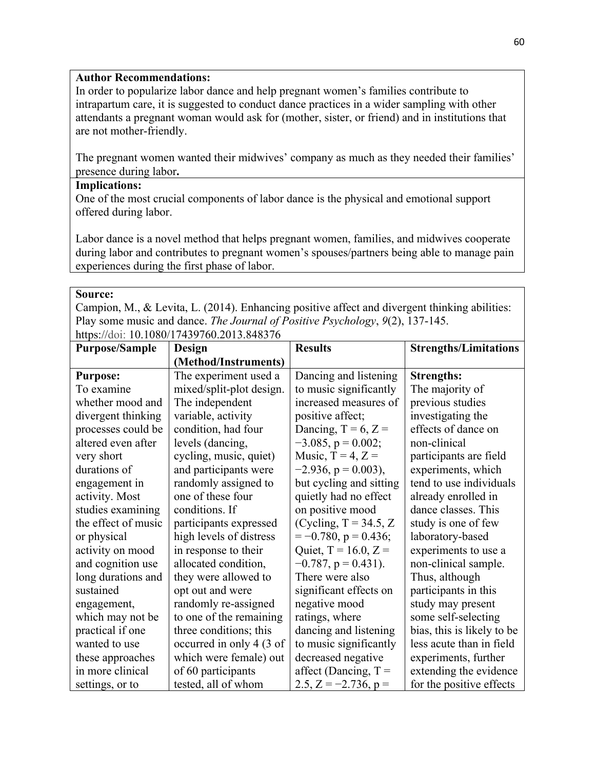**Author Recommendations:**
In order to popularize labor dance and help pregnant women's families contribute to intrapartum care, it is suggested to conduct dance practices in a wider sampling with other attendants a pregnant woman would ask for (mother, sister, or friend) and in institutions that are not mother-friendly.

The pregnant women wanted their midwives' company as much as they needed their families' presence during labor**.**

**Implications:**
One of the most crucial components of labor dance is the physical and emotional support offered during labor.

Labor dance is a novel method that helps pregnant women, families, and midwives cooperate during labor and contributes to pregnant women's spouses/partners being able to manage pain experiences during the first phase of labor.

**Source:**
Campion, M., & Levita, L. (2014). Enhancing positive affect and divergent thinking abilities: Play some music and dance. *The Journal of Positive Psychology*, *9*(2), 137-145. https://doi: 10.1080/17439760.2013.848376

| Purpose/Sample | Design (Method/Instruments) | Results | Strengths/Limitations |
|---|---|---|---|
| **Purpose:** To examine whether mood and divergent thinking processes could be altered even after very short durations of engagement in activity. Most studies examining the effect of music or physical activity on mood and cognition use long durations and sustained engagement, which may not be practical if one wanted to use these approaches in more clinical settings, or to | The experiment used a mixed/split-plot design. The independent variable, activity condition, had four levels (dancing, cycling, music, quiet) and participants were randomly assigned to one of these four conditions. If participants expressed high levels of distress in response to their allocated condition, they were allowed to opt out and were randomly re-assigned to one of the remaining three conditions; this occurred in only 4 (3 of which were female) out of 60 participants tested, all of whom | Dancing and listening to music significantly increased measures of positive affect; Dancing, $T = 6$, $Z = -3.085$, $p = 0.002$; Music, $T = 4$, $Z = -2.936$, $p = 0.003$), but cycling and sitting quietly had no effect on positive mood (Cycling, $T = 34.5$, $Z = -0.780$, $p = 0.436$; Quiet, $T = 16.0$, $Z = -0.787$, $p = 0.431$). There were also significant effects on negative mood ratings, where dancing and listening to music significantly decreased negative affect (Dancing, $T = 2.5$, $Z = -2.736$, $p =$ | **Strengths:** The majority of previous studies investigating the effects of dance on non-clinical participants are field experiments, which tend to use individuals already enrolled in dance classes. This study is one of few laboratory-based experiments to use a non-clinical sample. Thus, although participants in this study may present some self-selecting bias, this is likely to be less acute than in field experiments, further extending the evidence for the positive effects |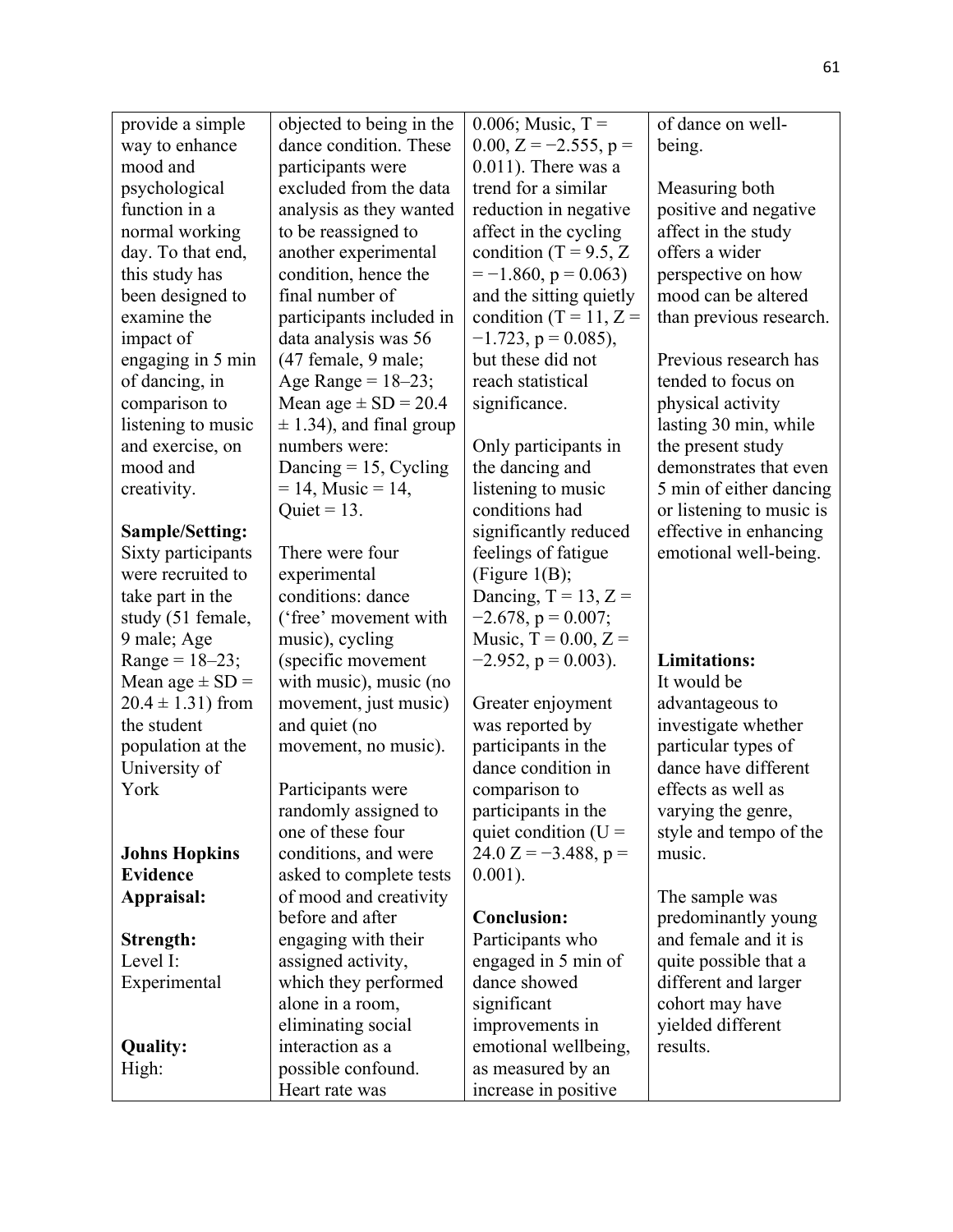| | | | |
|---|---|---|---|
| provide a simple way to enhance mood and psychological function in a normal working day. To that end, this study has been designed to examine the impact of engaging in 5 min of dancing, in comparison to listening to music and exercise, on mood and creativity.<br><br>**Sample/Setting:** Sixty participants were recruited to take part in the study (51 female, 9 male; Age Range = 18–23; Mean age ± SD = 20.4 ± 1.31) from the student population at the University of York<br><br>**Johns Hopkins Evidence Appraisal:**<br><br>**Strength:** Level I: Experimental<br><br>**Quality:** High: | objected to being in the dance condition. These participants were excluded from the data analysis as they wanted to be reassigned to another experimental condition, hence the final number of participants included in data analysis was 56 (47 female, 9 male; Age Range = 18–23; Mean age ± SD = 20.4 ± 1.34), and final group numbers were: Dancing = 15, Cycling = 14, Music = 14, Quiet = 13.<br><br>There were four experimental conditions: dance ('free' movement with music), cycling (specific movement with music), music (no movement, just music) and quiet (no movement, no music).<br><br>Participants were randomly assigned to one of these four conditions, and were asked to complete tests of mood and creativity before and after engaging with their assigned activity, which they performed alone in a room, eliminating social interaction as a possible confound. Heart rate was | 0.006; Music, $T = 0.00$, $Z = -2.555$, $p = 0.011$). There was a trend for a similar reduction in negative affect in the cycling condition ($T = 9.5$, $Z = -1.860$, $p = 0.063$) and the sitting quietly condition ($T = 11$, $Z = -1.723$, $p = 0.085$), but these did not reach statistical significance.<br><br>Only participants in the dancing and listening to music conditions had significantly reduced feelings of fatigue (Figure 1(B); Dancing, $T = 13$, $Z = -2.678$, $p = 0.007$; Music, $T = 0.00$, $Z = -2.952$, $p = 0.003$).<br><br>Greater enjoyment was reported by participants in the dance condition in comparison to participants in the quiet condition ($U = 24.0$ $Z = -3.488$, $p = 0.001$).<br><br>**Conclusion:** Participants who engaged in 5 min of dance showed significant improvements in emotional wellbeing, as measured by an increase in positive | of dance on well-being.<br><br>Measuring both positive and negative affect in the study offers a wider perspective on how mood can be altered than previous research.<br><br>Previous research has tended to focus on physical activity lasting 30 min, while the present study demonstrates that even 5 min of either dancing or listening to music is effective in enhancing emotional well-being.<br><br>**Limitations:** It would be advantageous to investigate whether particular types of dance have different effects as well as varying the genre, style and tempo of the music.<br><br>The sample was predominantly young and female and it is quite possible that a different and larger cohort may have yielded different results. |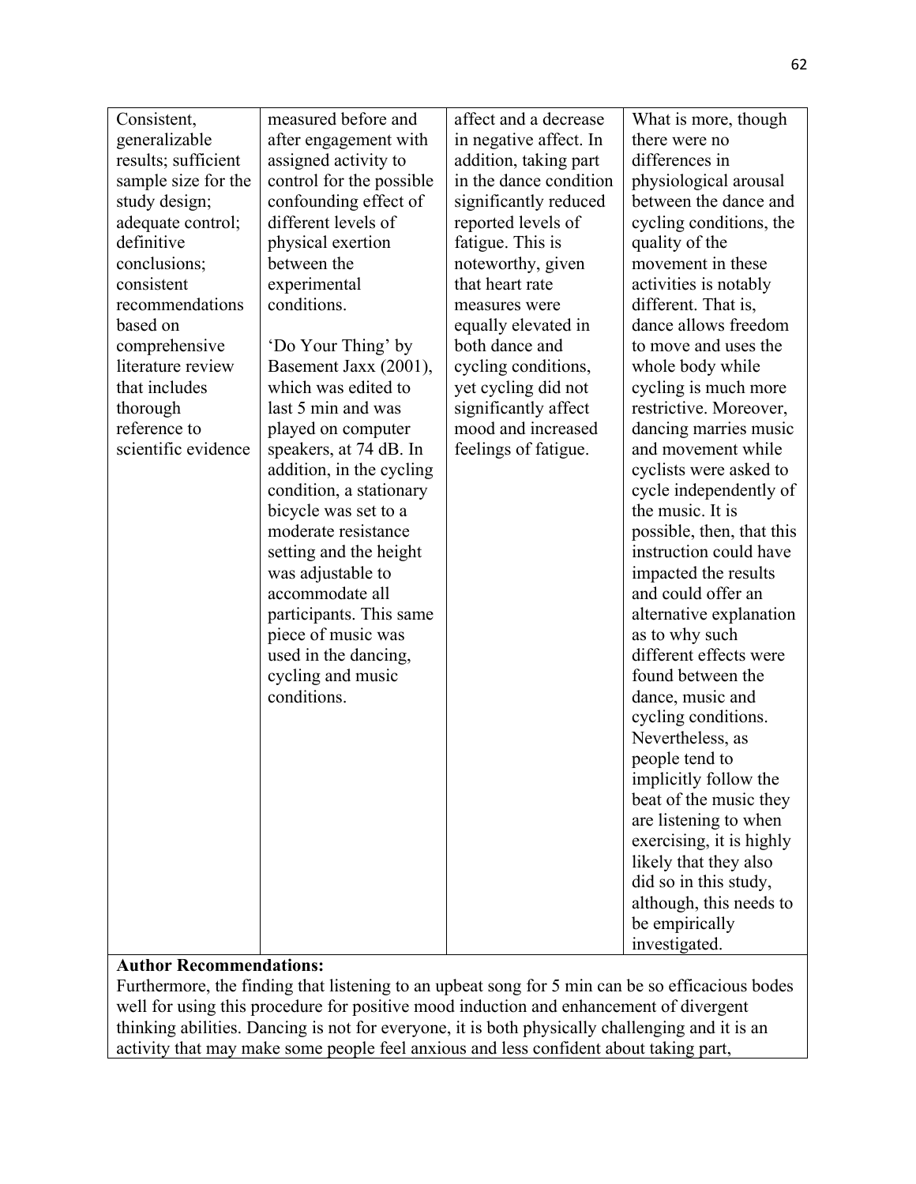| | | | |
|---|---|---|---|
| Consistent, generalizable results; sufficient sample size for the study design; adequate control; definitive conclusions; consistent recommendations based on comprehensive literature review that includes thorough reference to scientific evidence | measured before and after engagement with assigned activity to control for the possible confounding effect of different levels of physical exertion between the experimental conditions.<br><br>'Do Your Thing' by Basement Jaxx (2001), which was edited to last 5 min and was played on computer speakers, at 74 dB. In addition, in the cycling condition, a stationary bicycle was set to a moderate resistance setting and the height was adjustable to accommodate all participants. This same piece of music was used in the dancing, cycling and music conditions. | affect and a decrease in negative affect. In addition, taking part in the dance condition significantly reduced reported levels of fatigue. This is noteworthy, given that heart rate measures were equally elevated in both dance and cycling conditions, yet cycling did not significantly affect mood and increased feelings of fatigue. | What is more, though there were no differences in physiological arousal between the dance and cycling conditions, the quality of the movement in these activities is notably different. That is, dance allows freedom to move and uses the whole body while cycling is much more restrictive. Moreover, dancing marries music and movement while cyclists were asked to cycle independently of the music. It is possible, then, that this instruction could have impacted the results and could offer an alternative explanation as to why such different effects were found between the dance, music and cycling conditions. Nevertheless, as people tend to implicitly follow the beat of the music they are listening to when exercising, it is highly likely that they also did so in this study, although, this needs to be empirically investigated. |

**Author Recommendations:**
Furthermore, the finding that listening to an upbeat song for 5 min can be so efficacious bodes well for using this procedure for positive mood induction and enhancement of divergent thinking abilities. Dancing is not for everyone, it is both physically challenging and it is an activity that may make some people feel anxious and less confident about taking part,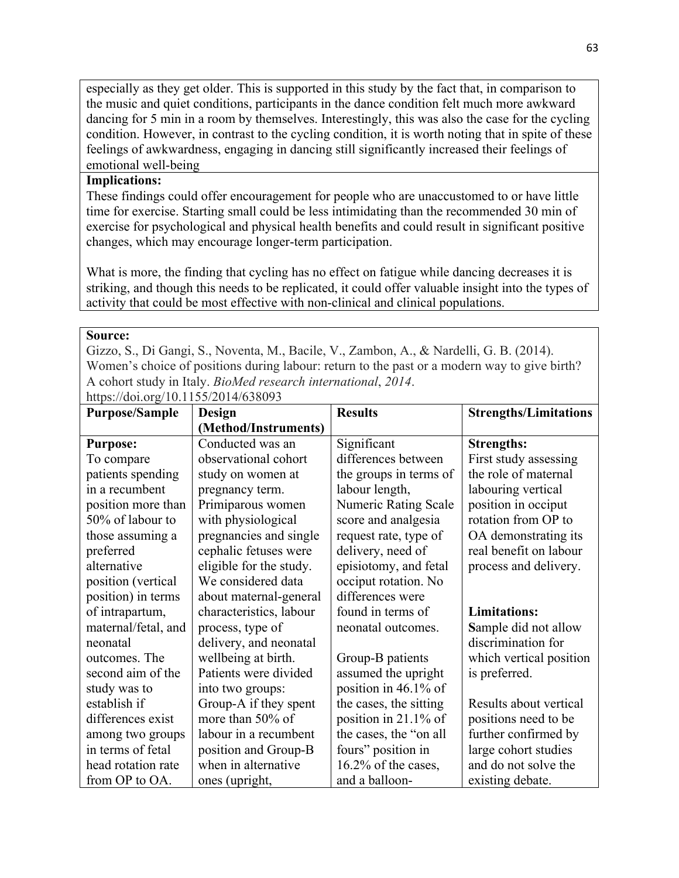especially as they get older. This is supported in this study by the fact that, in comparison to the music and quiet conditions, participants in the dance condition felt much more awkward dancing for 5 min in a room by themselves. Interestingly, this was also the case for the cycling condition. However, in contrast to the cycling condition, it is worth noting that in spite of these feelings of awkwardness, engaging in dancing still significantly increased their feelings of emotional well-being

**Implications:**

These findings could offer encouragement for people who are unaccustomed to or have little time for exercise. Starting small could be less intimidating than the recommended 30 min of exercise for psychological and physical health benefits and could result in significant positive changes, which may encourage longer-term participation.

What is more, the finding that cycling has no effect on fatigue while dancing decreases it is striking, and though this needs to be replicated, it could offer valuable insight into the types of activity that could be most effective with non-clinical and clinical populations.

**Source:**

Gizzo, S., Di Gangi, S., Noventa, M., Bacile, V., Zambon, A., & Nardelli, G. B. (2014). Women's choice of positions during labour: return to the past or a modern way to give birth? A cohort study in Italy. *BioMed research international*, *2014*. https://doi.org/10.1155/2014/638093

| **Purpose/Sample** | **Design (Method/Instruments)** | **Results** | **Strengths/Limitations** |
|---|---|---|---|
| **Purpose:** To compare patients spending in a recumbent position more than 50% of labour to those assuming a preferred alternative position (vertical position) in terms of intrapartum, maternal/fetal, and neonatal outcomes. The second aim of the study was to establish if differences exist among two groups in terms of fetal head rotation rate from OP to OA. | Conducted was an observational cohort study on women at pregnancy term. Primiparous women with physiological pregnancies and single cephalic fetuses were eligible for the study. We considered data about maternal-general characteristics, labour process, type of delivery, and neonatal wellbeing at birth. Patients were divided into two groups: Group-A if they spent more than 50% of labour in a recumbent position and Group-B when in alternative ones (upright, | Significant differences between the groups in terms of labour length, Numeric Rating Scale score and analgesia request rate, type of delivery, need of episiotomy, and fetal occiput rotation. No differences were found in terms of neonatal outcomes.<br><br>Group-B patients assumed the upright position in 46.1% of the cases, the sitting position in 21.1% of the cases, the "on all fours" position in 16.2% of the cases, and a balloon- | **Strengths:** First study assessing the role of maternal labouring vertical position in occiput rotation from OP to OA demonstrating its real benefit on labour process and delivery.<br><br>**Limitations:** **S**ample did not allow discrimination for which vertical position is preferred.<br><br>Results about vertical positions need to be further confirmed by large cohort studies and do not solve the existing debate. |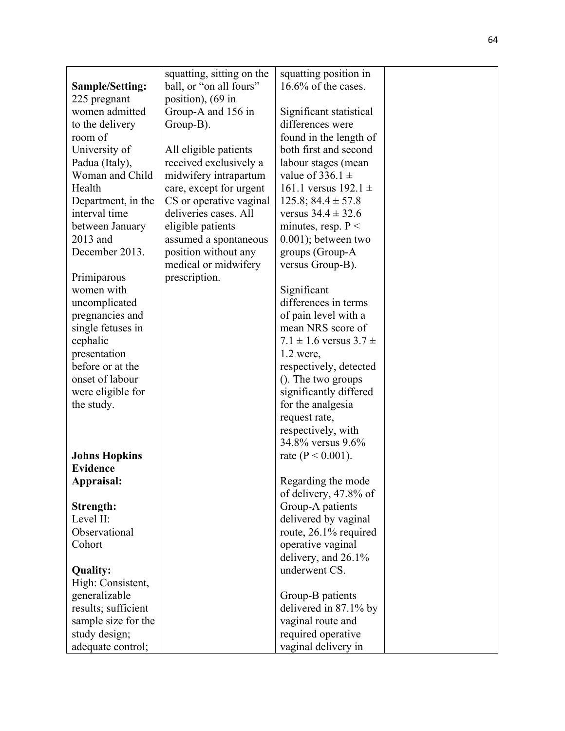| | | | |
|---|---|---|---|
| **Sample/Setting:** 225 pregnant women admitted to the delivery room of University of Padua (Italy), Woman and Child Health Department, in the interval time between January 2013 and December 2013.<br><br>Primiparous women with uncomplicated pregnancies and single fetuses in cephalic presentation before or at the onset of labour were eligible for the study.<br><br>**Johns Hopkins Evidence Appraisal:**<br><br>**Strength:** Level II: Observational Cohort<br><br>**Quality:** High: Consistent, generalizable results; sufficient sample size for the study design; adequate control; | squatting, sitting on the ball, or "on all fours" position), (69 in Group-A and 156 in Group-B).<br><br>All eligible patients received exclusively a midwifery intrapartum care, except for urgent CS or operative vaginal deliveries cases. All eligible patients assumed a spontaneous position without any medical or midwifery prescription. | squatting position in 16.6% of the cases.<br><br>Significant statistical differences were found in the length of both first and second labour stages (mean value of 336.1 ± 161.1 versus 192.1 ± 125.8; 84.4 ± 57.8 versus 34.4 ± 32.6 minutes, resp. $P < 0.001$); between two groups (Group-A versus Group-B).<br><br>Significant differences in terms of pain level with a mean NRS score of 7.1 ± 1.6 versus 3.7 ± 1.2 were, respectively, detected (). The two groups significantly differed for the analgesia request rate, respectively, with 34.8% versus 9.6% rate ($P < 0.001$).<br><br>Regarding the mode of delivery, 47.8% of Group-A patients delivered by vaginal route, 26.1% required operative vaginal delivery, and 26.1% underwent CS.<br><br>Group-B patients delivered in 87.1% by vaginal route and required operative vaginal delivery in | |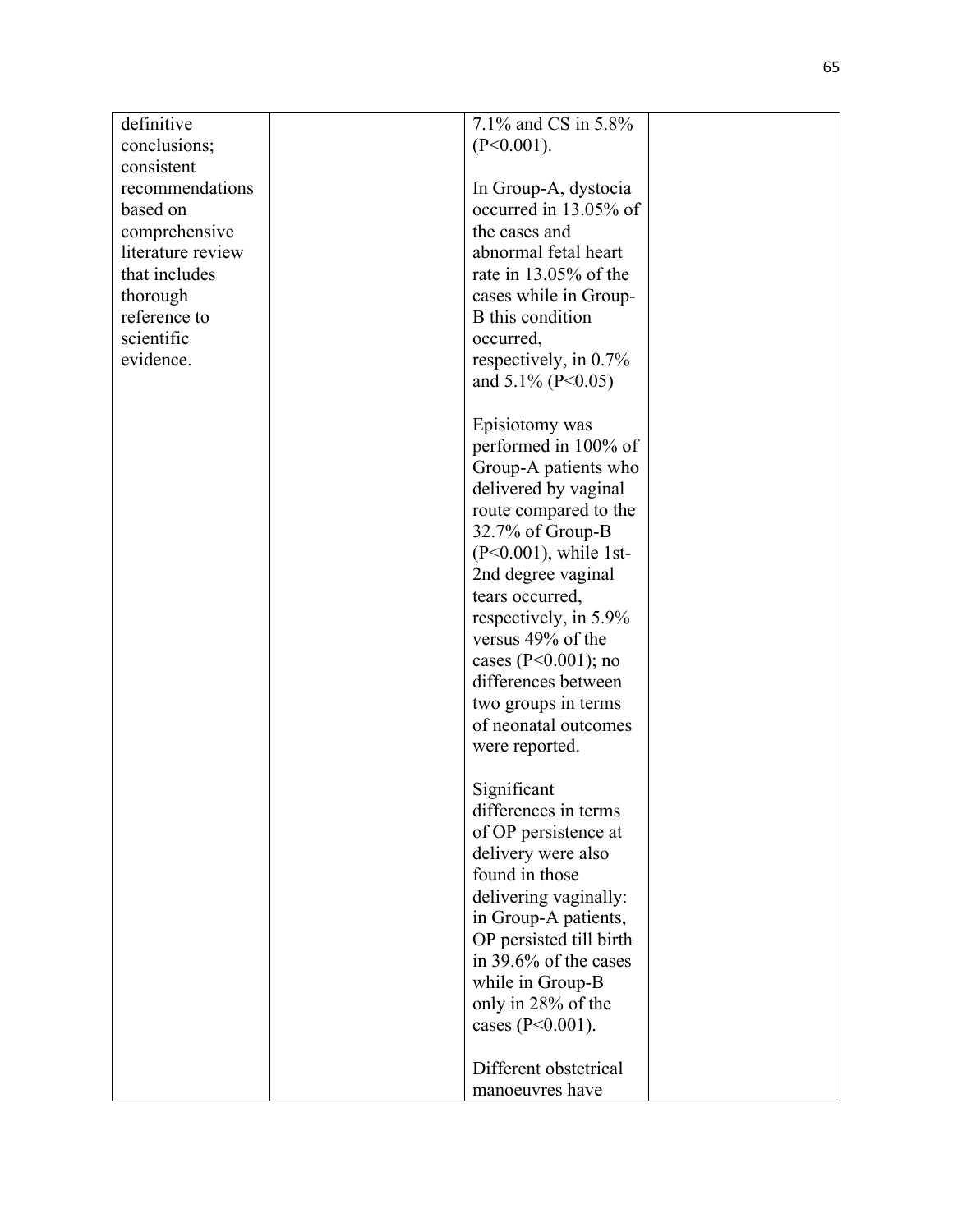| | | | |
|---|---|---|---|
| definitive conclusions; consistent recommendations based on comprehensive literature review that includes thorough reference to scientific evidence. | | 7.1% and CS in 5.8% (P<0.001).<br><br>In Group-A, dystocia occurred in 13.05% of the cases and abnormal fetal heart rate in 13.05% of the cases while in Group-B this condition occurred, respectively, in 0.7% and 5.1% (P<0.05)<br><br>Episiotomy was performed in 100% of Group-A patients who delivered by vaginal route compared to the 32.7% of Group-B (P<0.001), while 1st-2nd degree vaginal tears occurred, respectively, in 5.9% versus 49% of the cases (P<0.001); no differences between two groups in terms of neonatal outcomes were reported.<br><br>Significant differences in terms of OP persistence at delivery were also found in those delivering vaginally: in Group-A patients, OP persisted till birth in 39.6% of the cases while in Group-B only in 28% of the cases (P<0.001).<br><br>Different obstetrical manoeuvres have | |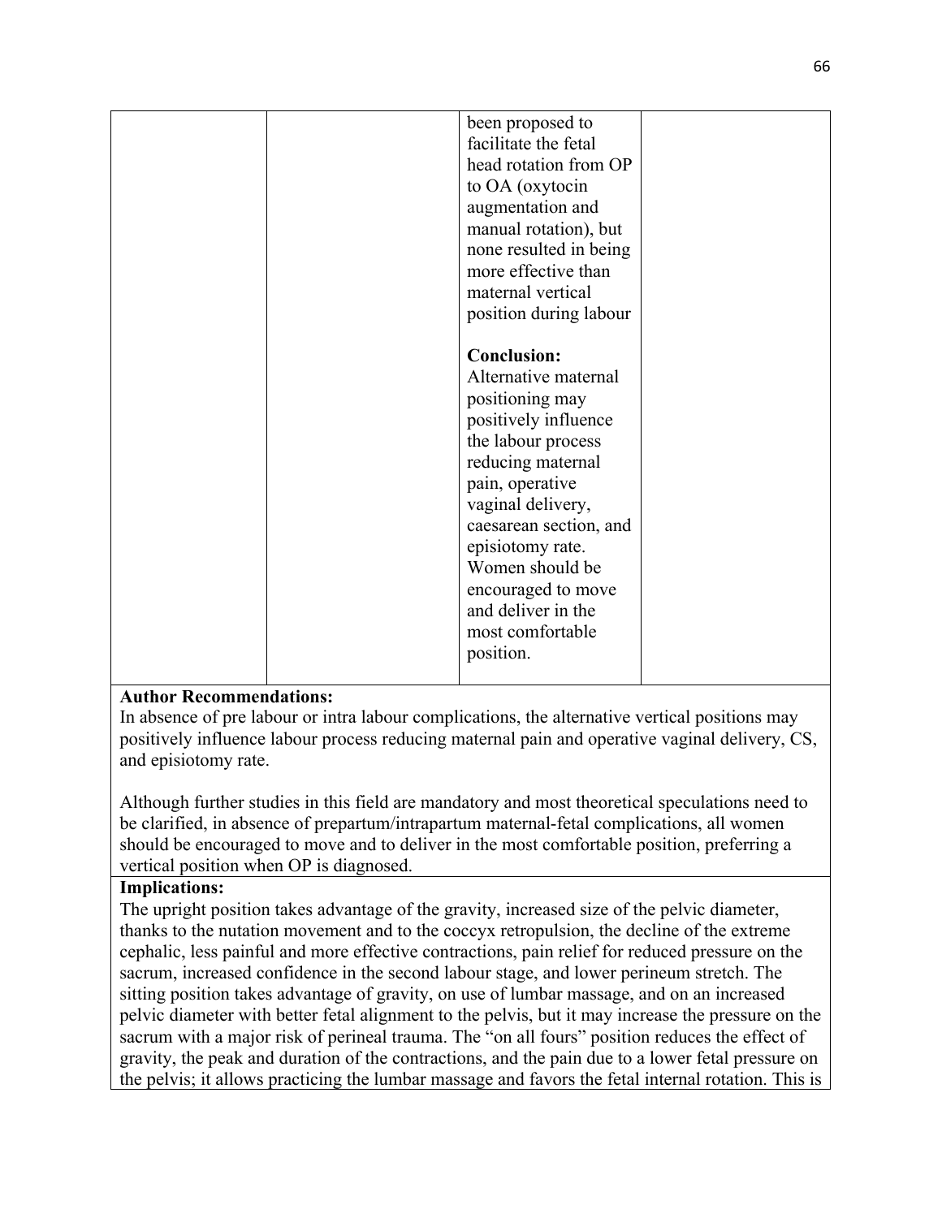| | | been proposed to facilitate the fetal head rotation from OP to OA (oxytocin augmentation and manual rotation), but none resulted in being more effective than maternal vertical position during labour<br><br>**Conclusion:** Alternative maternal positioning may positively influence the labour process reducing maternal pain, operative vaginal delivery, caesarean section, and episiotomy rate. Women should be encouraged to move and deliver in the most comfortable position. | |
|---|---|---|---|

**Author Recommendations:**
In absence of pre labour or intra labour complications, the alternative vertical positions may positively influence labour process reducing maternal pain and operative vaginal delivery, CS, and episiotomy rate.

Although further studies in this field are mandatory and most theoretical speculations need to be clarified, in absence of prepartum/intrapartum maternal-fetal complications, all women should be encouraged to move and to deliver in the most comfortable position, preferring a vertical position when OP is diagnosed.

**Implications:**
The upright position takes advantage of the gravity, increased size of the pelvic diameter, thanks to the nutation movement and to the coccyx retropulsion, the decline of the extreme cephalic, less painful and more effective contractions, pain relief for reduced pressure on the sacrum, increased confidence in the second labour stage, and lower perineum stretch. The sitting position takes advantage of gravity, on use of lumbar massage, and on an increased pelvic diameter with better fetal alignment to the pelvis, but it may increase the pressure on the sacrum with a major risk of perineal trauma. The "on all fours" position reduces the effect of gravity, the peak and duration of the contractions, and the pain due to a lower fetal pressure on the pelvis; it allows practicing the lumbar massage and favors the fetal internal rotation. This is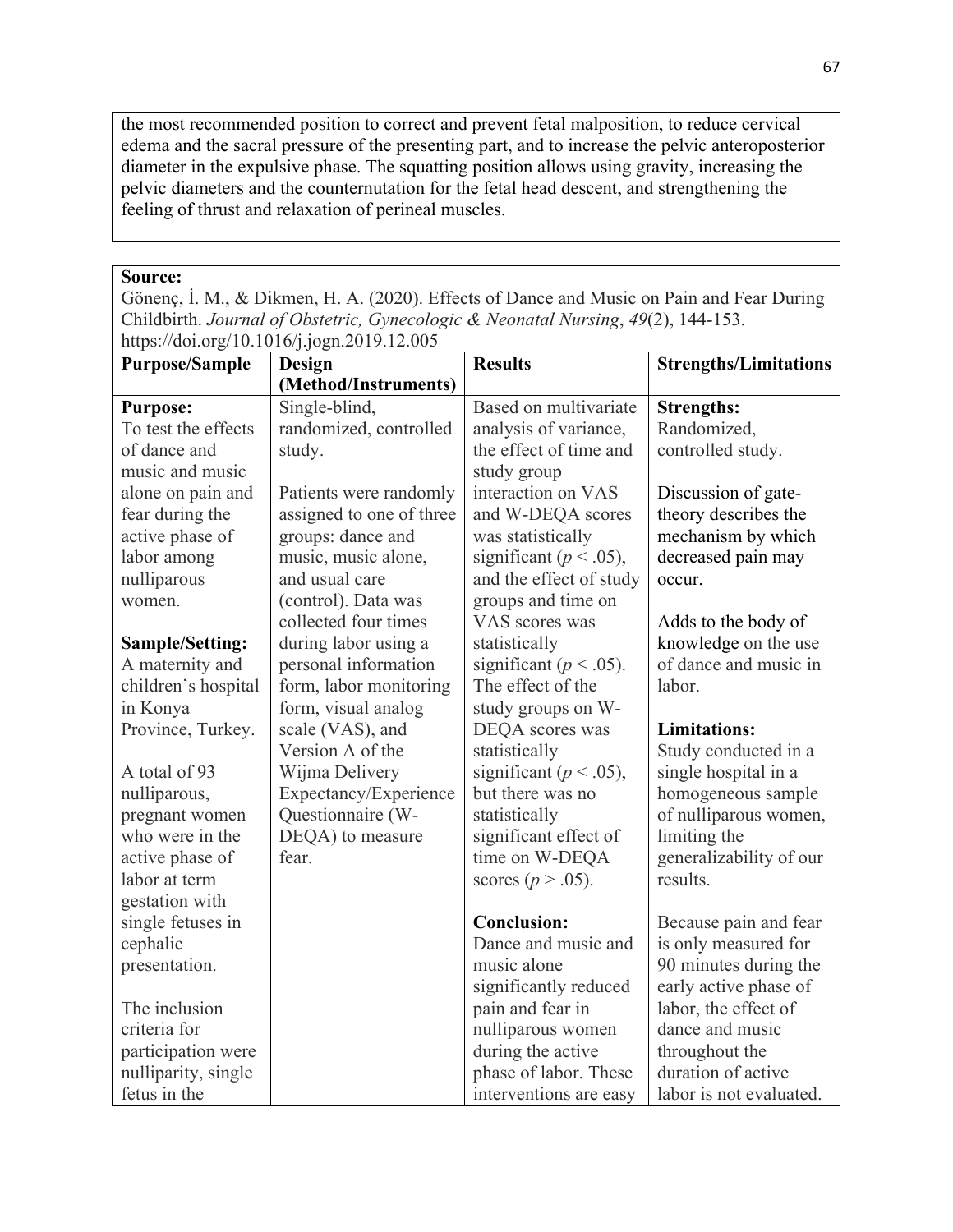the most recommended position to correct and prevent fetal malposition, to reduce cervical edema and the sacral pressure of the presenting part, and to increase the pelvic anteroposterior diameter in the expulsive phase. The squatting position allows using gravity, increasing the pelvic diameters and the counternutation for the fetal head descent, and strengthening the feeling of thrust and relaxation of perineal muscles.

**Source:**
Gönenç, İ. M., & Dikmen, H. A. (2020). Effects of Dance and Music on Pain and Fear During Childbirth. *Journal of Obstetric, Gynecologic & Neonatal Nursing*, *49*(2), 144-153. https://doi.org/10.1016/j.jogn.2019.12.005

| Purpose/Sample | Design (Method/Instruments) | Results | Strengths/Limitations |
|---|---|---|---|
| **Purpose:**<br>To test the effects of dance and music and music alone on pain and fear during the active phase of labor among nulliparous women.<br><br>**Sample/Setting:**<br>A maternity and children's hospital in Konya Province, Turkey.<br><br>A total of 93 nulliparous, pregnant women who were in the active phase of labor at term gestation with single fetuses in cephalic presentation.<br><br>The inclusion criteria for participation were nulliparity, single fetus in the | Single-blind, randomized, controlled study.<br><br>Patients were randomly assigned to one of three groups: dance and music, music alone, and usual care (control). Data was collected four times during labor using a personal information form, labor monitoring form, visual analog scale (VAS), and Version A of the Wijma Delivery Expectancy/Experience Questionnaire (W-DEQA) to measure fear. | Based on multivariate analysis of variance, the effect of time and study group interaction on VAS and W-DEQA scores was statistically significant ($p < .05$), and the effect of study groups and time on VAS scores was statistically significant ($p < .05$). The effect of the study groups on W-DEQA scores was statistically significant ($p < .05$), but there was no statistically significant effect of time on W-DEQA scores ($p > .05$).<br><br>**Conclusion:**<br>Dance and music and music alone significantly reduced pain and fear in nulliparous women during the active phase of labor. These interventions are easy | **Strengths:**<br>Randomized, controlled study.<br><br>Discussion of gate-theory describes the mechanism by which decreased pain may occur.<br><br>Adds to the body of knowledge on the use of dance and music in labor.<br><br>**Limitations:**<br>Study conducted in a single hospital in a homogeneous sample of nulliparous women, limiting the generalizability of our results.<br><br>Because pain and fear is only measured for 90 minutes during the early active phase of labor, the effect of dance and music throughout the duration of active labor is not evaluated. |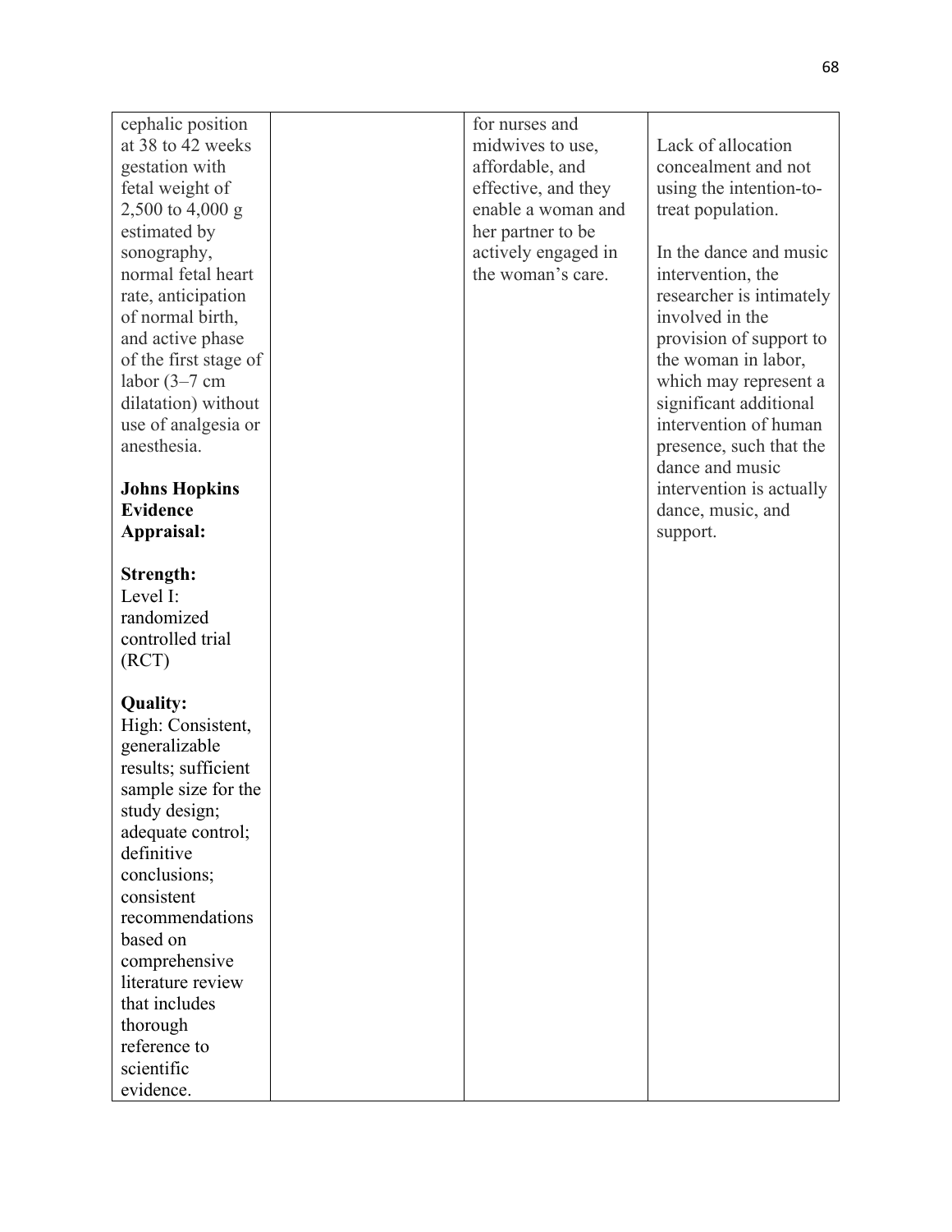| | | | |
|---|---|---|---|
| cephalic position at 38 to 42 weeks gestation with fetal weight of 2,500 to 4,000 g estimated by sonography, normal fetal heart rate, anticipation of normal birth, and active phase of the first stage of labor (3–7 cm dilatation) without use of analgesia or anesthesia.<br><br>**Johns Hopkins Evidence Appraisal:**<br><br>**Strength:**<br>Level I: randomized controlled trial (RCT)<br><br>**Quality:**<br>High: Consistent, generalizable results; sufficient sample size for the study design; adequate control; definitive conclusions; consistent recommendations based on comprehensive literature review that includes thorough reference to scientific evidence. | | for nurses and midwives to use, affordable, and effective, and they enable a woman and her partner to be actively engaged in the woman's care. | Lack of allocation concealment and not using the intention-to-treat population.<br><br>In the dance and music intervention, the researcher is intimately involved in the provision of support to the woman in labor, which may represent a significant additional intervention of human presence, such that the dance and music intervention is actually dance, music, and support. |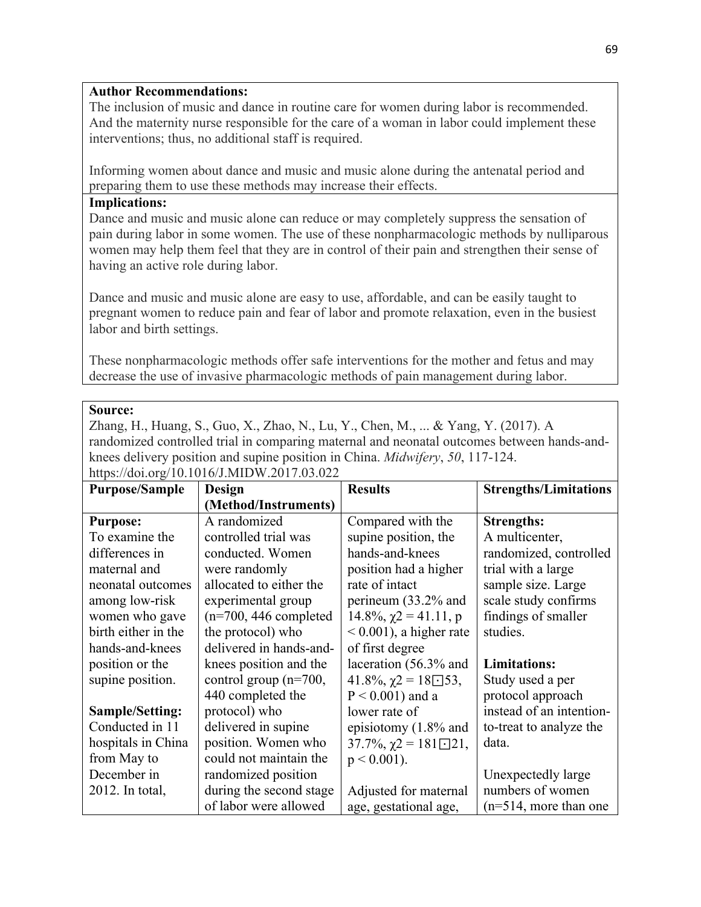**Author Recommendations:**
The inclusion of music and dance in routine care for women during labor is recommended. And the maternity nurse responsible for the care of a woman in labor could implement these interventions; thus, no additional staff is required.

Informing women about dance and music and music alone during the antenatal period and preparing them to use these methods may increase their effects.

**Implications:**
Dance and music and music alone can reduce or may completely suppress the sensation of pain during labor in some women. The use of these nonpharmacologic methods by nulliparous women may help them feel that they are in control of their pain and strengthen their sense of having an active role during labor.

Dance and music and music alone are easy to use, affordable, and can be easily taught to pregnant women to reduce pain and fear of labor and promote relaxation, even in the busiest labor and birth settings.

These nonpharmacologic methods offer safe interventions for the mother and fetus and may decrease the use of invasive pharmacologic methods of pain management during labor.

**Source:**
Zhang, H., Huang, S., Guo, X., Zhao, N., Lu, Y., Chen, M., ... & Yang, Y. (2017). A randomized controlled trial in comparing maternal and neonatal outcomes between hands-and-knees delivery position and supine position in China. *Midwifery*, *50*, 117-124. https://doi.org/10.1016/J.MIDW.2017.03.022

| Purpose/Sample | Design (Method/Instruments) | Results | Strengths/Limitations |
|---|---|---|---|
| **Purpose:** To examine the differences in maternal and neonatal outcomes among low-risk women who gave birth either in the hands-and-knees position or the supine position.<br><br>**Sample/Setting:** Conducted in 11 hospitals in China from May to December in 2012. In total, | A randomized controlled trial was conducted. Women were randomly allocated to either the experimental group (n=700, 446 completed the protocol) who delivered in hands-and-knees position and the control group (n=700, 440 completed the protocol) who delivered in supine position. Women who could not maintain the randomized position during the second stage of labor were allowed | Compared with the supine position, the hands-and-knees position had a higher rate of intact perineum (33.2% and 14.8%, $\chi2 = 41.11$, $p < 0.001$), a higher rate of first degree laceration (56.3% and 41.8%, $\chi2 = 18⊡53$, $P < 0.001$) and a lower rate of episiotomy (1.8% and 37.7%, $\chi2 = 181⊡21$, $p < 0.001$).<br><br>Adjusted for maternal age, gestational age, | **Strengths:** A multicenter, randomized, controlled trial with a large sample size. Large scale study confirms findings of smaller studies.<br><br>**Limitations:** Study used a per protocol approach instead of an intention-to-treat to analyze the data.<br><br>Unexpectedly large numbers of women (n=514, more than one |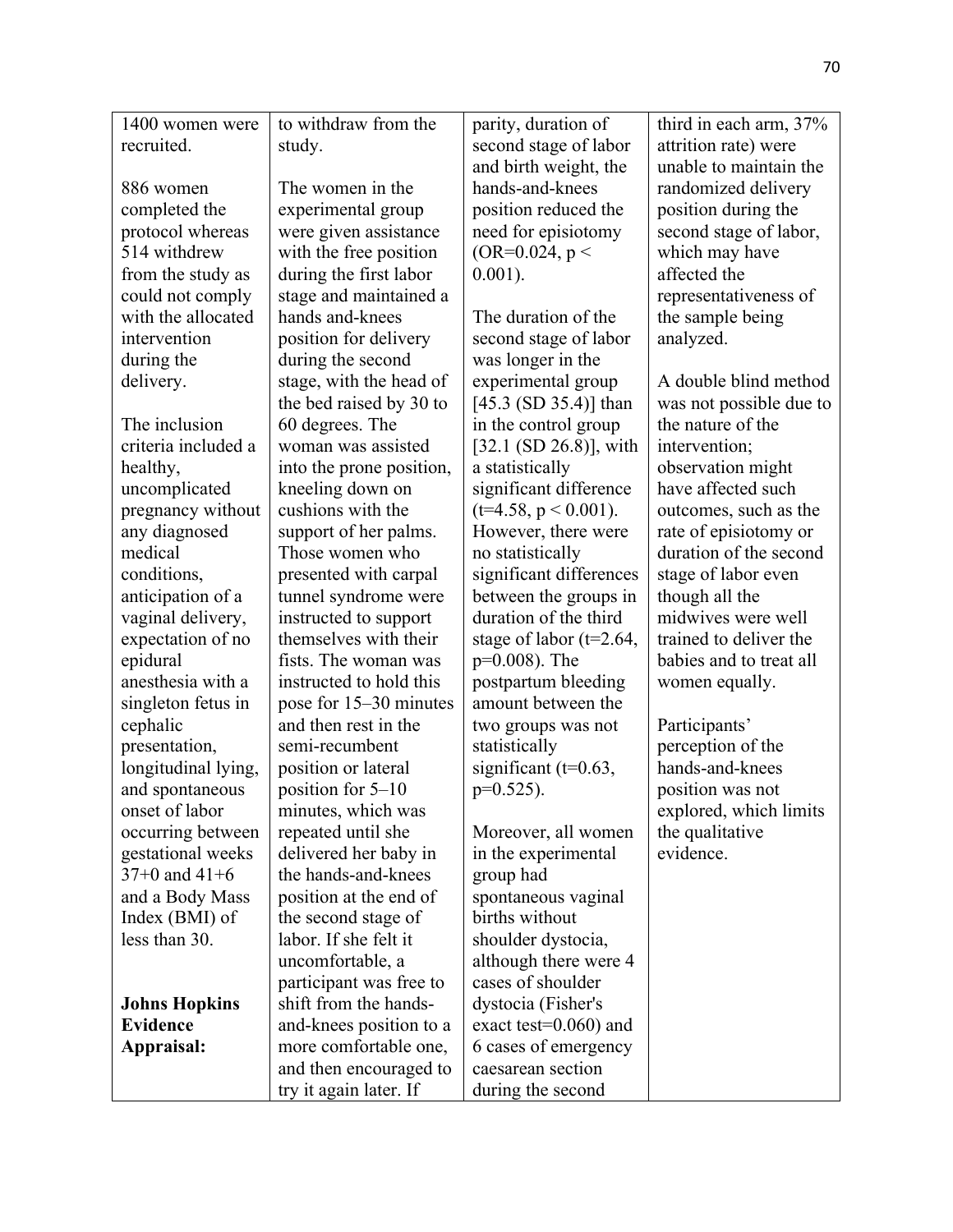| | | | |
|---|---|---|---|
| 1400 women were recruited.<br><br>886 women completed the protocol whereas 514 withdrew from the study as could not comply with the allocated intervention during the delivery.<br><br>The inclusion criteria included a healthy, uncomplicated pregnancy without any diagnosed medical conditions, anticipation of a vaginal delivery, expectation of no epidural anesthesia with a singleton fetus in cephalic presentation, longitudinal lying, and spontaneous onset of labor occurring between gestational weeks 37+0 and 41+6 and a Body Mass Index (BMI) of less than 30.<br><br>**Johns Hopkins Evidence Appraisal:** | to withdraw from the study.<br><br>The women in the experimental group were given assistance with the free position during the first labor stage and maintained a hands and-knees position for delivery during the second stage, with the head of the bed raised by 30 to 60 degrees. The woman was assisted into the prone position, kneeling down on cushions with the support of her palms. Those women who presented with carpal tunnel syndrome were instructed to support themselves with their fists. The woman was instructed to hold this pose for 15–30 minutes and then rest in the semi-recumbent position or lateral position for 5–10 minutes, which was repeated until she delivered her baby in the hands-and-knees position at the end of the second stage of labor. If she felt it uncomfortable, a participant was free to shift from the hands-and-knees position to a more comfortable one, and then encouraged to try it again later. If | parity, duration of second stage of labor and birth weight, the hands-and-knees position reduced the need for episiotomy (OR=0.024, $p < 0.001$).<br><br>The duration of the second stage of labor was longer in the experimental group [45.3 (SD 35.4)] than in the control group [32.1 (SD 26.8)], with a statistically significant difference ($t=4.58$, $p < 0.001$). However, there were no statistically significant differences between the groups in duration of the third stage of labor ($t=2.64$, $p=0.008$). The postpartum bleeding amount between the two groups was not statistically significant ($t=0.63$, $p=0.525$).<br><br>Moreover, all women in the experimental group had spontaneous vaginal births without shoulder dystocia, although there were 4 cases of shoulder dystocia (Fisher's exact test=0.060) and 6 cases of emergency caesarean section during the second | third in each arm, 37% attrition rate) were unable to maintain the randomized delivery position during the second stage of labor, which may have affected the representativeness of the sample being analyzed.<br><br>A double blind method was not possible due to the nature of the intervention; observation might have affected such outcomes, such as the rate of episiotomy or duration of the second stage of labor even though all the midwives were well trained to deliver the babies and to treat all women equally.<br><br>Participants' perception of the hands-and-knees position was not explored, which limits the qualitative evidence. |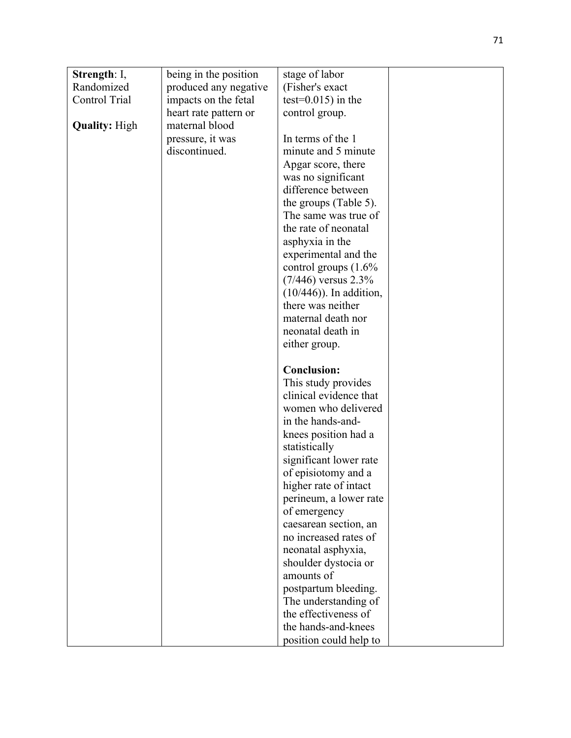| | | | |
|---|---|---|---|
| **Strength**: I, Randomized Control Trial<br><br>**Quality:** High | being in the position produced any negative impacts on the fetal heart rate pattern or maternal blood pressure, it was discontinued. | stage of labor (Fisher's exact test=0.015) in the control group.<br><br>In terms of the 1 minute and 5 minute Apgar score, there was no significant difference between the groups (Table 5). The same was true of the rate of neonatal asphyxia in the experimental and the control groups (1.6% (7/446) versus 2.3% (10/446)). In addition, there was neither maternal death nor neonatal death in either group.<br><br>**Conclusion:**<br>This study provides clinical evidence that women who delivered in the hands-and-knees position had a statistically significant lower rate of episiotomy and a higher rate of intact perineum, a lower rate of emergency caesarean section, an no increased rates of neonatal asphyxia, shoulder dystocia or amounts of postpartum bleeding. The understanding of the effectiveness of the hands-and-knees position could help to | |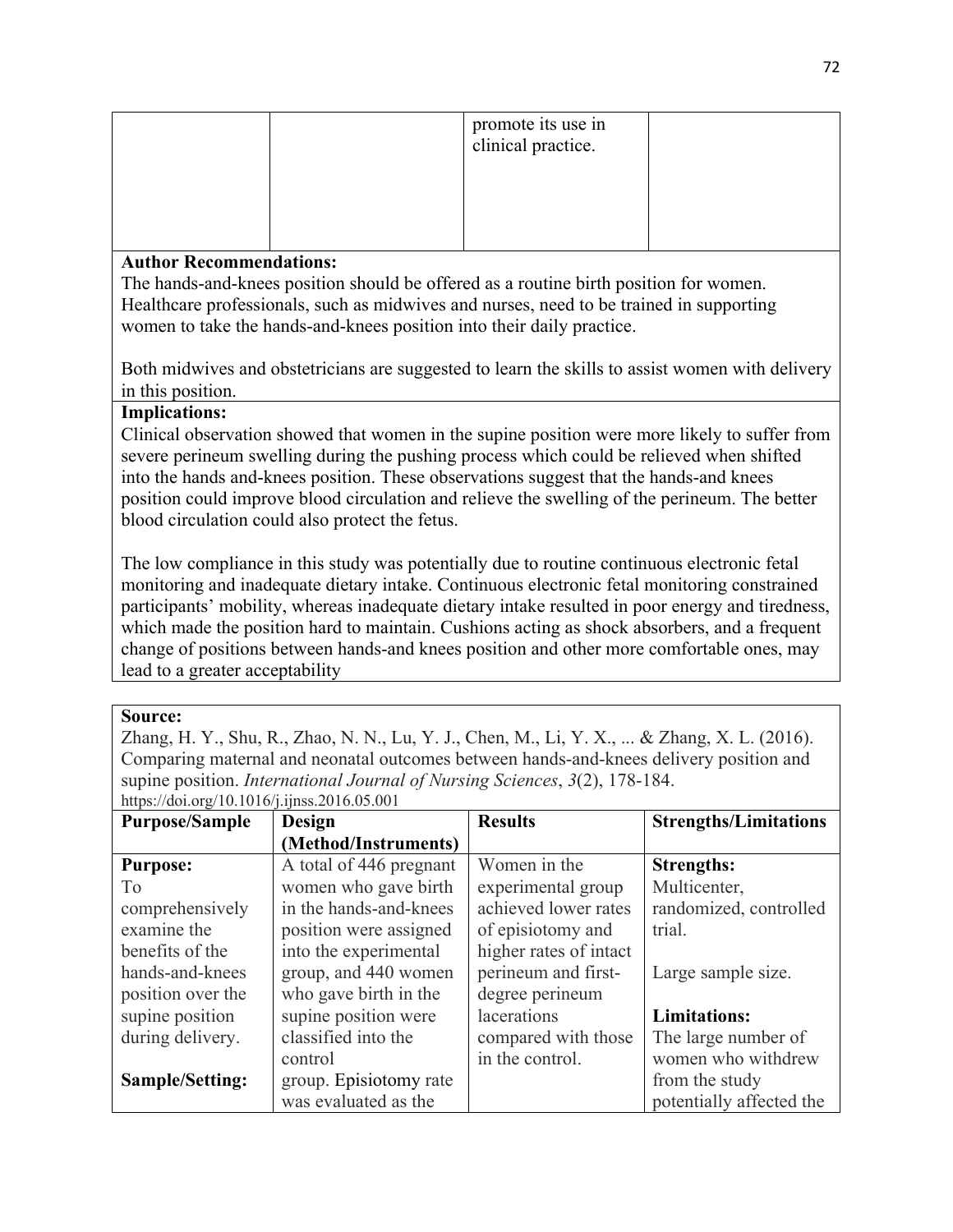| | | promote its use in clinical practice. | |
|---|---|---|---|

**Author Recommendations:**
The hands-and-knees position should be offered as a routine birth position for women. Healthcare professionals, such as midwives and nurses, need to be trained in supporting women to take the hands-and-knees position into their daily practice.

Both midwives and obstetricians are suggested to learn the skills to assist women with delivery in this position.

**Implications:**
Clinical observation showed that women in the supine position were more likely to suffer from severe perineum swelling during the pushing process which could be relieved when shifted into the hands and-knees position. These observations suggest that the hands-and knees position could improve blood circulation and relieve the swelling of the perineum. The better blood circulation could also protect the fetus.

The low compliance in this study was potentially due to routine continuous electronic fetal monitoring and inadequate dietary intake. Continuous electronic fetal monitoring constrained participants' mobility, whereas inadequate dietary intake resulted in poor energy and tiredness, which made the position hard to maintain. Cushions acting as shock absorbers, and a frequent change of positions between hands-and knees position and other more comfortable ones, may lead to a greater acceptability

**Source:**
Zhang, H. Y., Shu, R., Zhao, N. N., Lu, Y. J., Chen, M., Li, Y. X., ... & Zhang, X. L. (2016). Comparing maternal and neonatal outcomes between hands-and-knees delivery position and supine position. *International Journal of Nursing Sciences*, *3*(2), 178-184. https://doi.org/10.1016/j.ijnss.2016.05.001

| **Purpose/Sample** | **Design (Method/Instruments)** | **Results** | **Strengths/Limitations** |
|---|---|---|---|
| **Purpose:** To comprehensively examine the benefits of the hands-and-knees position over the supine position during delivery.<br><br>**Sample/Setting:** | A total of 446 pregnant women who gave birth in the hands-and-knees position were assigned into the experimental group, and 440 women who gave birth in the supine position were classified into the control group. Episiotomy rate was evaluated as the | Women in the experimental group achieved lower rates of episiotomy and higher rates of intact perineum and first-degree perineum lacerations compared with those in the control. | **Strengths:** Multicenter, randomized, controlled trial.<br><br>Large sample size.<br><br>**Limitations:** The large number of women who withdrew from the study potentially affected the |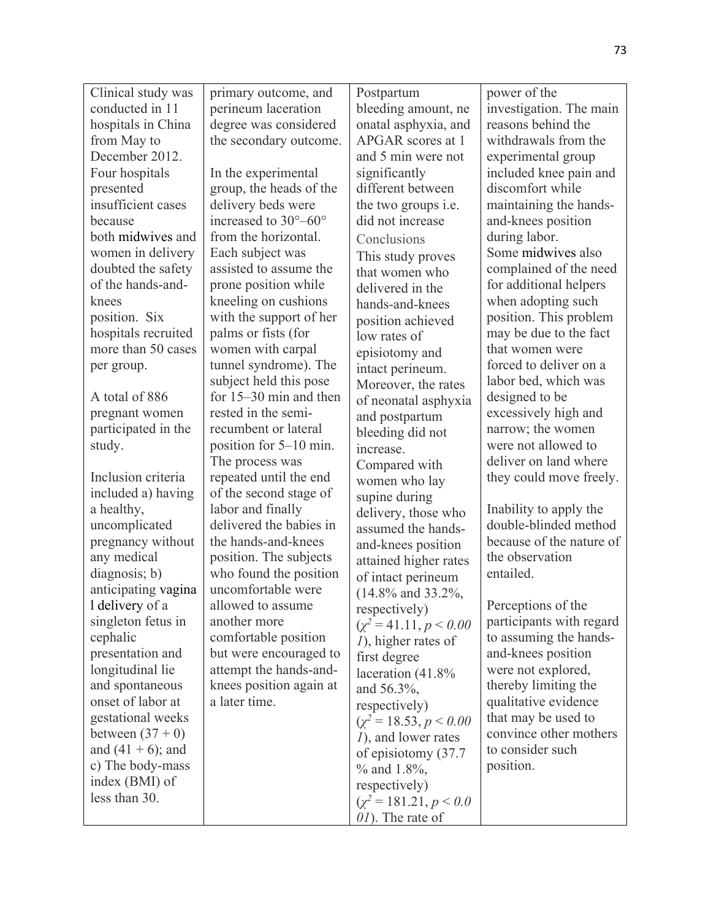| | | | |
|---|---|---|---|
| Clinical study was conducted in 11 hospitals in China from May to December 2012. Four hospitals presented insufficient cases because both midwives and women in delivery doubted the safety of the hands-and-knees position. Six hospitals recruited more than 50 cases per group.<br><br>A total of 886 pregnant women participated in the study.<br><br>Inclusion criteria included a) having a healthy, uncomplicated pregnancy without any medical diagnosis; b) anticipating vaginal delivery of a singleton fetus in cephalic presentation and longitudinal lie and spontaneous onset of labor at gestational weeks between (37 + 0) and (41 + 6); and c) The body-mass index (BMI) of less than 30. | primary outcome, and perineum laceration degree was considered the secondary outcome.<br><br>In the experimental group, the heads of the delivery beds were increased to 30°–60° from the horizontal. Each subject was assisted to assume the prone position while kneeling on cushions with the support of her palms or fists (for women with carpal tunnel syndrome). The subject held this pose for 15–30 min and then rested in the semi-recumbent or lateral position for 5–10 min. The process was repeated until the end of the second stage of labor and finally delivered the babies in the hands-and-knees position. The subjects who found the position uncomfortable were allowed to assume another more comfortable position but were encouraged to attempt the hands-and-knees position again at a later time. | Postpartum bleeding amount, neonatal asphyxia, and APGAR scores at 1 and 5 min were not significantly different between the two groups i.e. did not increase<br>Conclusions<br>This study proves that women who delivered in the hands-and-knees position achieved low rates of episiotomy and intact perineum. Moreover, the rates of neonatal asphyxia and postpartum bleeding did not increase.<br>Compared with women who lay supine during delivery, those who assumed the hands-and-knees position attained higher rates of intact perineum (14.8% and 33.2%, respectively) ($\chi^2 = 41.11$, $p < 0.001$), higher rates of first degree laceration (41.8% and 56.3%, respectively) ($\chi^2 = 18.53$, $p < 0.001$), and lower rates of episiotomy (37.7 % and 1.8%, respectively) ($\chi^2 = 181.21$, $p < 0.001$). The rate of | power of the investigation. The main reasons behind the withdrawals from the experimental group included knee pain and discomfort while maintaining the hands-and-knees position during labor.<br>Some midwives also complained of the need for additional helpers when adopting such position. This problem may be due to the fact that women were forced to deliver on a labor bed, which was designed to be excessively high and narrow; the women were not allowed to deliver on land where they could move freely.<br><br>Inability to apply the double-blinded method because of the nature of the observation entailed.<br><br>Perceptions of the participants with regard to assuming the hands-and-knees position were not explored, thereby limiting the qualitative evidence that may be used to convince other mothers to consider such position. |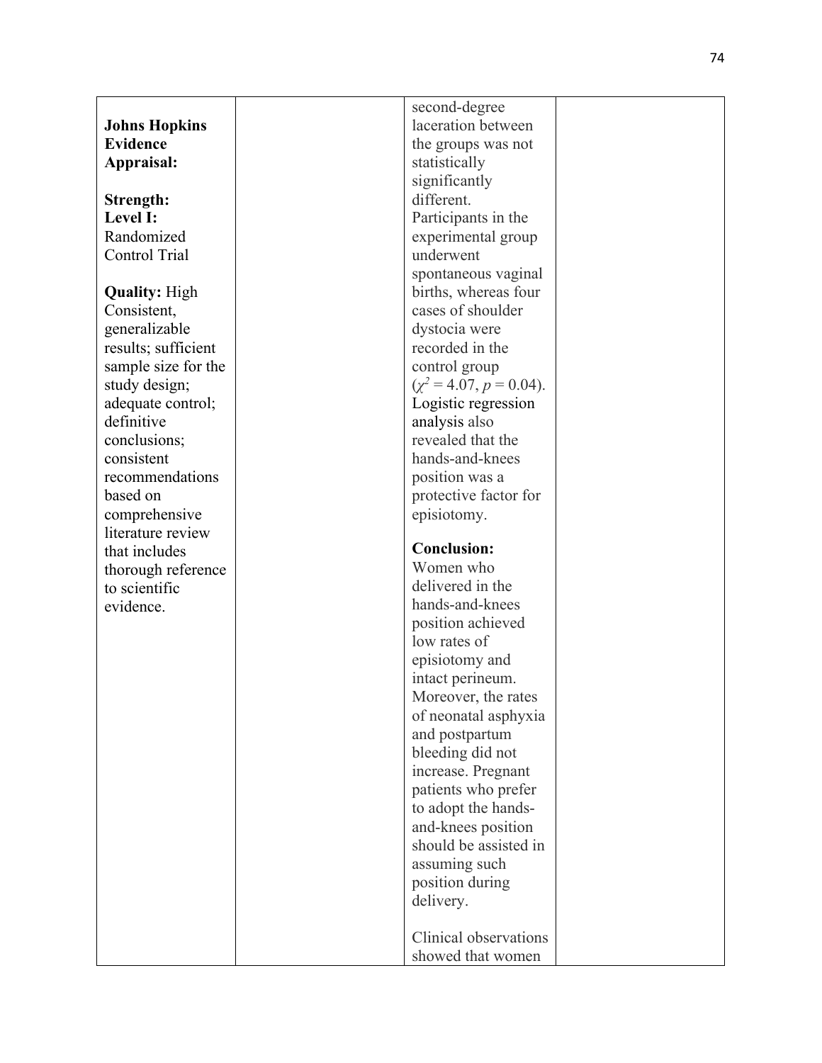| | | | |
|---|---|---|---|
| **Johns Hopkins Evidence Appraisal:**<br><br>**Strength:**<br>**Level I:** Randomized Control Trial<br><br>**Quality:** High Consistent, generalizable results; sufficient sample size for the study design; adequate control; definitive conclusions; consistent recommendations based on comprehensive literature review that includes thorough reference to scientific evidence. | | second-degree laceration between the groups was not statistically significantly different. Participants in the experimental group underwent spontaneous vaginal births, whereas four cases of shoulder dystocia were recorded in the control group ($\chi^2 = 4.07$, $p = 0.04$). Logistic regression analysis also revealed that the hands-and-knees position was a protective factor for episiotomy.<br><br>**Conclusion:** Women who delivered in the hands-and-knees position achieved low rates of episiotomy and intact perineum. Moreover, the rates of neonatal asphyxia and postpartum bleeding did not increase. Pregnant patients who prefer to adopt the hands-and-knees position should be assisted in assuming such position during delivery.<br><br>Clinical observations showed that women | |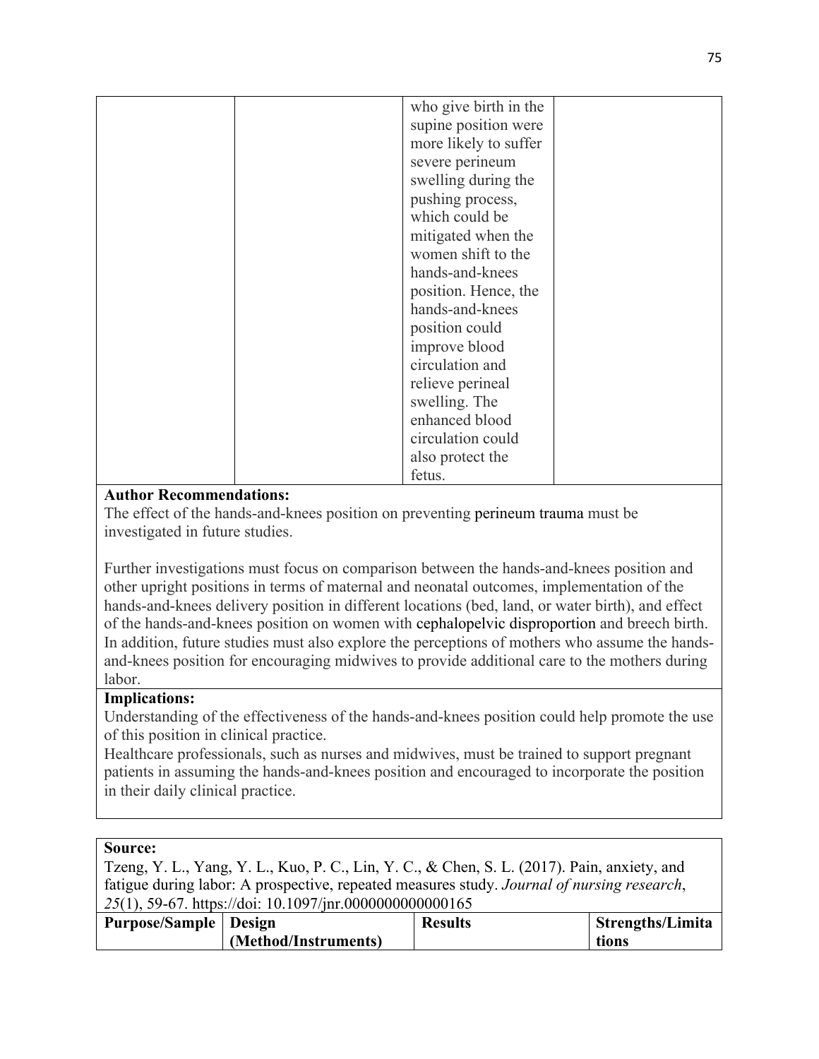| | | | |
|---|---|---|---|
| | | who give birth in the supine position were more likely to suffer severe perineum swelling during the pushing process, which could be mitigated when the women shift to the hands-and-knees position. Hence, the hands-and-knees position could improve blood circulation and relieve perineal swelling. The enhanced blood circulation could also protect the fetus. | |

**Author Recommendations:**

The effect of the hands-and-knees position on preventing perineum trauma must be investigated in future studies.

Further investigations must focus on comparison between the hands-and-knees position and other upright positions in terms of maternal and neonatal outcomes, implementation of the hands-and-knees delivery position in different locations (bed, land, or water birth), and effect of the hands-and-knees position on women with cephalopelvic disproportion and breech birth. In addition, future studies must also explore the perceptions of mothers who assume the hands-and-knees position for encouraging midwives to provide additional care to the mothers during labor.

**Implications:**

Understanding of the effectiveness of the hands-and-knees position could help promote the use of this position in clinical practice.

Healthcare professionals, such as nurses and midwives, must be trained to support pregnant patients in assuming the hands-and-knees position and encouraged to incorporate the position in their daily clinical practice.

**Source:**

Tzeng, Y. L., Yang, Y. L., Kuo, P. C., Lin, Y. C., & Chen, S. L. (2017). Pain, anxiety, and fatigue during labor: A prospective, repeated measures study. *Journal of nursing research*, *25*(1), 59-67. https://doi: 10.1097/jnr.0000000000000165

| **Purpose/Sample** | **Design (Method/Instruments)** | **Results** | **Strengths/Limitations** |
|---|---|---|---|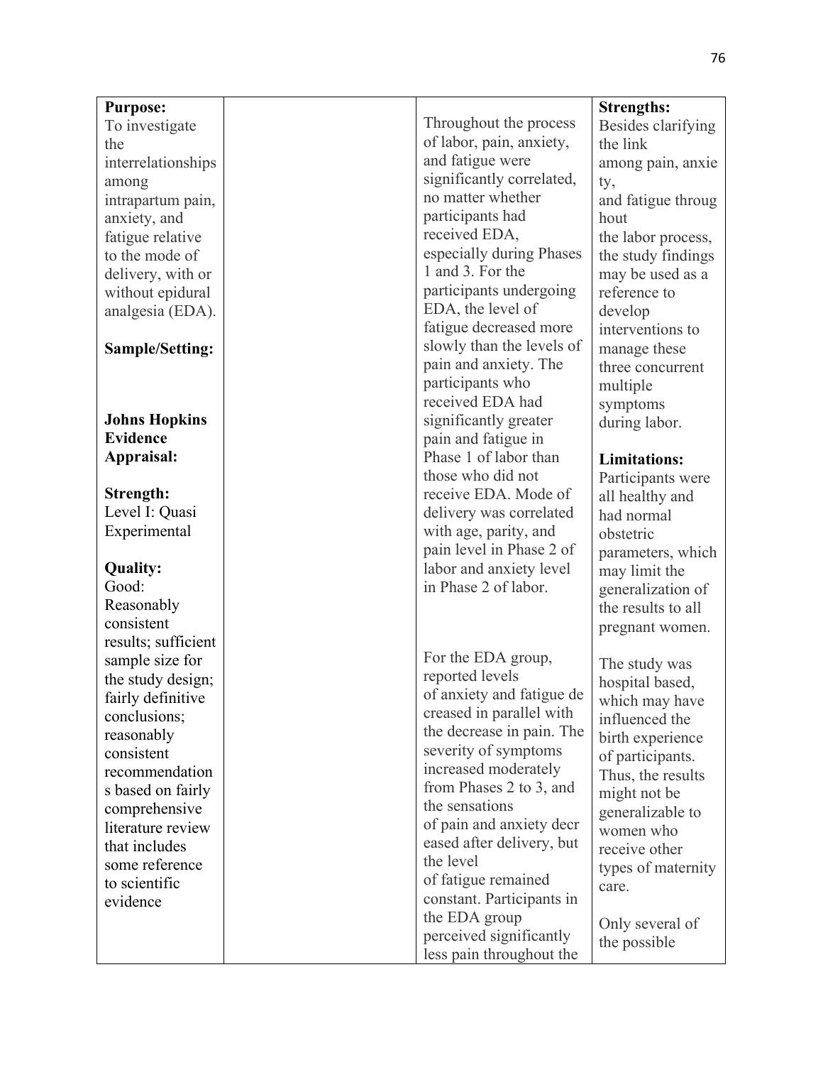| **Purpose:**<br>To investigate the interrelationships among intrapartum pain, anxiety, and fatigue relative to the mode of delivery, with or without epidural analgesia (EDA).<br><br>**Sample/Setting:**<br><br><br>**Johns Hopkins Evidence Appraisal:**<br><br>**Strength:**<br>Level I: Quasi Experimental<br><br>**Quality:**<br>Good: Reasonably consistent results; sufficient sample size for the study design; fairly definitive conclusions; reasonably consistent recommendations based on fairly comprehensive literature review that includes some reference to scientific evidence | | Throughout the process of labor, pain, anxiety, and fatigue were significantly correlated, no matter whether participants had received EDA, especially during Phases 1 and 3. For the participants undergoing EDA, the level of fatigue decreased more slowly than the levels of pain and anxiety. The participants who received EDA had significantly greater pain and fatigue in Phase 1 of labor than those who did not receive EDA. Mode of delivery was correlated with age, parity, and pain level in Phase 2 of labor and anxiety level in Phase 2 of labor.<br><br>For the EDA group, reported levels of anxiety and fatigue decreased in parallel with the decrease in pain. The severity of symptoms increased moderately from Phases 2 to 3, and the sensations of pain and anxiety decreased after delivery, but the level of fatigue remained constant. Participants in the EDA group perceived significantly less pain throughout the | **Strengths:**<br>Besides clarifying the link among pain, anxiety, and fatigue throughout the labor process, the study findings may be used as a reference to develop interventions to manage these three concurrent multiple symptoms during labor.<br><br>**Limitations:**<br>Participants were all healthy and had normal obstetric parameters, which may limit the generalization of the results to all pregnant women.<br><br>The study was hospital based, which may have influenced the birth experience of participants. Thus, the results might not be generalizable to women who receive other types of maternity care.<br><br>Only several of the possible |
|---|---|---|---|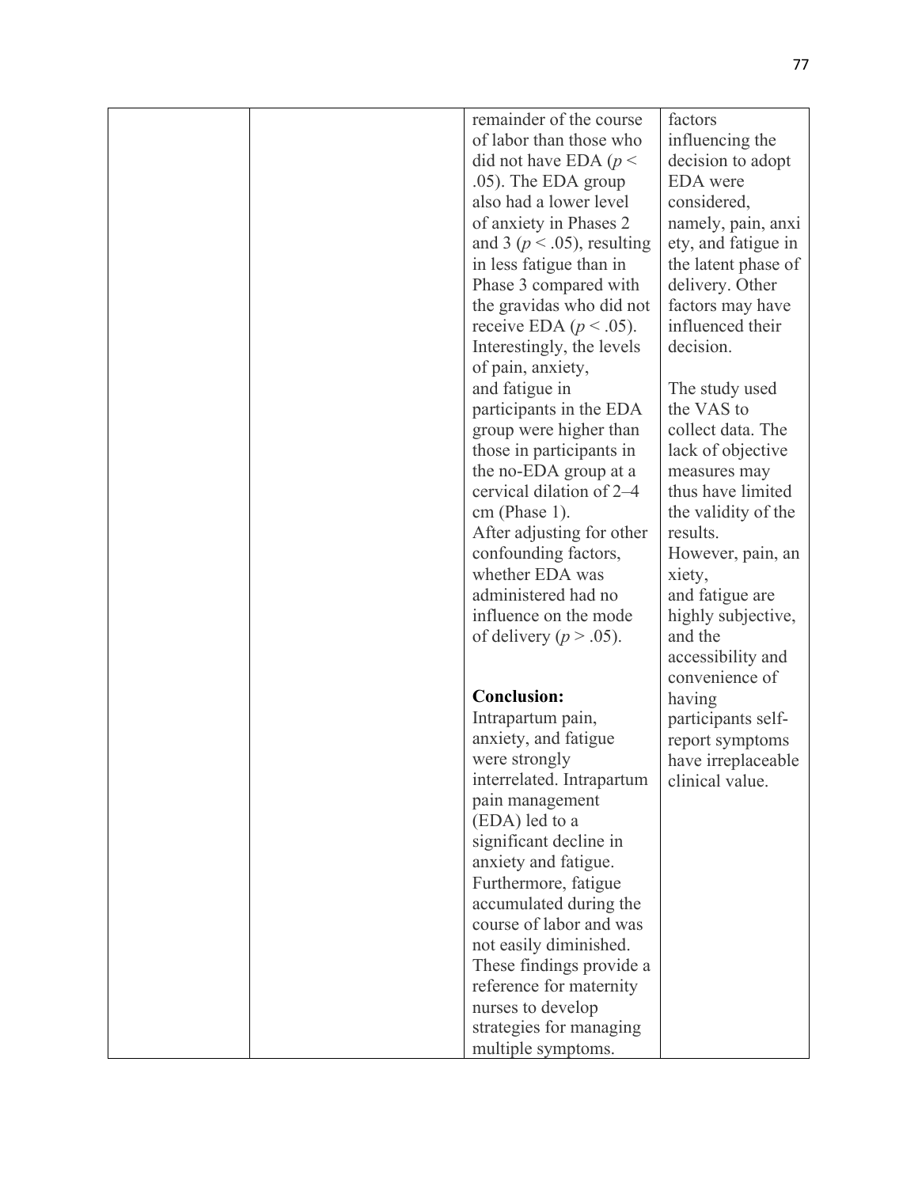|  |  | remainder of the course of labor than those who did not have EDA ($p < .05$). The EDA group also had a lower level of anxiety in Phases 2 and 3 ($p < .05$), resulting in less fatigue than in Phase 3 compared with the gravidas who did not receive EDA ($p < .05$). Interestingly, the levels of pain, anxiety, and fatigue in participants in the EDA group were higher than those in participants in the no-EDA group at a cervical dilation of 2–4 cm (Phase 1). After adjusting for other confounding factors, whether EDA was administered had no influence on the mode of delivery ($p > .05$).<br><br>**Conclusion:**<br>Intrapartum pain, anxiety, and fatigue were strongly interrelated. Intrapartum pain management (EDA) led to a significant decline in anxiety and fatigue. Furthermore, fatigue accumulated during the course of labor and was not easily diminished. These findings provide a reference for maternity nurses to develop strategies for managing multiple symptoms. | factors influencing the decision to adopt EDA were considered, namely, pain, anxiety, and fatigue in the latent phase of delivery. Other factors may have influenced their decision.<br><br>The study used the VAS to collect data. The lack of objective measures may thus have limited the validity of the results. However, pain, anxiety, and fatigue are highly subjective, and the accessibility and convenience of having participants self-report symptoms have irreplaceable clinical value. |
|---|---|---|---|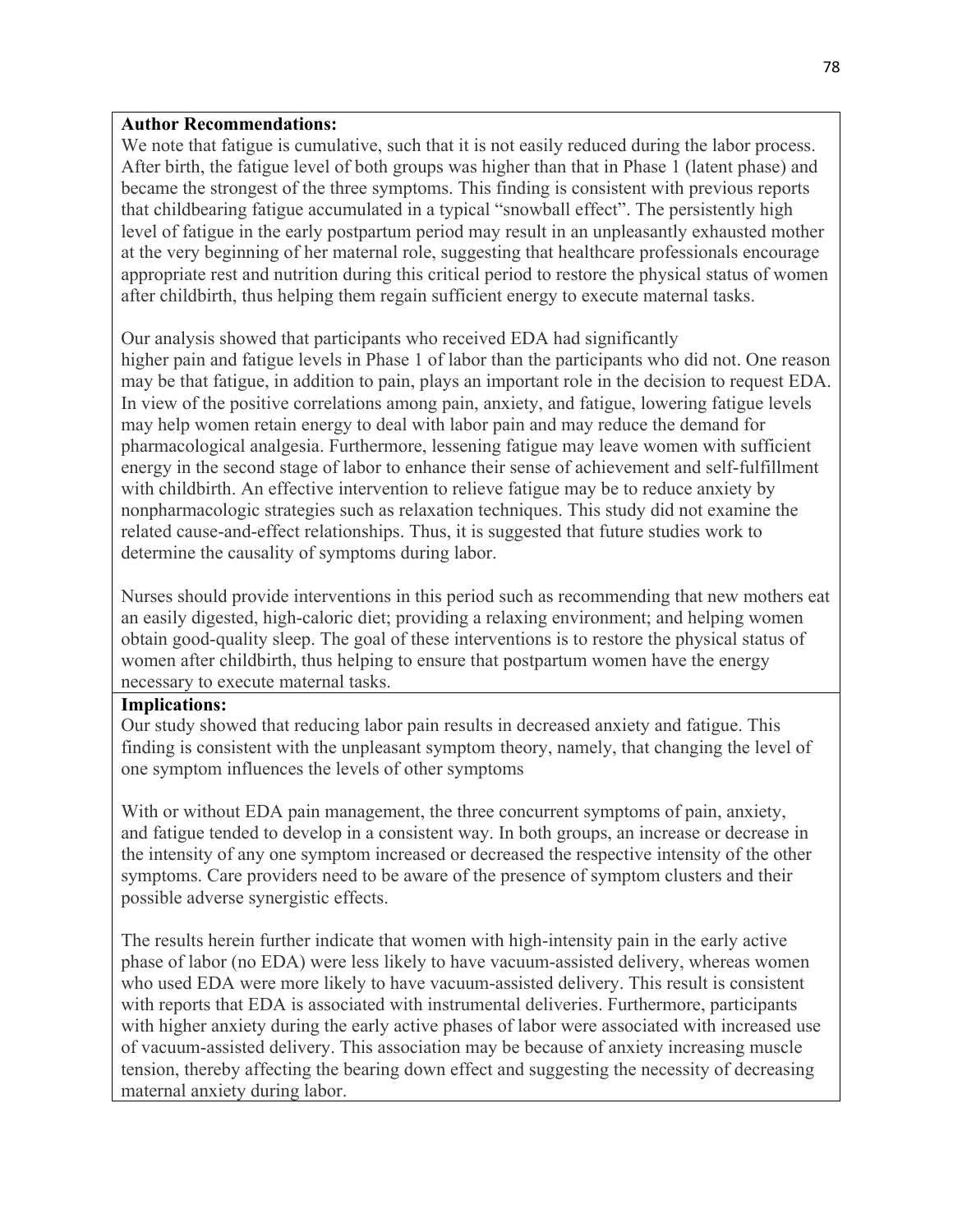**Author Recommendations:**

We note that fatigue is cumulative, such that it is not easily reduced during the labor process. After birth, the fatigue level of both groups was higher than that in Phase 1 (latent phase) and became the strongest of the three symptoms. This finding is consistent with previous reports that childbearing fatigue accumulated in a typical "snowball effect". The persistently high level of fatigue in the early postpartum period may result in an unpleasantly exhausted mother at the very beginning of her maternal role, suggesting that healthcare professionals encourage appropriate rest and nutrition during this critical period to restore the physical status of women after childbirth, thus helping them regain sufficient energy to execute maternal tasks.

Our analysis showed that participants who received EDA had significantly higher pain and fatigue levels in Phase 1 of labor than the participants who did not. One reason may be that fatigue, in addition to pain, plays an important role in the decision to request EDA. In view of the positive correlations among pain, anxiety, and fatigue, lowering fatigue levels may help women retain energy to deal with labor pain and may reduce the demand for pharmacological analgesia. Furthermore, lessening fatigue may leave women with sufficient energy in the second stage of labor to enhance their sense of achievement and self-fulfillment with childbirth. An effective intervention to relieve fatigue may be to reduce anxiety by nonpharmacologic strategies such as relaxation techniques. This study did not examine the related cause-and-effect relationships. Thus, it is suggested that future studies work to determine the causality of symptoms during labor.

Nurses should provide interventions in this period such as recommending that new mothers eat an easily digested, high-caloric diet; providing a relaxing environment; and helping women obtain good-quality sleep. The goal of these interventions is to restore the physical status of women after childbirth, thus helping to ensure that postpartum women have the energy necessary to execute maternal tasks.

**Implications:**

Our study showed that reducing labor pain results in decreased anxiety and fatigue. This finding is consistent with the unpleasant symptom theory, namely, that changing the level of one symptom influences the levels of other symptoms

With or without EDA pain management, the three concurrent symptoms of pain, anxiety, and fatigue tended to develop in a consistent way. In both groups, an increase or decrease in the intensity of any one symptom increased or decreased the respective intensity of the other symptoms. Care providers need to be aware of the presence of symptom clusters and their possible adverse synergistic effects.

The results herein further indicate that women with high-intensity pain in the early active phase of labor (no EDA) were less likely to have vacuum-assisted delivery, whereas women who used EDA were more likely to have vacuum-assisted delivery. This result is consistent with reports that EDA is associated with instrumental deliveries. Furthermore, participants with higher anxiety during the early active phases of labor were associated with increased use of vacuum-assisted delivery. This association may be because of anxiety increasing muscle tension, thereby affecting the bearing down effect and suggesting the necessity of decreasing maternal anxiety during labor.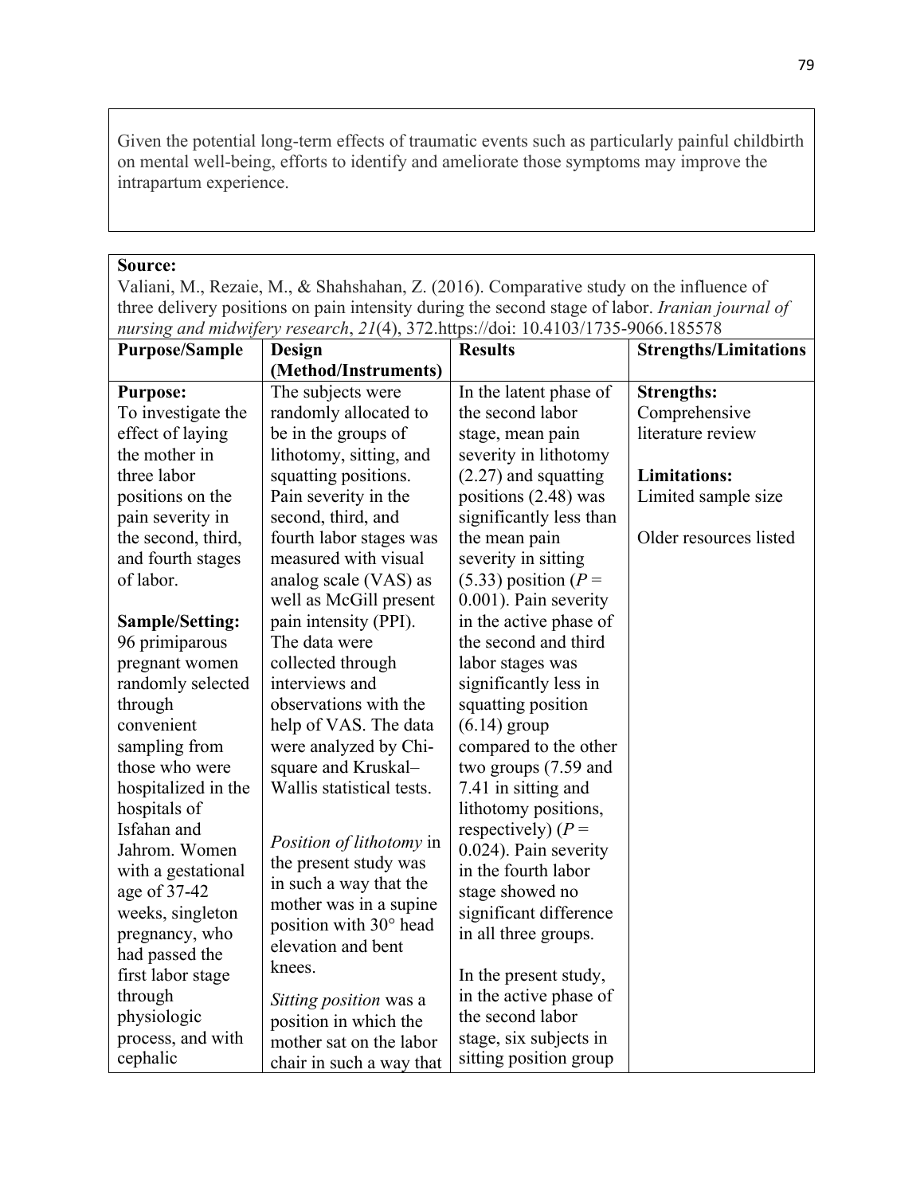Given the potential long-term effects of traumatic events such as particularly painful childbirth on mental well-being, efforts to identify and ameliorate those symptoms may improve the intrapartum experience.

**Source:**
Valiani, M., Rezaie, M., & Shahshahan, Z. (2016). Comparative study on the influence of three delivery positions on pain intensity during the second stage of labor. *Iranian journal of nursing and midwifery research*, *21*(4), 372.https://doi: 10.4103/1735-9066.185578

| Purpose/Sample | Design (Method/Instruments) | Results | Strengths/Limitations |
|---|---|---|---|
| **Purpose:** To investigate the effect of laying the mother in three labor positions on the pain severity in the second, third, and fourth stages of labor.<br><br>**Sample/Setting:** 96 primiparous pregnant women randomly selected through convenient sampling from those who were hospitalized in the hospitals of Isfahan and Jahrom. Women with a gestational age of 37-42 weeks, singleton pregnancy, who had passed the first labor stage through physiologic process, and with cephalic | The subjects were randomly allocated to be in the groups of lithotomy, sitting, and squatting positions. Pain severity in the second, third, and fourth labor stages was measured with visual analog scale (VAS) as well as McGill present pain intensity (PPI). The data were collected through interviews and observations with the help of VAS. The data were analyzed by Chi-square and Kruskal–Wallis statistical tests.<br><br>*Position of lithotomy* in the present study was in such a way that the mother was in a supine position with 30° head elevation and bent knees.<br><br>*Sitting position* was a position in which the mother sat on the labor chair in such a way that | In the latent phase of the second labor stage, mean pain severity in lithotomy (2.27) and squatting positions (2.48) was significantly less than the mean pain severity in sitting (5.33) position ($P$ = 0.001). Pain severity in the active phase of the second and third labor stages was significantly less in squatting position (6.14) group compared to the other two groups (7.59 and 7.41 in sitting and lithotomy positions, respectively) ($P$ = 0.024). Pain severity in the fourth labor stage showed no significant difference in all three groups.<br><br>In the present study, in the active phase of the second labor stage, six subjects in sitting position group | **Strengths:** Comprehensive literature review<br><br>**Limitations:** Limited sample size<br><br>Older resources listed |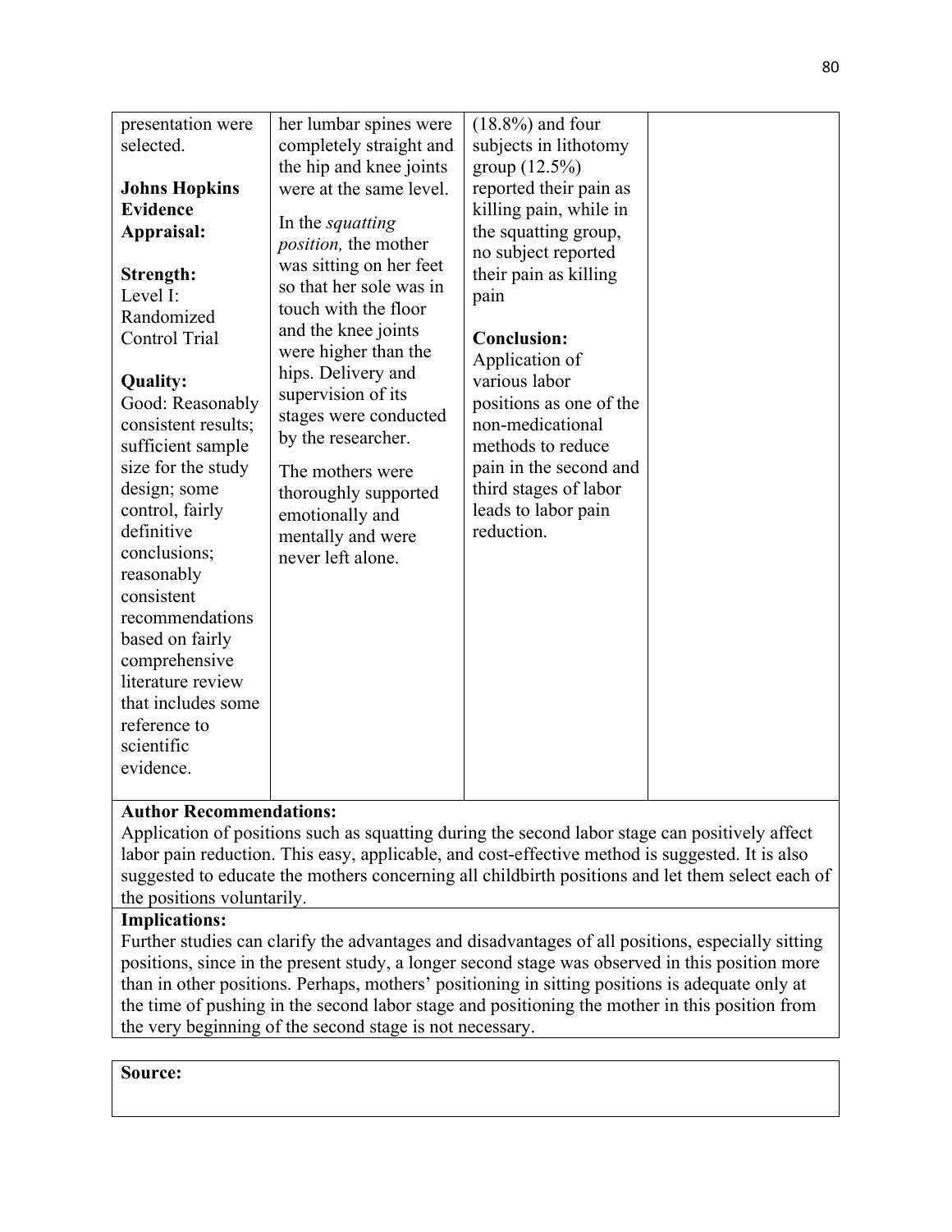| | | | |
|---|---|---|---|
| presentation were selected.<br><br>**Johns Hopkins Evidence Appraisal:**<br><br>**Strength:**<br>Level I: Randomized Control Trial<br><br>**Quality:**<br>Good: Reasonably consistent results; sufficient sample size for the study design; some control, fairly definitive conclusions; reasonably consistent recommendations based on fairly comprehensive literature review that includes some reference to scientific evidence. | her lumbar spines were completely straight and the hip and knee joints were at the same level.<br><br>In the *squatting position,* the mother was sitting on her feet so that her sole was in touch with the floor and the knee joints were higher than the hips. Delivery and supervision of its stages were conducted by the researcher.<br><br>The mothers were thoroughly supported emotionally and mentally and were never left alone. | (18.8%) and four subjects in lithotomy group (12.5%) reported their pain as killing pain, while in the squatting group, no subject reported their pain as killing pain<br><br>**Conclusion:**<br>Application of various labor positions as one of the non-medicational methods to reduce pain in the second and third stages of labor leads to labor pain reduction. | |

**Author Recommendations:**
Application of positions such as squatting during the second labor stage can positively affect labor pain reduction. This easy, applicable, and cost-effective method is suggested. It is also suggested to educate the mothers concerning all childbirth positions and let them select each of the positions voluntarily.

**Implications:**
Further studies can clarify the advantages and disadvantages of all positions, especially sitting positions, since in the present study, a longer second stage was observed in this position more than in other positions. Perhaps, mothers' positioning in sitting positions is adequate only at the time of pushing in the second labor stage and positioning the mother in this position from the very beginning of the second stage is not necessary.

**Source:**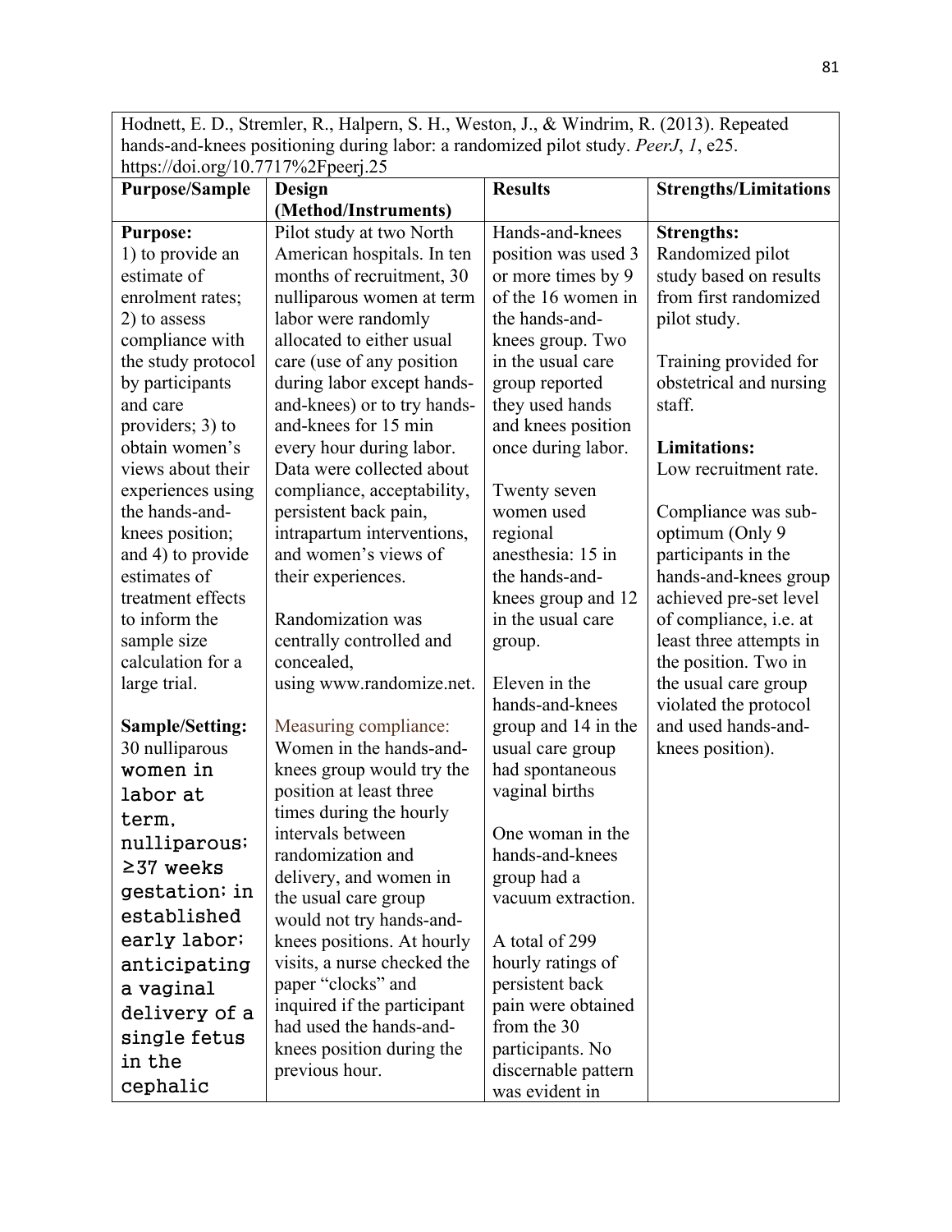| Hodnett, E. D., Stremler, R., Halpern, S. H., Weston, J., & Windrim, R. (2013). Repeated hands-and-knees positioning during labor: a randomized pilot study. *PeerJ*, *1*, e25. https://doi.org/10.7717%2Fpeerj.25 | | | |
|---|---|---|---|
| **Purpose/Sample** | **Design (Method/Instruments)** | **Results** | **Strengths/Limitations** |
| **Purpose:**<br>1) to provide an estimate of enrolment rates; 2) to assess compliance with the study protocol by participants and care providers; 3) to obtain women's views about their experiences using the hands-and-knees position; and 4) to provide estimates of treatment effects to inform the sample size calculation for a large trial.<br><br>**Sample/Setting:**<br>30 nulliparous women in labor at term, nulliparous; ≥37 weeks gestation; in established early labor; anticipating a vaginal delivery of a single fetus in the cephalic | Pilot study at two North American hospitals. In ten months of recruitment, 30 nulliparous women at term labor were randomly allocated to either usual care (use of any position during labor except hands-and-knees) or to try hands-and-knees for 15 min every hour during labor. Data were collected about compliance, acceptability, persistent back pain, intrapartum interventions, and women's views of their experiences.<br><br>Randomization was centrally controlled and concealed, using www.randomize.net.<br><br>Measuring compliance:<br>Women in the hands-and-knees group would try the position at least three times during the hourly intervals between randomization and delivery, and women in the usual care group would not try hands-and-knees positions. At hourly visits, a nurse checked the paper "clocks" and inquired if the participant had used the hands-and-knees position during the previous hour. | Hands-and-knees position was used 3 or more times by 9 of the 16 women in the hands-and-knees group. Two in the usual care group reported they used hands and knees position once during labor.<br><br>Twenty seven women used regional anesthesia: 15 in the hands-and-knees group and 12 in the usual care group.<br><br>Eleven in the hands-and-knees group and 14 in the usual care group had spontaneous vaginal births<br><br>One woman in the hands-and-knees group had a vacuum extraction.<br><br>A total of 299 hourly ratings of persistent back pain were obtained from the 30 participants. No discernable pattern was evident in | **Strengths:**<br>Randomized pilot study based on results from first randomized pilot study.<br><br>Training provided for obstetrical and nursing staff.<br><br>**Limitations:**<br>Low recruitment rate.<br><br>Compliance was sub-optimum (Only 9 participants in the hands-and-knees group achieved pre-set level of compliance, i.e. at least three attempts in the position. Two in the usual care group violated the protocol and used hands-and-knees position). |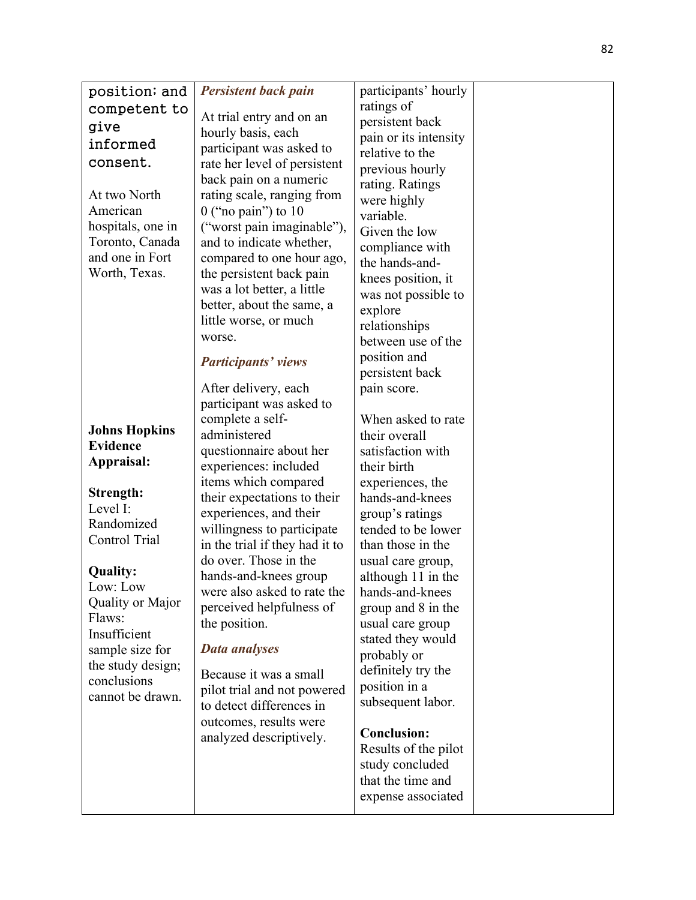| position; and competent to give informed consent.<br><br>At two North American hospitals, one in Toronto, Canada and one in Fort Worth, Texas.<br><br>**Johns Hopkins Evidence Appraisal:**<br><br>**Strength:** Level I: Randomized Control Trial<br><br>**Quality:** Low: Low Quality or Major Flaws: Insufficient sample size for the study design; conclusions cannot be drawn. | ***Persistent back pain***<br><br>At trial entry and on an hourly basis, each participant was asked to rate her level of persistent back pain on a numeric rating scale, ranging from 0 ("no pain") to 10 ("worst pain imaginable"), and to indicate whether, compared to one hour ago, the persistent back pain was a lot better, a little better, about the same, a little worse, or much worse.<br><br>***Participants' views***<br><br>After delivery, each participant was asked to complete a self-administered questionnaire about her experiences: included items which compared their expectations to their experiences, and their willingness to participate in the trial if they had it to do over. Those in the hands-and-knees group were also asked to rate the perceived helpfulness of the position.<br><br>***Data analyses***<br><br>Because it was a small pilot trial and not powered to detect differences in outcomes, results were analyzed descriptively. | participants' hourly ratings of persistent back pain or its intensity relative to the previous hourly rating. Ratings were highly variable. Given the low compliance with the hands-and-knees position, it was not possible to explore relationships between use of the position and persistent back pain score.<br><br>When asked to rate their overall satisfaction with their birth experiences, the hands-and-knees group's ratings tended to be lower than those in the usual care group, although 11 in the hands-and-knees group and 8 in the usual care group stated they would probably or definitely try the position in a subsequent labor.<br><br>**Conclusion:** Results of the pilot study concluded that the time and expense associated | |
|---|---|---|---|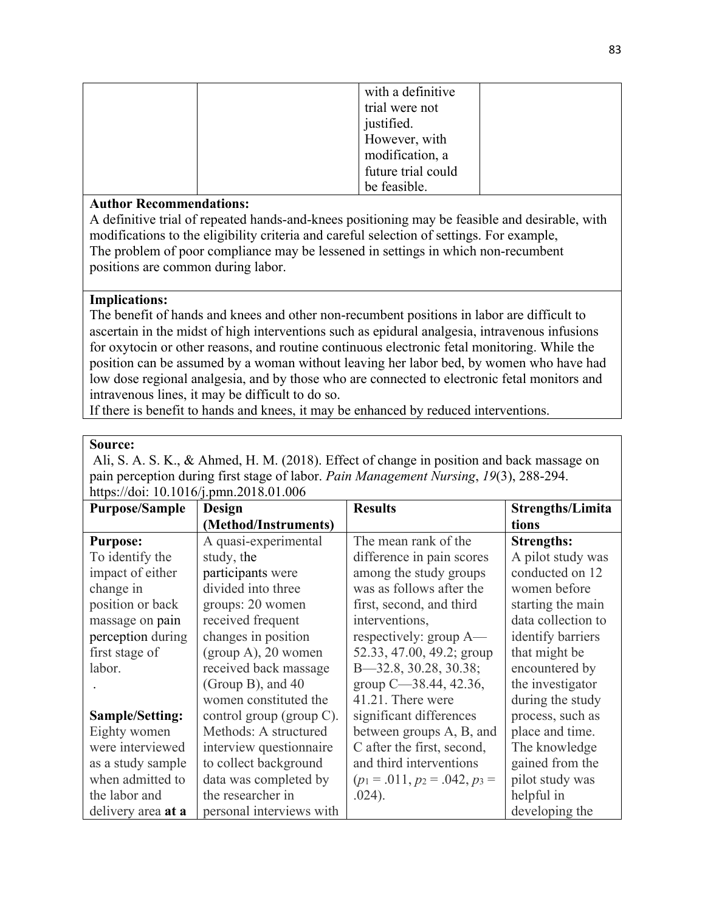| | | with a definitive trial were not justified. However, with modification, a future trial could be feasible. | |
|---|---|---|---|

**Author Recommendations:**
A definitive trial of repeated hands-and-knees positioning may be feasible and desirable, with modifications to the eligibility criteria and careful selection of settings. For example,
The problem of poor compliance may be lessened in settings in which non-recumbent positions are common during labor.

**Implications:**
The benefit of hands and knees and other non-recumbent positions in labor are difficult to ascertain in the midst of high interventions such as epidural analgesia, intravenous infusions for oxytocin or other reasons, and routine continuous electronic fetal monitoring. While the position can be assumed by a woman without leaving her labor bed, by women who have had low dose regional analgesia, and by those who are connected to electronic fetal monitors and intravenous lines, it may be difficult to do so.
If there is benefit to hands and knees, it may be enhanced by reduced interventions.

**Source:**
Ali, S. A. S. K., & Ahmed, H. M. (2018). Effect of change in position and back massage on pain perception during first stage of labor. *Pain Management Nursing*, *19*(3), 288-294. https://doi: 10.1016/j.pmn.2018.01.006

| Purpose/Sample | Design (Method/Instruments) | Results | Strengths/Limitations |
|---|---|---|---|
| **Purpose:** To identify the impact of either change in position or back massage on pain perception during first stage of labor. . **Sample/Setting:** Eighty women were interviewed as a study sample when admitted to the labor and delivery area **at a** | A quasi-experimental study, the participants were divided into three groups: 20 women received frequent changes in position (group A), 20 women received back massage (Group B), and 40 women constituted the control group (group C). Methods: A structured interview questionnaire to collect background data was completed by the researcher in personal interviews with | The mean rank of the difference in pain scores among the study groups was as follows after the first, second, and third interventions, respectively: group A—52.33, 47.00, 49.2; group B—32.8, 30.28, 30.38; group C—38.44, 42.36, 41.21. There were significant differences between groups A, B, and C after the first, second, and third interventions ($p_1 = .011$, $p_2 = .042$, $p_3 = .024$). | **Strengths:** A pilot study was conducted on 12 women before starting the main data collection to identify barriers that might be encountered by the investigator during the study process, such as place and time. The knowledge gained from the pilot study was helpful in developing the |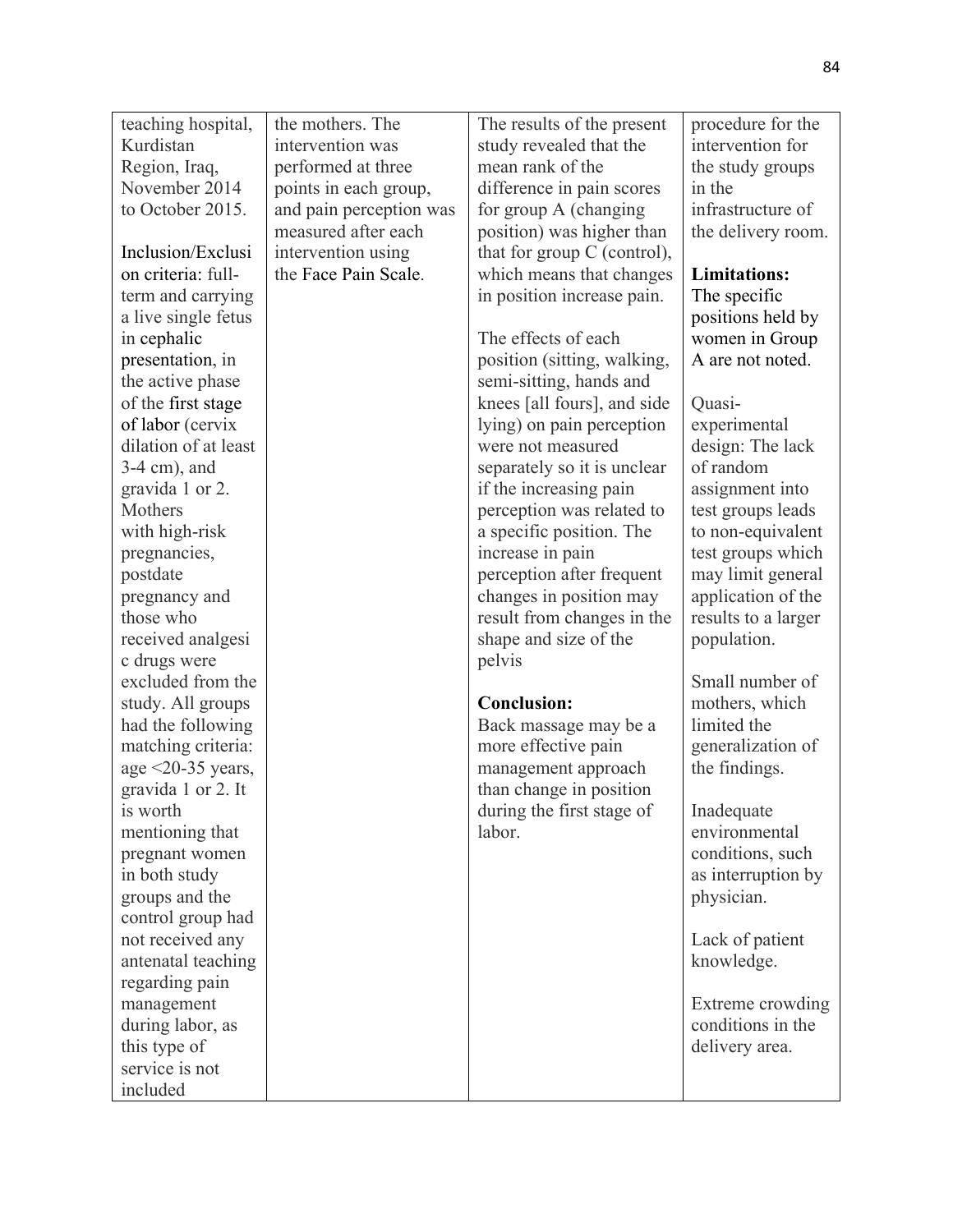| teaching hospital, Kurdistan Region, Iraq, November 2014 to October 2015.<br><br>Inclusion/Exclusion criteria: full-term and carrying a live single fetus in cephalic presentation, in the active phase of the first stage of labor (cervix dilation of at least 3-4 cm), and gravida 1 or 2. Mothers with high-risk pregnancies, postdate pregnancy and those who received analgesic drugs were excluded from the study. All groups had the following matching criteria: age <20-35 years, gravida 1 or 2. It is worth mentioning that pregnant women in both study groups and the control group had not received any antenatal teaching regarding pain management during labor, as this type of service is not included | the mothers. The intervention was performed at three points in each group, and pain perception was measured after each intervention using the Face Pain Scale. | The results of the present study revealed that the mean rank of the difference in pain scores for group A (changing position) was higher than that for group C (control), which means that changes in position increase pain.<br><br>The effects of each position (sitting, walking, semi-sitting, hands and knees [all fours], and side lying) on pain perception were not measured separately so it is unclear if the increasing pain perception was related to a specific position. The increase in pain perception after frequent changes in position may result from changes in the shape and size of the pelvis<br><br>**Conclusion:**<br>Back massage may be a more effective pain management approach than change in position during the first stage of labor. | procedure for the intervention for the study groups in the infrastructure of the delivery room.<br><br>**Limitations:**<br>The specific positions held by women in Group A are not noted.<br><br>Quasi-experimental design: The lack of random assignment into test groups leads to non-equivalent test groups which may limit general application of the results to a larger population.<br><br>Small number of mothers, which limited the generalization of the findings.<br><br>Inadequate environmental conditions, such as interruption by physician.<br><br>Lack of patient knowledge.<br><br>Extreme crowding conditions in the delivery area. |
|---|---|---|---|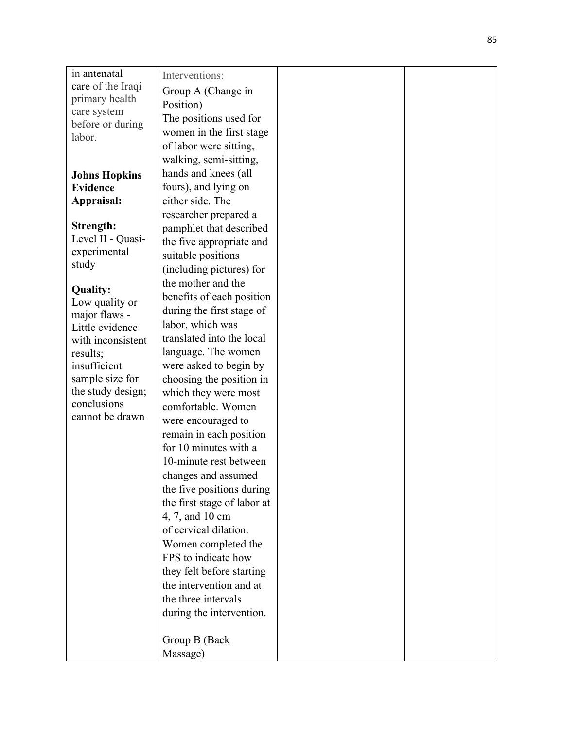| | | | |
|---|---|---|---|
| in antenatal care of the Iraqi primary health care system before or during labor.<br><br>**Johns Hopkins Evidence Appraisal:**<br><br>**Strength:**<br>Level II - Quasi-experimental study<br><br>**Quality:**<br>Low quality or major flaws - Little evidence with inconsistent results; insufficient sample size for the study design; conclusions cannot be drawn | Interventions:<br>Group A (Change in Position)<br>The positions used for women in the first stage of labor were sitting, walking, semi-sitting, hands and knees (all fours), and lying on either side. The researcher prepared a pamphlet that described the five appropriate and suitable positions (including pictures) for the mother and the benefits of each position during the first stage of labor, which was translated into the local language. The women were asked to begin by choosing the position in which they were most comfortable. Women were encouraged to remain in each position for 10 minutes with a 10-minute rest between changes and assumed the five positions during the first stage of labor at 4, 7, and 10 cm of cervical dilation. Women completed the FPS to indicate how they felt before starting the intervention and at the three intervals during the intervention.<br><br>Group B (Back Massage) | | |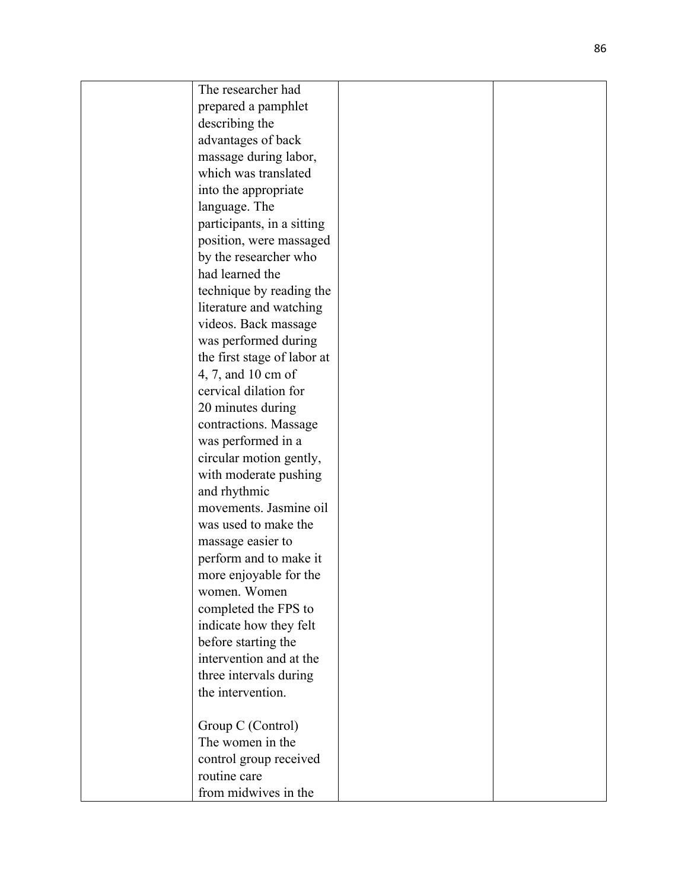|  | The researcher had prepared a pamphlet describing the advantages of back massage during labor, which was translated into the appropriate language. The participants, in a sitting position, were massaged by the researcher who had learned the technique by reading the literature and watching videos. Back massage was performed during the first stage of labor at 4, 7, and 10 cm of cervical dilation for 20 minutes during contractions. Massage was performed in a circular motion gently, with moderate pushing and rhythmic movements. Jasmine oil was used to make the massage easier to perform and to make it more enjoyable for the women. Women completed the FPS to indicate how they felt before starting the intervention and at the three intervals during the intervention.<br><br>Group C (Control)<br>The women in the control group received routine care from midwives in the |  |  |
|---|---|---|---|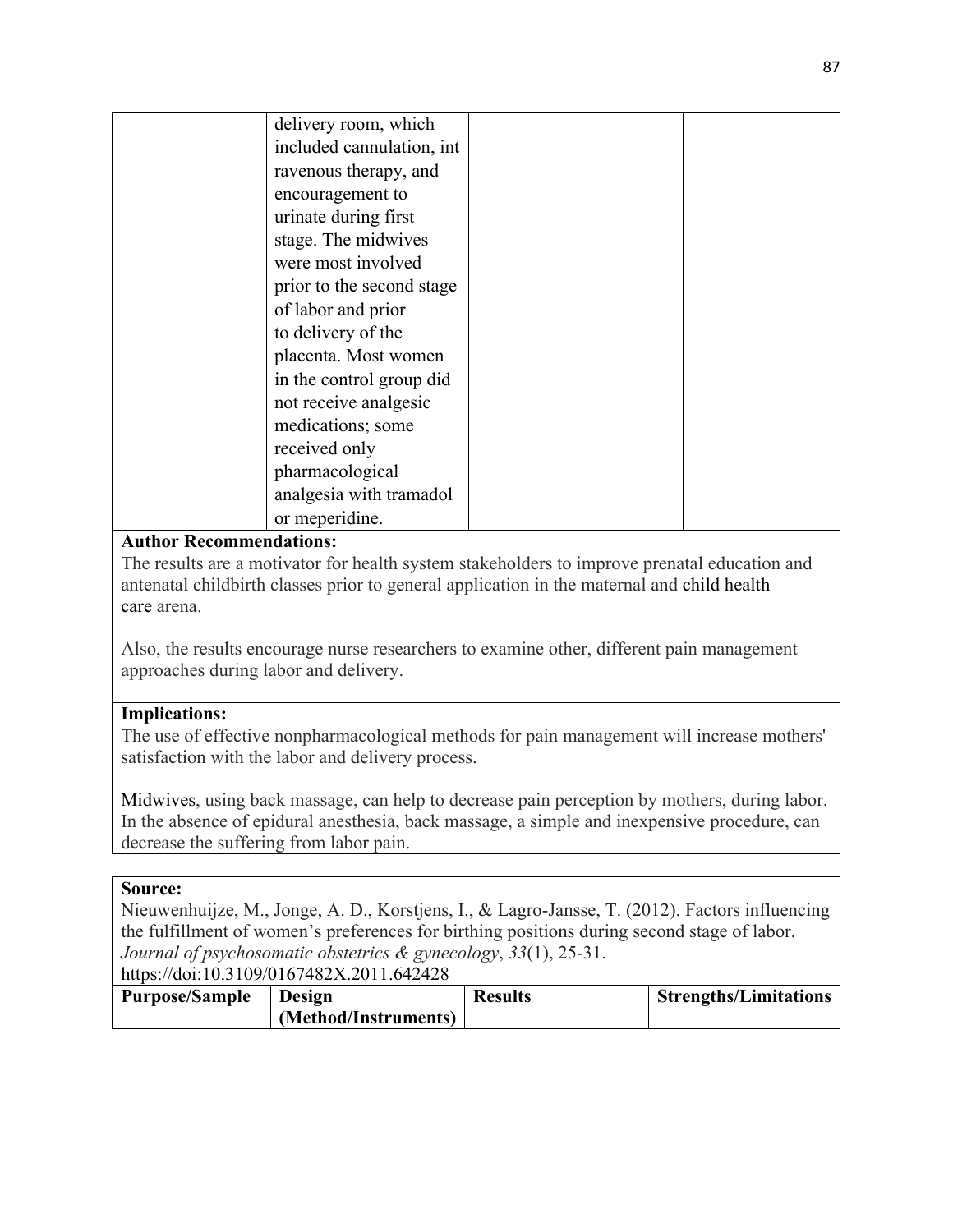| | | | |
|---|---|---|---|
| | delivery room, which included cannulation, int ravenous therapy, and encouragement to urinate during first stage. The midwives were most involved prior to the second stage of labor and prior to delivery of the placenta. Most women in the control group did not receive analgesic medications; some received only pharmacological analgesia with tramadol or meperidine. | | |

**Author Recommendations:**

The results are a motivator for health system stakeholders to improve prenatal education and antenatal childbirth classes prior to general application in the maternal and child health care arena.

Also, the results encourage nurse researchers to examine other, different pain management approaches during labor and delivery.

**Implications:**

The use of effective nonpharmacological methods for pain management will increase mothers' satisfaction with the labor and delivery process.

Midwives, using back massage, can help to decrease pain perception by mothers, during labor. In the absence of epidural anesthesia, back massage, a simple and inexpensive procedure, can decrease the suffering from labor pain.

**Source:**

Nieuwenhuijze, M., Jonge, A. D., Korstjens, I., & Lagro-Jansse, T. (2012). Factors influencing the fulfillment of women's preferences for birthing positions during second stage of labor. *Journal of psychosomatic obstetrics & gynecology*, *33*(1), 25-31. https://doi:10.3109/0167482X.2011.642428

| Purpose/Sample | Design (Method/Instruments) | Results | Strengths/Limitations |
|---|---|---|---|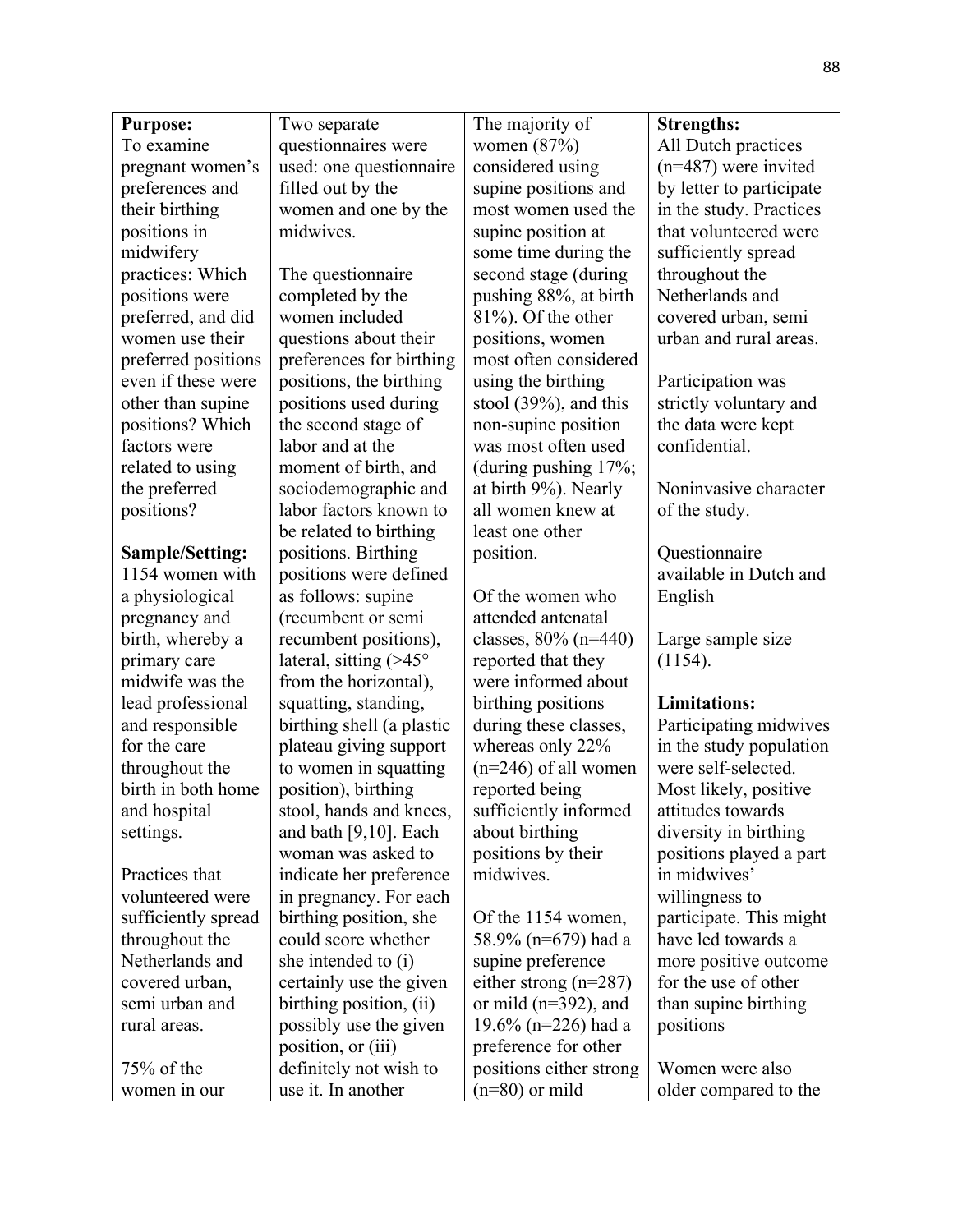| **Purpose:**<br>To examine pregnant women's preferences and their birthing positions in midwifery practices: Which positions were preferred, and did women use their preferred positions even if these were other than supine positions? Which factors were related to using the preferred positions?<br><br>**Sample/Setting:**<br>1154 women with a physiological pregnancy and birth, whereby a primary care midwife was the lead professional and responsible for the care throughout the birth in both home and hospital settings.<br><br>Practices that volunteered were sufficiently spread throughout the Netherlands and covered urban, semi urban and rural areas.<br><br>75% of the women in our | Two separate questionnaires were used: one questionnaire filled out by the women and one by the midwives.<br><br>The questionnaire completed by the women included questions about their preferences for birthing positions, the birthing positions used during the second stage of labor and at the moment of birth, and sociodemographic and labor factors known to be related to birthing positions. Birthing positions were defined as follows: supine (recumbent or semi recumbent positions), lateral, sitting (>45° from the horizontal), squatting, standing, birthing shell (a plastic plateau giving support to women in squatting position), birthing stool, hands and knees, and bath [9,10]. Each woman was asked to indicate her preference in pregnancy. For each birthing position, she could score whether she intended to (i) certainly use the given birthing position, (ii) possibly use the given position, or (iii) definitely not wish to use it. In another | The majority of women (87%) considered using supine positions and most women used the supine position at some time during the second stage (during pushing 88%, at birth 81%). Of the other positions, women most often considered using the birthing stool (39%), and this non-supine position was most often used (during pushing 17%; at birth 9%). Nearly all women knew at least one other position.<br><br>Of the women who attended antenatal classes, 80% (n=440) reported that they were informed about birthing positions during these classes, whereas only 22% (n=246) of all women reported being sufficiently informed about birthing positions by their midwives.<br><br>Of the 1154 women, 58.9% (n=679) had a supine preference either strong (n=287) or mild (n=392), and 19.6% (n=226) had a preference for other positions either strong (n=80) or mild | **Strengths:**<br>All Dutch practices (n=487) were invited by letter to participate in the study. Practices that volunteered were sufficiently spread throughout the Netherlands and covered urban, semi urban and rural areas.<br><br>Participation was strictly voluntary and the data were kept confidential.<br><br>Noninvasive character of the study.<br><br>Questionnaire available in Dutch and English<br><br>Large sample size (1154).<br><br>**Limitations:**<br>Participating midwives in the study population were self-selected. Most likely, positive attitudes towards diversity in birthing positions played a part in midwives' willingness to participate. This might have led towards a more positive outcome for the use of other than supine birthing positions<br><br>Women were also older compared to the |
|---|---|---|---|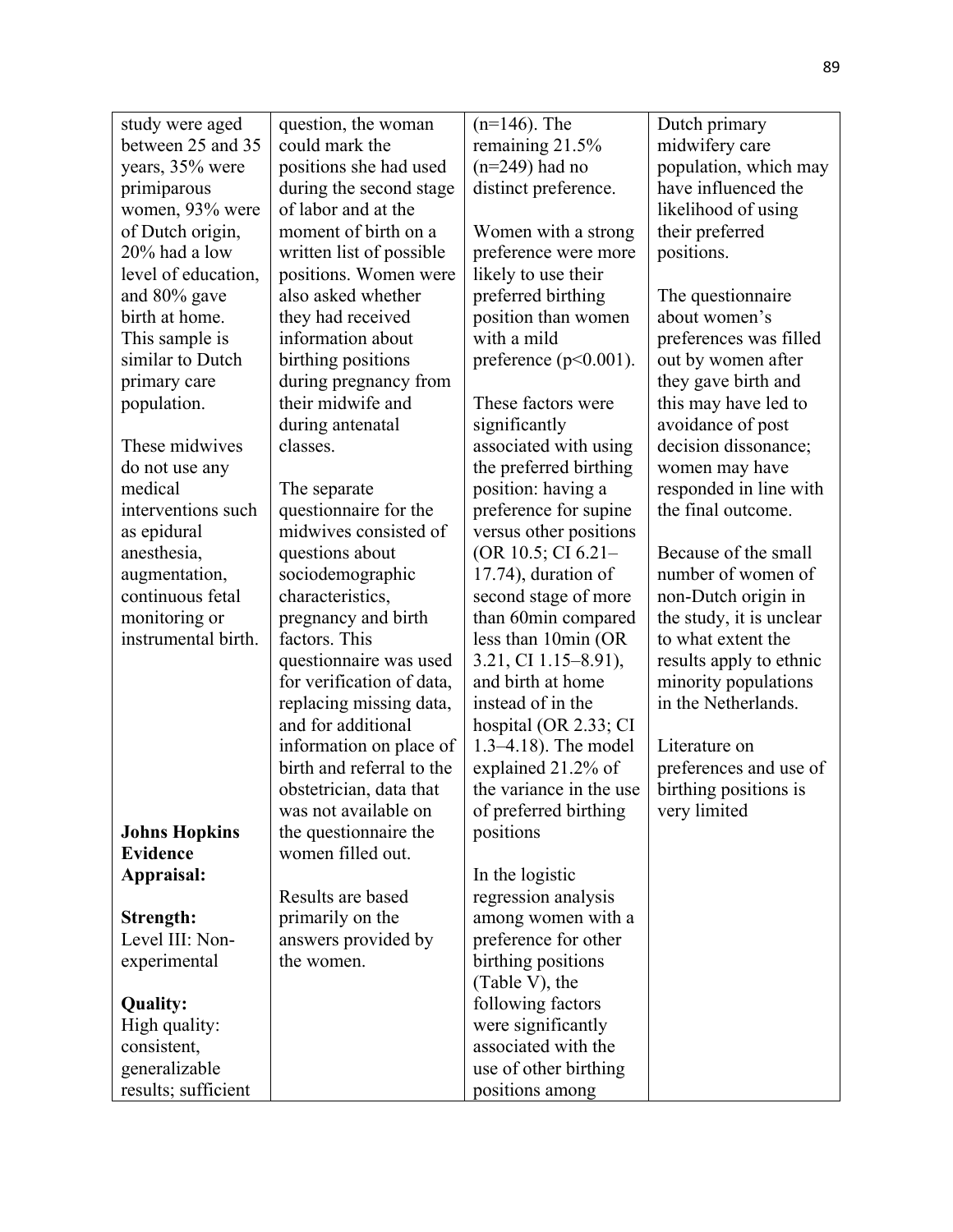| | | | |
|---|---|---|---|
| study were aged between 25 and 35 years, 35% were primiparous women, 93% were of Dutch origin, 20% had a low level of education, and 80% gave birth at home. This sample is similar to Dutch primary care population.<br><br>These midwives do not use any medical interventions such as epidural anesthesia, augmentation, continuous fetal monitoring or instrumental birth.<br><br>**Johns Hopkins Evidence Appraisal:**<br><br>**Strength:**<br>Level III: Non-experimental<br><br>**Quality:**<br>High quality: consistent, generalizable results; sufficient | question, the woman could mark the positions she had used during the second stage of labor and at the moment of birth on a written list of possible positions. Women were also asked whether they had received information about birthing positions during pregnancy from their midwife and during antenatal classes.<br><br>The separate questionnaire for the midwives consisted of questions about sociodemographic characteristics, pregnancy and birth factors. This questionnaire was used for verification of data, replacing missing data, and for additional information on place of birth and referral to the obstetrician, data that was not available on the questionnaire the women filled out.<br><br>Results are based primarily on the answers provided by the women. | (n=146). The remaining 21.5% (n=249) had no distinct preference.<br><br>Women with a strong preference were more likely to use their preferred birthing position than women with a mild preference ($p<0.001$).<br><br>These factors were significantly associated with using the preferred birthing position: having a preference for supine versus other positions (OR 10.5; CI 6.21–17.74), duration of second stage of more than 60min compared less than 10min (OR 3.21, CI 1.15–8.91), and birth at home instead of in the hospital (OR 2.33; CI 1.3–4.18). The model explained 21.2% of the variance in the use of preferred birthing positions<br><br>In the logistic regression analysis among women with a preference for other birthing positions (Table V), the following factors were significantly associated with the use of other birthing positions among | Dutch primary midwifery care population, which may have influenced the likelihood of using their preferred positions.<br><br>The questionnaire about women's preferences was filled out by women after they gave birth and this may have led to avoidance of post decision dissonance; women may have responded in line with the final outcome.<br><br>Because of the small number of women of non-Dutch origin in the study, it is unclear to what extent the results apply to ethnic minority populations in the Netherlands.<br><br>Literature on preferences and use of birthing positions is very limited |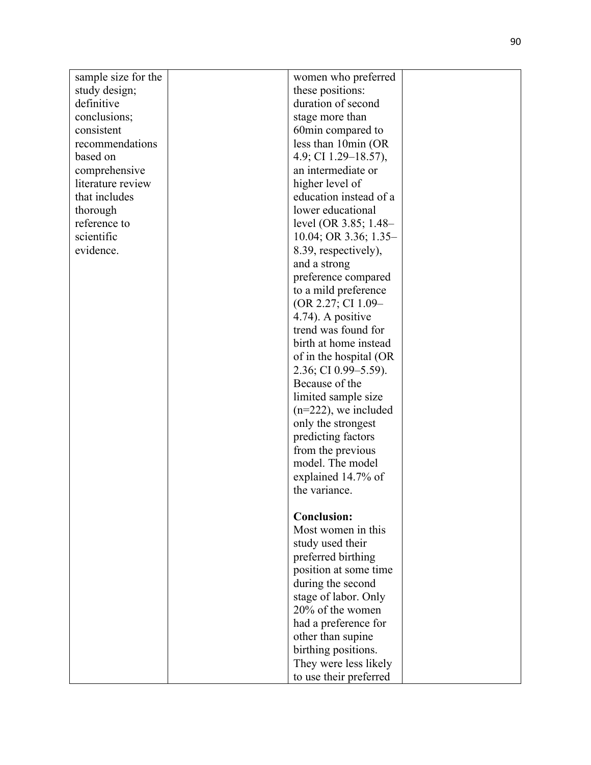| | | | |
|---|---|---|---|
| sample size for the study design; definitive conclusions; consistent recommendations based on comprehensive literature review that includes thorough reference to scientific evidence. | | women who preferred these positions: duration of second stage more than 60min compared to less than 10min (OR 4.9; CI 1.29–18.57), an intermediate or higher level of education instead of a lower educational level (OR 3.85; 1.48–10.04; OR 3.36; 1.35–8.39, respectively), and a strong preference compared to a mild preference (OR 2.27; CI 1.09–4.74). A positive trend was found for birth at home instead of in the hospital (OR 2.36; CI 0.99–5.59). Because of the limited sample size (n=222), we included only the strongest predicting factors from the previous model. The model explained 14.7% of the variance.<br><br>**Conclusion:** Most women in this study used their preferred birthing position at some time during the second stage of labor. Only 20% of the women had a preference for other than supine birthing positions. They were less likely to use their preferred | |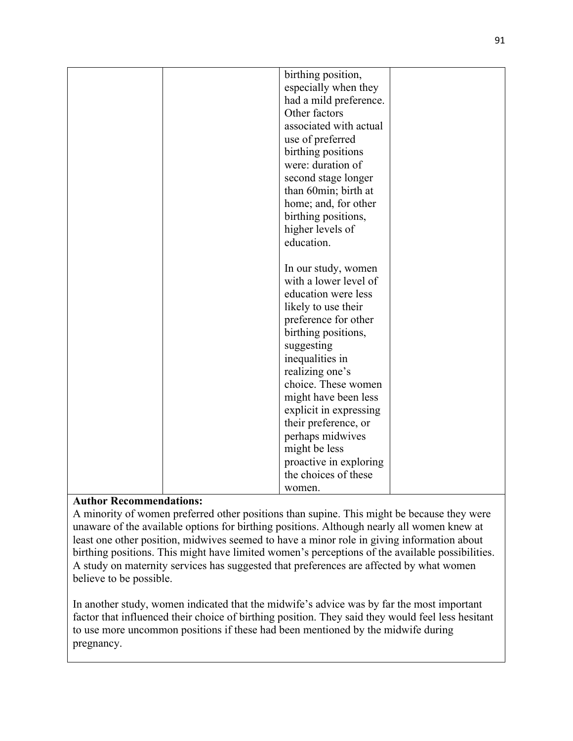| | | | |
|---|---|---|---|
| | | birthing position, especially when they had a mild preference. Other factors associated with actual use of preferred birthing positions were: duration of second stage longer than 60min; birth at home; and, for other birthing positions, higher levels of education.<br><br>In our study, women with a lower level of education were less likely to use their preference for other birthing positions, suggesting inequalities in realizing one's choice. These women might have been less explicit in expressing their preference, or perhaps midwives might be less proactive in exploring the choices of these women. | |

**Author Recommendations:**

A minority of women preferred other positions than supine. This might be because they were unaware of the available options for birthing positions. Although nearly all women knew at least one other position, midwives seemed to have a minor role in giving information about birthing positions. This might have limited women's perceptions of the available possibilities. A study on maternity services has suggested that preferences are affected by what women believe to be possible.

In another study, women indicated that the midwife's advice was by far the most important factor that influenced their choice of birthing position. They said they would feel less hesitant to use more uncommon positions if these had been mentioned by the midwife during pregnancy.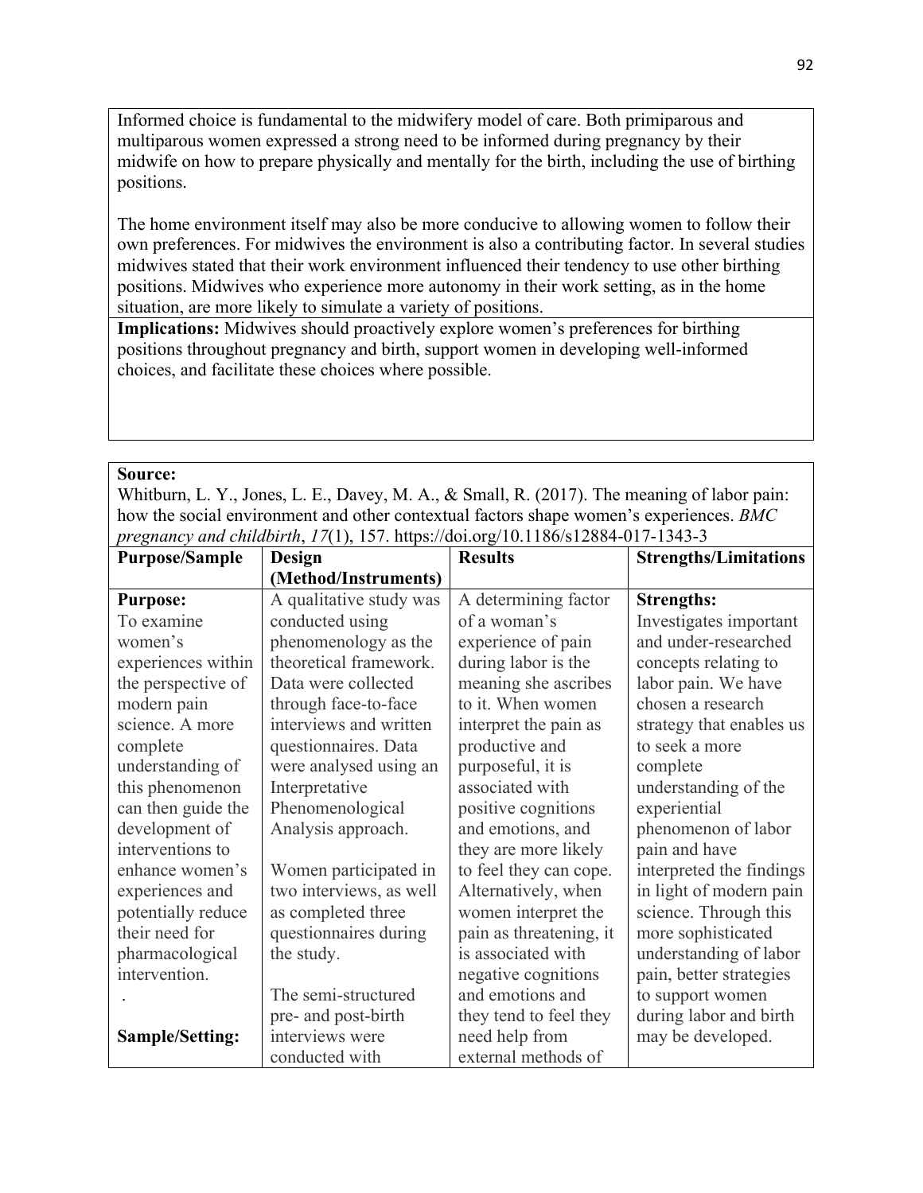Informed choice is fundamental to the midwifery model of care. Both primiparous and multiparous women expressed a strong need to be informed during pregnancy by their midwife on how to prepare physically and mentally for the birth, including the use of birthing positions.

The home environment itself may also be more conducive to allowing women to follow their own preferences. For midwives the environment is also a contributing factor. In several studies midwives stated that their work environment influenced their tendency to use other birthing positions. Midwives who experience more autonomy in their work setting, as in the home situation, are more likely to simulate a variety of positions.

**Implications:** Midwives should proactively explore women's preferences for birthing positions throughout pregnancy and birth, support women in developing well-informed choices, and facilitate these choices where possible.

**Source:**
Whitburn, L. Y., Jones, L. E., Davey, M. A., & Small, R. (2017). The meaning of labor pain: how the social environment and other contextual factors shape women's experiences. *BMC pregnancy and childbirth*, *17*(1), 157. https://doi.org/10.1186/s12884-017-1343-3

| Purpose/Sample | Design (Method/Instruments) | Results | Strengths/Limitations |
|---|---|---|---|
| **Purpose:** To examine women's experiences within the perspective of modern pain science. A more complete understanding of this phenomenon can then guide the development of interventions to enhance women's experiences and potentially reduce their need for pharmacological intervention. . **Sample/Setting:** | A qualitative study was conducted using phenomenology as the theoretical framework. Data were collected through face-to-face interviews and written questionnaires. Data were analysed using an Interpretative Phenomenological Analysis approach. Women participated in two interviews, as well as completed three questionnaires during the study. The semi-structured pre- and post-birth interviews were conducted with | A determining factor of a woman's experience of pain during labor is the meaning she ascribes to it. When women interpret the pain as productive and purposeful, it is associated with positive cognitions and emotions, and they are more likely to feel they can cope. Alternatively, when women interpret the pain as threatening, it is associated with negative cognitions and emotions and they tend to feel they need help from external methods of | **Strengths:** Investigates important and under-researched concepts relating to labor pain. We have chosen a research strategy that enables us to seek a more complete understanding of the experiential phenomenon of labor pain and have interpreted the findings in light of modern pain science. Through this more sophisticated understanding of labor pain, better strategies to support women during labor and birth may be developed. |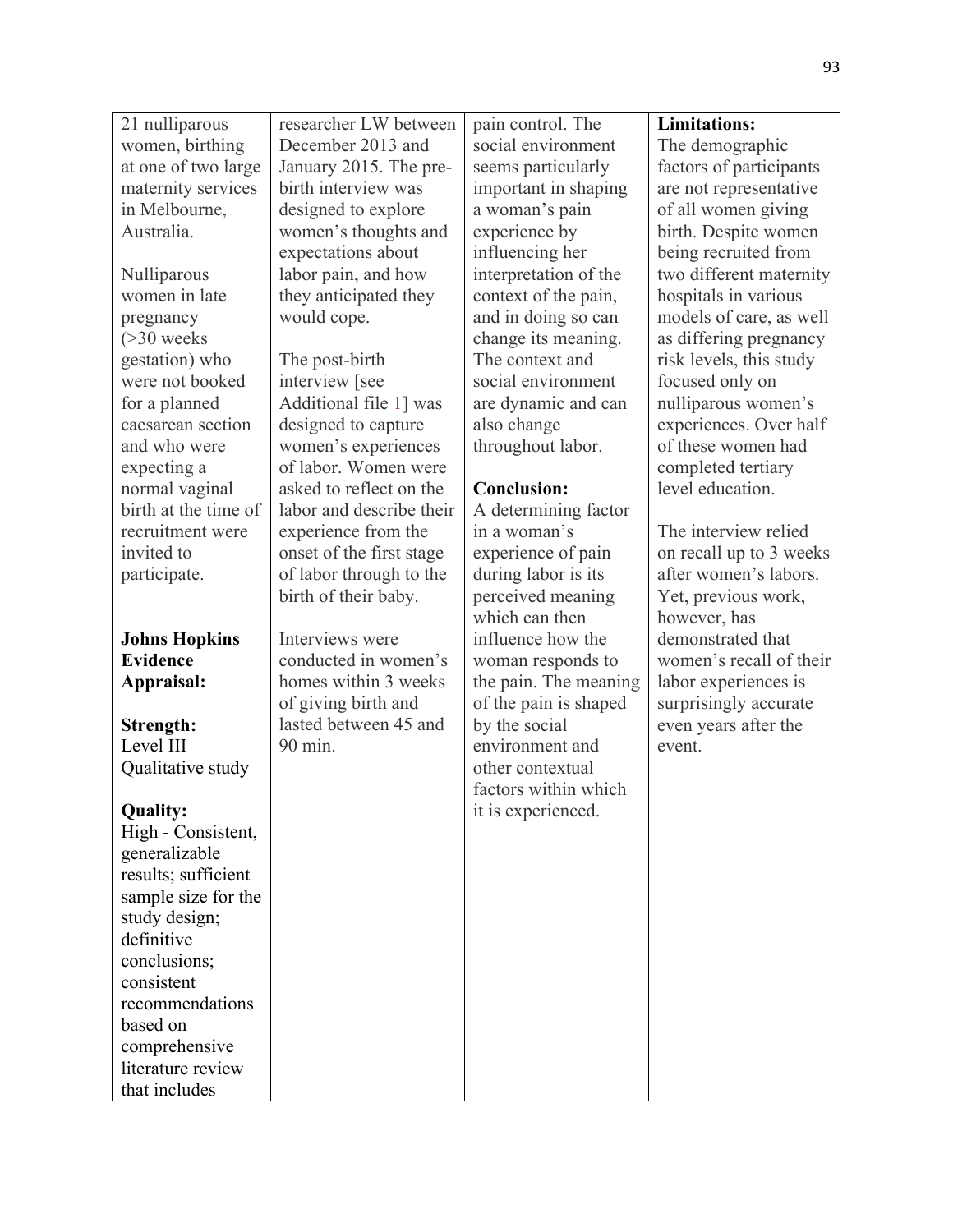| | | | |
|---|---|---|---|
| 21 nulliparous women, birthing at one of two large maternity services in Melbourne, Australia.<br><br>Nulliparous women in late pregnancy (>30 weeks gestation) who were not booked for a planned caesarean section and who were expecting a normal vaginal birth at the time of recruitment were invited to participate.<br><br>**Johns Hopkins Evidence Appraisal:**<br><br>**Strength:**<br>Level III – Qualitative study<br><br>**Quality:**<br>High - Consistent, generalizable results; sufficient sample size for the study design; definitive conclusions; consistent recommendations based on comprehensive literature review that includes | researcher LW between December 2013 and January 2015. The pre-birth interview was designed to explore women's thoughts and expectations about labor pain, and how they anticipated they would cope.<br><br>The post-birth interview [see Additional file 1] was designed to capture women's experiences of labor. Women were asked to reflect on the labor and describe their experience from the onset of the first stage of labor through to the birth of their baby.<br><br>Interviews were conducted in women's homes within 3 weeks of giving birth and lasted between 45 and 90 min. | pain control. The social environment seems particularly important in shaping a woman's pain experience by influencing her interpretation of the context of the pain, and in doing so can change its meaning. The context and social environment are dynamic and can also change throughout labor.<br><br>**Conclusion:**<br>A determining factor in a woman's experience of pain during labor is its perceived meaning which can then influence how the woman responds to the pain. The meaning of the pain is shaped by the social environment and other contextual factors within which it is experienced. | **Limitations:**<br>The demographic factors of participants are not representative of all women giving birth. Despite women being recruited from two different maternity hospitals in various models of care, as well as differing pregnancy risk levels, this study focused only on nulliparous women's experiences. Over half of these women had completed tertiary level education.<br><br>The interview relied on recall up to 3 weeks after women's labors. Yet, previous work, however, has demonstrated that women's recall of their labor experiences is surprisingly accurate even years after the event. |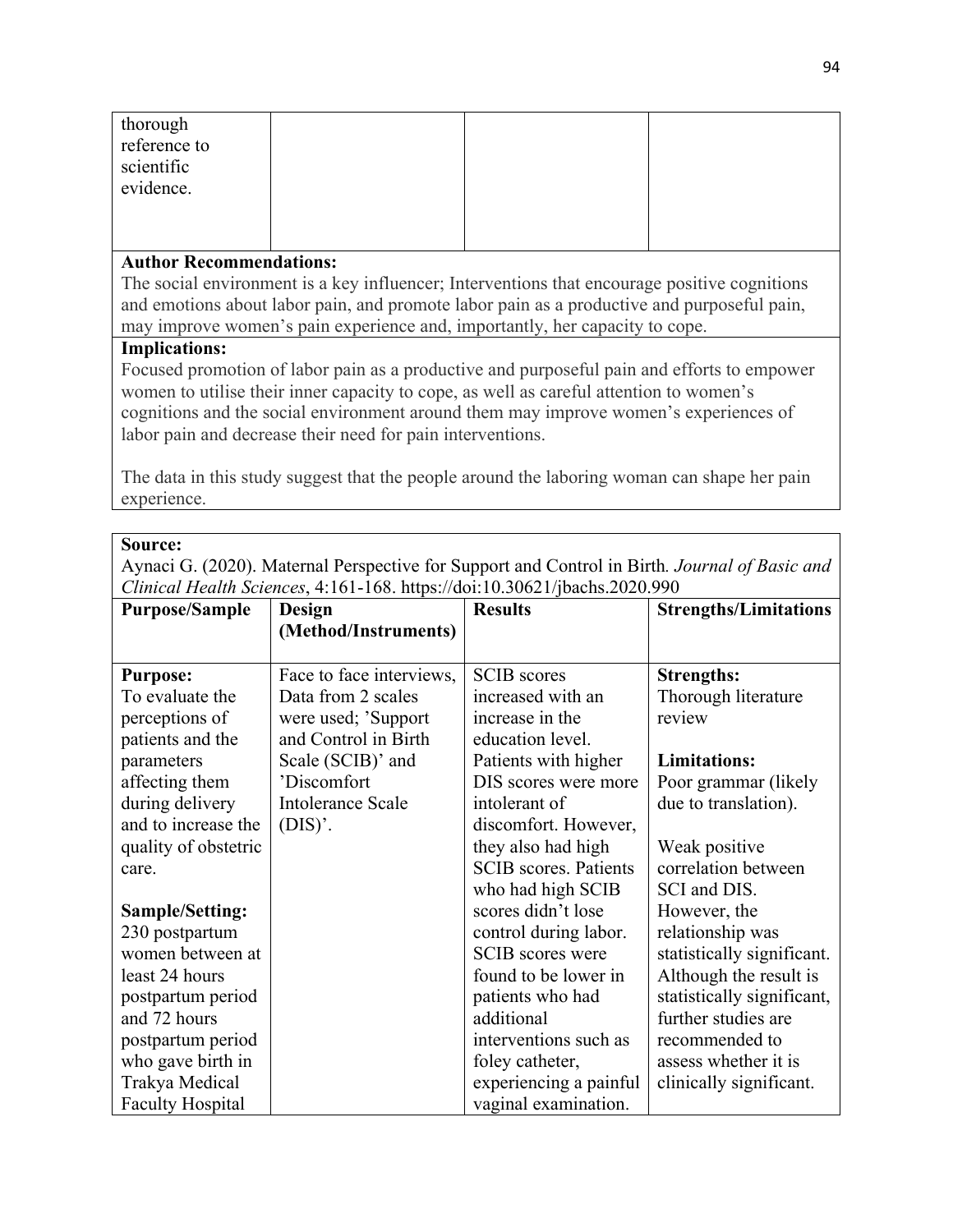| thorough reference to scientific evidence. | | | |
|---|---|---|---|

**Author Recommendations:**
The social environment is a key influencer; Interventions that encourage positive cognitions and emotions about labor pain, and promote labor pain as a productive and purposeful pain, may improve women's pain experience and, importantly, her capacity to cope.

**Implications:**
Focused promotion of labor pain as a productive and purposeful pain and efforts to empower women to utilise their inner capacity to cope, as well as careful attention to women's cognitions and the social environment around them may improve women's experiences of labor pain and decrease their need for pain interventions.

The data in this study suggest that the people around the laboring woman can shape her pain experience.

**Source:**
Aynaci G. (2020). Maternal Perspective for Support and Control in Birth. *Journal of Basic and Clinical Health Sciences*, 4:161-168. https://doi:10.30621/jbachs.2020.990

| **Purpose/Sample** | **Design (Method/Instruments)** | **Results** | **Strengths/Limitations** |
|---|---|---|---|
| **Purpose:** To evaluate the perceptions of patients and the parameters affecting them during delivery and to increase the quality of obstetric care.<br><br>**Sample/Setting:** 230 postpartum women between at least 24 hours postpartum period and 72 hours postpartum period who gave birth in Trakya Medical Faculty Hospital | Face to face interviews, Data from 2 scales were used; 'Support and Control in Birth Scale (SCIB)' and 'Discomfort Intolerance Scale (DIS)'. | SCIB scores increased with an increase in the education level. Patients with higher DIS scores were more intolerant of discomfort. However, they also had high SCIB scores. Patients who had high SCIB scores didn't lose control during labor. SCIB scores were found to be lower in patients who had additional interventions such as foley catheter, experiencing a painful vaginal examination. | **Strengths:** Thorough literature review<br><br>**Limitations:** Poor grammar (likely due to translation).<br><br>Weak positive correlation between SCI and DIS. However, the relationship was statistically significant. Although the result is statistically significant, further studies are recommended to assess whether it is clinically significant. |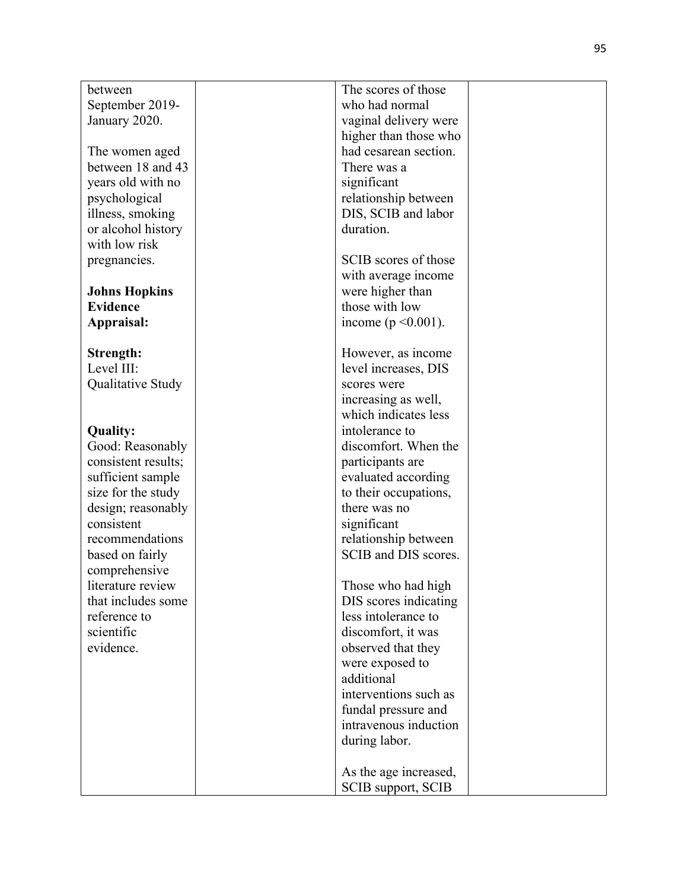| | | | |
|---|---|---|---|
| between September 2019-January 2020.<br><br>The women aged between 18 and 43 years old with no psychological illness, smoking or alcohol history with low risk pregnancies.<br><br>**Johns Hopkins Evidence Appraisal:**<br><br>**Strength:**<br>Level III: Qualitative Study<br><br>**Quality:**<br>Good: Reasonably consistent results; sufficient sample size for the study design; reasonably consistent recommendations based on fairly comprehensive literature review that includes some reference to scientific evidence. | | The scores of those who had normal vaginal delivery were higher than those who had cesarean section. There was a significant relationship between DIS, SCIB and labor duration.<br><br>SCIB scores of those with average income were higher than those with low income ($p < 0.001$).<br><br>However, as income level increases, DIS scores were increasing as well, which indicates less intolerance to discomfort. When the participants are evaluated according to their occupations, there was no significant relationship between SCIB and DIS scores.<br><br>Those who had high DIS scores indicating less intolerance to discomfort, it was observed that they were exposed to additional interventions such as fundal pressure and intravenous induction during labor.<br><br>As the age increased, SCIB support, SCIB | |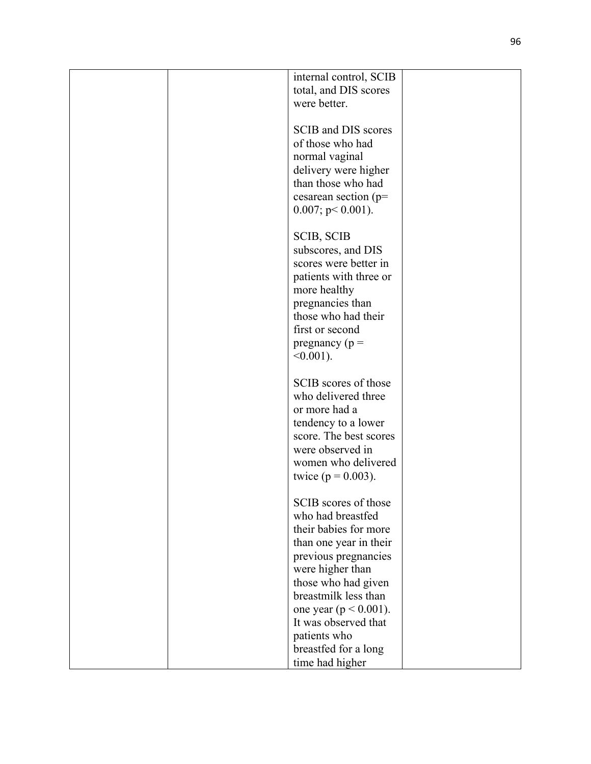| | | | |
|---|---|---|---|
| | | internal control, SCIB total, and DIS scores were better.<br><br>SCIB and DIS scores of those who had normal vaginal delivery were higher than those who had cesarean section ($p = 0.007$; $p < 0.001$).<br><br>SCIB, SCIB subscores, and DIS scores were better in patients with three or more healthy pregnancies than those who had their first or second pregnancy ($p = <0.001$).<br><br>SCIB scores of those who delivered three or more had a tendency to a lower score. The best scores were observed in women who delivered twice ($p = 0.003$).<br><br>SCIB scores of those who had breastfed their babies for more than one year in their previous pregnancies were higher than those who had given breastmilk less than one year ($p < 0.001$). It was observed that patients who breastfed for a long time had higher | |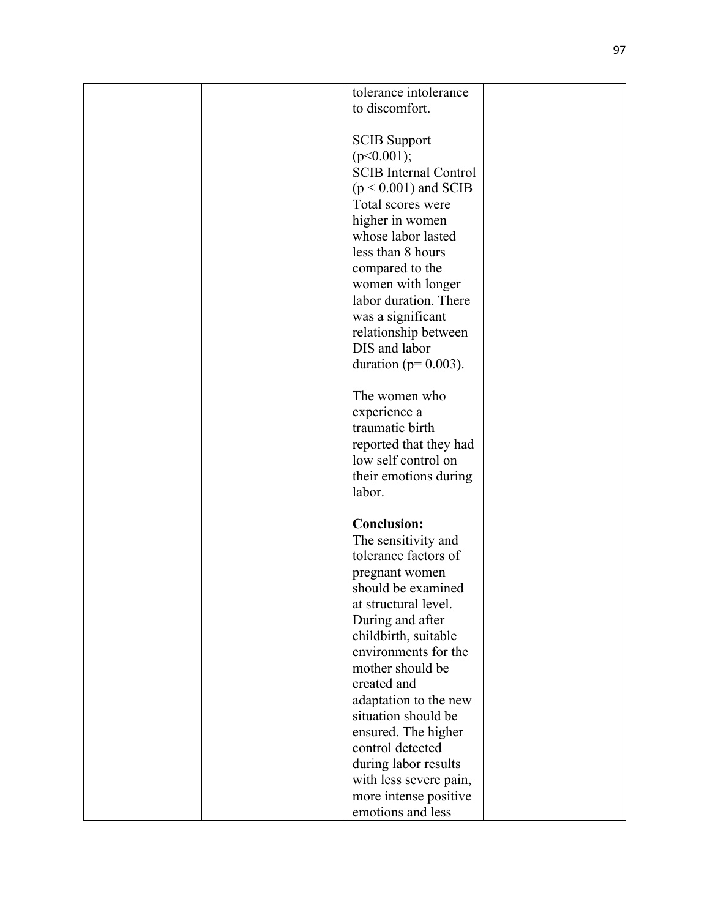| | | | |
|---|---|---|---|
| | | tolerance intolerance to discomfort.<br><br>SCIB Support ($p<0.001$); SCIB Internal Control ($p < 0.001$) and SCIB Total scores were higher in women whose labor lasted less than 8 hours compared to the women with longer labor duration. There was a significant relationship between DIS and labor duration ($p= 0.003$).<br><br>The women who experience a traumatic birth reported that they had low self control on their emotions during labor.<br><br>**Conclusion:**<br>The sensitivity and tolerance factors of pregnant women should be examined at structural level. During and after childbirth, suitable environments for the mother should be created and adaptation to the new situation should be ensured. The higher control detected during labor results with less severe pain, more intense positive emotions and less | |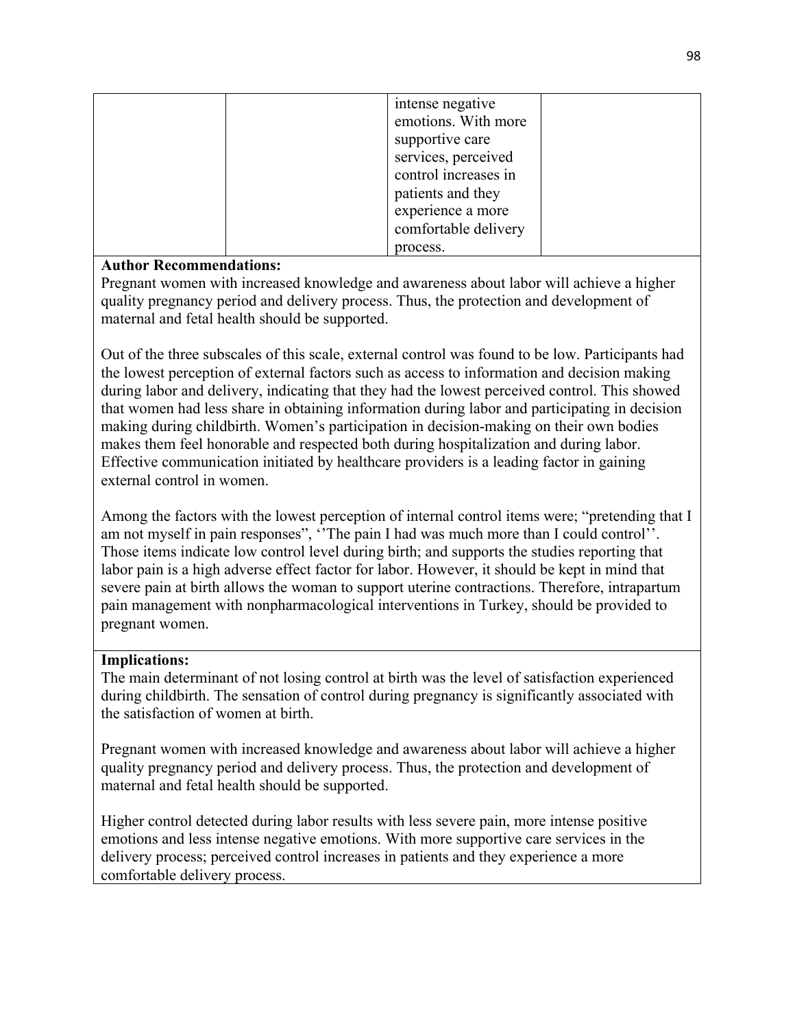| | | intense negative emotions. With more supportive care services, perceived control increases in patients and they experience a more comfortable delivery process. | |
|---|---|---|---|

**Author Recommendations:**

Pregnant women with increased knowledge and awareness about labor will achieve a higher quality pregnancy period and delivery process. Thus, the protection and development of maternal and fetal health should be supported.

Out of the three subscales of this scale, external control was found to be low. Participants had the lowest perception of external factors such as access to information and decision making during labor and delivery, indicating that they had the lowest perceived control. This showed that women had less share in obtaining information during labor and participating in decision making during childbirth. Women's participation in decision-making on their own bodies makes them feel honorable and respected both during hospitalization and during labor. Effective communication initiated by healthcare providers is a leading factor in gaining external control in women.

Among the factors with the lowest perception of internal control items were; "pretending that I am not myself in pain responses", ''The pain I had was much more than I could control''. Those items indicate low control level during birth; and supports the studies reporting that labor pain is a high adverse effect factor for labor. However, it should be kept in mind that severe pain at birth allows the woman to support uterine contractions. Therefore, intrapartum pain management with nonpharmacological interventions in Turkey, should be provided to pregnant women.

**Implications:**

The main determinant of not losing control at birth was the level of satisfaction experienced during childbirth. The sensation of control during pregnancy is significantly associated with the satisfaction of women at birth.

Pregnant women with increased knowledge and awareness about labor will achieve a higher quality pregnancy period and delivery process. Thus, the protection and development of maternal and fetal health should be supported.

Higher control detected during labor results with less severe pain, more intense positive emotions and less intense negative emotions. With more supportive care services in the delivery process; perceived control increases in patients and they experience a more comfortable delivery process.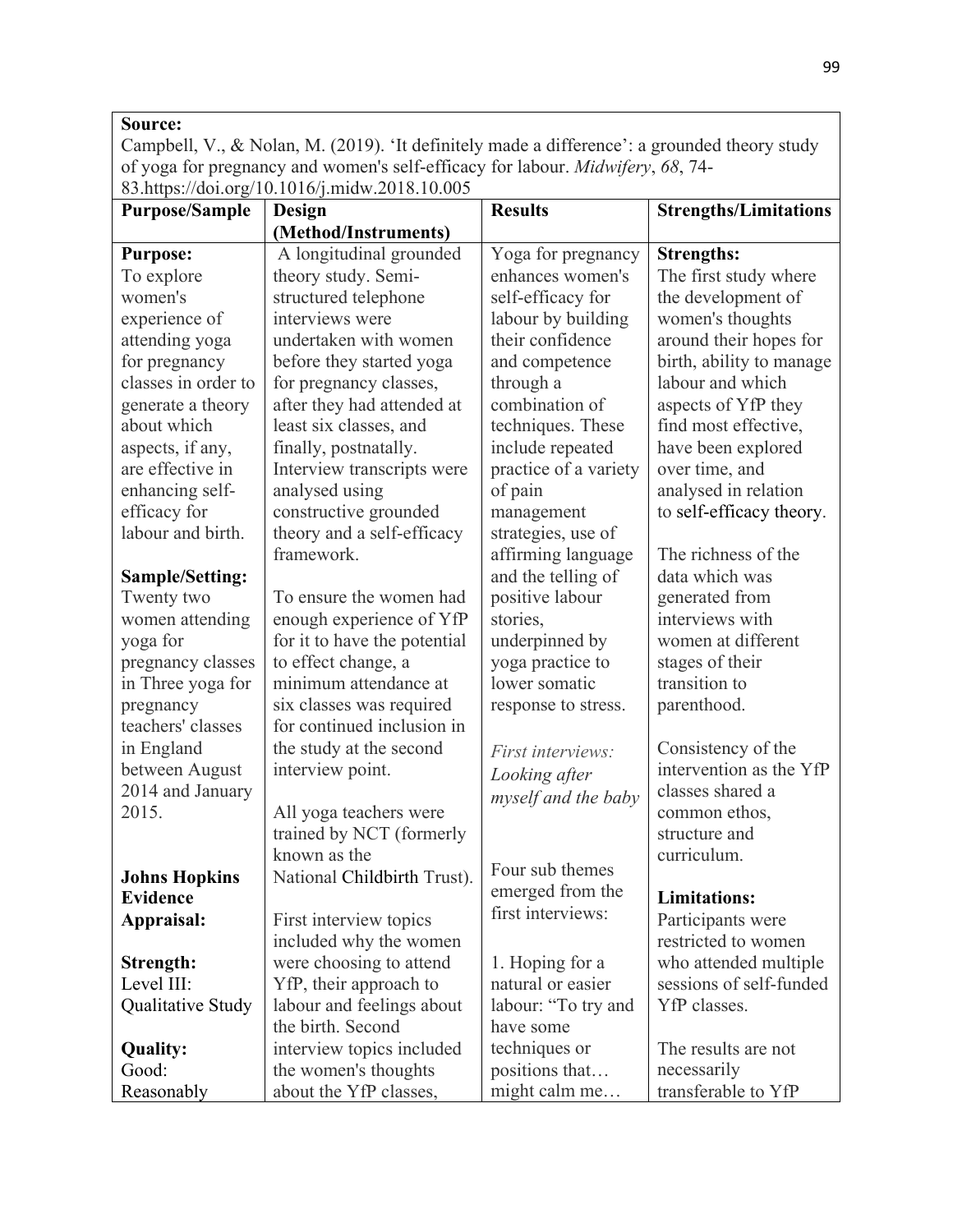| **Source:** Campbell, V., & Nolan, M. (2019). 'It definitely made a difference': a grounded theory study of yoga for pregnancy and women's self-efficacy for labour. *Midwifery*, *68*, 74-83.https://doi.org/10.1016/j.midw.2018.10.005 | | | |
|---|---|---|---|
| **Purpose/Sample** | **Design (Method/Instruments)** | **Results** | **Strengths/Limitations** |
| **Purpose:** To explore women's experience of attending yoga for pregnancy classes in order to generate a theory about which aspects, if any, are effective in enhancing self-efficacy for labour and birth.<br><br>**Sample/Setting:** Twenty two women attending yoga for pregnancy classes in Three yoga for pregnancy teachers' classes in England between August 2014 and January 2015.<br><br>**Johns Hopkins Evidence Appraisal:**<br><br>**Strength:** Level III: Qualitative Study<br><br>**Quality:** Good: Reasonably | A longitudinal grounded theory study. Semi-structured telephone interviews were undertaken with women before they started yoga for pregnancy classes, after they had attended at least six classes, and finally, postnatally. Interview transcripts were analysed using constructive grounded theory and a self-efficacy framework.<br><br>To ensure the women had enough experience of YfP for it to have the potential to effect change, a minimum attendance at six classes was required for continued inclusion in the study at the second interview point.<br><br>All yoga teachers were trained by NCT (formerly known as the National Childbirth Trust).<br><br>First interview topics included why the women were choosing to attend YfP, their approach to labour and feelings about the birth. Second interview topics included the women's thoughts about the YfP classes, | Yoga for pregnancy enhances women's self-efficacy for labour by building their confidence and competence through a combination of techniques. These include repeated practice of a variety of pain management strategies, use of affirming language and the telling of positive labour stories, underpinned by yoga practice to lower somatic response to stress.<br><br>*First interviews: Looking after myself and the baby*<br><br>Four sub themes emerged from the first interviews:<br><br>1. Hoping for a natural or easier labour: "To try and have some techniques or positions that… might calm me… | **Strengths:** The first study where the development of women's thoughts around their hopes for birth, ability to manage labour and which aspects of YfP they find most effective, have been explored over time, and analysed in relation to self-efficacy theory.<br><br>The richness of the data which was generated from interviews with women at different stages of their transition to parenthood.<br><br>Consistency of the intervention as the YfP classes shared a common ethos, structure and curriculum.<br><br>**Limitations:** Participants were restricted to women who attended multiple sessions of self-funded YfP classes.<br><br>The results are not necessarily transferable to YfP |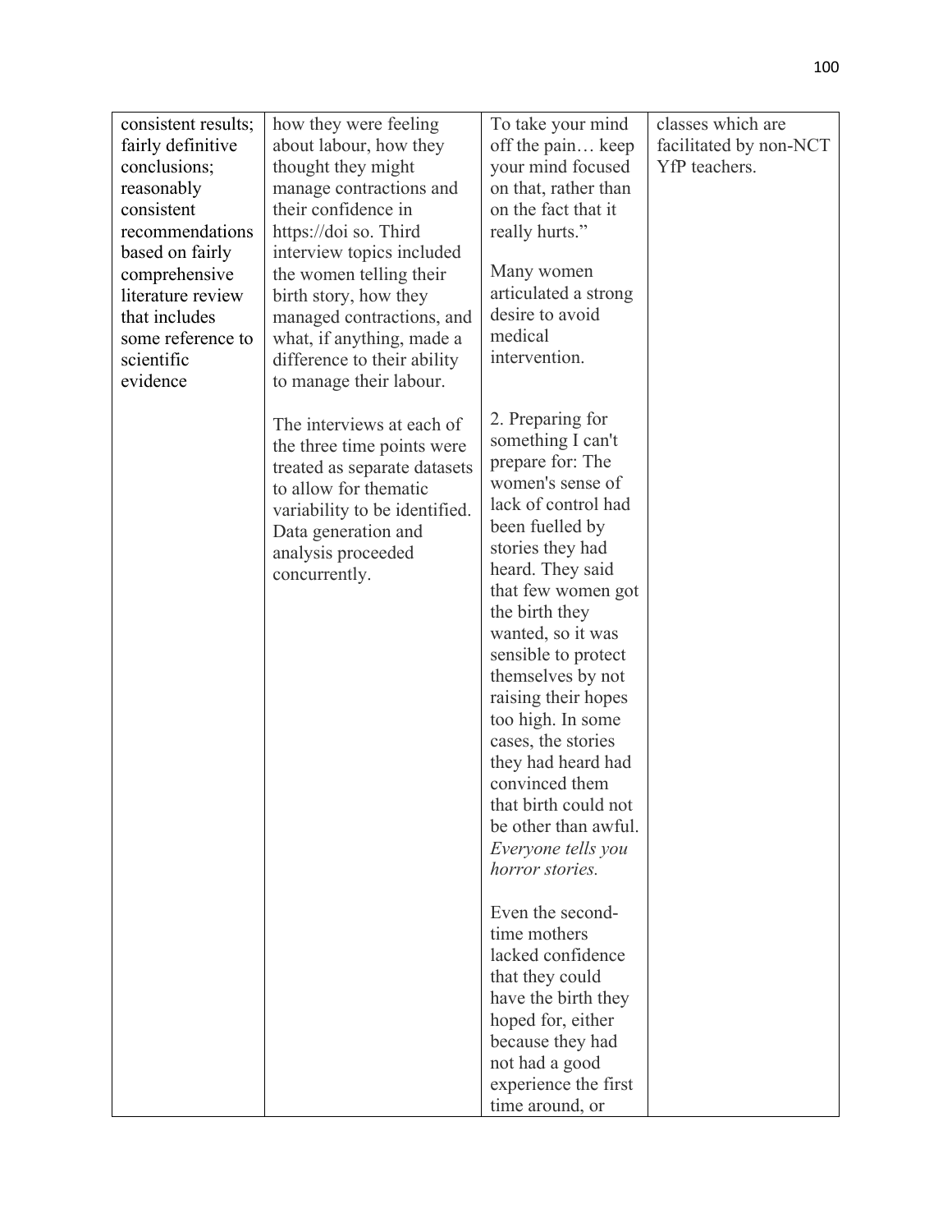| consistent results; fairly definitive conclusions; reasonably consistent recommendations based on fairly comprehensive literature review that includes some reference to scientific evidence | how they were feeling about labour, how they thought they might manage contractions and their confidence in https://doi so. Third interview topics included the women telling their birth story, how they managed contractions, and what, if anything, made a difference to their ability to manage their labour.<br><br>The interviews at each of the three time points were treated as separate datasets to allow for thematic variability to be identified. Data generation and analysis proceeded concurrently. | To take your mind off the pain… keep your mind focused on that, rather than on the fact that it really hurts."<br><br>Many women articulated a strong desire to avoid medical intervention.<br><br>2. Preparing for something I can't prepare for: The women's sense of lack of control had been fuelled by stories they had heard. They said that few women got the birth they wanted, so it was sensible to protect themselves by not raising their hopes too high. In some cases, the stories they had heard had convinced them that birth could not be other than awful. *Everyone tells you horror stories.*<br><br>Even the second-time mothers lacked confidence that they could have the birth they hoped for, either because they had not had a good experience the first time around, or | classes which are facilitated by non-NCT YfP teachers. |
|---|---|---|---|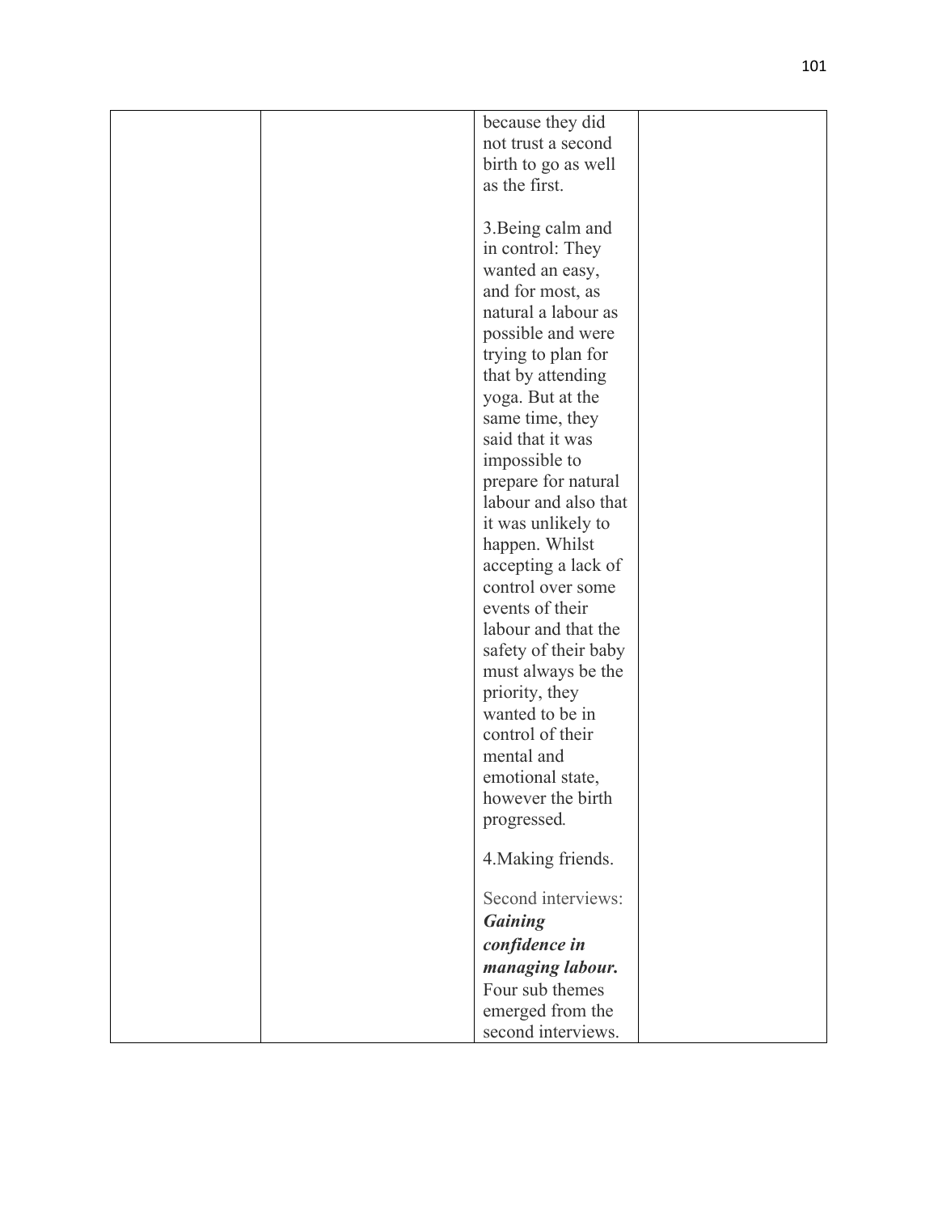|  |  | because they did not trust a second birth to go as well as the first.<br><br>3.Being calm and in control: They wanted an easy, and for most, as natural a labour as possible and were trying to plan for that by attending yoga. But at the same time, they said that it was impossible to prepare for natural labour and also that it was unlikely to happen. Whilst accepting a lack of control over some events of their labour and that the safety of their baby must always be the priority, they wanted to be in control of their mental and emotional state, however the birth progressed.<br><br>4.Making friends.<br><br>Second interviews: ***Gaining confidence in managing labour.*** Four sub themes emerged from the second interviews. |  |
|---|---|---|---|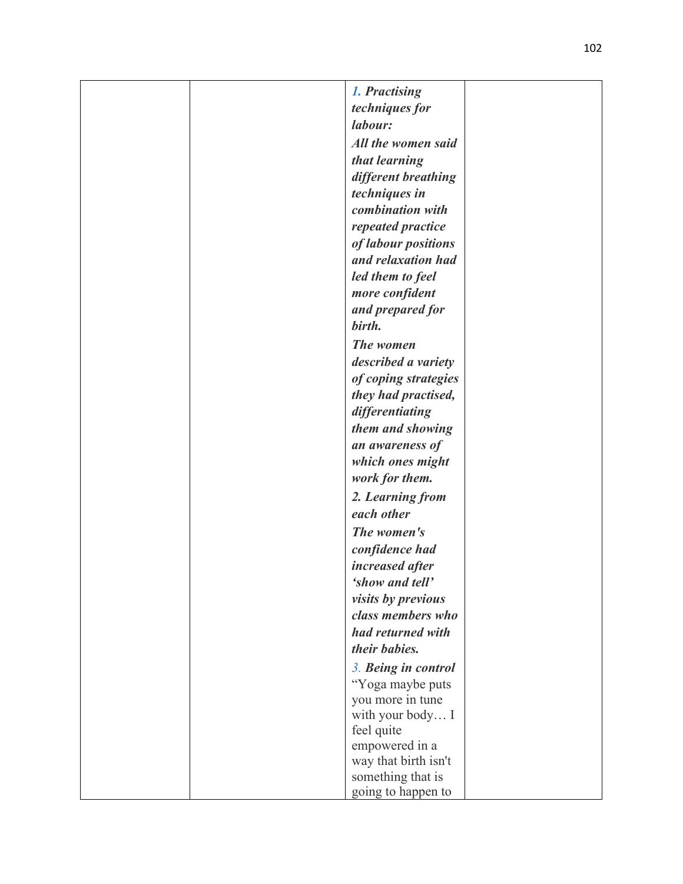|  |  | ***1. Practising techniques for labour:*** ***All the women said that learning different breathing techniques in combination with repeated practice of labour positions and relaxation had led them to feel more confident and prepared for birth.*** ***The women described a variety of coping strategies they had practised, differentiating them and showing an awareness of which ones might work for them.*** ***2. Learning from each other*** ***The women's confidence had increased after 'show and tell' visits by previous class members who had returned with their babies.*** ***3. Being in control*** "Yoga maybe puts you more in tune with your body… I feel quite empowered in a way that birth isn't something that is going to happen to |  |
|---|---|---|---|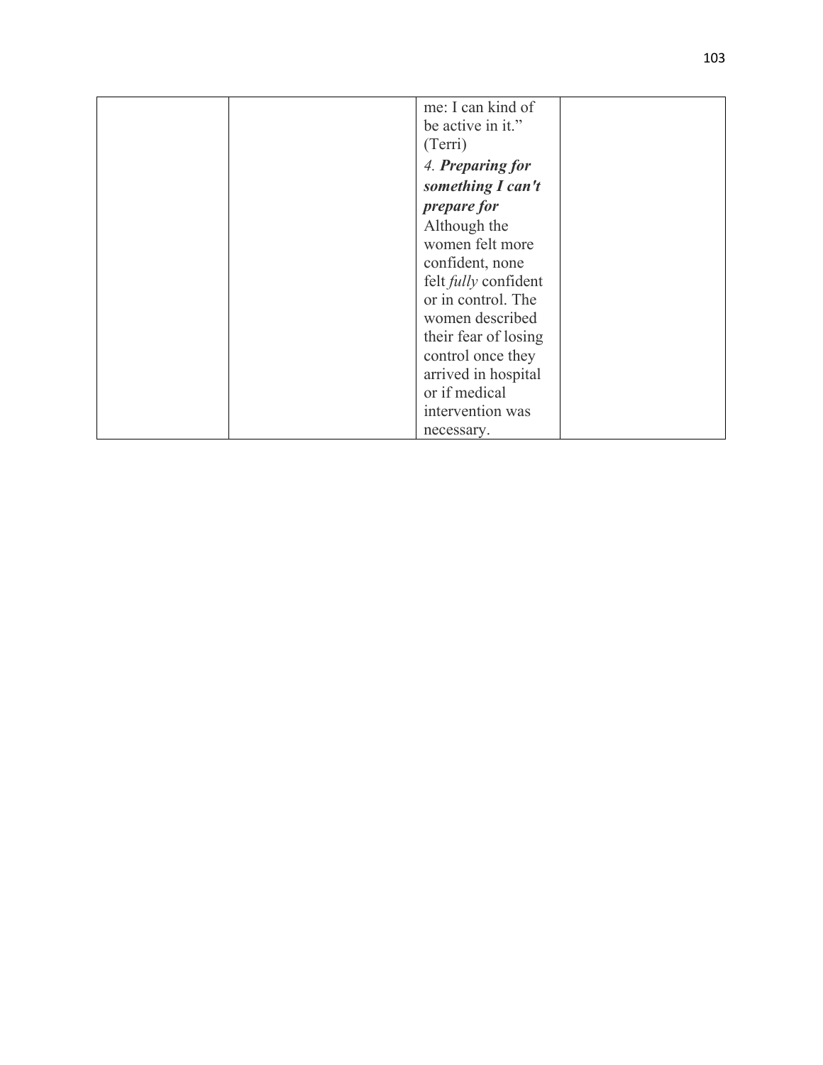| | | me: I can kind of be active in it." (Terri) <br> *4.* ***Preparing for something I can't prepare for*** <br> Although the women felt more confident, none felt *fully* confident or in control. The women described their fear of losing control once they arrived in hospital or if medical intervention was necessary. | |
|---|---|---|---|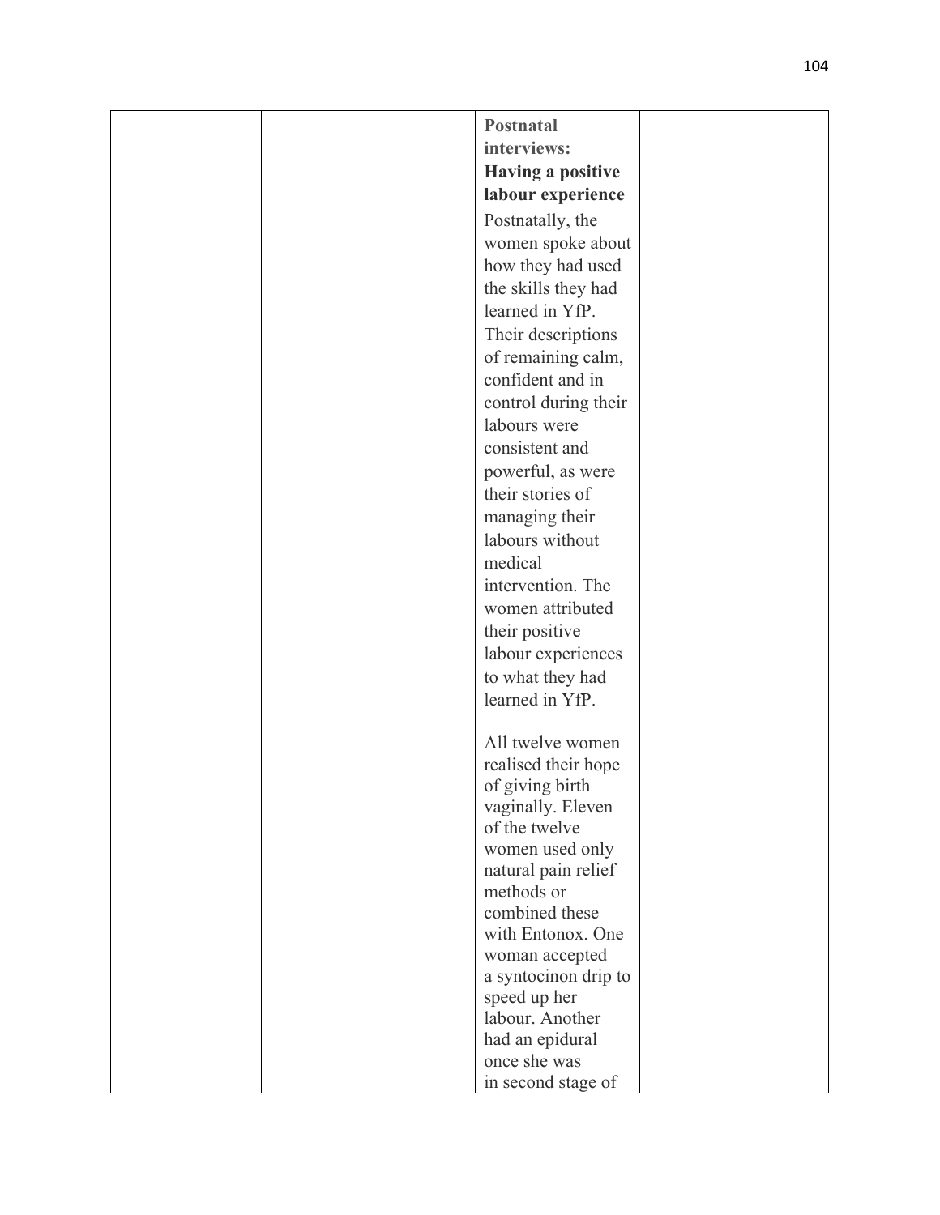| | | **Postnatal interviews: Having a positive labour experience**<br><br>Postnatally, the women spoke about how they had used the skills they had learned in YfP. Their descriptions of remaining calm, confident and in control during their labours were consistent and powerful, as were their stories of managing their labours without medical intervention. The women attributed their positive labour experiences to what they had learned in YfP.<br><br>All twelve women realised their hope of giving birth vaginally. Eleven of the twelve women used only natural pain relief methods or combined these with Entonox. One woman accepted a syntocinon drip to speed up her labour. Another had an epidural once she was in second stage of | |
|---|---|---|---|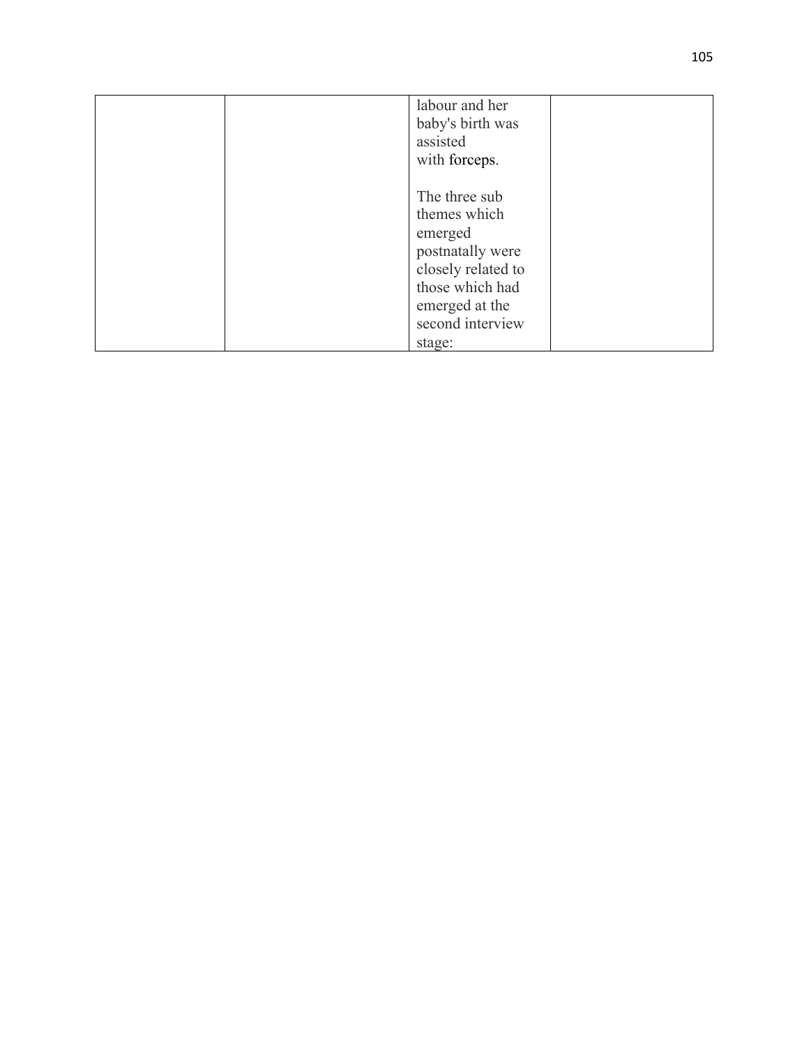|  |  | labour and her baby's birth was assisted with forceps.<br><br>The three sub themes which emerged postnatally were closely related to those which had emerged at the second interview stage: |  |
|---|---|---|---|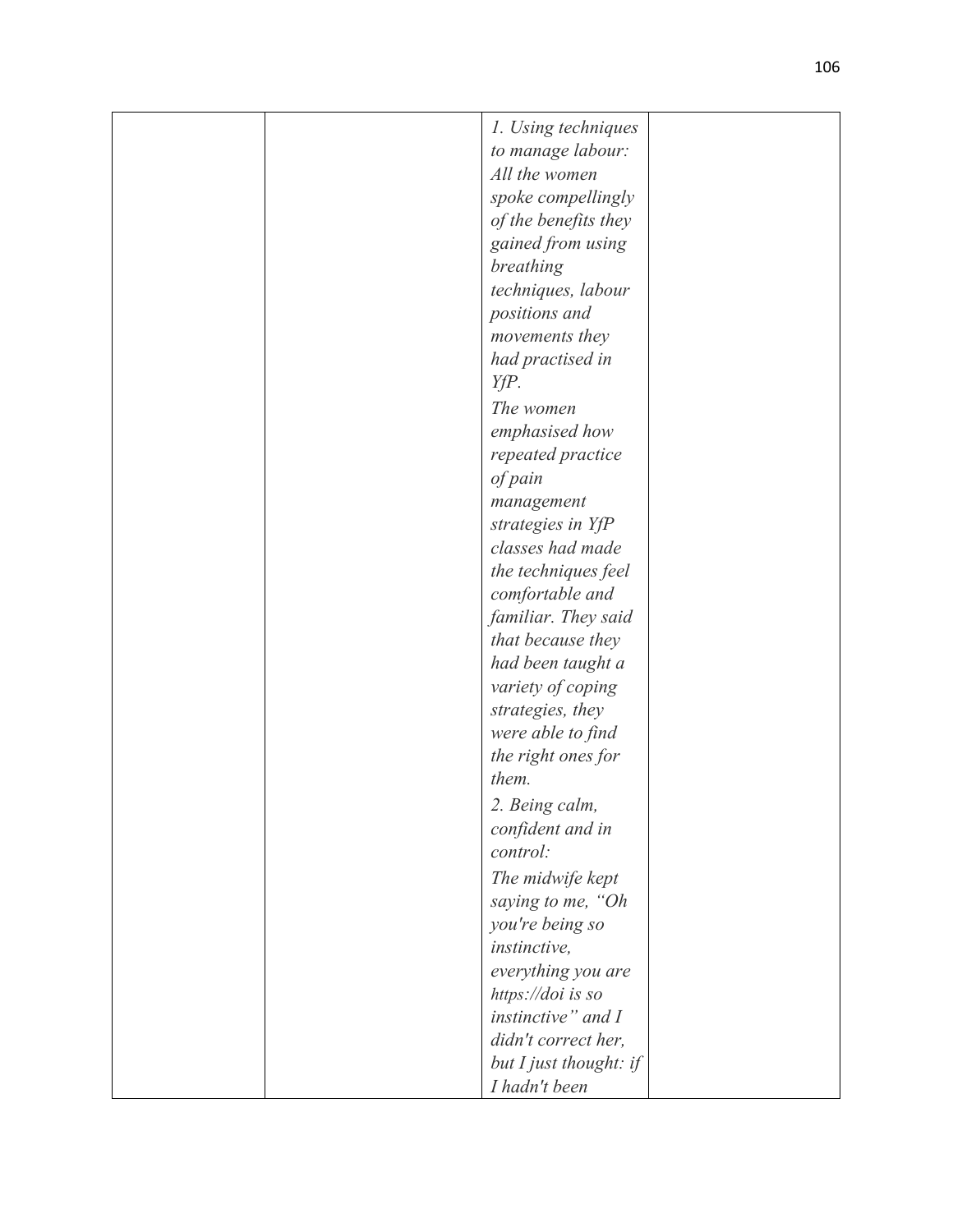| | | *1. Using techniques to manage labour: All the women spoke compellingly of the benefits they gained from using breathing techniques, labour positions and movements they had practised in YfP.* *The women emphasised how repeated practice of pain management strategies in YfP classes had made the techniques feel comfortable and familiar. They said that because they had been taught a variety of coping strategies, they were able to find the right ones for them.* *2. Being calm, confident and in control:* *The midwife kept saying to me, "Oh you're being so instinctive, everything you are https://doi is so instinctive" and I didn't correct her, but I just thought: if I hadn't been* | |
|---|---|---|---|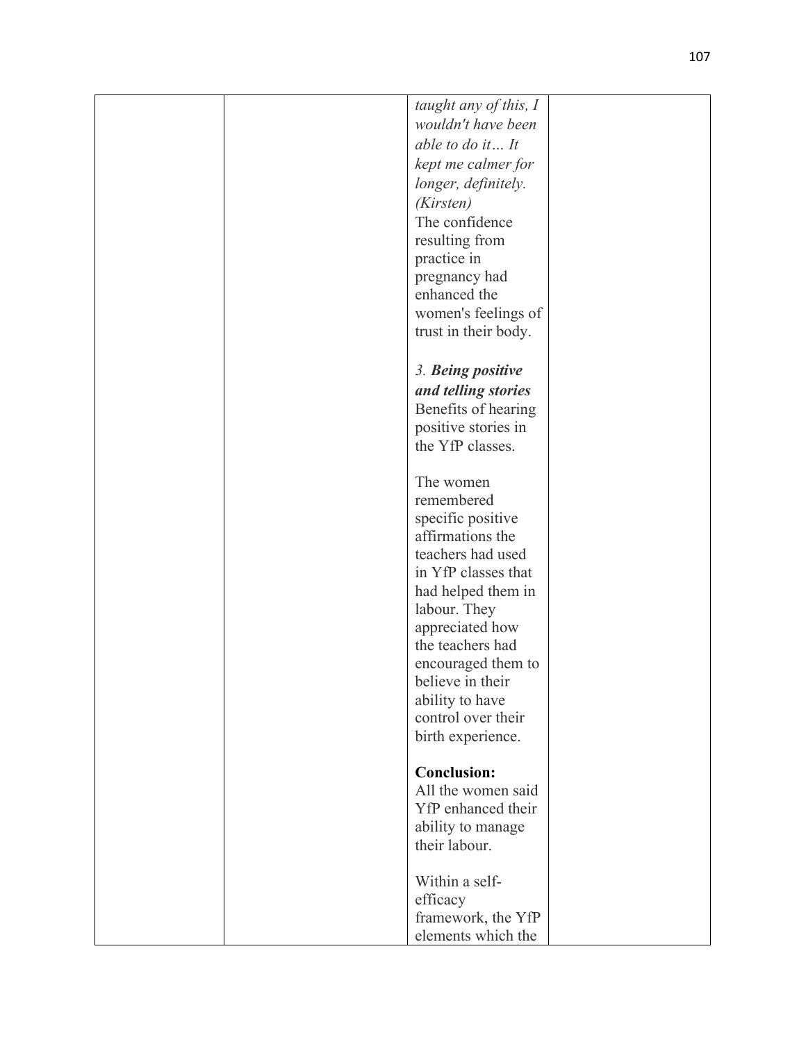| | | *taught any of this, I wouldn't have been able to do it… It kept me calmer for longer, definitely. (Kirsten)*<br>The confidence resulting from practice in pregnancy had enhanced the women's feelings of trust in their body.<br><br>*3. **Being positive and telling stories***<br>Benefits of hearing positive stories in the YfP classes.<br><br>The women remembered specific positive affirmations the teachers had used in YfP classes that had helped them in labour. They appreciated how the teachers had encouraged them to believe in their ability to have control over their birth experience.<br><br>**Conclusion:**<br>All the women said YfP enhanced their ability to manage their labour.<br><br>Within a self-efficacy framework, the YfP elements which the | |
|---|---|---|---|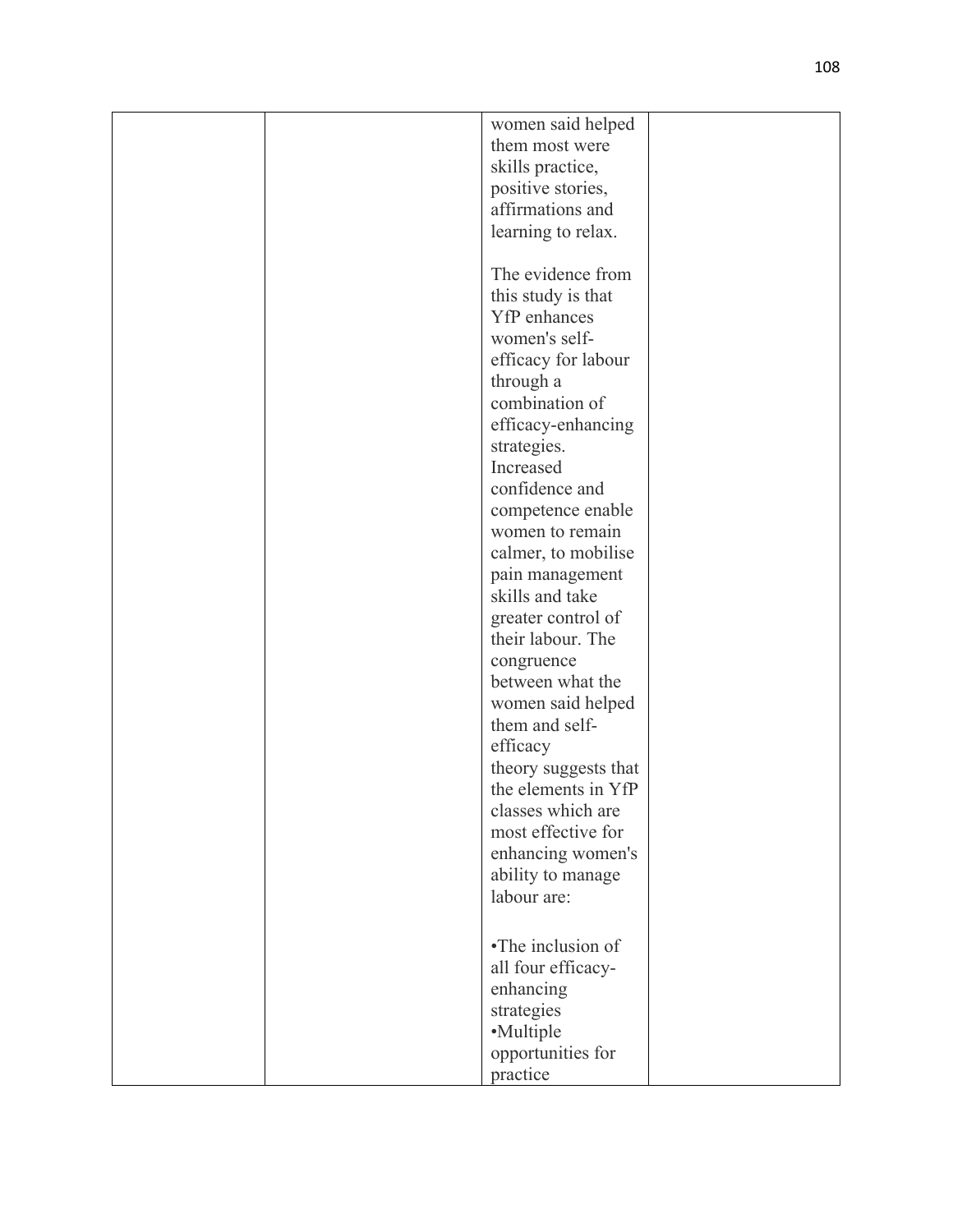|  |  | women said helped them most were skills practice, positive stories, affirmations and learning to relax.<br><br>The evidence from this study is that YfP enhances women's self-efficacy for labour through a combination of efficacy-enhancing strategies. Increased confidence and competence enable women to remain calmer, to mobilise pain management skills and take greater control of their labour. The congruence between what the women said helped them and self-efficacy theory suggests that the elements in YfP classes which are most effective for enhancing women's ability to manage labour are:<br><br>•The inclusion of all four efficacy-enhancing strategies<br>•Multiple opportunities for practice |  |
|---|---|---|---|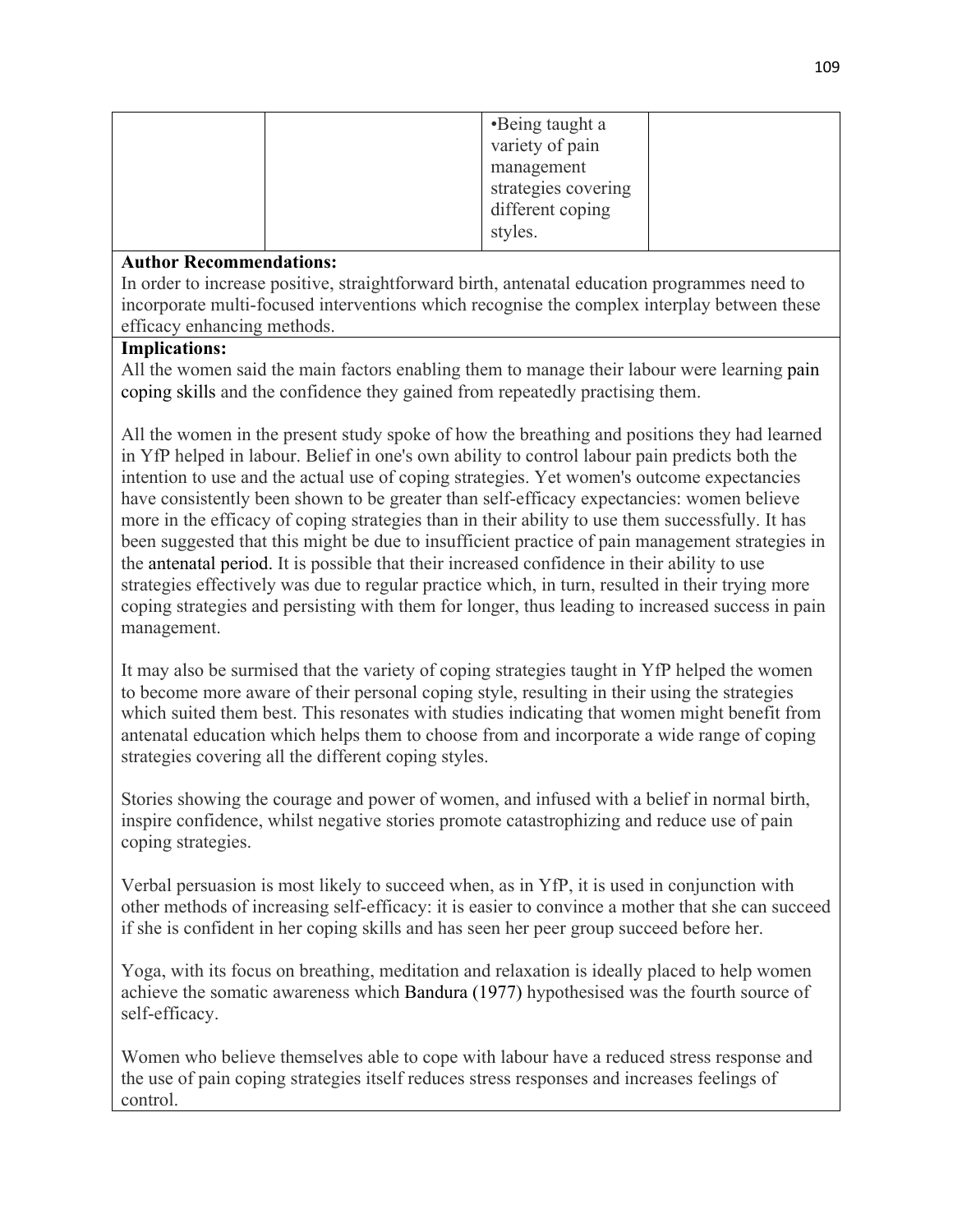| | | •Being taught a variety of pain management strategies covering different coping styles. | |
|---|---|---|---|

**Author Recommendations:**
In order to increase positive, straightforward birth, antenatal education programmes need to incorporate multi-focused interventions which recognise the complex interplay between these efficacy enhancing methods.

**Implications:**
All the women said the main factors enabling them to manage their labour were learning pain coping skills and the confidence they gained from repeatedly practising them.

All the women in the present study spoke of how the breathing and positions they had learned in YfP helped in labour. Belief in one's own ability to control labour pain predicts both the intention to use and the actual use of coping strategies. Yet women's outcome expectancies have consistently been shown to be greater than self-efficacy expectancies: women believe more in the efficacy of coping strategies than in their ability to use them successfully. It has been suggested that this might be due to insufficient practice of pain management strategies in the antenatal period. It is possible that their increased confidence in their ability to use strategies effectively was due to regular practice which, in turn, resulted in their trying more coping strategies and persisting with them for longer, thus leading to increased success in pain management.

It may also be surmised that the variety of coping strategies taught in YfP helped the women to become more aware of their personal coping style, resulting in their using the strategies which suited them best. This resonates with studies indicating that women might benefit from antenatal education which helps them to choose from and incorporate a wide range of coping strategies covering all the different coping styles.

Stories showing the courage and power of women, and infused with a belief in normal birth, inspire confidence, whilst negative stories promote catastrophizing and reduce use of pain coping strategies.

Verbal persuasion is most likely to succeed when, as in YfP, it is used in conjunction with other methods of increasing self-efficacy: it is easier to convince a mother that she can succeed if she is confident in her coping skills and has seen her peer group succeed before her.

Yoga, with its focus on breathing, meditation and relaxation is ideally placed to help women achieve the somatic awareness which Bandura (1977) hypothesised was the fourth source of self-efficacy.

Women who believe themselves able to cope with labour have a reduced stress response and the use of pain coping strategies itself reduces stress responses and increases feelings of control.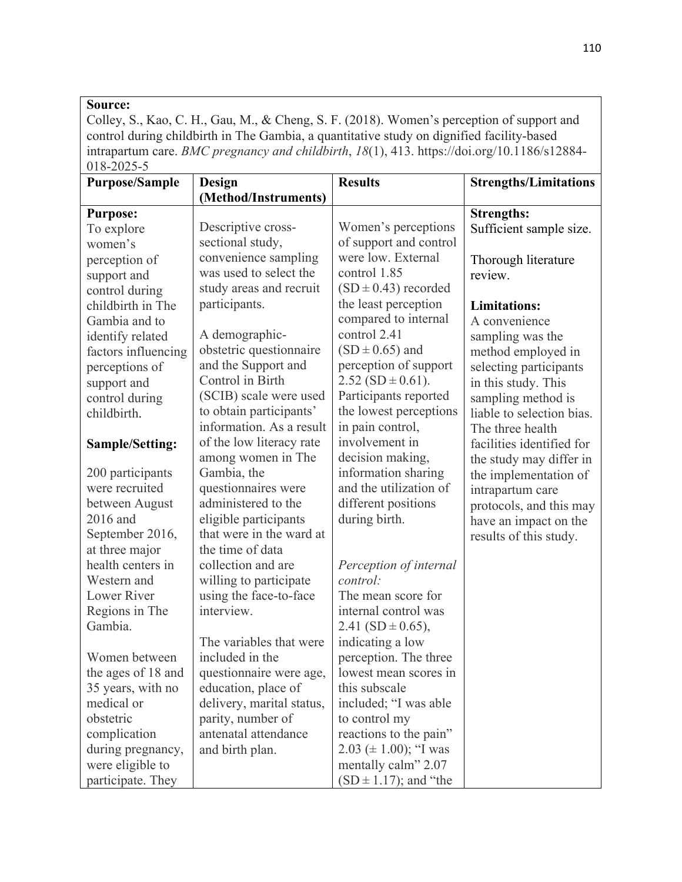| **Source:** Colley, S., Kao, C. H., Gau, M., & Cheng, S. F. (2018). Women's perception of support and control during childbirth in The Gambia, a quantitative study on dignified facility-based intrapartum care. *BMC pregnancy and childbirth*, *18*(1), 413. https://doi.org/10.1186/s12884-018-2025-5 | | | |
|---|---|---|---|
| **Purpose/Sample** | **Design (Method/Instruments)** | **Results** | **Strengths/Limitations** |
| **Purpose:**<br>To explore women's perception of support and control during childbirth in The Gambia and to identify related factors influencing perceptions of support and control during childbirth.<br><br>**Sample/Setting:**<br><br>200 participants were recruited between August 2016 and September 2016, at three major health centers in Western and Lower River Regions in The Gambia.<br><br>Women between the ages of 18 and 35 years, with no medical or obstetric complication during pregnancy, were eligible to participate. They | Descriptive cross-sectional study, convenience sampling was used to select the study areas and recruit participants.<br><br>A demographic-obstetric questionnaire and the Support and Control in Birth (SCIB) scale were used to obtain participants' information. As a result of the low literacy rate among women in The Gambia, the questionnaires were administered to the eligible participants that were in the ward at the time of data collection and are willing to participate using the face-to-face interview.<br><br>The variables that were included in the questionnaire were age, education, place of delivery, marital status, parity, number of antenatal attendance and birth plan. | Women's perceptions of support and control were low. External control 1.85 (SD ± 0.43) recorded the least perception compared to internal control 2.41 (SD ± 0.65) and perception of support 2.52 (SD ± 0.61). Participants reported the lowest perceptions in pain control, involvement in decision making, information sharing and the utilization of different positions during birth.<br><br>*Perception of internal control:*<br>The mean score for internal control was 2.41 (SD ± 0.65), indicating a low perception. The three lowest mean scores in this subscale included; "I was able to control my reactions to the pain" 2.03 (± 1.00); "I was mentally calm" 2.07 (SD ± 1.17); and "the | **Strengths:**<br>Sufficient sample size.<br><br>Thorough literature review.<br><br>**Limitations:**<br>A convenience sampling was the method employed in selecting participants in this study. This sampling method is liable to selection bias. The three health facilities identified for the study may differ in the implementation of intrapartum care protocols, and this may have an impact on the results of this study. |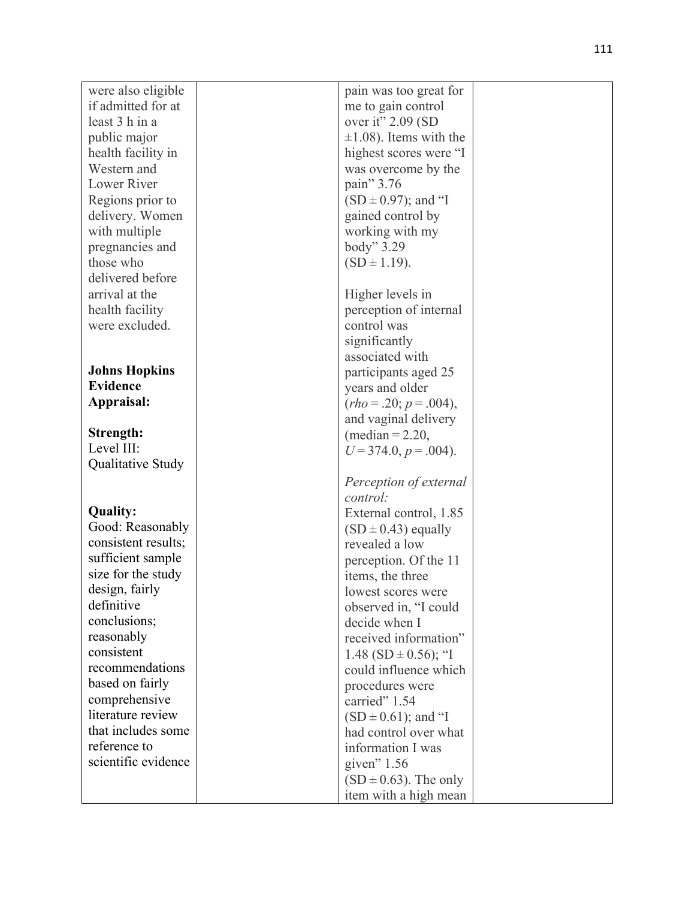| | | | |
|---|---|---|---|
| were also eligible if admitted for at least 3 h in a public major health facility in Western and Lower River Regions prior to delivery. Women with multiple pregnancies and those who delivered before arrival at the health facility were excluded.<br><br>**Johns Hopkins Evidence Appraisal:**<br><br>**Strength:** Level III: Qualitative Study<br><br>**Quality:** Good: Reasonably consistent results; sufficient sample size for the study design, fairly definitive conclusions; reasonably consistent recommendations based on fairly comprehensive literature review that includes some reference to scientific evidence | | pain was too great for me to gain control over it" 2.09 (SD ±1.08). Items with the highest scores were "I was overcome by the pain" 3.76 (SD ± 0.97); and "I gained control by working with my body" 3.29 (SD ± 1.19).<br><br>Higher levels in perception of internal control was significantly associated with participants aged 25 years and older (*rho* = .20; *p* = .004), and vaginal delivery (median = 2.20, *U* = 374.0, *p* = .004).<br><br>*Perception of external control:*<br>External control, 1.85 (SD ± 0.43) equally revealed a low perception. Of the 11 items, the three lowest scores were observed in, "I could decide when I received information" 1.48 (SD ± 0.56); "I could influence which procedures were carried" 1.54 (SD ± 0.61); and "I had control over what information I was given" 1.56 (SD ± 0.63). The only item with a high mean | |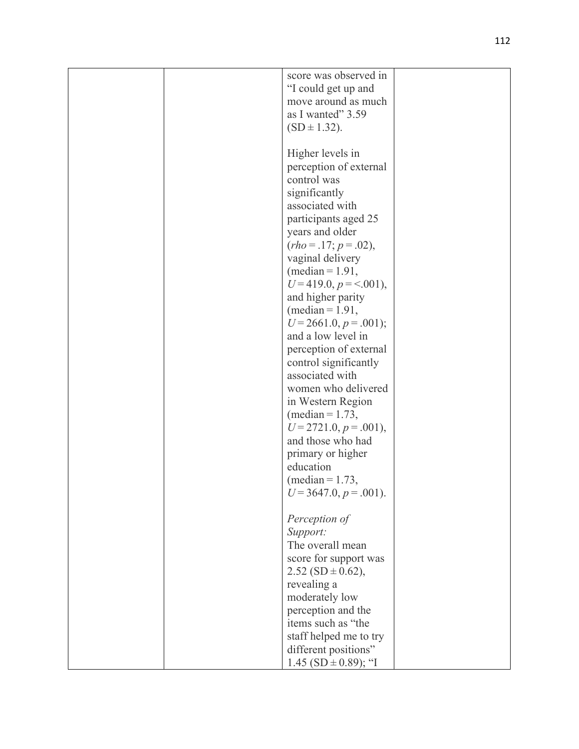|  |  | score was observed in "I could get up and move around as much as I wanted" 3.59 (SD ± 1.32).<br><br>Higher levels in perception of external control was significantly associated with participants aged 25 years and older (*rho* = .17; $p$ = .02), vaginal delivery (median = 1.91, $U$ = 419.0, $p$ = <.001), and higher parity (median = 1.91, $U$ = 2661.0, $p$ = .001); and a low level in perception of external control significantly associated with women who delivered in Western Region (median = 1.73, $U$ = 2721.0, $p$ = .001), and those who had primary or higher education (median = 1.73, $U$ = 3647.0, $p$ = .001).<br><br>*Perception of Support:*<br>The overall mean score for support was 2.52 (SD ± 0.62), revealing a moderately low perception and the items such as "the staff helped me to try different positions" 1.45 (SD ± 0.89); "I |  |
|---|---|---|---|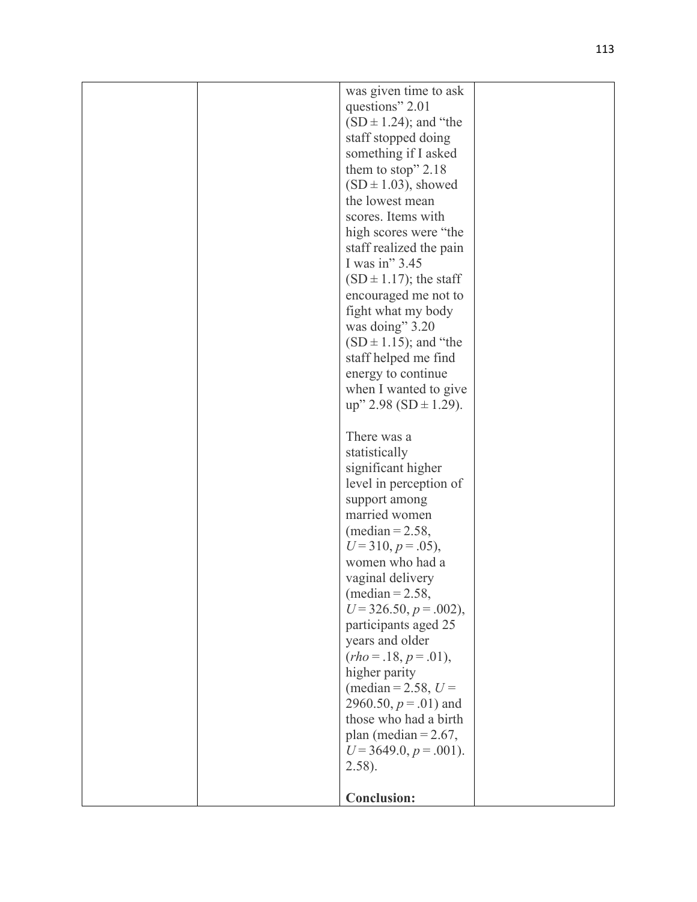| | | | |
|---|---|---|---|
| | | was given time to ask questions" 2.01 (SD ± 1.24); and "the staff stopped doing something if I asked them to stop" 2.18 (SD ± 1.03), showed the lowest mean scores. Items with high scores were "the staff realized the pain I was in" 3.45 (SD ± 1.17); the staff encouraged me not to fight what my body was doing" 3.20 (SD ± 1.15); and "the staff helped me find energy to continue when I wanted to give up" 2.98 (SD ± 1.29).<br><br>There was a statistically significant higher level in perception of support among married women (median = 2.58, $U = 310$, $p = .05$), women who had a vaginal delivery (median = 2.58, $U = 326.50$, $p = .002$), participants aged 25 years and older ($rho = .18$, $p = .01$), higher parity (median = 2.58, $U = 2960.50$, $p = .01$) and those who had a birth plan (median = 2.67, $U = 3649.0$, $p = .001$). 2.58).<br><br>**Conclusion:** | |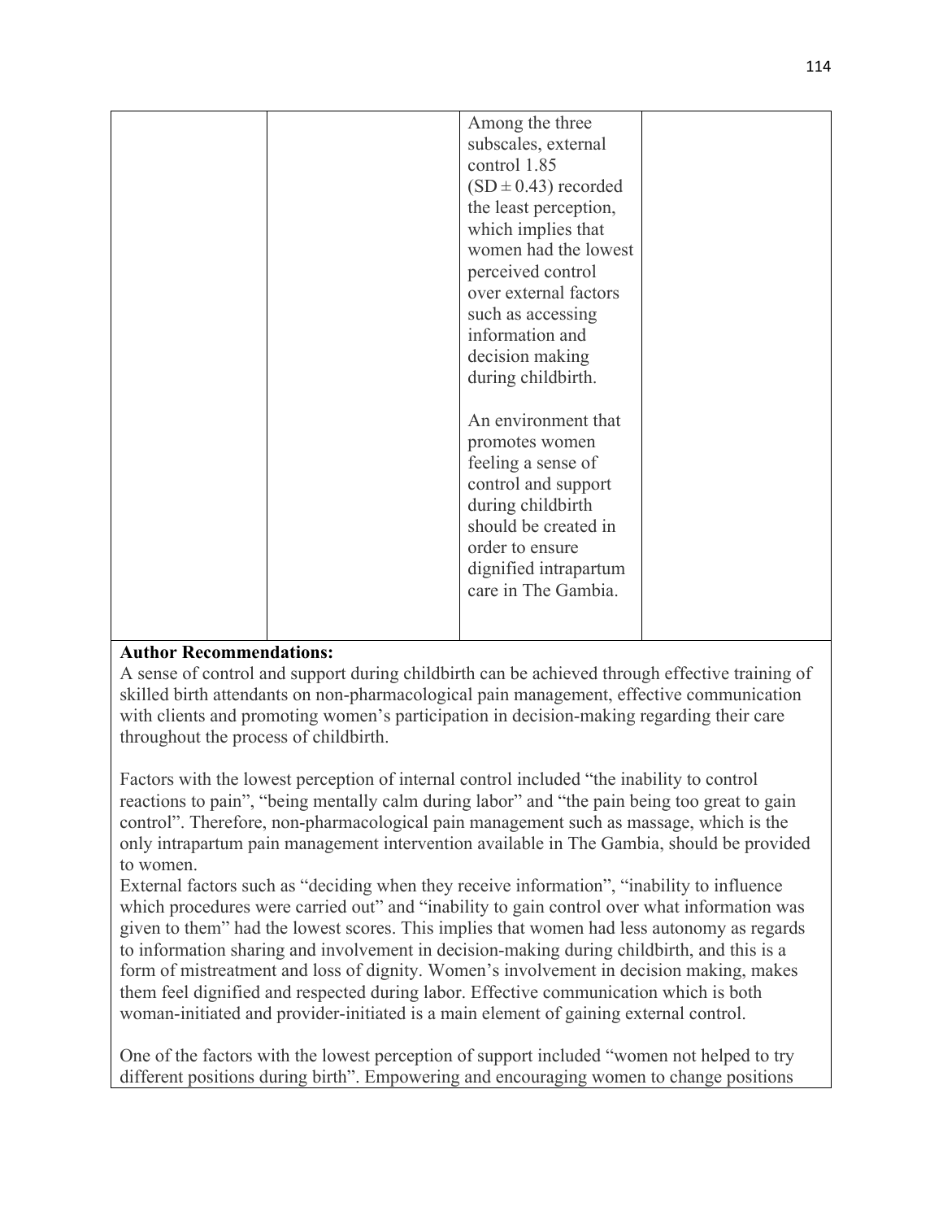| | | | |
|---|---|---|---|
| | | Among the three subscales, external control 1.85 (SD ± 0.43) recorded the least perception, which implies that women had the lowest perceived control over external factors such as accessing information and decision making during childbirth.<br><br>An environment that promotes women feeling a sense of control and support during childbirth should be created in order to ensure dignified intrapartum care in The Gambia. | |

**Author Recommendations:**

A sense of control and support during childbirth can be achieved through effective training of skilled birth attendants on non-pharmacological pain management, effective communication with clients and promoting women's participation in decision-making regarding their care throughout the process of childbirth.

Factors with the lowest perception of internal control included "the inability to control reactions to pain", "being mentally calm during labor" and "the pain being too great to gain control". Therefore, non-pharmacological pain management such as massage, which is the only intrapartum pain management intervention available in The Gambia, should be provided to women.

External factors such as "deciding when they receive information", "inability to influence which procedures were carried out" and "inability to gain control over what information was given to them" had the lowest scores. This implies that women had less autonomy as regards to information sharing and involvement in decision-making during childbirth, and this is a form of mistreatment and loss of dignity. Women's involvement in decision making, makes them feel dignified and respected during labor. Effective communication which is both woman-initiated and provider-initiated is a main element of gaining external control.

One of the factors with the lowest perception of support included "women not helped to try different positions during birth". Empowering and encouraging women to change positions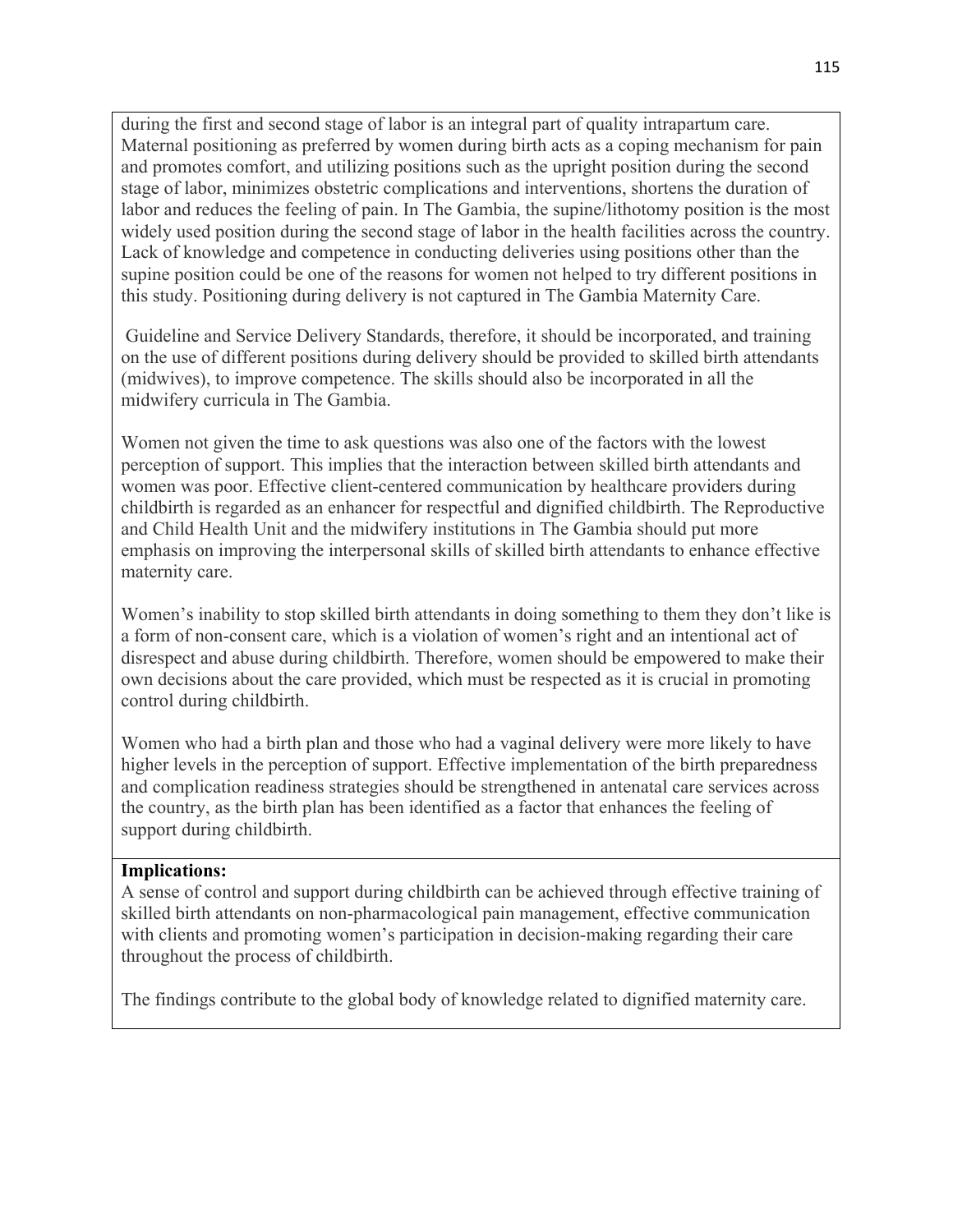during the first and second stage of labor is an integral part of quality intrapartum care. Maternal positioning as preferred by women during birth acts as a coping mechanism for pain and promotes comfort, and utilizing positions such as the upright position during the second stage of labor, minimizes obstetric complications and interventions, shortens the duration of labor and reduces the feeling of pain. In The Gambia, the supine/lithotomy position is the most widely used position during the second stage of labor in the health facilities across the country. Lack of knowledge and competence in conducting deliveries using positions other than the supine position could be one of the reasons for women not helped to try different positions in this study. Positioning during delivery is not captured in The Gambia Maternity Care.

Guideline and Service Delivery Standards, therefore, it should be incorporated, and training on the use of different positions during delivery should be provided to skilled birth attendants (midwives), to improve competence. The skills should also be incorporated in all the midwifery curricula in The Gambia.

Women not given the time to ask questions was also one of the factors with the lowest perception of support. This implies that the interaction between skilled birth attendants and women was poor. Effective client-centered communication by healthcare providers during childbirth is regarded as an enhancer for respectful and dignified childbirth. The Reproductive and Child Health Unit and the midwifery institutions in The Gambia should put more emphasis on improving the interpersonal skills of skilled birth attendants to enhance effective maternity care.

Women's inability to stop skilled birth attendants in doing something to them they don't like is a form of non-consent care, which is a violation of women's right and an intentional act of disrespect and abuse during childbirth. Therefore, women should be empowered to make their own decisions about the care provided, which must be respected as it is crucial in promoting control during childbirth.

Women who had a birth plan and those who had a vaginal delivery were more likely to have higher levels in the perception of support. Effective implementation of the birth preparedness and complication readiness strategies should be strengthened in antenatal care services across the country, as the birth plan has been identified as a factor that enhances the feeling of support during childbirth.

**Implications:**
A sense of control and support during childbirth can be achieved through effective training of skilled birth attendants on non-pharmacological pain management, effective communication with clients and promoting women's participation in decision-making regarding their care throughout the process of childbirth.

The findings contribute to the global body of knowledge related to dignified maternity care.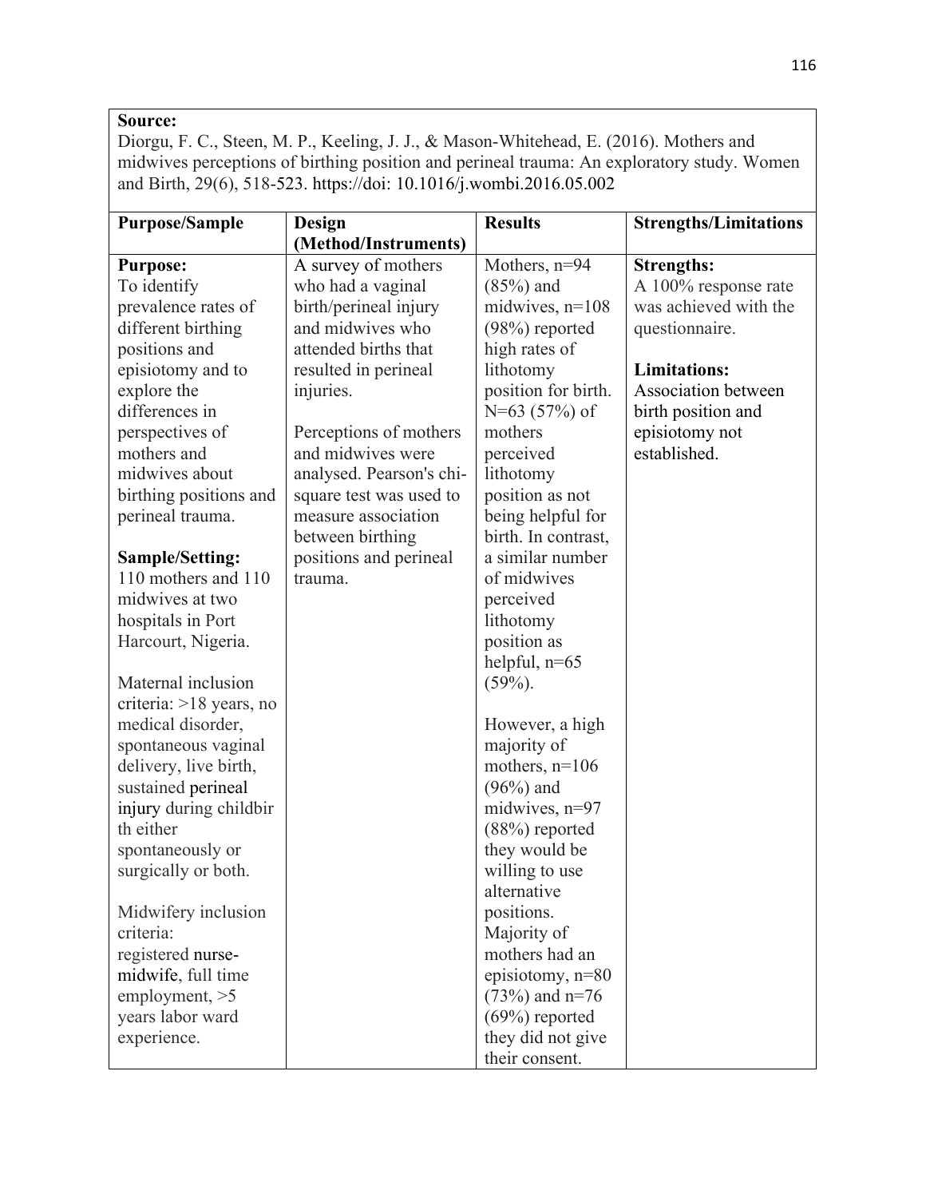**Source:**
Diorgu, F. C., Steen, M. P., Keeling, J. J., & Mason-Whitehead, E. (2016). Mothers and midwives perceptions of birthing position and perineal trauma: An exploratory study. Women and Birth, 29(6), 518-523. https://doi: 10.1016/j.wombi.2016.05.002

| Purpose/Sample | Design (Method/Instruments) | Results | Strengths/Limitations |
|---|---|---|---|
| **Purpose:**<br>To identify prevalence rates of different birthing positions and episiotomy and to explore the differences in perspectives of mothers and midwives about birthing positions and perineal trauma.<br><br>**Sample/Setting:**<br>110 mothers and 110 midwives at two hospitals in Port Harcourt, Nigeria.<br><br>Maternal inclusion criteria: >18 years, no medical disorder, spontaneous vaginal delivery, live birth, sustained perineal injury during childbir th either spontaneously or surgically or both.<br><br>Midwifery inclusion criteria:<br>registered nurse-midwife, full time employment, >5 years labor ward experience. | A survey of mothers who had a vaginal birth/perineal injury and midwives who attended births that resulted in perineal injuries.<br><br>Perceptions of mothers and midwives were analysed. Pearson's chi-square test was used to measure association between birthing positions and perineal trauma. | Mothers, n=94 (85%) and midwives, n=108 (98%) reported high rates of lithotomy position for birth. N=63 (57%) of mothers perceived lithotomy position as not being helpful for birth. In contrast, a similar number of midwives perceived lithotomy position as helpful, n=65 (59%).<br><br>However, a high majority of mothers, n=106 (96%) and midwives, n=97 (88%) reported they would be willing to use alternative positions.<br>Majority of mothers had an episiotomy, n=80 (73%) and n=76 (69%) reported they did not give their consent. | **Strengths:**<br>A 100% response rate was achieved with the questionnaire.<br><br>**Limitations:**<br>Association between birth position and episiotomy not established. |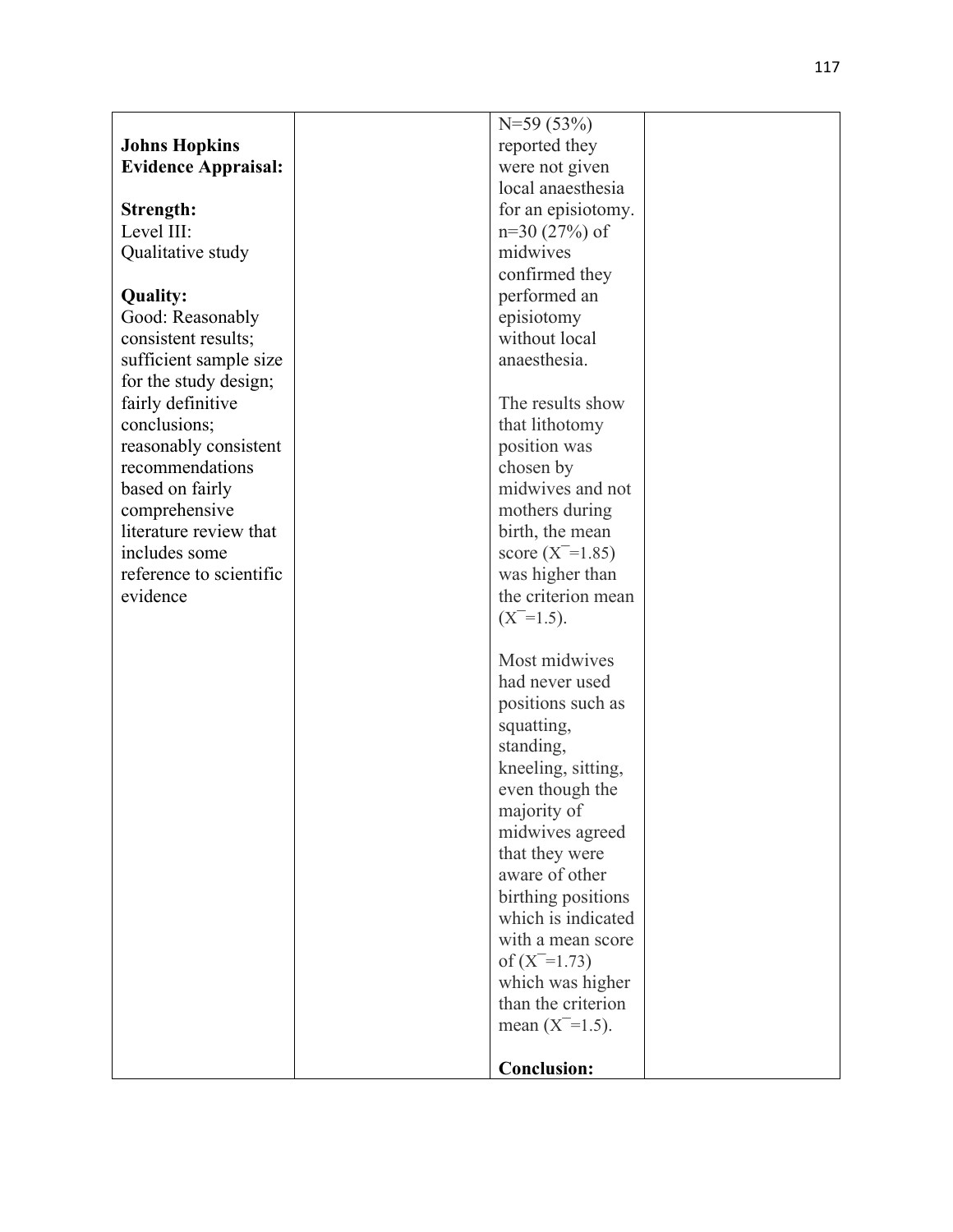| | | | |
|---|---|---|---|
| **Johns Hopkins Evidence Appraisal:**<br><br>**Strength:**<br>Level III:<br>Qualitative study<br><br>**Quality:**<br>Good: Reasonably consistent results; sufficient sample size for the study design; fairly definitive conclusions; reasonably consistent recommendations based on fairly comprehensive literature review that includes some reference to scientific evidence | | N=59 (53%) reported they were not given local anaesthesia for an episiotomy. n=30 (27%) of midwives confirmed they performed an episiotomy without local anaesthesia.<br><br>The results show that lithotomy position was chosen by midwives and not mothers during birth, the mean score ($\bar{X}$=1.85) was higher than the criterion mean ($\bar{X}$=1.5).<br><br>Most midwives had never used positions such as squatting, standing, kneeling, sitting, even though the majority of midwives agreed that they were aware of other birthing positions which is indicated with a mean score of ($\bar{X}$=1.73) which was higher than the criterion mean ($\bar{X}$=1.5).<br><br>**Conclusion:** | |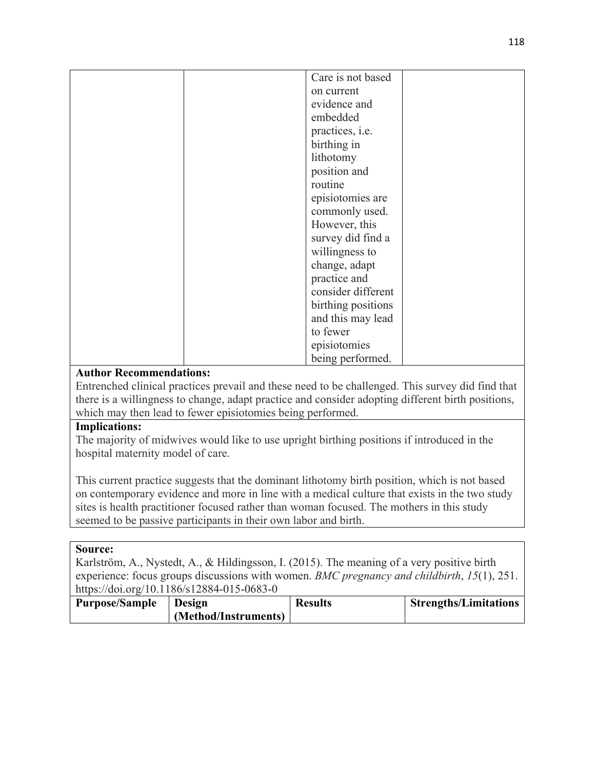| | | | |
|---|---|---|---|
| | | Care is not based on current evidence and embedded practices, i.e. birthing in lithotomy position and routine episiotomies are commonly used. However, this survey did find a willingness to change, adapt practice and consider different birthing positions and this may lead to fewer episiotomies being performed. | |

**Author Recommendations:**
Entrenched clinical practices prevail and these need to be challenged. This survey did find that there is a willingness to change, adapt practice and consider adopting different birth positions, which may then lead to fewer episiotomies being performed.

**Implications:**
The majority of midwives would like to use upright birthing positions if introduced in the hospital maternity model of care.

This current practice suggests that the dominant lithotomy birth position, which is not based on contemporary evidence and more in line with a medical culture that exists in the two study sites is health practitioner focused rather than woman focused. The mothers in this study seemed to be passive participants in their own labor and birth.

**Source:**
Karlström, A., Nystedt, A., & Hildingsson, I. (2015). The meaning of a very positive birth experience: focus groups discussions with women. *BMC pregnancy and childbirth*, *15*(1), 251. https://doi.org/10.1186/s12884-015-0683-0

| Purpose/Sample | Design (Method/Instruments) | Results | Strengths/Limitations |
|---|---|---|---|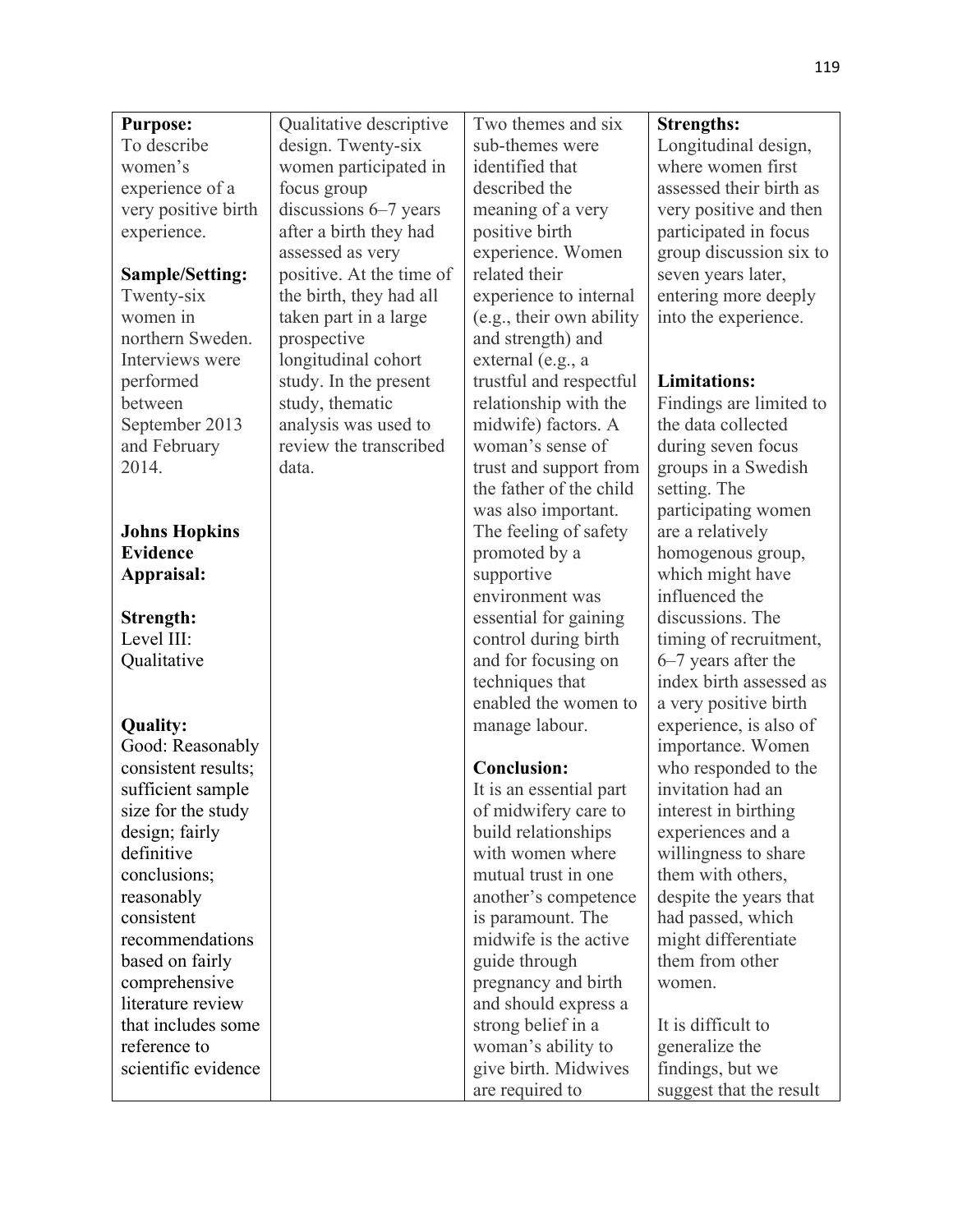| **Purpose:** To describe women's experience of a very positive birth experience.<br><br>**Sample/Setting:** Twenty-six women in northern Sweden. Interviews were performed between September 2013 and February 2014.<br><br>**Johns Hopkins Evidence Appraisal:**<br><br>**Strength:** Level III: Qualitative<br><br>**Quality:** Good: Reasonably consistent results; sufficient sample size for the study design; fairly definitive conclusions; reasonably consistent recommendations based on fairly comprehensive literature review that includes some reference to scientific evidence | Qualitative descriptive design. Twenty-six women participated in focus group discussions 6–7 years after a birth they had assessed as very positive. At the time of the birth, they had all taken part in a large prospective longitudinal cohort study. In the present study, thematic analysis was used to review the transcribed data. | Two themes and six sub-themes were identified that described the meaning of a very positive birth experience. Women related their experience to internal (e.g., their own ability and strength) and external (e.g., a trustful and respectful relationship with the midwife) factors. A woman's sense of trust and support from the father of the child was also important. The feeling of safety promoted by a supportive environment was essential for gaining control during birth and for focusing on techniques that enabled the women to manage labour.<br><br>**Conclusion:** It is an essential part of midwifery care to build relationships with women where mutual trust in one another's competence is paramount. The midwife is the active guide through pregnancy and birth and should express a strong belief in a woman's ability to give birth. Midwives are required to | **Strengths:** Longitudinal design, where women first assessed their birth as very positive and then participated in focus group discussion six to seven years later, entering more deeply into the experience.<br><br>**Limitations:** Findings are limited to the data collected during seven focus groups in a Swedish setting. The participating women are a relatively homogenous group, which might have influenced the discussions. The timing of recruitment, 6–7 years after the index birth assessed as a very positive birth experience, is also of importance. Women who responded to the invitation had an interest in birthing experiences and a willingness to share them with others, despite the years that had passed, which might differentiate them from other women.<br><br>It is difficult to generalize the findings, but we suggest that the result |
|---|---|---|---|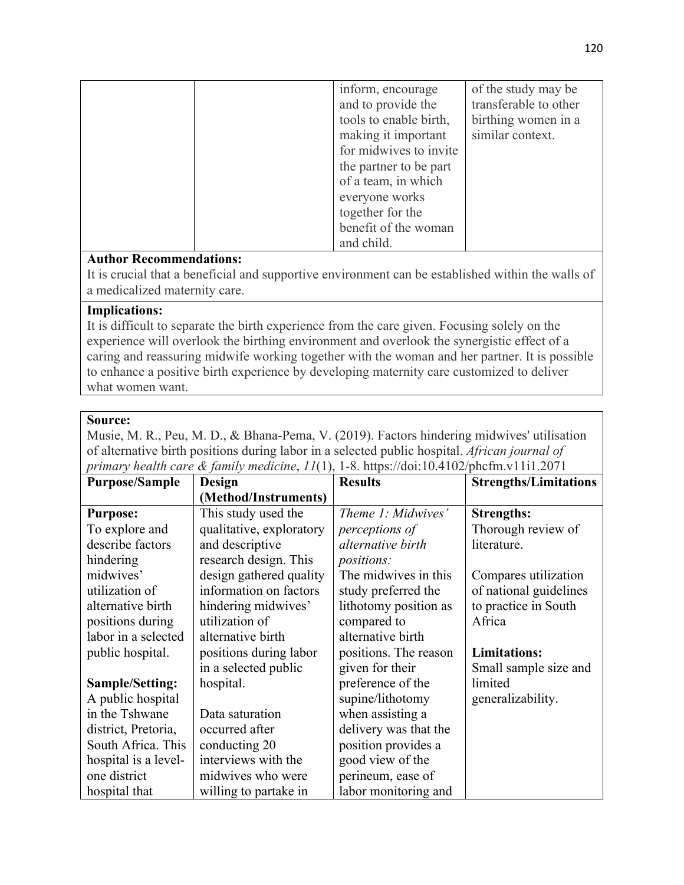| | | inform, encourage and to provide the tools to enable birth, making it important for midwives to invite the partner to be part of a team, in which everyone works together for the benefit of the woman and child. | of the study may be transferable to other birthing women in a similar context. |
|---|---|---|---|

**Author Recommendations:**
It is crucial that a beneficial and supportive environment can be established within the walls of a medicalized maternity care.

**Implications:**
It is difficult to separate the birth experience from the care given. Focusing solely on the experience will overlook the birthing environment and overlook the synergistic effect of a caring and reassuring midwife working together with the woman and her partner. It is possible to enhance a positive birth experience by developing maternity care customized to deliver what women want.

**Source:**
Musie, M. R., Peu, M. D., & Bhana-Pema, V. (2019). Factors hindering midwives' utilisation of alternative birth positions during labor in a selected public hospital. *African journal of primary health care & family medicine*, *11*(1), 1-8. https://doi:10.4102/phcfm.v11i1.2071

| Purpose/Sample | Design (Method/Instruments) | Results | Strengths/Limitations |
|---|---|---|---|
| **Purpose:**<br>To explore and describe factors hindering midwives' utilization of alternative birth positions during labor in a selected public hospital.<br><br>**Sample/Setting:**<br>A public hospital in the Tshwane district, Pretoria, South Africa. This hospital is a level-one district hospital that | This study used the qualitative, exploratory and descriptive research design. This design gathered quality information on factors hindering midwives' utilization of alternative birth positions during labor in a selected public hospital.<br><br>Data saturation occurred after conducting 20 interviews with the midwives who were willing to partake in | *Theme 1: Midwives' perceptions of alternative birth positions:*<br>The midwives in this study preferred the lithotomy position as compared to alternative birth positions. The reason given for their preference of the supine/lithotomy when assisting a delivery was that the position provides a good view of the perineum, ease of labor monitoring and | **Strengths:**<br>Thorough review of literature.<br><br>Compares utilization of national guidelines to practice in South Africa<br><br>**Limitations:**<br>Small sample size and limited generalizability. |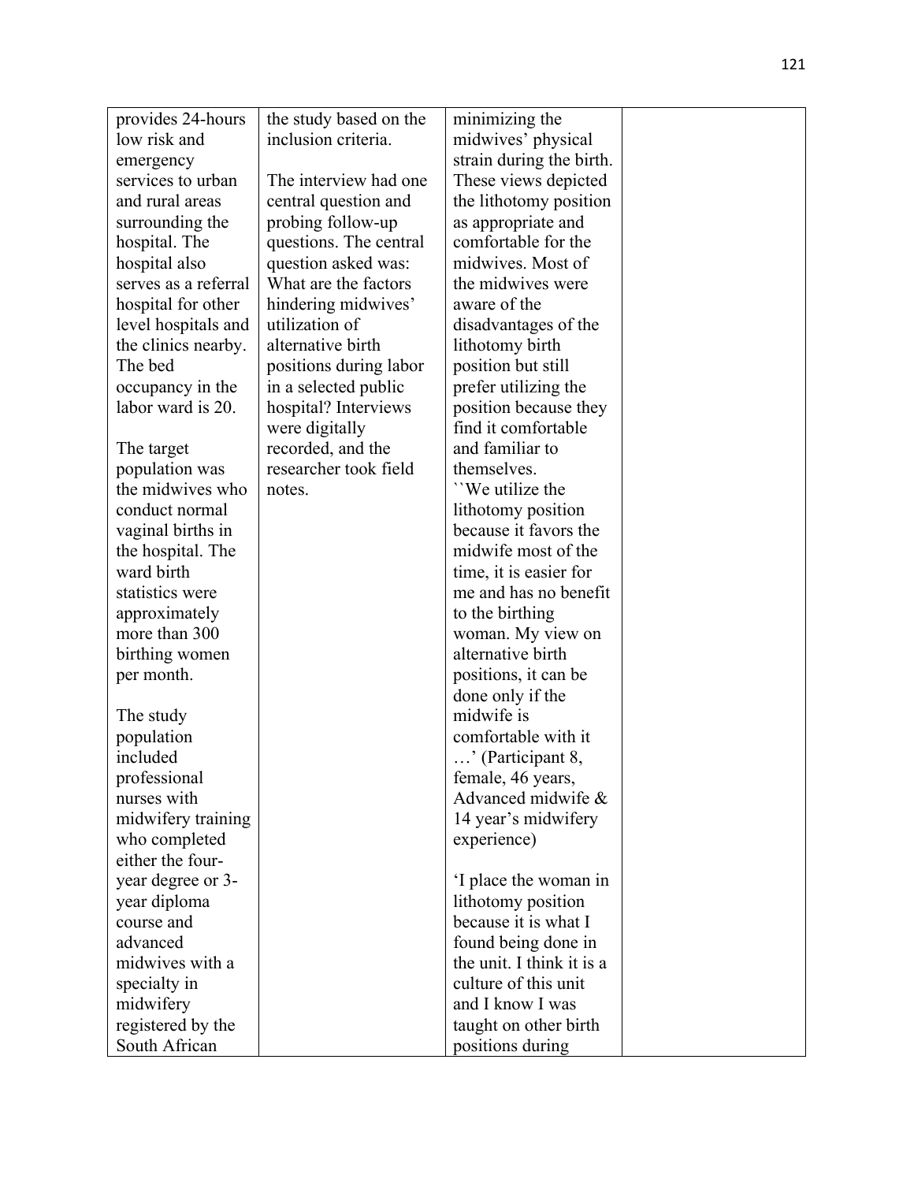| | | | |
|---|---|---|---|
| provides 24-hours low risk and emergency services to urban and rural areas surrounding the hospital. The hospital also serves as a referral hospital for other level hospitals and the clinics nearby. The bed occupancy in the labor ward is 20.<br><br>The target population was the midwives who conduct normal vaginal births in the hospital. The ward birth statistics were approximately more than 300 birthing women per month.<br><br>The study population included professional nurses with midwifery training who completed either the four-year degree or 3-year diploma course and advanced midwives with a specialty in midwifery registered by the South African | the study based on the inclusion criteria.<br><br>The interview had one central question and probing follow-up questions. The central question asked was: What are the factors hindering midwives' utilization of alternative birth positions during labor in a selected public hospital? Interviews were digitally recorded, and the researcher took field notes. | minimizing the midwives' physical strain during the birth. These views depicted the lithotomy position as appropriate and comfortable for the midwives. Most of the midwives were aware of the disadvantages of the lithotomy birth position but still prefer utilizing the position because they find it comfortable and familiar to themselves.<br>``We utilize the lithotomy position because it favors the midwife most of the time, it is easier for me and has no benefit to the birthing woman. My view on alternative birth positions, it can be done only if the midwife is comfortable with it …' (Participant 8, female, 46 years, Advanced midwife & 14 year's midwifery experience)<br><br>'I place the woman in lithotomy position because it is what I found being done in the unit. I think it is a culture of this unit and I know I was taught on other birth positions during | |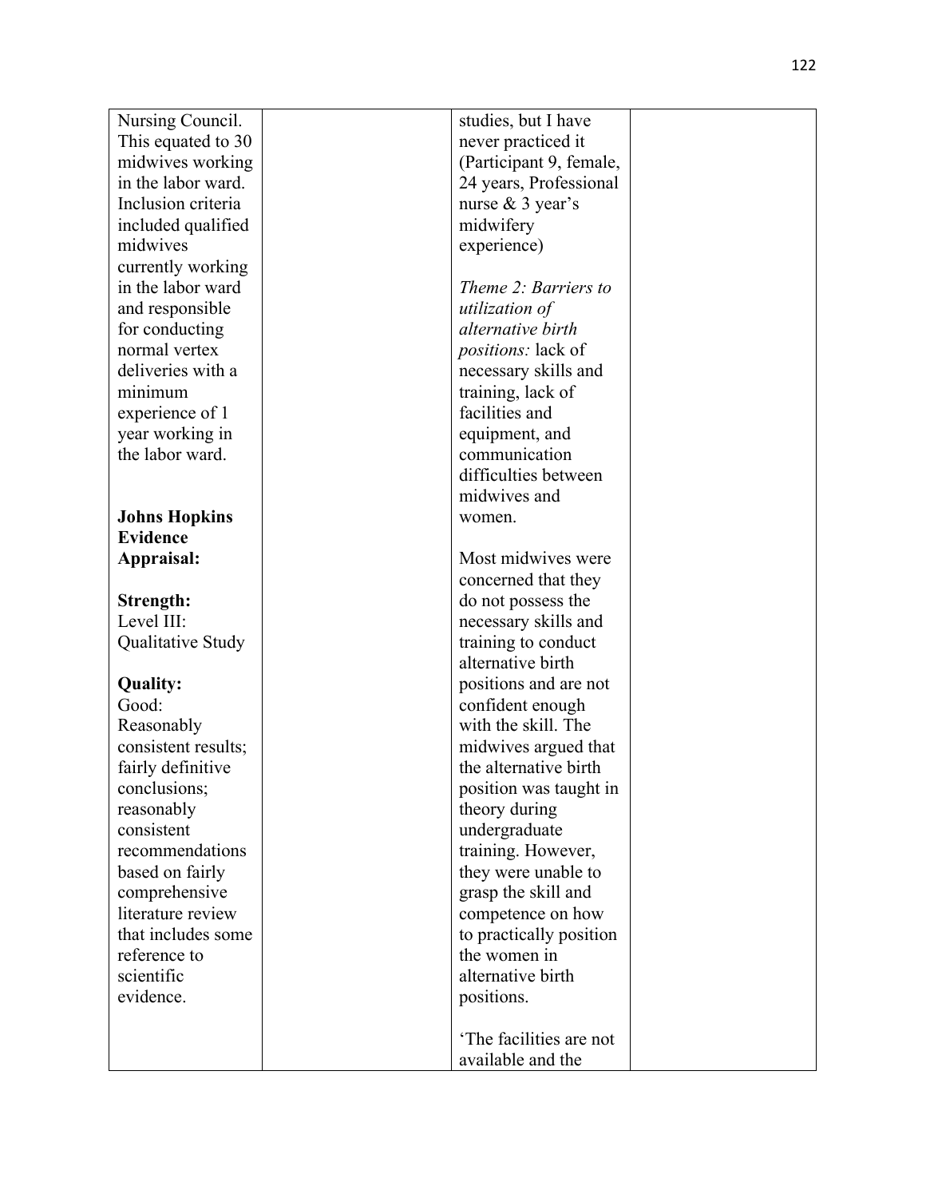| | | | |
|---|---|---|---|
| Nursing Council. This equated to 30 midwives working in the labor ward. Inclusion criteria included qualified midwives currently working in the labor ward and responsible for conducting normal vertex deliveries with a minimum experience of 1 year working in the labor ward.<br><br>**Johns Hopkins Evidence Appraisal:**<br><br>**Strength:**<br>Level III: Qualitative Study<br><br>**Quality:**<br>Good: Reasonably consistent results; fairly definitive conclusions; reasonably consistent recommendations based on fairly comprehensive literature review that includes some reference to scientific evidence. | | studies, but I have never practiced it (Participant 9, female, 24 years, Professional nurse & 3 year's midwifery experience)<br><br>*Theme 2: Barriers to utilization of alternative birth positions:* lack of necessary skills and training, lack of facilities and equipment, and communication difficulties between midwives and women.<br><br>Most midwives were concerned that they do not possess the necessary skills and training to conduct alternative birth positions and are not confident enough with the skill. The midwives argued that the alternative birth position was taught in theory during undergraduate training. However, they were unable to grasp the skill and competence on how to practically position the women in alternative birth positions.<br><br>'The facilities are not available and the | |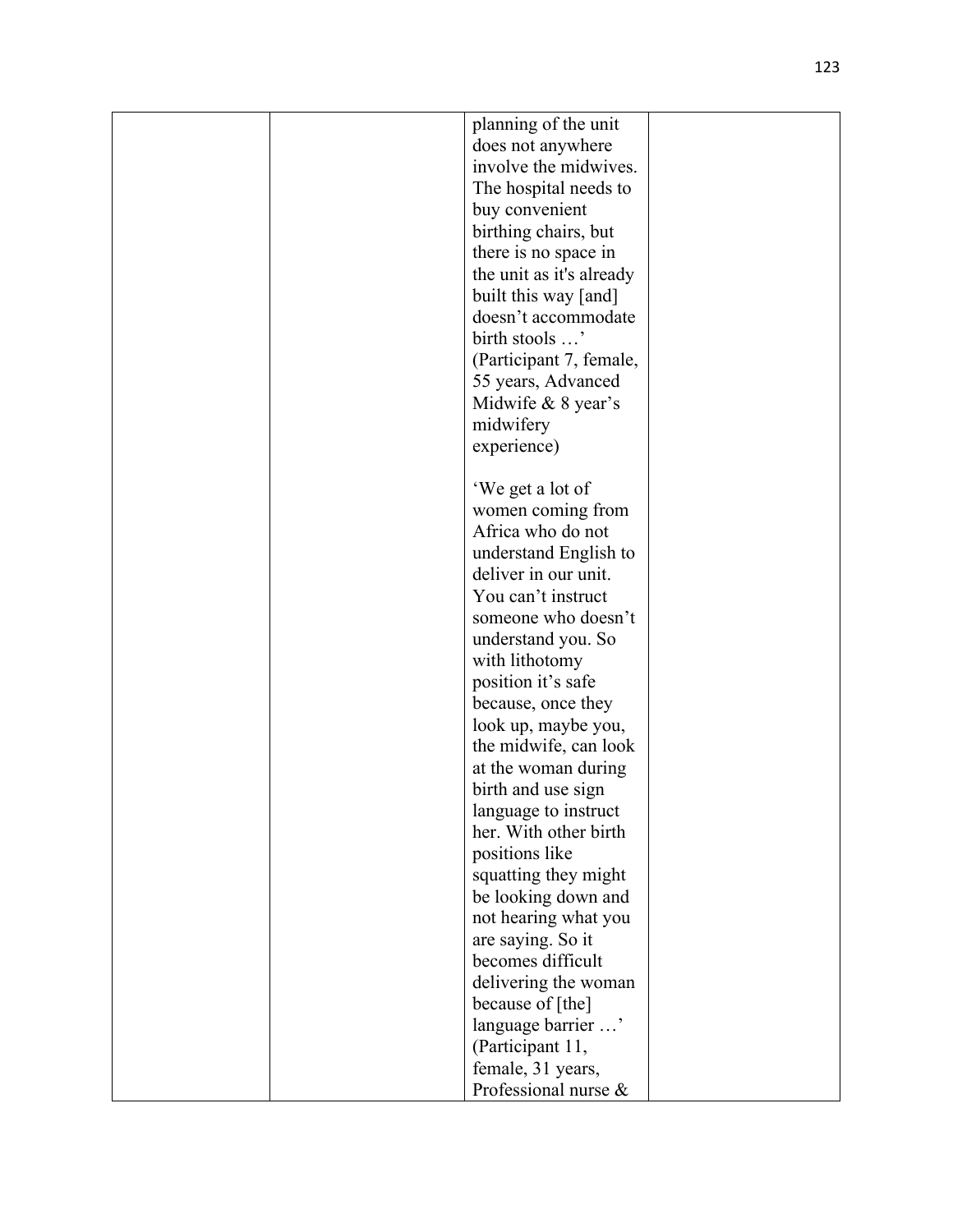| | | planning of the unit does not anywhere involve the midwives. The hospital needs to buy convenient birthing chairs, but there is no space in the unit as it's already built this way [and] doesn't accommodate birth stools …' (Participant 7, female, 55 years, Advanced Midwife & 8 year's midwifery experience)<br><br>'We get a lot of women coming from Africa who do not understand English to deliver in our unit. You can't instruct someone who doesn't understand you. So with lithotomy position it's safe because, once they look up, maybe you, the midwife, can look at the woman during birth and use sign language to instruct her. With other birth positions like squatting they might be looking down and not hearing what you are saying. So it becomes difficult delivering the woman because of [the] language barrier …' (Participant 11, female, 31 years, Professional nurse & | |
|---|---|---|---|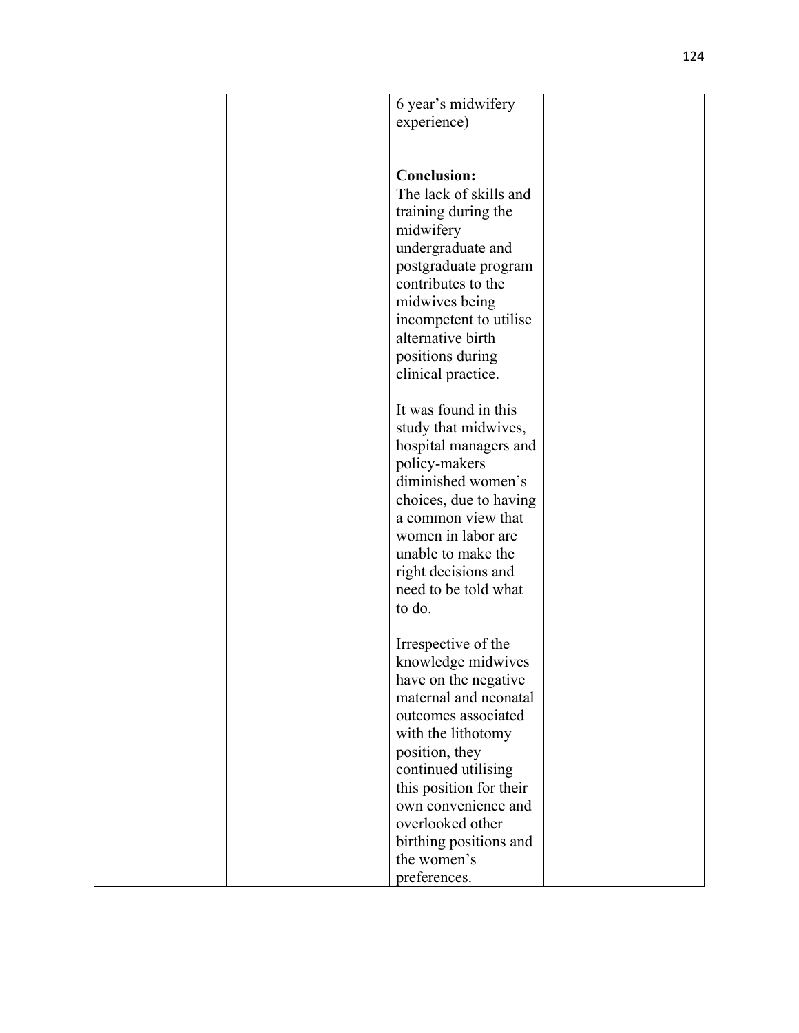| | | 6 year's midwifery experience)<br><br>**Conclusion:**<br>The lack of skills and training during the midwifery undergraduate and postgraduate program contributes to the midwives being incompetent to utilise alternative birth positions during clinical practice.<br><br>It was found in this study that midwives, hospital managers and policy-makers diminished women's choices, due to having a common view that women in labor are unable to make the right decisions and need to be told what to do.<br><br>Irrespective of the knowledge midwives have on the negative maternal and neonatal outcomes associated with the lithotomy position, they continued utilising this position for their own convenience and overlooked other birthing positions and the women's preferences. | |
|---|---|---|---|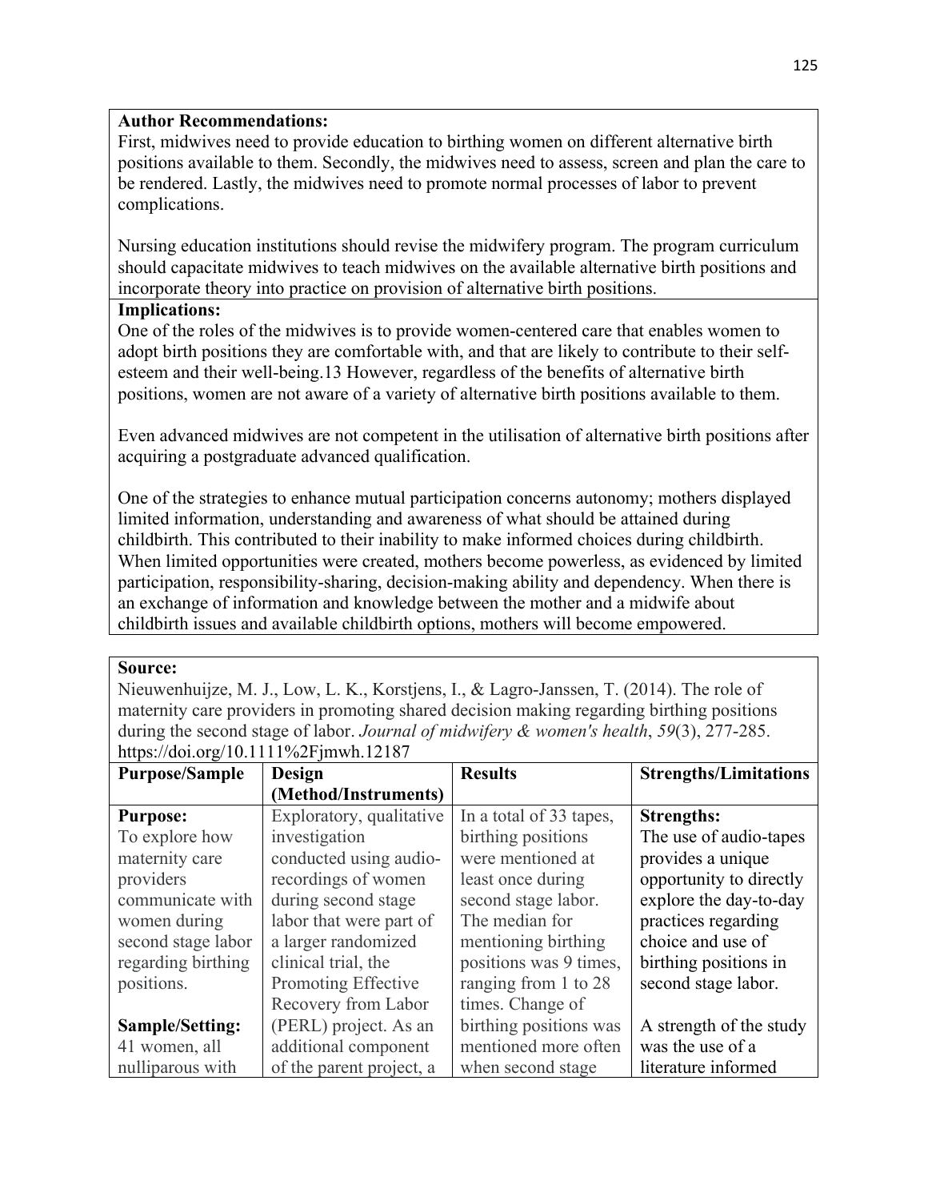**Author Recommendations:**
First, midwives need to provide education to birthing women on different alternative birth positions available to them. Secondly, the midwives need to assess, screen and plan the care to be rendered. Lastly, the midwives need to promote normal processes of labor to prevent complications.

Nursing education institutions should revise the midwifery program. The program curriculum should capacitate midwives to teach midwives on the available alternative birth positions and incorporate theory into practice on provision of alternative birth positions.

**Implications:**
One of the roles of the midwives is to provide women-centered care that enables women to adopt birth positions they are comfortable with, and that are likely to contribute to their self-esteem and their well-being.13 However, regardless of the benefits of alternative birth positions, women are not aware of a variety of alternative birth positions available to them.

Even advanced midwives are not competent in the utilisation of alternative birth positions after acquiring a postgraduate advanced qualification.

One of the strategies to enhance mutual participation concerns autonomy; mothers displayed limited information, understanding and awareness of what should be attained during childbirth. This contributed to their inability to make informed choices during childbirth. When limited opportunities were created, mothers become powerless, as evidenced by limited participation, responsibility-sharing, decision-making ability and dependency. When there is an exchange of information and knowledge between the mother and a midwife about childbirth issues and available childbirth options, mothers will become empowered.

**Source:**
Nieuwenhuijze, M. J., Low, L. K., Korstjens, I., & Lagro-Janssen, T. (2014). The role of maternity care providers in promoting shared decision making regarding birthing positions during the second stage of labor. *Journal of midwifery & women's health*, *59*(3), 277-285. https://doi.org/10.1111%2Fjmwh.12187

| Purpose/Sample | Design (Method/Instruments) | Results | Strengths/Limitations |
|---|---|---|---|
| **Purpose:** To explore how maternity care providers communicate with women during second stage labor regarding birthing positions. **Sample/Setting:** 41 women, all nulliparous with | Exploratory, qualitative investigation conducted using audio-recordings of women during second stage labor that were part of a larger randomized clinical trial, the Promoting Effective Recovery from Labor (PERL) project. As an additional component of the parent project, a | In a total of 33 tapes, birthing positions were mentioned at least once during second stage labor. The median for mentioning birthing positions was 9 times, ranging from 1 to 28 times. Change of birthing positions was mentioned more often when second stage | **Strengths:** The use of audio-tapes provides a unique opportunity to directly explore the day-to-day practices regarding choice and use of birthing positions in second stage labor. A strength of the study was the use of a literature informed |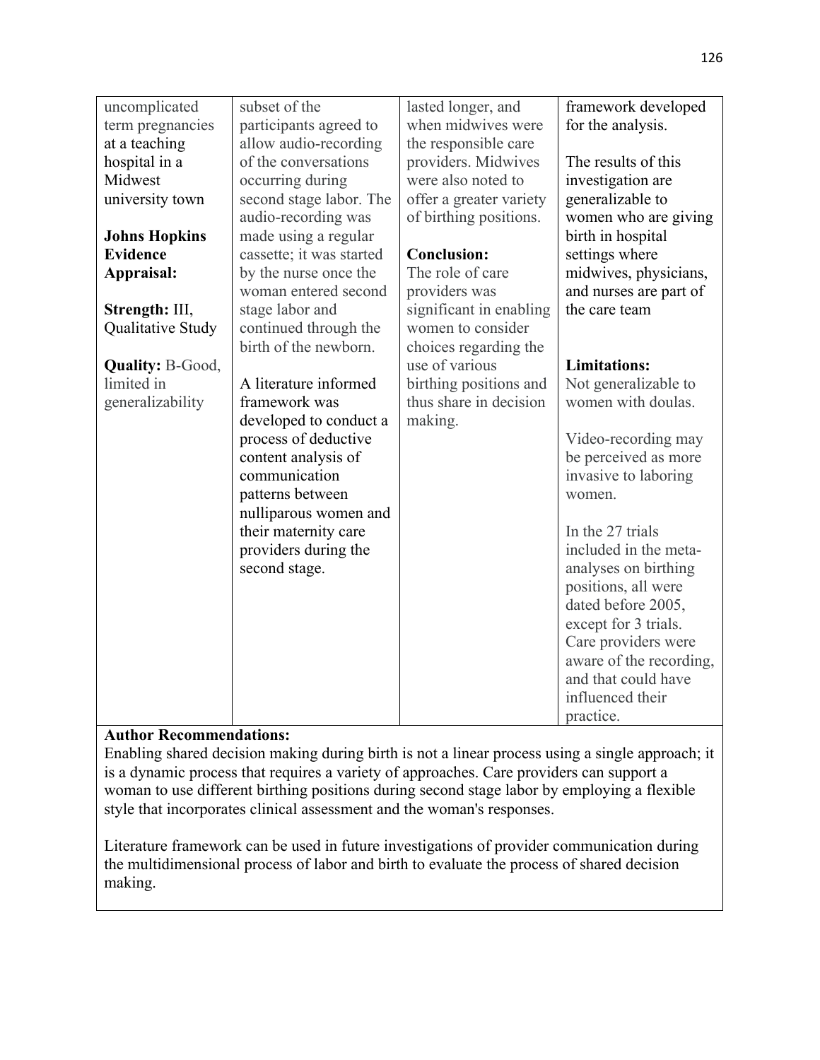| | | | |
|---|---|---|---|
| uncomplicated term pregnancies at a teaching hospital in a Midwest university town<br><br>**Johns Hopkins Evidence Appraisal:**<br><br>**Strength:** III, Qualitative Study<br><br>**Quality:** B-Good, limited in generalizability | subset of the participants agreed to allow audio-recording of the conversations occurring during second stage labor. The audio-recording was made using a regular cassette; it was started by the nurse once the woman entered second stage labor and continued through the birth of the newborn.<br><br>A literature informed framework was developed to conduct a process of deductive content analysis of communication patterns between nulliparous women and their maternity care providers during the second stage. | lasted longer, and when midwives were the responsible care providers. Midwives were also noted to offer a greater variety of birthing positions.<br><br>**Conclusion:**<br>The role of care providers was significant in enabling women to consider choices regarding the use of various birthing positions and thus share in decision making. | framework developed for the analysis.<br><br>The results of this investigation are generalizable to women who are giving birth in hospital settings where midwives, physicians, and nurses are part of the care team<br><br>**Limitations:**<br>Not generalizable to women with doulas.<br><br>Video-recording may be perceived as more invasive to laboring women.<br><br>In the 27 trials included in the meta-analyses on birthing positions, all were dated before 2005, except for 3 trials. Care providers were aware of the recording, and that could have influenced their practice. |

**Author Recommendations:**
Enabling shared decision making during birth is not a linear process using a single approach; it is a dynamic process that requires a variety of approaches. Care providers can support a woman to use different birthing positions during second stage labor by employing a flexible style that incorporates clinical assessment and the woman's responses.

Literature framework can be used in future investigations of provider communication during the multidimensional process of labor and birth to evaluate the process of shared decision making.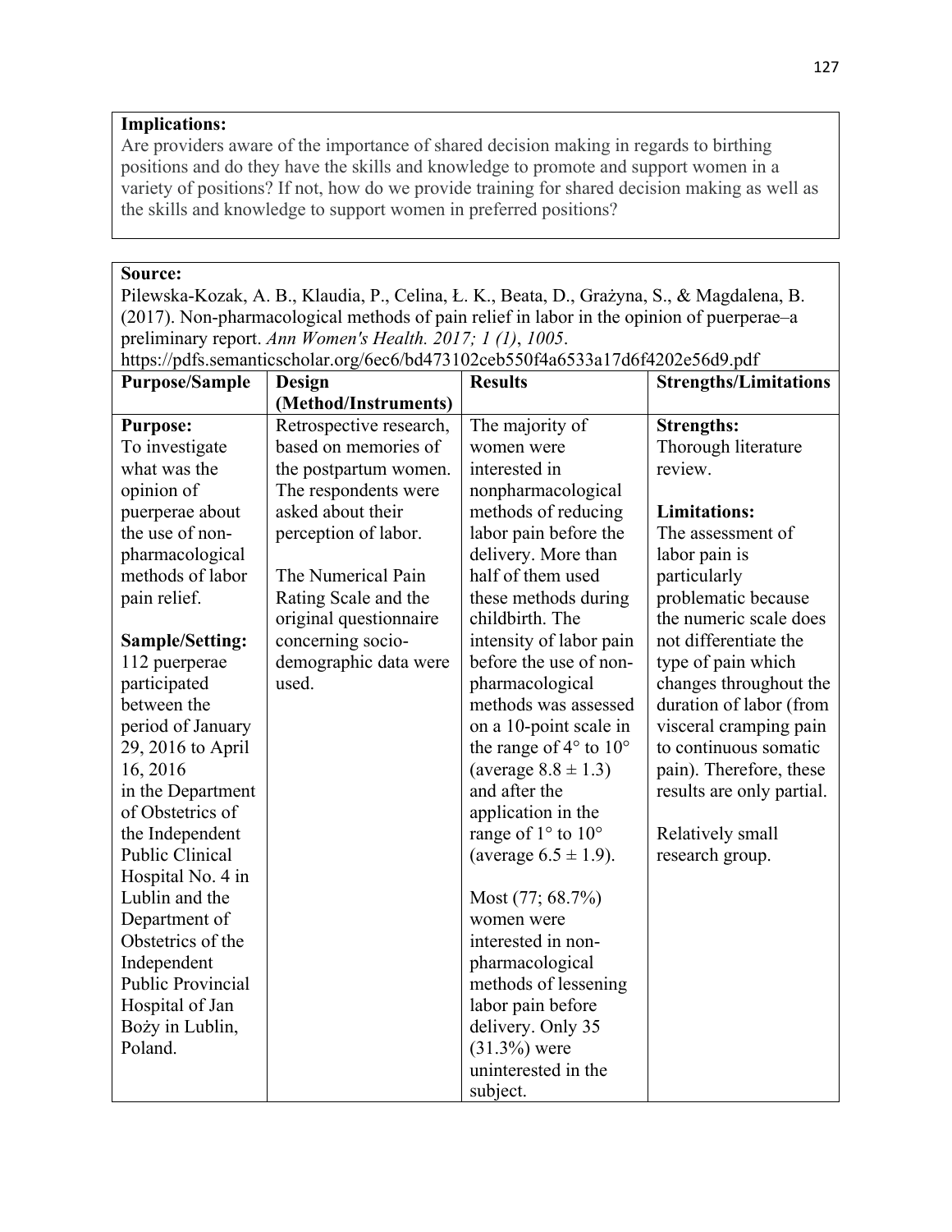**Implications:**
Are providers aware of the importance of shared decision making in regards to birthing positions and do they have the skills and knowledge to promote and support women in a variety of positions? If not, how do we provide training for shared decision making as well as the skills and knowledge to support women in preferred positions?

**Source:**
Pilewska-Kozak, A. B., Klaudia, P., Celina, Ł. K., Beata, D., Grażyna, S., & Magdalena, B. (2017). Non-pharmacological methods of pain relief in labor in the opinion of puerperae–a preliminary report. *Ann Women's Health. 2017; 1 (1), 1005*.
https://pdfs.semanticscholar.org/6ec6/bd473102ceb550f4a6533a17d6f4202e56d9.pdf

| Purpose/Sample | Design (Method/Instruments) | Results | Strengths/Limitations |
|---|---|---|---|
| **Purpose:** To investigate what was the opinion of puerperae about the use of non-pharmacological methods of labor pain relief.<br><br>**Sample/Setting:** 112 puerperae participated between the period of January 29, 2016 to April 16, 2016 in the Department of Obstetrics of the Independent Public Clinical Hospital No. 4 in Lublin and the Department of Obstetrics of the Independent Public Provincial Hospital of Jan Boży in Lublin, Poland. | Retrospective research, based on memories of the postpartum women. The respondents were asked about their perception of labor.<br><br>The Numerical Pain Rating Scale and the original questionnaire concerning socio-demographic data were used. | The majority of women were interested in nonpharmacological methods of reducing labor pain before the delivery. More than half of them used these methods during childbirth. The intensity of labor pain before the use of non-pharmacological methods was assessed on a 10-point scale in the range of 4° to 10° (average $8.8 \pm 1.3$) and after the application in the range of 1° to 10° (average $6.5 \pm 1.9$).<br><br>Most (77; 68.7%) women were interested in non-pharmacological methods of lessening labor pain before delivery. Only 35 (31.3%) were uninterested in the subject. | **Strengths:** Thorough literature review.<br><br>**Limitations:** The assessment of labor pain is particularly problematic because the numeric scale does not differentiate the type of pain which changes throughout the duration of labor (from visceral cramping pain to continuous somatic pain). Therefore, these results are only partial.<br><br>Relatively small research group. |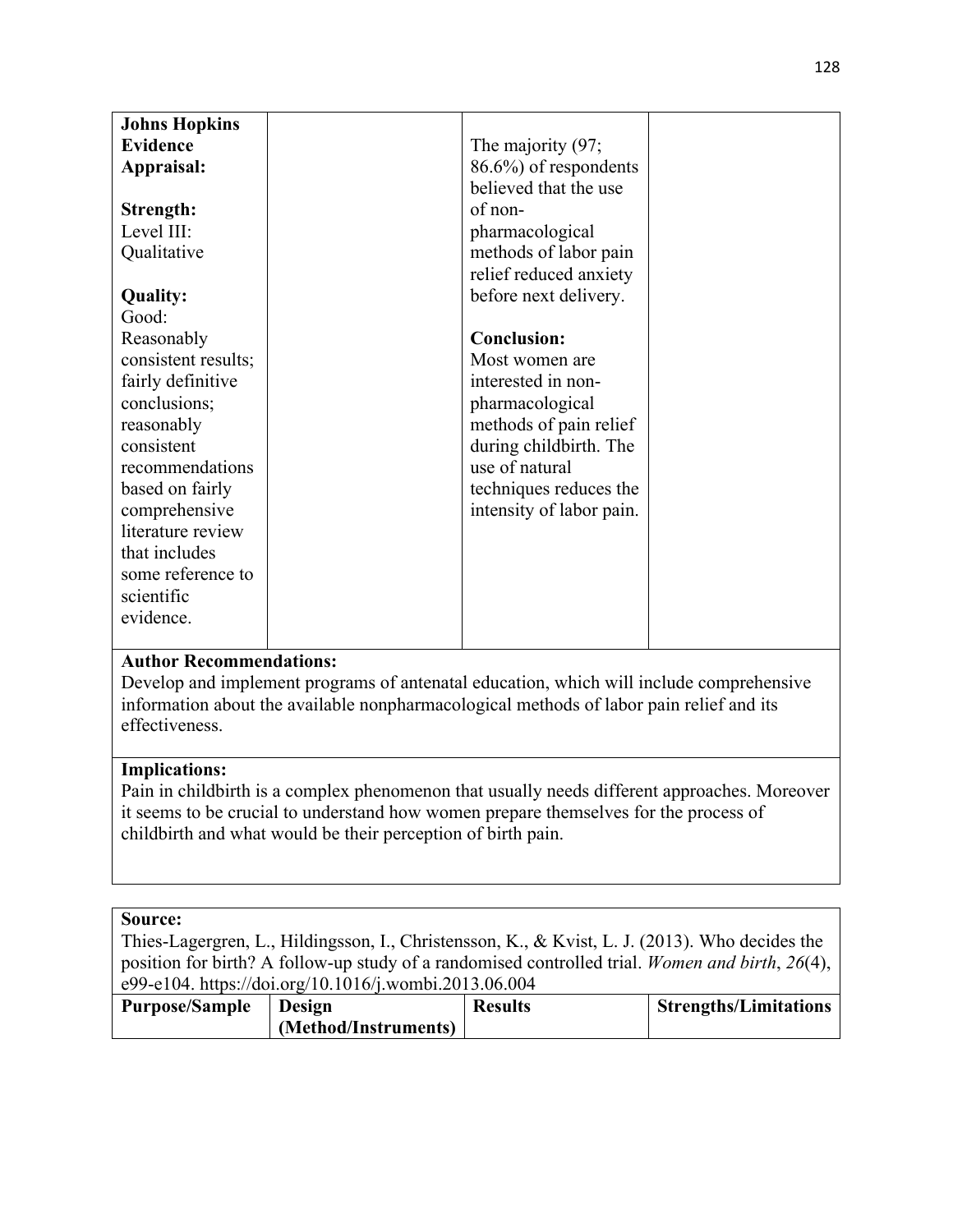| | | | |
|---|---|---|---|
| **Johns Hopkins Evidence Appraisal:**<br><br>**Strength:**<br>Level III: Qualitative<br><br>**Quality:**<br>Good: Reasonably consistent results; fairly definitive conclusions; reasonably consistent recommendations based on fairly comprehensive literature review that includes some reference to scientific evidence. | | The majority (97; 86.6%) of respondents believed that the use of non-pharmacological methods of labor pain relief reduced anxiety before next delivery.<br><br>**Conclusion:**<br>Most women are interested in non-pharmacological methods of pain relief during childbirth. The use of natural techniques reduces the intensity of labor pain. | |

**Author Recommendations:**
Develop and implement programs of antenatal education, which will include comprehensive information about the available nonpharmacological methods of labor pain relief and its effectiveness.

**Implications:**
Pain in childbirth is a complex phenomenon that usually needs different approaches. Moreover it seems to be crucial to understand how women prepare themselves for the process of childbirth and what would be their perception of birth pain.

**Source:**
Thies-Lagergren, L., Hildingsson, I., Christensson, K., & Kvist, L. J. (2013). Who decides the position for birth? A follow-up study of a randomised controlled trial. *Women and birth*, *26*(4), e99-e104. https://doi.org/10.1016/j.wombi.2013.06.004

| Purpose/Sample | Design (Method/Instruments) | Results | Strengths/Limitations |
|---|---|---|---|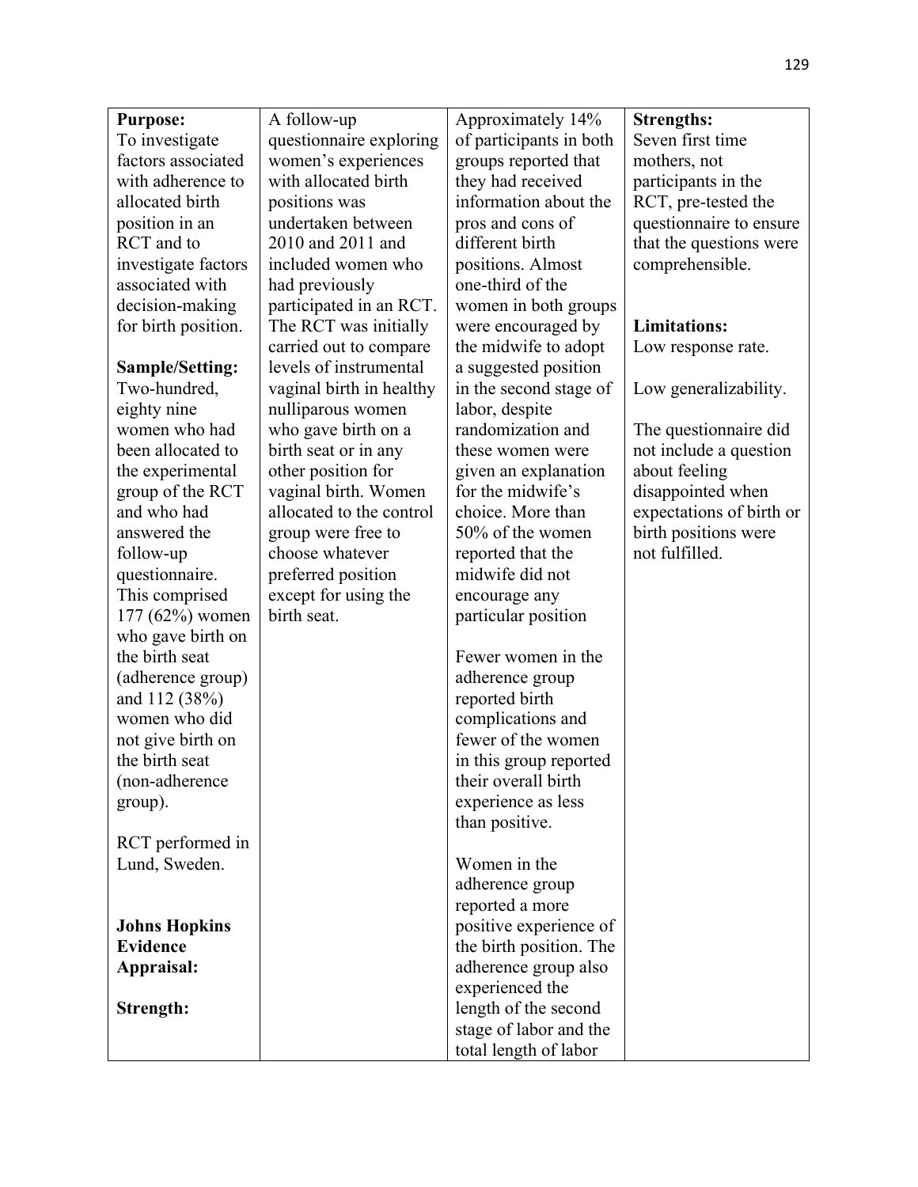| **Purpose:**<br>To investigate factors associated with adherence to allocated birth position in an RCT and to investigate factors associated with decision-making for birth position.<br><br>**Sample/Setting:**<br>Two-hundred, eighty nine women who had been allocated to the experimental group of the RCT and who had answered the follow-up questionnaire. This comprised 177 (62%) women who gave birth on the birth seat (adherence group) and 112 (38%) women who did not give birth on the birth seat (non-adherence group).<br><br>RCT performed in Lund, Sweden.<br><br>**Johns Hopkins Evidence Appraisal:**<br><br>**Strength:** | A follow-up questionnaire exploring women's experiences with allocated birth positions was undertaken between 2010 and 2011 and included women who had previously participated in an RCT. The RCT was initially carried out to compare levels of instrumental vaginal birth in healthy nulliparous women who gave birth on a birth seat or in any other position for vaginal birth. Women allocated to the control group were free to choose whatever preferred position except for using the birth seat. | Approximately 14% of participants in both groups reported that they had received information about the pros and cons of different birth positions. Almost one-third of the women in both groups were encouraged by the midwife to adopt a suggested position in the second stage of labor, despite randomization and these women were given an explanation for the midwife's choice. More than 50% of the women reported that the midwife did not encourage any particular position<br><br>Fewer women in the adherence group reported birth complications and fewer of the women in this group reported their overall birth experience as less than positive.<br><br>Women in the adherence group reported a more positive experience of the birth position. The adherence group also experienced the length of the second stage of labor and the total length of labor | **Strengths:**<br>Seven first time mothers, not participants in the RCT, pre-tested the questionnaire to ensure that the questions were comprehensible.<br><br>**Limitations:**<br>Low response rate.<br><br>Low generalizability.<br><br>The questionnaire did not include a question about feeling disappointed when expectations of birth or birth positions were not fulfilled. |
|---|---|---|---|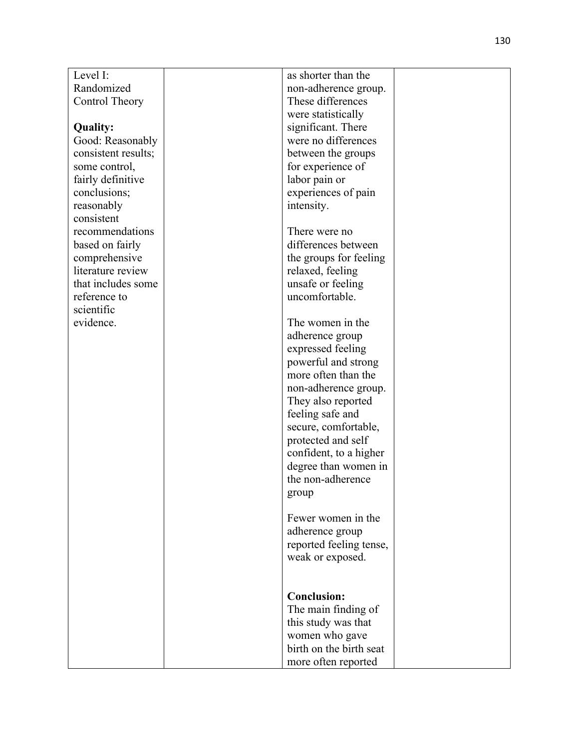| | | | |
|---|---|---|---|
| Level I: Randomized Control Theory<br><br>**Quality:**<br>Good: Reasonably consistent results; some control, fairly definitive conclusions; reasonably consistent recommendations based on fairly comprehensive literature review that includes some reference to scientific evidence. | | as shorter than the non-adherence group. These differences were statistically significant. There were no differences between the groups for experience of labor pain or experiences of pain intensity.<br><br>There were no differences between the groups for feeling relaxed, feeling unsafe or feeling uncomfortable.<br><br>The women in the adherence group expressed feeling powerful and strong more often than the non-adherence group. They also reported feeling safe and secure, comfortable, protected and self confident, to a higher degree than women in the non-adherence group<br><br>Fewer women in the adherence group reported feeling tense, weak or exposed.<br><br>**Conclusion:**<br>The main finding of this study was that women who gave birth on the birth seat more often reported | |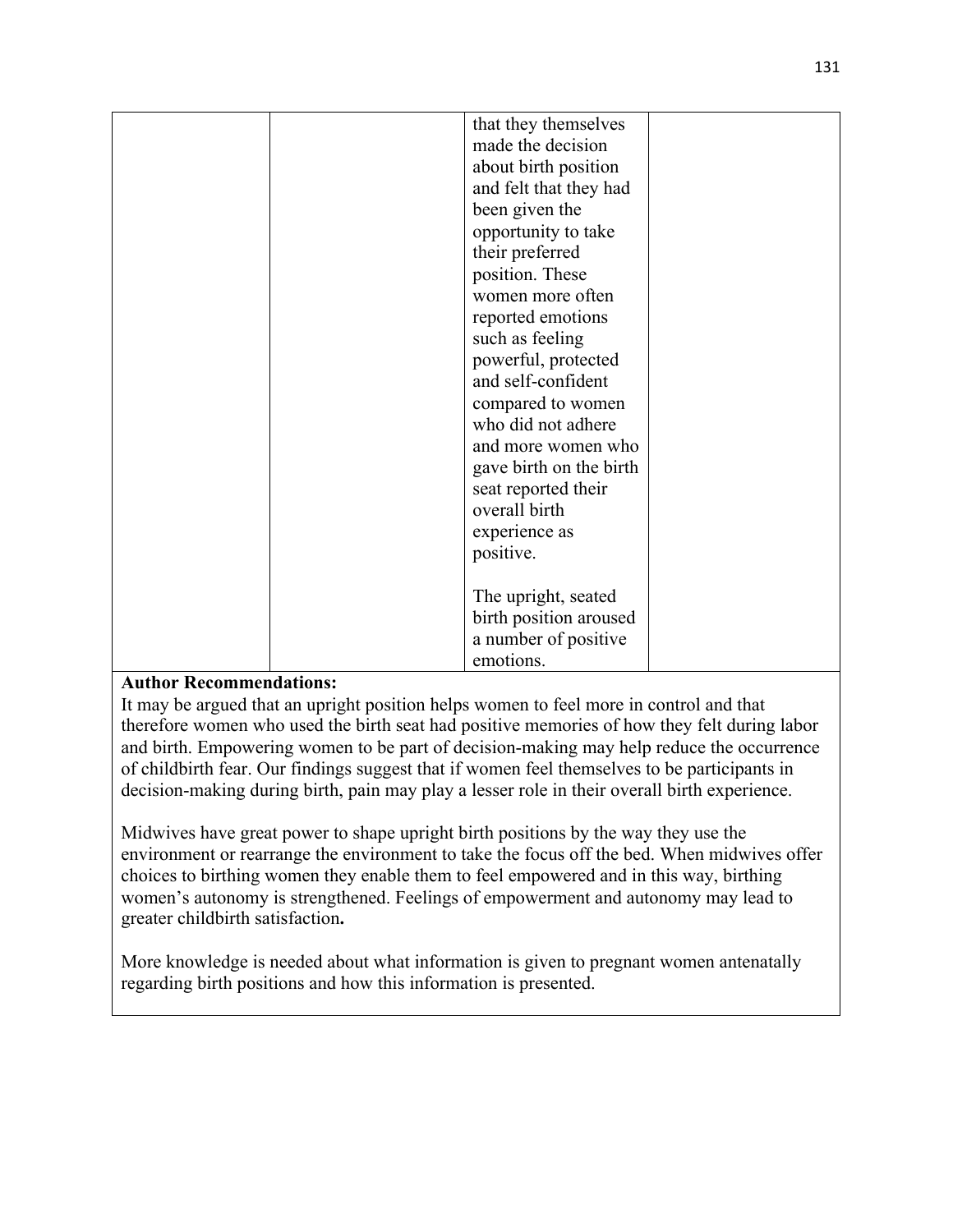|  |  | that they themselves made the decision about birth position and felt that they had been given the opportunity to take their preferred position. These women more often reported emotions such as feeling powerful, protected and self-confident compared to women who did not adhere and more women who gave birth on the birth seat reported their overall birth experience as positive.<br><br>The upright, seated birth position aroused a number of positive emotions. |  |
|---|---|---|---|

**Author Recommendations:**

It may be argued that an upright position helps women to feel more in control and that therefore women who used the birth seat had positive memories of how they felt during labor and birth. Empowering women to be part of decision-making may help reduce the occurrence of childbirth fear. Our findings suggest that if women feel themselves to be participants in decision-making during birth, pain may play a lesser role in their overall birth experience.

Midwives have great power to shape upright birth positions by the way they use the environment or rearrange the environment to take the focus off the bed. When midwives offer choices to birthing women they enable them to feel empowered and in this way, birthing women's autonomy is strengthened. Feelings of empowerment and autonomy may lead to greater childbirth satisfaction**.**

More knowledge is needed about what information is given to pregnant women antenatally regarding birth positions and how this information is presented.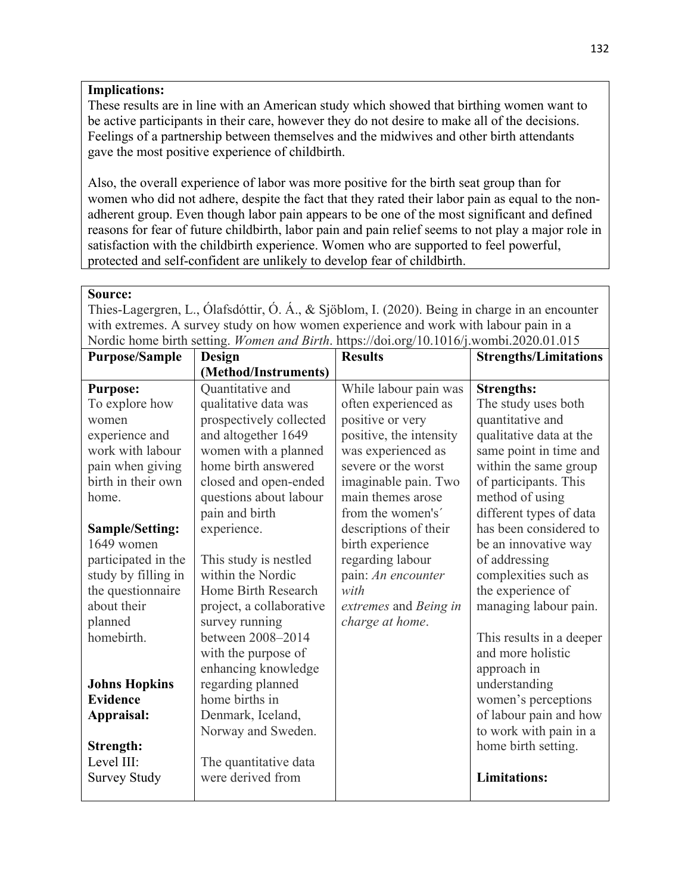**Implications:**
These results are in line with an American study which showed that birthing women want to be active participants in their care, however they do not desire to make all of the decisions. Feelings of a partnership between themselves and the midwives and other birth attendants gave the most positive experience of childbirth.

Also, the overall experience of labor was more positive for the birth seat group than for women who did not adhere, despite the fact that they rated their labor pain as equal to the non-adherent group. Even though labor pain appears to be one of the most significant and defined reasons for fear of future childbirth, labor pain and pain relief seems to not play a major role in satisfaction with the childbirth experience. Women who are supported to feel powerful, protected and self-confident are unlikely to develop fear of childbirth.

**Source:**
Thies-Lagergren, L., Ólafsdóttir, Ó. Á., & Sjöblom, I. (2020). Being in charge in an encounter with extremes. A survey study on how women experience and work with labour pain in a Nordic home birth setting. *Women and Birth*. https://doi.org/10.1016/j.wombi.2020.01.015

| Purpose/Sample | Design (Method/Instruments) | Results | Strengths/Limitations |
|---|---|---|---|
| **Purpose:**<br>To explore how women experience and work with labour pain when giving birth in their own home.<br><br>**Sample/Setting:**<br>1649 women participated in the study by filling in the questionnaire about their planned homebirth.<br><br>**Johns Hopkins Evidence Appraisal:**<br><br>**Strength:**<br>Level III: Survey Study | Quantitative and qualitative data was prospectively collected and altogether 1649 women with a planned home birth answered closed and open-ended questions about labour pain and birth experience.<br><br>This study is nestled within the Nordic Home Birth Research project, a collaborative survey running between 2008–2014 with the purpose of enhancing knowledge regarding planned home births in Denmark, Iceland, Norway and Sweden.<br><br>The quantitative data were derived from | While labour pain was often experienced as positive or very positive, the intensity was experienced as severe or the worst imaginable pain. Two main themes arose from the women's´ descriptions of their birth experience regarding labour pain: *An encounter with extremes* and *Being in charge at home*. | **Strengths:**<br>The study uses both quantitative and qualitative data at the same point in time and within the same group of participants. This method of using different types of data has been considered to be an innovative way of addressing complexities such as the experience of managing labour pain.<br><br>This results in a deeper and more holistic approach in understanding women's perceptions of labour pain and how to work with pain in a home birth setting.<br><br>**Limitations:** |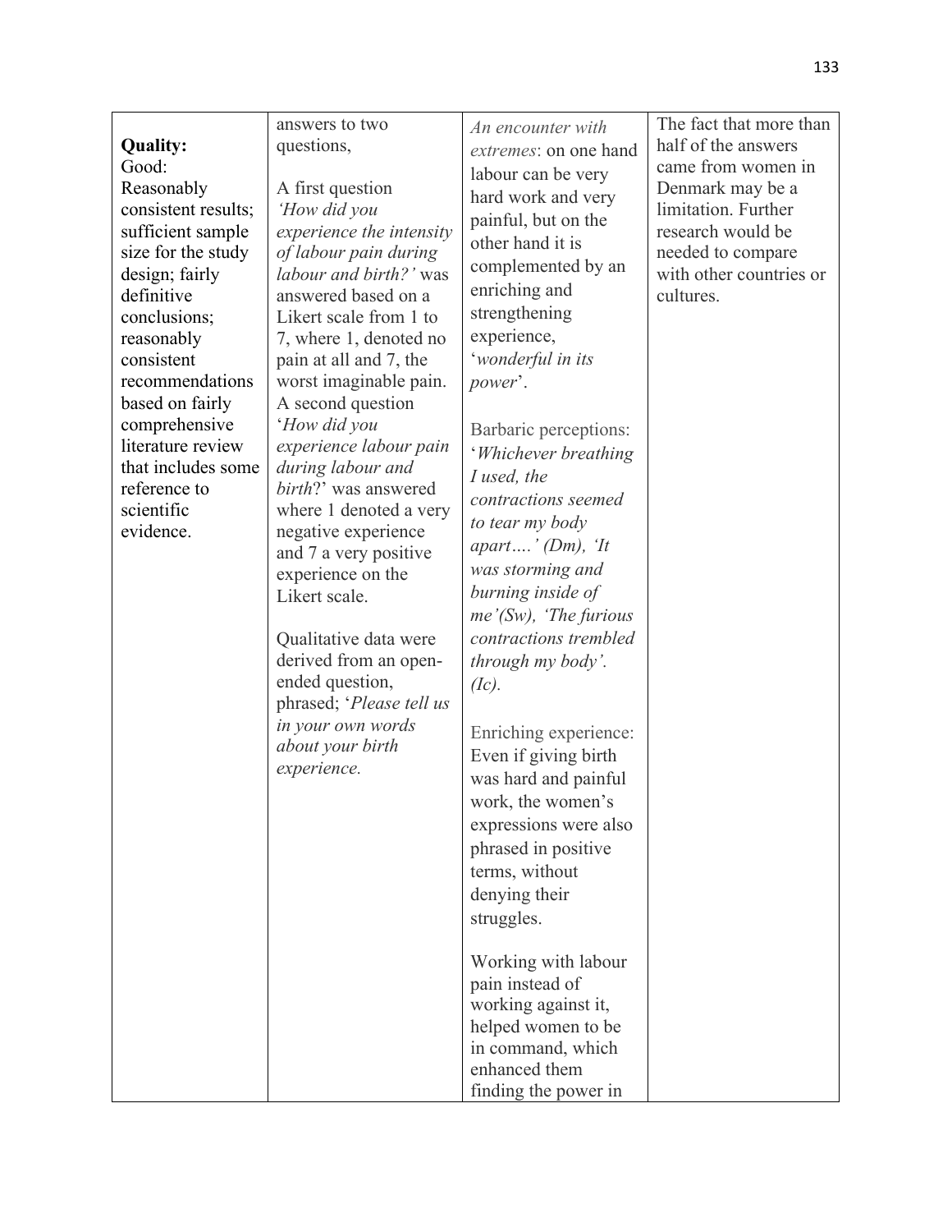| | | | |
|---|---|---|---|
| **Quality:** Good: Reasonably consistent results; sufficient sample size for the study design; fairly definitive conclusions; reasonably consistent recommendations based on fairly comprehensive literature review that includes some reference to scientific evidence. | answers to two questions,<br><br>A first question *'How did you experience the intensity of labour pain during labour and birth?'* was answered based on a Likert scale from 1 to 7, where 1, denoted no pain at all and 7, the worst imaginable pain. A second question '*How did you experience labour pain during labour and birth*?' was answered where 1 denoted a very negative experience and 7 a very positive experience on the Likert scale.<br><br>Qualitative data were derived from an open-ended question, phrased; '*Please tell us in your own words about your birth experience.* | *An encounter with extremes*: on one hand labour can be very hard work and very painful, but on the other hand it is complemented by an enriching and strengthening experience, '*wonderful in its power*'.<br><br>Barbaric perceptions: '*Whichever breathing I used, the contractions seemed to tear my body apart….' (Dm), 'It was storming and burning inside of me'(Sw), 'The furious contractions trembled through my body'. (Ic).*<br><br>Enriching experience: Even if giving birth was hard and painful work, the women's expressions were also phrased in positive terms, without denying their struggles.<br><br>Working with labour pain instead of working against it, helped women to be in command, which enhanced them finding the power in | The fact that more than half of the answers came from women in Denmark may be a limitation. Further research would be needed to compare with other countries or cultures. |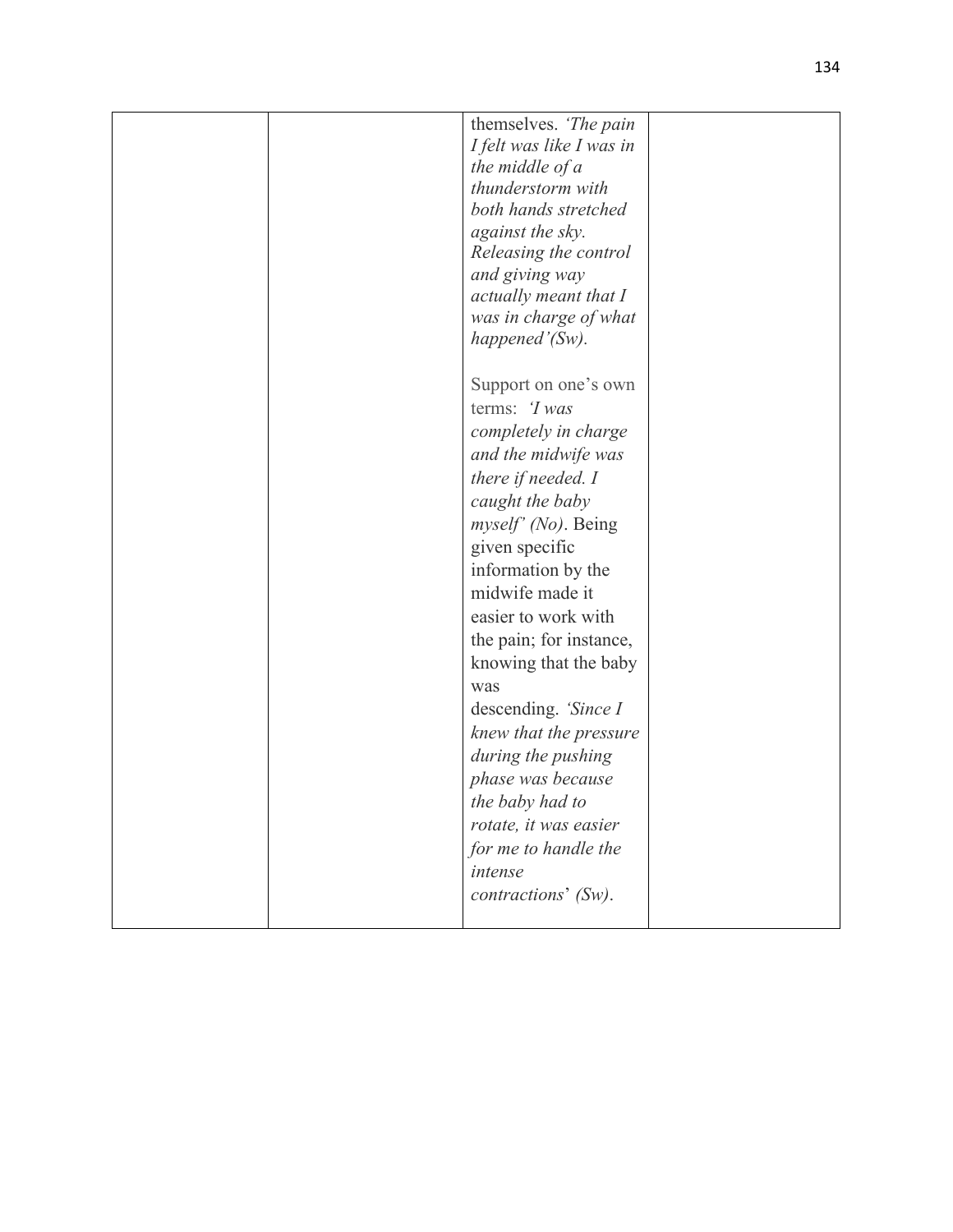| | | | |
|---|---|---|---|
| | | themselves. *'The pain I felt was like I was in the middle of a thunderstorm with both hands stretched against the sky. Releasing the control and giving way actually meant that I was in charge of what happened'(Sw).*<br><br>Support on one's own terms: *'I was completely in charge and the midwife was there if needed. I caught the baby myself' (No)*. Being given specific information by the midwife made it easier to work with the pain; for instance, knowing that the baby was descending. *'Since I knew that the pressure during the pushing phase was because the baby had to rotate, it was easier for me to handle the intense contractions' (Sw)*. | |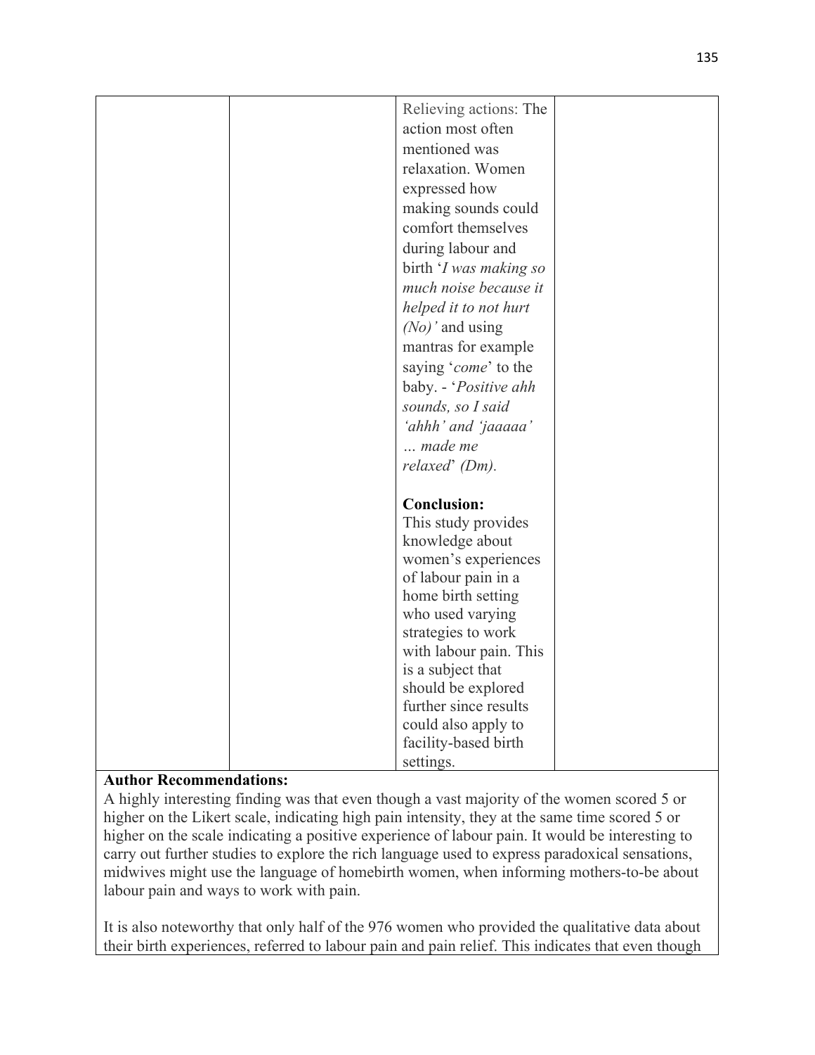| | | | |
|---|---|---|---|
| | | Relieving actions: The action most often mentioned was relaxation. Women expressed how making sounds could comfort themselves during labour and birth '*I was making so much noise because it helped it to not hurt (No)*' and using mantras for example saying '*come*' to the baby. - '*Positive ahh sounds, so I said 'ahhh' and 'jaaaaa' … made me relaxed*' *(Dm)*.<br><br>**Conclusion:**<br>This study provides knowledge about women's experiences of labour pain in a home birth setting who used varying strategies to work with labour pain. This is a subject that should be explored further since results could also apply to facility-based birth settings. | |

**Author Recommendations:**

A highly interesting finding was that even though a vast majority of the women scored 5 or higher on the Likert scale, indicating high pain intensity, they at the same time scored 5 or higher on the scale indicating a positive experience of labour pain. It would be interesting to carry out further studies to explore the rich language used to express paradoxical sensations, midwives might use the language of homebirth women, when informing mothers-to-be about labour pain and ways to work with pain.

It is also noteworthy that only half of the 976 women who provided the qualitative data about their birth experiences, referred to labour pain and pain relief. This indicates that even though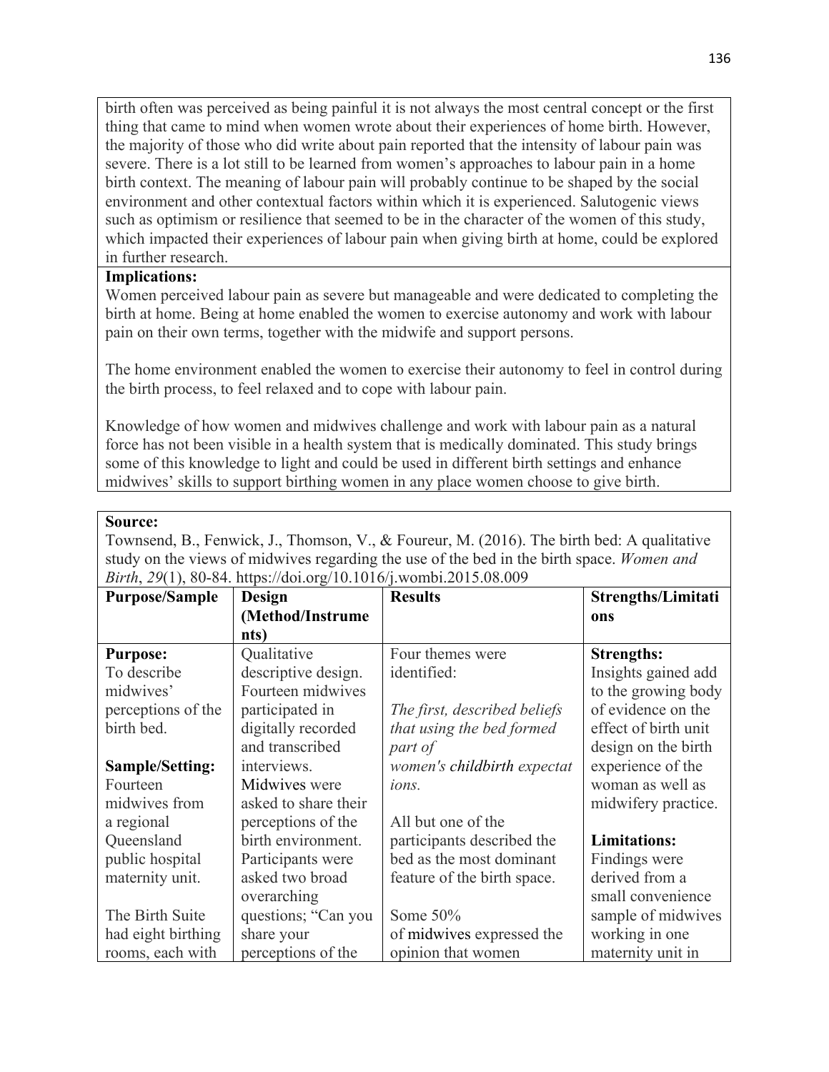birth often was perceived as being painful it is not always the most central concept or the first thing that came to mind when women wrote about their experiences of home birth. However, the majority of those who did write about pain reported that the intensity of labour pain was severe. There is a lot still to be learned from women's approaches to labour pain in a home birth context. The meaning of labour pain will probably continue to be shaped by the social environment and other contextual factors within which it is experienced. Salutogenic views such as optimism or resilience that seemed to be in the character of the women of this study, which impacted their experiences of labour pain when giving birth at home, could be explored in further research.

**Implications:**

Women perceived labour pain as severe but manageable and were dedicated to completing the birth at home. Being at home enabled the women to exercise autonomy and work with labour pain on their own terms, together with the midwife and support persons.

The home environment enabled the women to exercise their autonomy to feel in control during the birth process, to feel relaxed and to cope with labour pain.

Knowledge of how women and midwives challenge and work with labour pain as a natural force has not been visible in a health system that is medically dominated. This study brings some of this knowledge to light and could be used in different birth settings and enhance midwives' skills to support birthing women in any place women choose to give birth.

**Source:**

Townsend, B., Fenwick, J., Thomson, V., & Foureur, M. (2016). The birth bed: A qualitative study on the views of midwives regarding the use of the bed in the birth space. *Women and Birth*, *29*(1), 80-84. https://doi.org/10.1016/j.wombi.2015.08.009

| Purpose/Sample | Design (Method/Instruments) | Results | Strengths/Limitations |
| --- | --- | --- | --- |
| **Purpose:** To describe midwives' perceptions of the birth bed. <br><br> **Sample/Setting:** Fourteen midwives from a regional Queensland public hospital maternity unit. <br><br> The Birth Suite had eight birthing rooms, each with | Qualitative descriptive design. Fourteen midwives participated in digitally recorded and transcribed interviews. Midwives were asked to share their perceptions of the birth environment. Participants were asked two broad overarching questions; "Can you share your perceptions of the | Four themes were identified: <br><br> *The first, described beliefs that using the bed formed part of women's childbirth expectations.* <br><br> All but one of the participants described the bed as the most dominant feature of the birth space. <br><br> Some 50% of midwives expressed the opinion that women | **Strengths:** Insights gained add to the growing body of evidence on the effect of birth unit design on the birth experience of the woman as well as midwifery practice. <br><br> **Limitations:** Findings were derived from a small convenience sample of midwives working in one maternity unit in |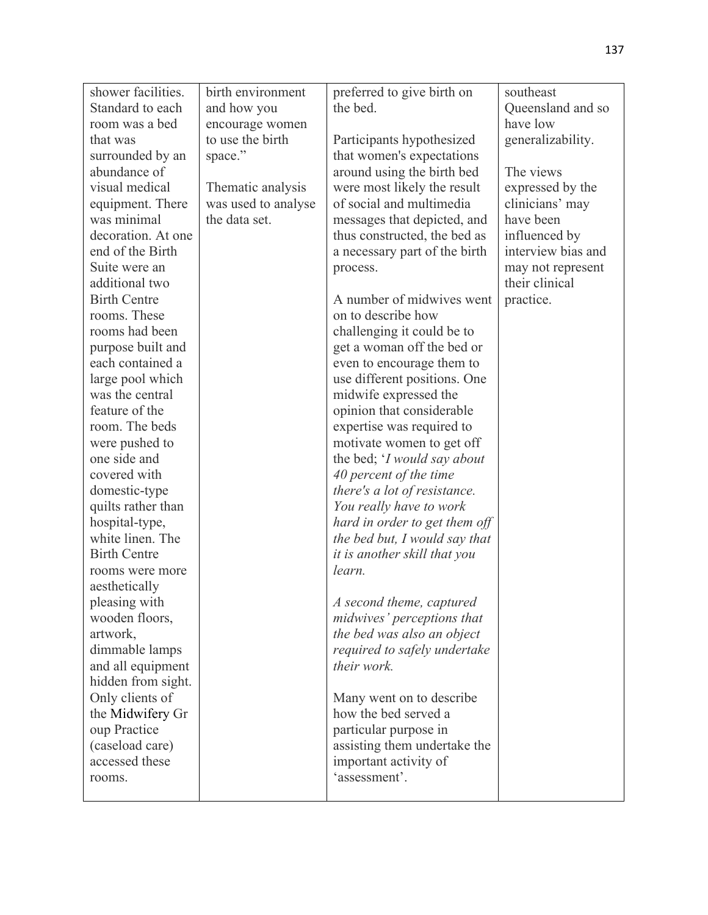| | | | |
|---|---|---|---|
| shower facilities. Standard to each room was a bed that was surrounded by an abundance of visual medical equipment. There was minimal decoration. At one end of the Birth Suite were an additional two Birth Centre rooms. These rooms had been purpose built and each contained a large pool which was the central feature of the room. The beds were pushed to one side and covered with domestic-type quilts rather than hospital-type, white linen. The Birth Centre rooms were more aesthetically pleasing with wooden floors, artwork, dimmable lamps and all equipment hidden from sight. Only clients of the Midwifery Group Practice (caseload care) accessed these rooms. | birth environment and how you encourage women to use the birth space."<br><br>Thematic analysis was used to analyse the data set. | preferred to give birth on the bed.<br><br>Participants hypothesized that women's expectations around using the birth bed were most likely the result of social and multimedia messages that depicted, and thus constructed, the bed as a necessary part of the birth process.<br><br>A number of midwives went on to describe how challenging it could be to get a woman off the bed or even to encourage them to use different positions. One midwife expressed the opinion that considerable expertise was required to motivate women to get off the bed; '*I would say about 40 percent of the time there's a lot of resistance. You really have to work hard in order to get them off the bed but, I would say that it is another skill that you learn.*<br><br>*A second theme, captured midwives' perceptions that the bed was also an object required to safely undertake their work.*<br><br>Many went on to describe how the bed served a particular purpose in assisting them undertake the important activity of 'assessment'. | southeast Queensland and so have low generalizability.<br><br>The views expressed by the clinicians' may have been influenced by interview bias and may not represent their clinical practice. |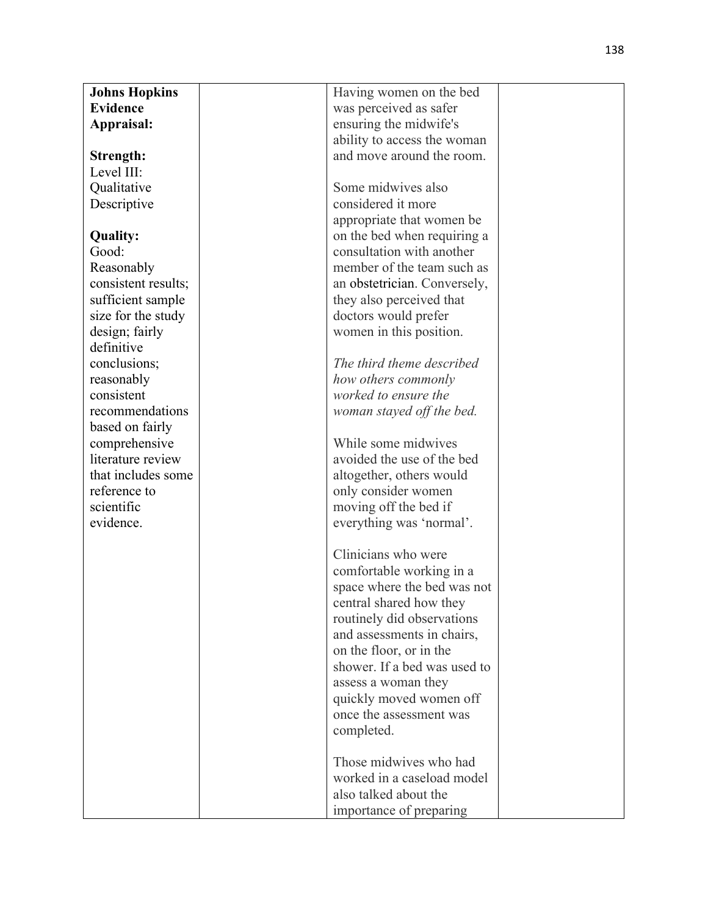| **Johns Hopkins Evidence Appraisal:**<br><br>**Strength:**<br>Level III: Qualitative Descriptive<br><br>**Quality:**<br>Good: Reasonably consistent results; sufficient sample size for the study design; fairly definitive conclusions; reasonably consistent recommendations based on fairly comprehensive literature review that includes some reference to scientific evidence. | | Having women on the bed was perceived as safer ensuring the midwife's ability to access the woman and move around the room.<br><br>Some midwives also considered it more appropriate that women be on the bed when requiring a consultation with another member of the team such as an obstetrician. Conversely, they also perceived that doctors would prefer women in this position.<br><br>*The third theme described how others commonly worked to ensure the woman stayed off the bed.*<br><br>While some midwives avoided the use of the bed altogether, others would only consider women moving off the bed if everything was 'normal'.<br><br>Clinicians who were comfortable working in a space where the bed was not central shared how they routinely did observations and assessments in chairs, on the floor, or in the shower. If a bed was used to assess a woman they quickly moved women off once the assessment was completed.<br><br>Those midwives who had worked in a caseload model also talked about the importance of preparing | |
|---|---|---|---|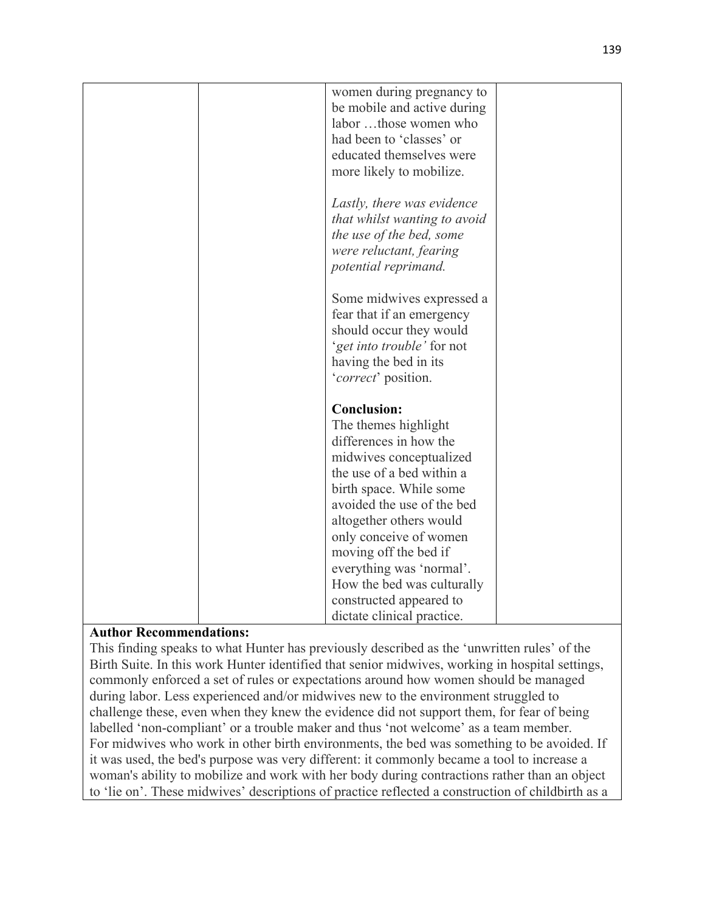| | | women during pregnancy to be mobile and active during labor …those women who had been to 'classes' or educated themselves were more likely to mobilize.<br><br>*Lastly, there was evidence that whilst wanting to avoid the use of the bed, some were reluctant, fearing potential reprimand.*<br><br>Some midwives expressed a fear that if an emergency should occur they would '*get into trouble'* for not having the bed in its '*correct*' position.<br><br>**Conclusion:**<br>The themes highlight differences in how the midwives conceptualized the use of a bed within a birth space. While some avoided the use of the bed altogether others would only conceive of women moving off the bed if everything was 'normal'. How the bed was culturally constructed appeared to dictate clinical practice. | |
|---|---|---|---|

**Author Recommendations:**
This finding speaks to what Hunter has previously described as the 'unwritten rules' of the Birth Suite. In this work Hunter identified that senior midwives, working in hospital settings, commonly enforced a set of rules or expectations around how women should be managed during labor. Less experienced and/or midwives new to the environment struggled to challenge these, even when they knew the evidence did not support them, for fear of being labelled 'non-compliant' or a trouble maker and thus 'not welcome' as a team member.
For midwives who work in other birth environments, the bed was something to be avoided. If it was used, the bed's purpose was very different: it commonly became a tool to increase a woman's ability to mobilize and work with her body during contractions rather than an object to 'lie on'. These midwives' descriptions of practice reflected a construction of childbirth as a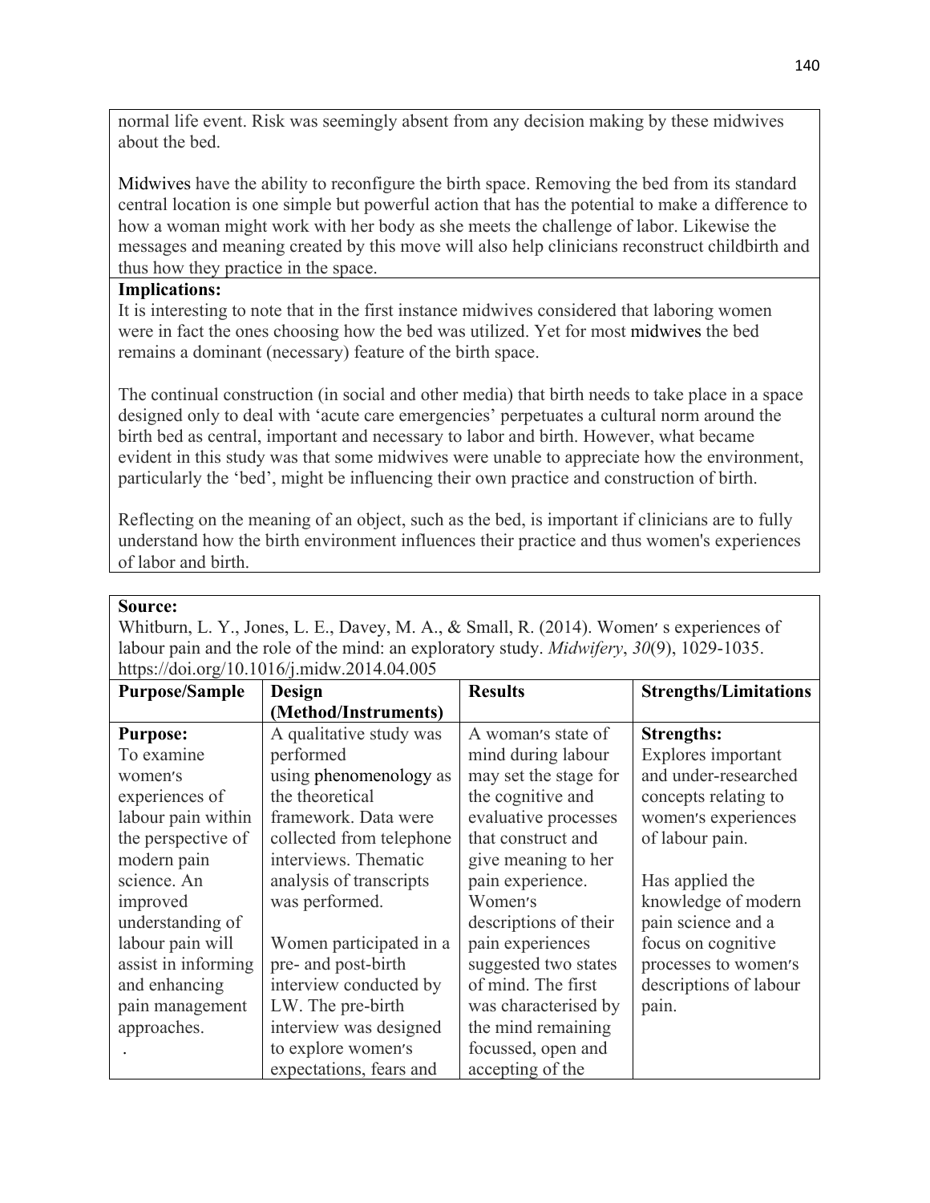normal life event. Risk was seemingly absent from any decision making by these midwives about the bed.

Midwives have the ability to reconfigure the birth space. Removing the bed from its standard central location is one simple but powerful action that has the potential to make a difference to how a woman might work with her body as she meets the challenge of labor. Likewise the messages and meaning created by this move will also help clinicians reconstruct childbirth and thus how they practice in the space.

**Implications:**

It is interesting to note that in the first instance midwives considered that laboring women were in fact the ones choosing how the bed was utilized. Yet for most midwives the bed remains a dominant (necessary) feature of the birth space.

The continual construction (in social and other media) that birth needs to take place in a space designed only to deal with 'acute care emergencies' perpetuates a cultural norm around the birth bed as central, important and necessary to labor and birth. However, what became evident in this study was that some midwives were unable to appreciate how the environment, particularly the 'bed', might be influencing their own practice and construction of birth.

Reflecting on the meaning of an object, such as the bed, is important if clinicians are to fully understand how the birth environment influences their practice and thus women's experiences of labor and birth.

**Source:**

Whitburn, L. Y., Jones, L. E., Davey, M. A., & Small, R. (2014). Women′ s experiences of labour pain and the role of the mind: an exploratory study. *Midwifery*, *30*(9), 1029-1035. https://doi.org/10.1016/j.midw.2014.04.005

| **Purpose/Sample** | **Design (Method/Instruments)** | **Results** | **Strengths/Limitations** |
|---|---|---|---|
| **Purpose:**<br>To examine women′s experiences of labour pain within the perspective of modern pain science. An improved understanding of labour pain will assist in informing and enhancing pain management approaches.<br>. | A qualitative study was performed using phenomenology as the theoretical framework. Data were collected from telephone interviews. Thematic analysis of transcripts was performed.<br><br>Women participated in a pre- and post-birth interview conducted by LW. The pre-birth interview was designed to explore women′s expectations, fears and | A woman′s state of mind during labour may set the stage for the cognitive and evaluative processes that construct and give meaning to her pain experience. Women′s descriptions of their pain experiences suggested two states of mind. The first was characterised by the mind remaining focussed, open and accepting of the | **Strengths:**<br>Explores important and under-researched concepts relating to women′s experiences of labour pain.<br><br>Has applied the knowledge of modern pain science and a focus on cognitive processes to women′s descriptions of labour pain. |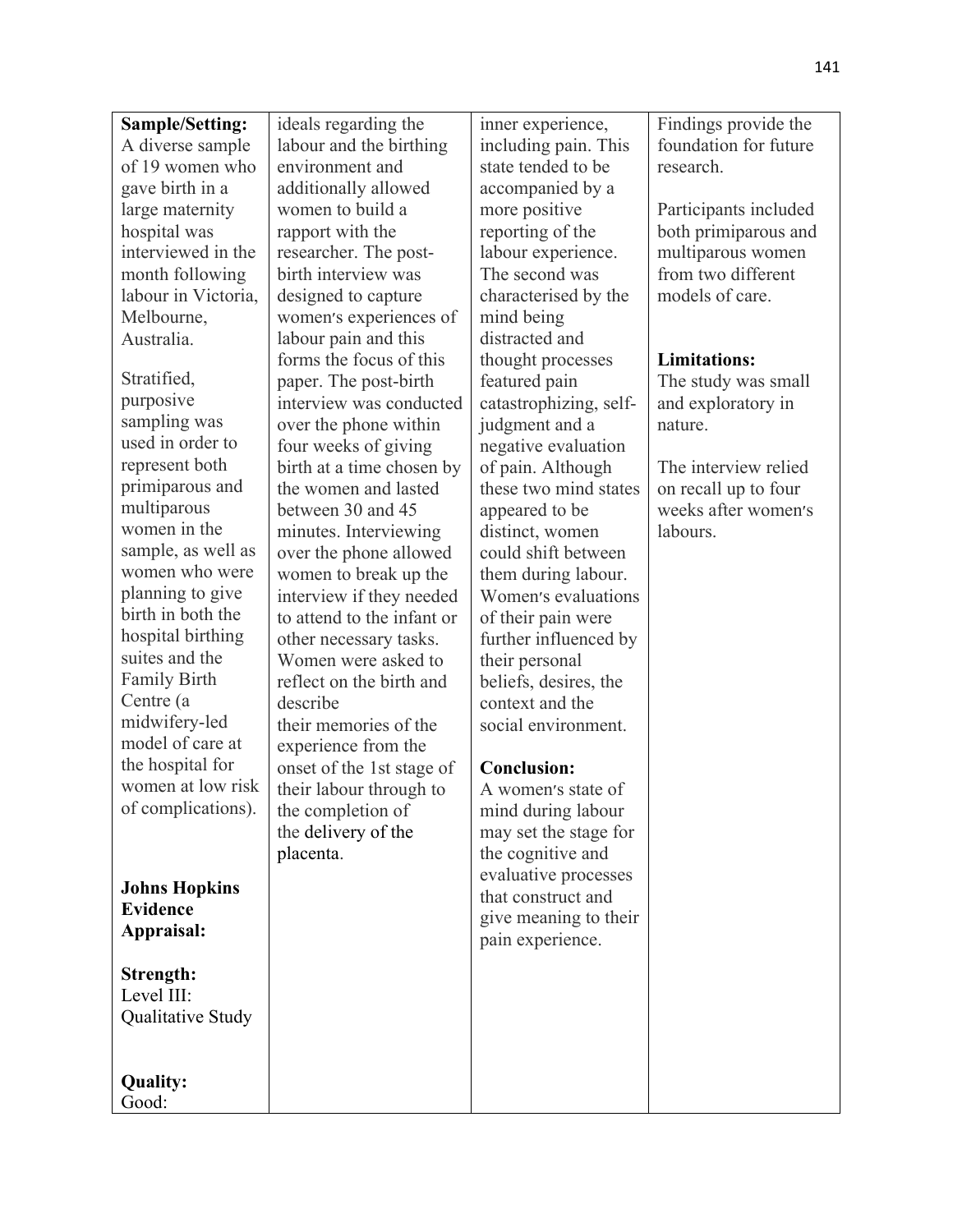| **Sample/Setting:** A diverse sample of 19 women who gave birth in a large maternity hospital was interviewed in the month following labour in Victoria, Melbourne, Australia.<br><br>Stratified, purposive sampling was used in order to represent both primiparous and multiparous women in the sample, as well as women who were planning to give birth in both the hospital birthing suites and the Family Birth Centre (a midwifery-led model of care at the hospital for women at low risk of complications).<br><br>**Johns Hopkins Evidence Appraisal:**<br><br>**Strength:** Level III: Qualitative Study<br><br>**Quality:** Good: | ideals regarding the labour and the birthing environment and additionally allowed women to build a rapport with the researcher. The post-birth interview was designed to capture women's experiences of labour pain and this forms the focus of this paper. The post-birth interview was conducted over the phone within four weeks of giving birth at a time chosen by the women and lasted between 30 and 45 minutes. Interviewing over the phone allowed women to break up the interview if they needed to attend to the infant or other necessary tasks. Women were asked to reflect on the birth and describe their memories of the experience from the onset of the 1st stage of their labour through to the completion of the delivery of the placenta. | inner experience, including pain. This state tended to be accompanied by a more positive reporting of the labour experience. The second was characterised by the mind being distracted and thought processes featured pain catastrophizing, self-judgment and a negative evaluation of pain. Although these two mind states appeared to be distinct, women could shift between them during labour. Women's evaluations of their pain were further influenced by their personal beliefs, desires, the context and the social environment.<br><br>**Conclusion:** A women's state of mind during labour may set the stage for the cognitive and evaluative processes that construct and give meaning to their pain experience. | Findings provide the foundation for future research.<br><br>Participants included both primiparous and multiparous women from two different models of care.<br><br>**Limitations:** The study was small and exploratory in nature.<br><br>The interview relied on recall up to four weeks after women's labours. |
|---|---|---|---|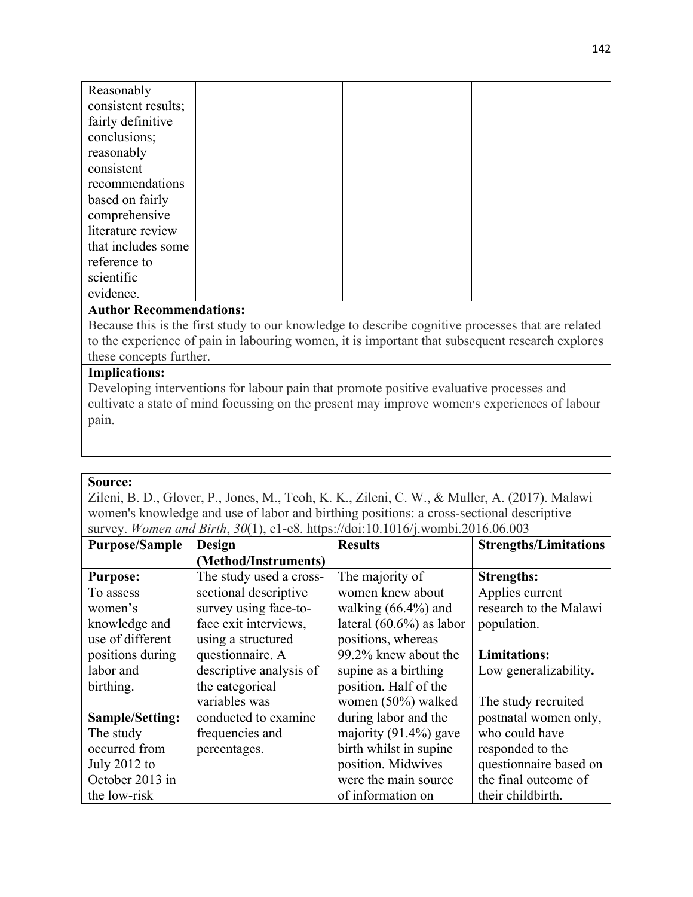| | | | |
|---|---|---|---|
| Reasonably consistent results; fairly definitive conclusions; reasonably consistent recommendations based on fairly comprehensive literature review that includes some reference to scientific evidence. | | | |

**Author Recommendations:**
Because this is the first study to our knowledge to describe cognitive processes that are related to the experience of pain in labouring women, it is important that subsequent research explores these concepts further.

**Implications:**
Developing interventions for labour pain that promote positive evaluative processes and cultivate a state of mind focussing on the present may improve women's experiences of labour pain.

**Source:**
Zileni, B. D., Glover, P., Jones, M., Teoh, K. K., Zileni, C. W., & Muller, A. (2017). Malawi women's knowledge and use of labor and birthing positions: a cross-sectional descriptive survey. *Women and Birth*, *30*(1), e1-e8. https://doi:10.1016/j.wombi.2016.06.003

| Purpose/Sample | Design (Method/Instruments) | Results | Strengths/Limitations |
|---|---|---|---|
| **Purpose:** To assess women's knowledge and use of different positions during labor and birthing.<br><br>**Sample/Setting:** The study occurred from July 2012 to October 2013 in the low-risk | The study used a cross-sectional descriptive survey using face-to-face exit interviews, using a structured questionnaire. A descriptive analysis of the categorical variables was conducted to examine frequencies and percentages. | The majority of women knew about walking (66.4%) and lateral (60.6%) as labor positions, whereas 99.2% knew about the supine as a birthing position. Half of the women (50%) walked during labor and the majority (91.4%) gave birth whilst in supine position. Midwives were the main source of information on | **Strengths:** Applies current research to the Malawi population.<br><br>**Limitations:** Low generalizability**.**<br><br>The study recruited postnatal women only, who could have responded to the questionnaire based on the final outcome of their childbirth. |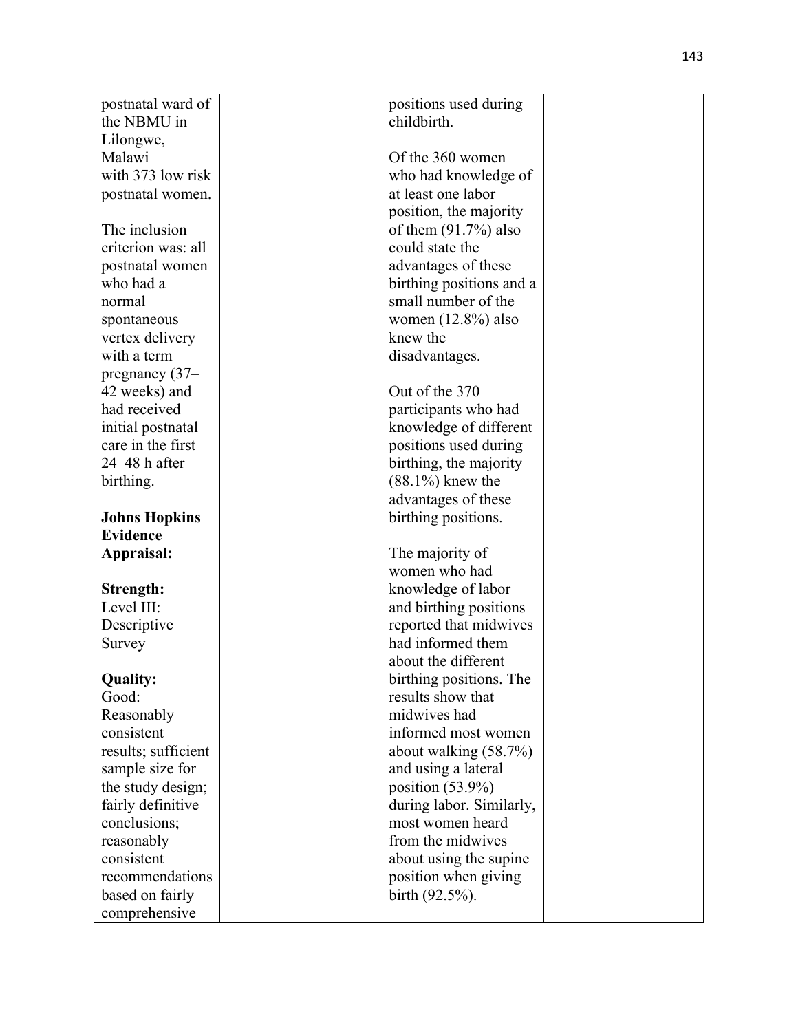| | | | |
|---|---|---|---|
| postnatal ward of the NBMU in Lilongwe, Malawi with 373 low risk postnatal women.<br><br>The inclusion criterion was: all postnatal women who had a normal spontaneous vertex delivery with a term pregnancy (37–42 weeks) and had received initial postnatal care in the first 24–48 h after birthing.<br><br>**Johns Hopkins Evidence Appraisal:**<br><br>**Strength:** Level III: Descriptive Survey<br><br>**Quality:** Good: Reasonably consistent results; sufficient sample size for the study design; fairly definitive conclusions; reasonably consistent recommendations based on fairly comprehensive | | positions used during childbirth.<br><br>Of the 360 women who had knowledge of at least one labor position, the majority of them (91.7%) also could state the advantages of these birthing positions and a small number of the women (12.8%) also knew the disadvantages.<br><br>Out of the 370 participants who had knowledge of different positions used during birthing, the majority (88.1%) knew the advantages of these birthing positions.<br><br>The majority of women who had knowledge of labor and birthing positions reported that midwives had informed them about the different birthing positions. The results show that midwives had informed most women about walking (58.7%) and using a lateral position (53.9%) during labor. Similarly, most women heard from the midwives about using the supine position when giving birth (92.5%). | |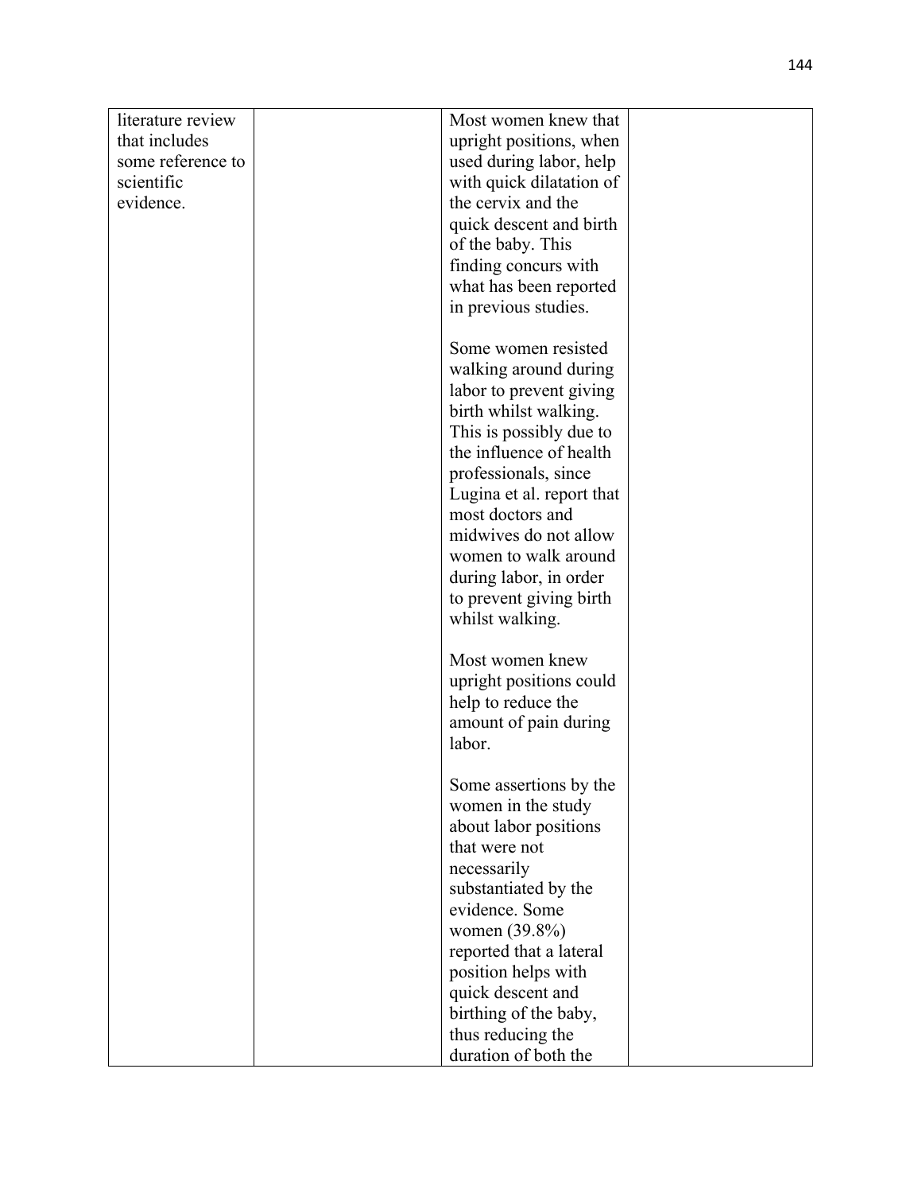| | | | |
|---|---|---|---|
| literature review that includes some reference to scientific evidence. | | Most women knew that upright positions, when used during labor, help with quick dilatation of the cervix and the quick descent and birth of the baby. This finding concurs with what has been reported in previous studies.<br><br>Some women resisted walking around during labor to prevent giving birth whilst walking. This is possibly due to the influence of health professionals, since Lugina et al. report that most doctors and midwives do not allow women to walk around during labor, in order to prevent giving birth whilst walking.<br><br>Most women knew upright positions could help to reduce the amount of pain during labor.<br><br>Some assertions by the women in the study about labor positions that were not necessarily substantiated by the evidence. Some women (39.8%) reported that a lateral position helps with quick descent and birthing of the baby, thus reducing the duration of both the | |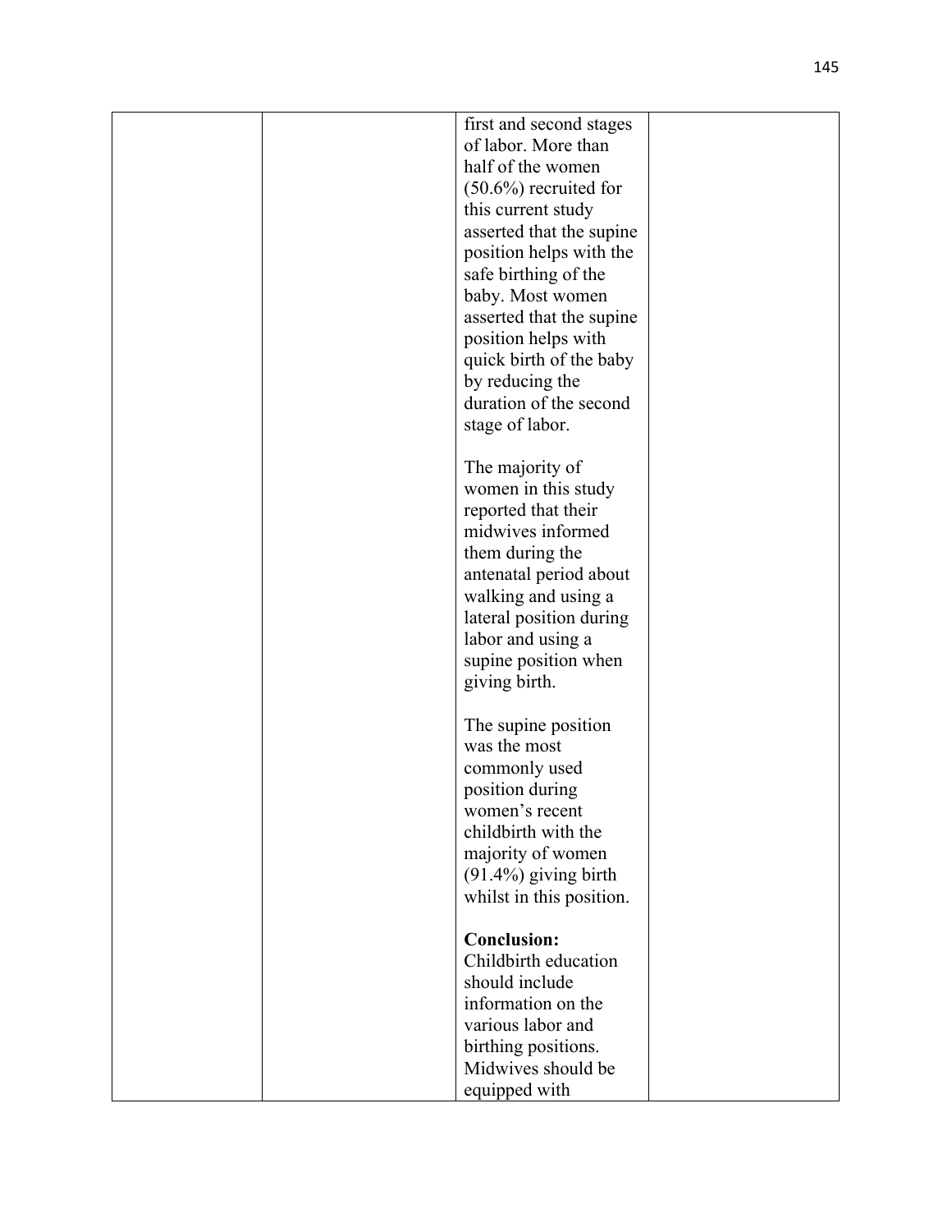| | | | |
|---|---|---|---|
| | | first and second stages of labor. More than half of the women (50.6%) recruited for this current study asserted that the supine position helps with the safe birthing of the baby. Most women asserted that the supine position helps with quick birth of the baby by reducing the duration of the second stage of labor.<br><br>The majority of women in this study reported that their midwives informed them during the antenatal period about walking and using a lateral position during labor and using a supine position when giving birth.<br><br>The supine position was the most commonly used position during women's recent childbirth with the majority of women (91.4%) giving birth whilst in this position.<br><br>**Conclusion:** Childbirth education should include information on the various labor and birthing positions. Midwives should be equipped with | |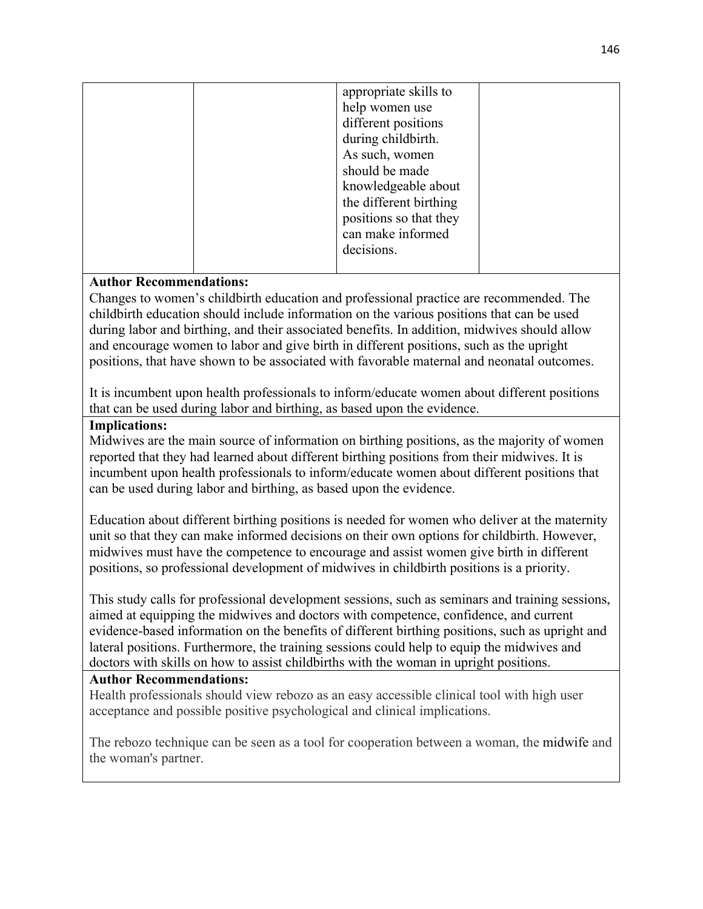| | | appropriate skills to help women use different positions during childbirth. As such, women should be made knowledgeable about the different birthing positions so that they can make informed decisions. | |
|---|---|---|---|

**Author Recommendations:**

Changes to women's childbirth education and professional practice are recommended. The childbirth education should include information on the various positions that can be used during labor and birthing, and their associated benefits. In addition, midwives should allow and encourage women to labor and give birth in different positions, such as the upright positions, that have shown to be associated with favorable maternal and neonatal outcomes.

It is incumbent upon health professionals to inform/educate women about different positions that can be used during labor and birthing, as based upon the evidence.

**Implications:**

Midwives are the main source of information on birthing positions, as the majority of women reported that they had learned about different birthing positions from their midwives. It is incumbent upon health professionals to inform/educate women about different positions that can be used during labor and birthing, as based upon the evidence.

Education about different birthing positions is needed for women who deliver at the maternity unit so that they can make informed decisions on their own options for childbirth. However, midwives must have the competence to encourage and assist women give birth in different positions, so professional development of midwives in childbirth positions is a priority.

This study calls for professional development sessions, such as seminars and training sessions, aimed at equipping the midwives and doctors with competence, confidence, and current evidence-based information on the benefits of different birthing positions, such as upright and lateral positions. Furthermore, the training sessions could help to equip the midwives and doctors with skills on how to assist childbirths with the woman in upright positions.

**Author Recommendations:**

Health professionals should view rebozo as an easy accessible clinical tool with high user acceptance and possible positive psychological and clinical implications.

The rebozo technique can be seen as a tool for cooperation between a woman, the midwife and the woman's partner.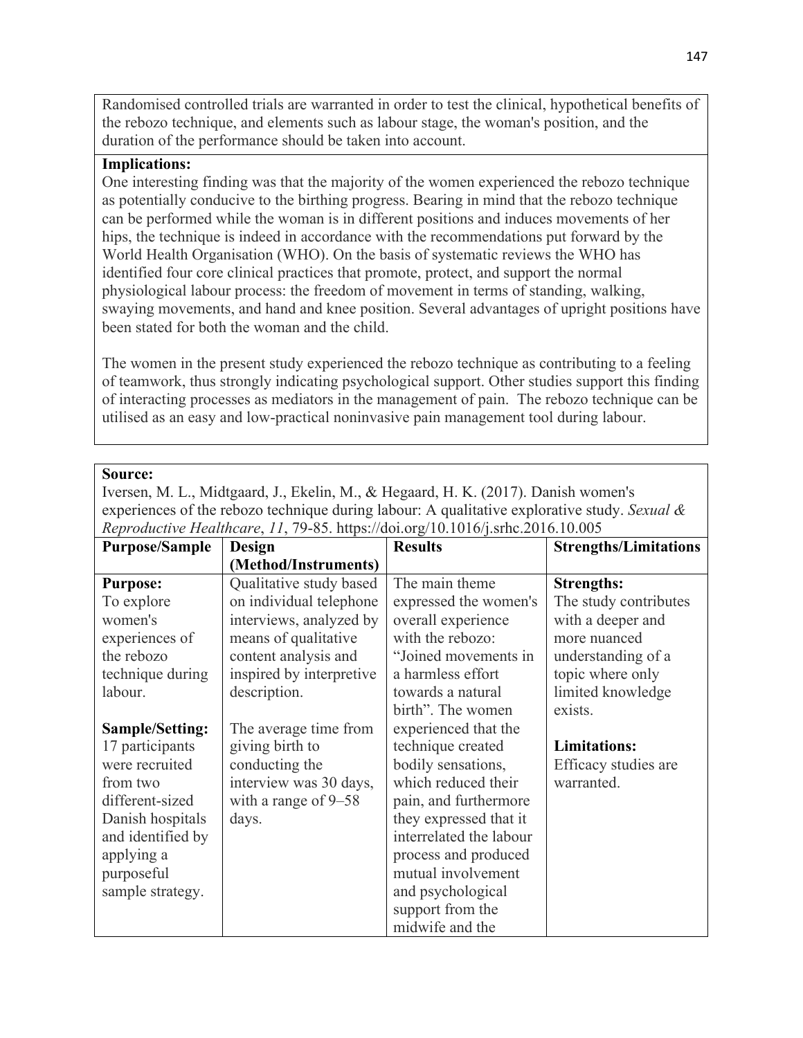Randomised controlled trials are warranted in order to test the clinical, hypothetical benefits of the rebozo technique, and elements such as labour stage, the woman's position, and the duration of the performance should be taken into account.

**Implications:**
One interesting finding was that the majority of the women experienced the rebozo technique as potentially conducive to the birthing progress. Bearing in mind that the rebozo technique can be performed while the woman is in different positions and induces movements of her hips, the technique is indeed in accordance with the recommendations put forward by the World Health Organisation (WHO). On the basis of systematic reviews the WHO has identified four core clinical practices that promote, protect, and support the normal physiological labour process: the freedom of movement in terms of standing, walking, swaying movements, and hand and knee position. Several advantages of upright positions have been stated for both the woman and the child.

The women in the present study experienced the rebozo technique as contributing to a feeling of teamwork, thus strongly indicating psychological support. Other studies support this finding of interacting processes as mediators in the management of pain. The rebozo technique can be utilised as an easy and low-practical noninvasive pain management tool during labour.

**Source:**
Iversen, M. L., Midtgaard, J., Ekelin, M., & Hegaard, H. K. (2017). Danish women's experiences of the rebozo technique during labour: A qualitative explorative study. *Sexual & Reproductive Healthcare*, *11*, 79-85. https://doi.org/10.1016/j.srhc.2016.10.005

| Purpose/Sample | Design (Method/Instruments) | Results | Strengths/Limitations |
|---|---|---|---|
| **Purpose:** To explore women's experiences of the rebozo technique during labour.<br><br>**Sample/Setting:** 17 participants were recruited from two different-sized Danish hospitals and identified by applying a purposeful sample strategy. | Qualitative study based on individual telephone interviews, analyzed by means of qualitative content analysis and inspired by interpretive description.<br><br>The average time from giving birth to conducting the interview was 30 days, with a range of 9–58 days. | The main theme expressed the women's overall experience with the rebozo: "Joined movements in a harmless effort towards a natural birth". The women experienced that the technique created bodily sensations, which reduced their pain, and furthermore they expressed that it interrelated the labour process and produced mutual involvement and psychological support from the midwife and the | **Strengths:** The study contributes with a deeper and more nuanced understanding of a topic where only limited knowledge exists.<br><br>**Limitations:** Efficacy studies are warranted. |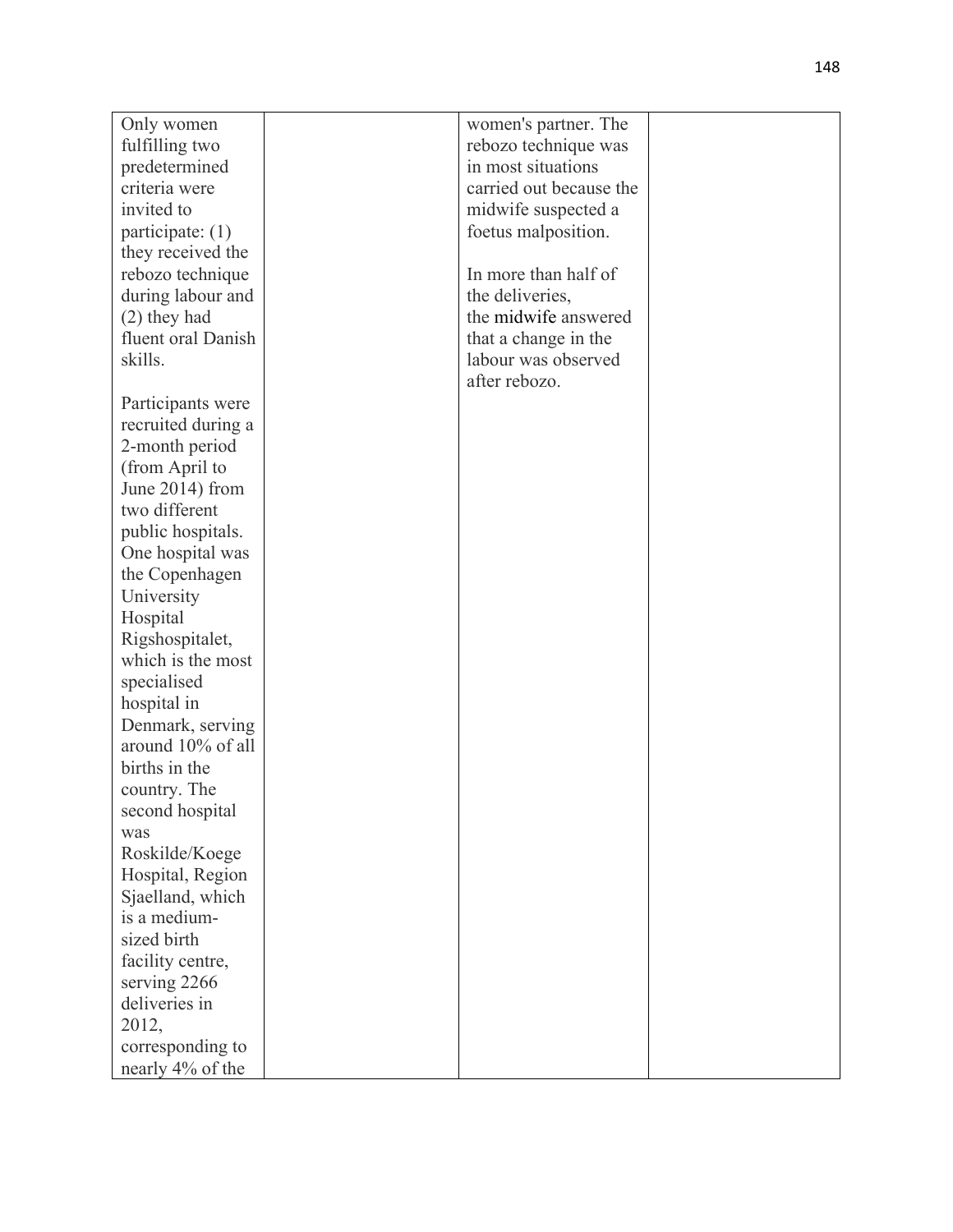| | | | |
|---|---|---|---|
| Only women fulfilling two predetermined criteria were invited to participate: (1) they received the rebozo technique during labour and (2) they had fluent oral Danish skills.<br><br>Participants were recruited during a 2-month period (from April to June 2014) from two different public hospitals. One hospital was the Copenhagen University Hospital Rigshospitalet, which is the most specialised hospital in Denmark, serving around 10% of all births in the country. The second hospital was Roskilde/Koege Hospital, Region Sjaelland, which is a medium-sized birth facility centre, serving 2266 deliveries in 2012, corresponding to nearly 4% of the | | women's partner. The rebozo technique was in most situations carried out because the midwife suspected a foetus malposition.<br><br>In more than half of the deliveries, the midwife answered that a change in the labour was observed after rebozo. | |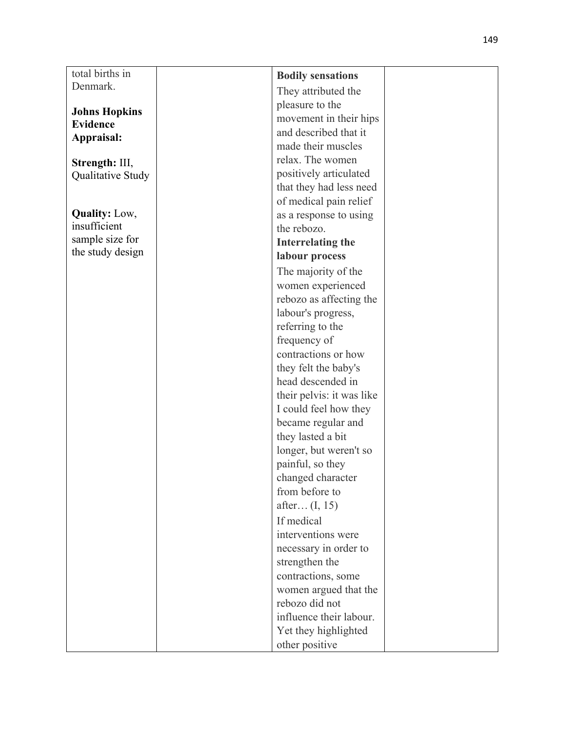| | | | |
|---|---|---|---|
| total births in Denmark.<br><br>**Johns Hopkins Evidence Appraisal:**<br><br>**Strength:** III, Qualitative Study<br><br>**Quality:** Low, insufficient sample size for the study design | | **Bodily sensations**<br>They attributed the pleasure to the movement in their hips and described that it made their muscles relax. The women positively articulated that they had less need of medical pain relief as a response to using the rebozo.<br>**Interrelating the labour process**<br>The majority of the women experienced rebozo as affecting the labour's progress, referring to the frequency of contractions or how they felt the baby's head descended in their pelvis: it was like I could feel how they became regular and they lasted a bit longer, but weren't so painful, so they changed character from before to after… (I, 15)<br>If medical interventions were necessary in order to strengthen the contractions, some women argued that the rebozo did not influence their labour. Yet they highlighted other positive | |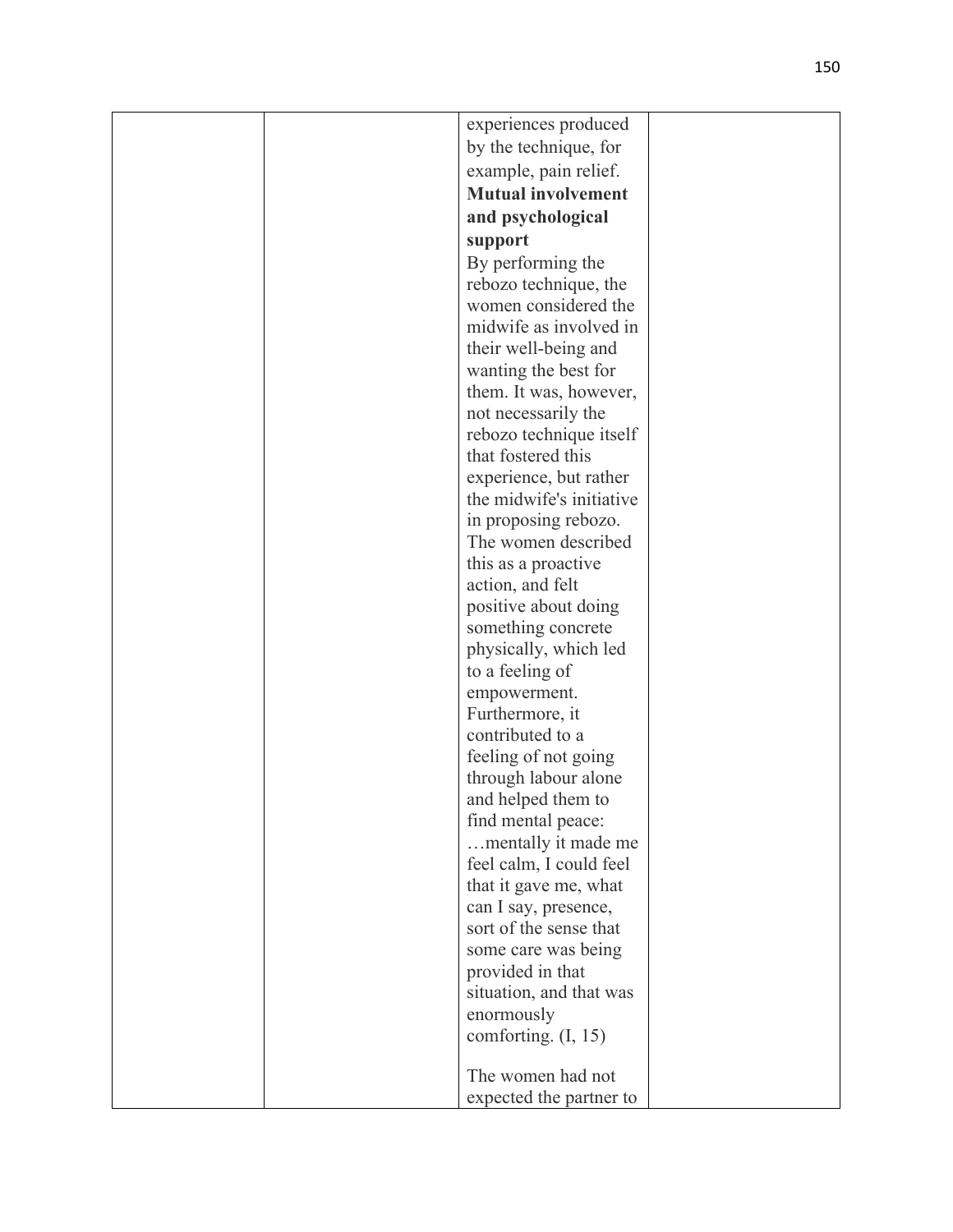|  |  | experiences produced by the technique, for example, pain relief.<br>**Mutual involvement and psychological support**<br>By performing the rebozo technique, the women considered the midwife as involved in their well-being and wanting the best for them. It was, however, not necessarily the rebozo technique itself that fostered this experience, but rather the midwife's initiative in proposing rebozo. The women described this as a proactive action, and felt positive about doing something concrete physically, which led to a feeling of empowerment. Furthermore, it contributed to a feeling of not going through labour alone and helped them to find mental peace:<br>…mentally it made me feel calm, I could feel that it gave me, what can I say, presence, sort of the sense that some care was being provided in that situation, and that was enormously comforting. (I, 15)<br><br>The women had not expected the partner to |  |
|---|---|---|---|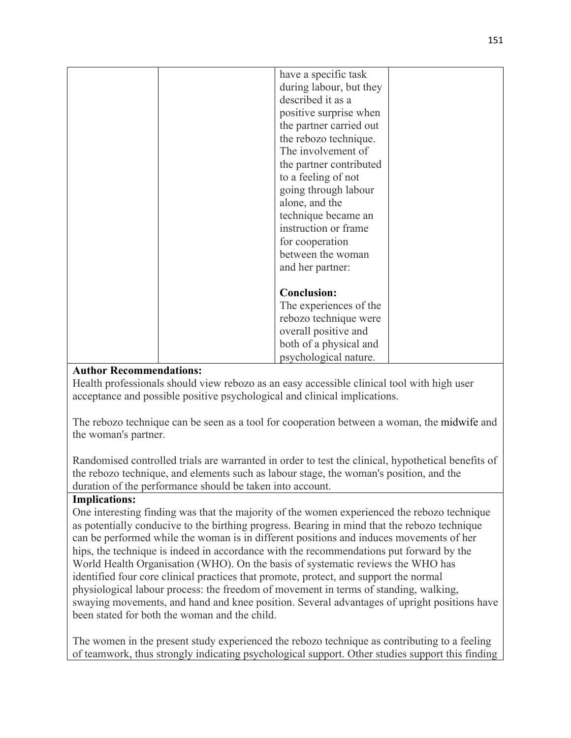| | | have a specific task during labour, but they described it as a positive surprise when the partner carried out the rebozo technique. The involvement of the partner contributed to a feeling of not going through labour alone, and the technique became an instruction or frame for cooperation between the woman and her partner:<br><br>**Conclusion:**<br>The experiences of the rebozo technique were overall positive and both of a physical and psychological nature. | |
|---|---|---|---|

**Author Recommendations:**

Health professionals should view rebozo as an easy accessible clinical tool with high user acceptance and possible positive psychological and clinical implications.

The rebozo technique can be seen as a tool for cooperation between a woman, the midwife and the woman's partner.

Randomised controlled trials are warranted in order to test the clinical, hypothetical benefits of the rebozo technique, and elements such as labour stage, the woman's position, and the duration of the performance should be taken into account.

**Implications:**

One interesting finding was that the majority of the women experienced the rebozo technique as potentially conducive to the birthing progress. Bearing in mind that the rebozo technique can be performed while the woman is in different positions and induces movements of her hips, the technique is indeed in accordance with the recommendations put forward by the World Health Organisation (WHO). On the basis of systematic reviews the WHO has identified four core clinical practices that promote, protect, and support the normal physiological labour process: the freedom of movement in terms of standing, walking, swaying movements, and hand and knee position. Several advantages of upright positions have been stated for both the woman and the child.

The women in the present study experienced the rebozo technique as contributing to a feeling of teamwork, thus strongly indicating psychological support. Other studies support this finding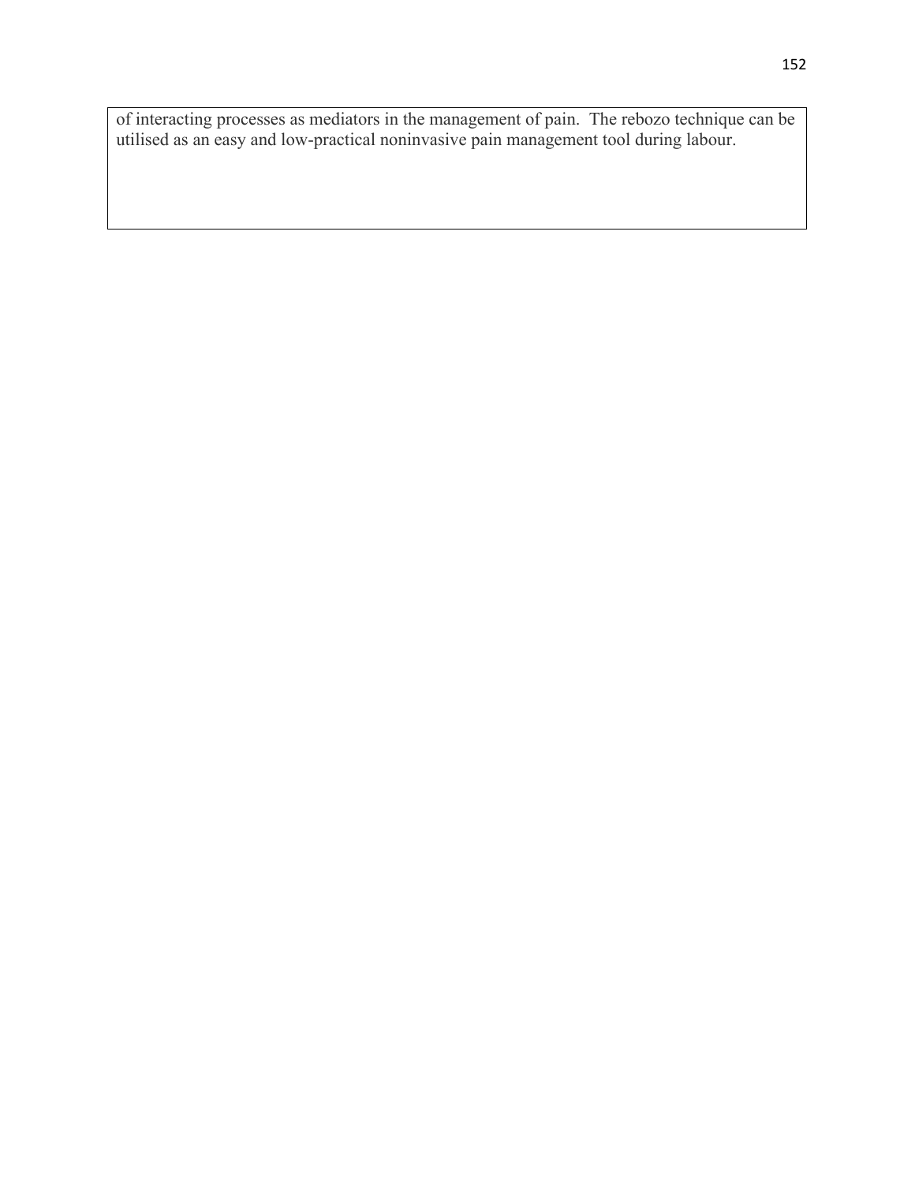of interacting processes as mediators in the management of pain. The rebozo technique can be utilised as an easy and low-practical noninvasive pain management tool during labour.